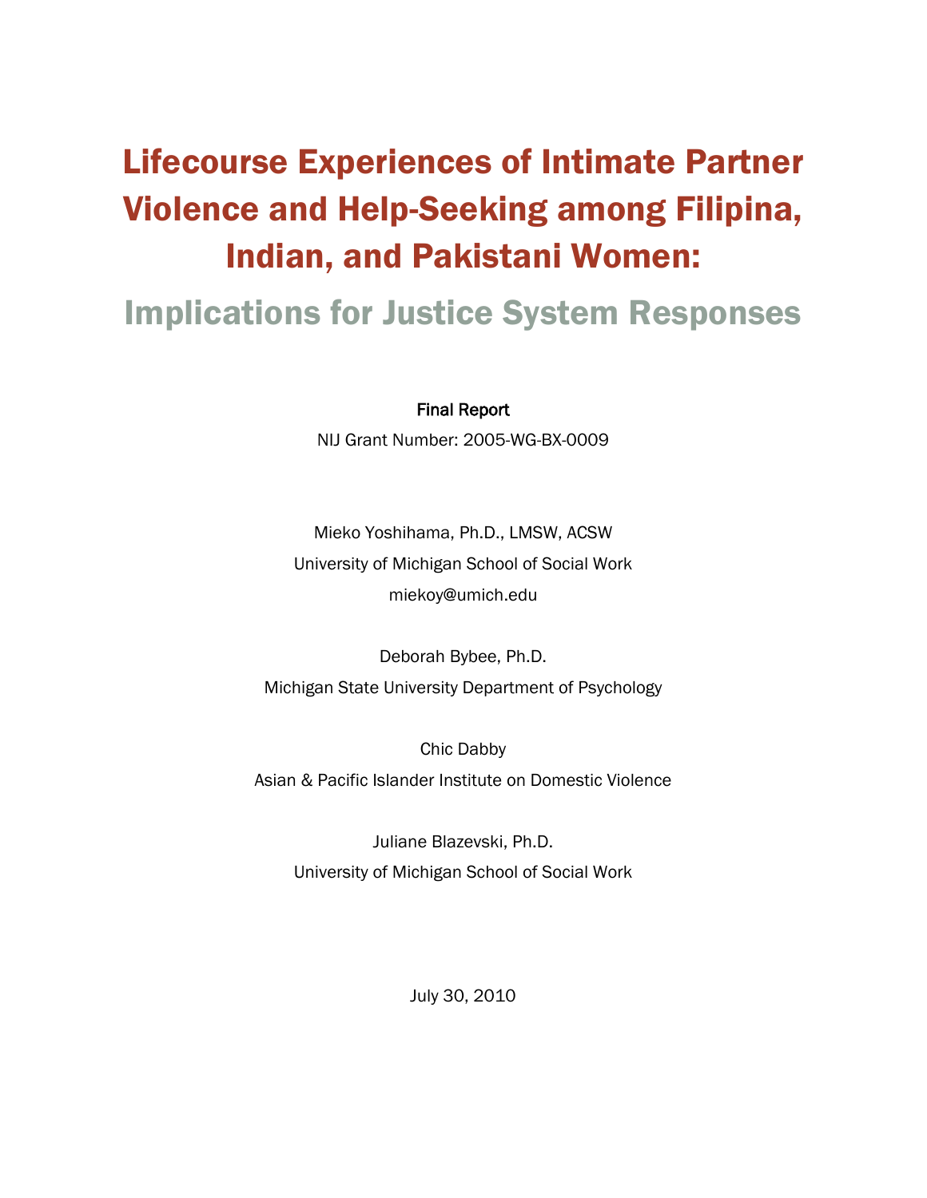# Lifecourse Experiences of Intimate Partner Violence and Help-Seeking among Filipina, Indian, and Pakistani Women:

## Implications for Justice System Responses

**Final Report**

NIJ Grant Number: 2005-WG-BX-0009

Mieko Yoshihama, Ph.D., LMSW, ACSW
University of Michigan School of Social Work
miekoy@umich.edu

Deborah Bybee, Ph.D.
Michigan State University Department of Psychology

Chic Dabby
Asian & Pacific Islander Institute on Domestic Violence

Juliane Blazevski, Ph.D.
University of Michigan School of Social Work

July 30, 2010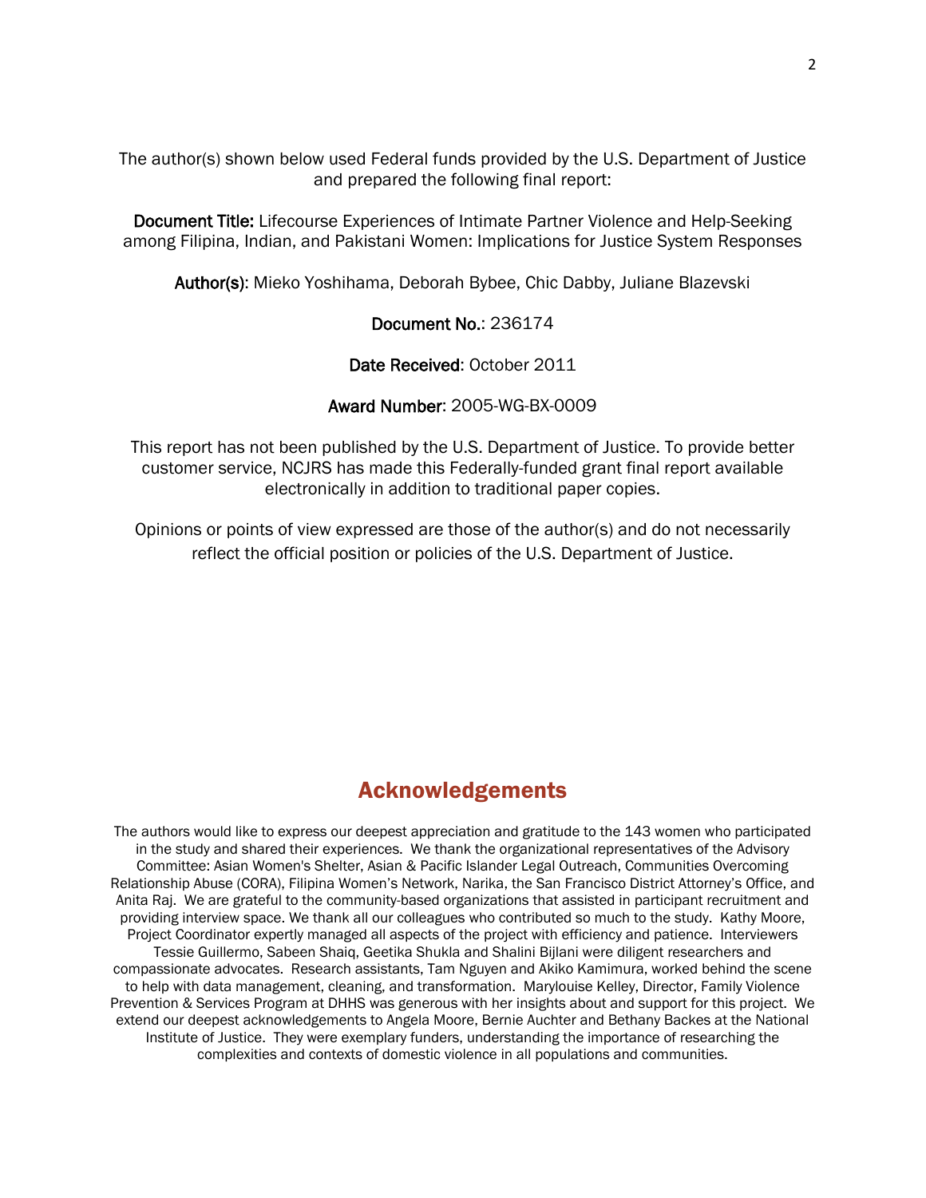The author(s) shown below used Federal funds provided by the U.S. Department of Justice and prepared the following final report:

**Document Title:** Lifecourse Experiences of Intimate Partner Violence and Help-Seeking among Filipina, Indian, and Pakistani Women: Implications for Justice System Responses

**Author(s)**: Mieko Yoshihama, Deborah Bybee, Chic Dabby, Juliane Blazevski

**Document No.**: 236174

**Date Received**: October 2011

**Award Number**: 2005-WG-BX-0009

This report has not been published by the U.S. Department of Justice. To provide better customer service, NCJRS has made this Federally-funded grant final report available electronically in addition to traditional paper copies.

Opinions or points of view expressed are those of the author(s) and do not necessarily reflect the official position or policies of the U.S. Department of Justice.

## Acknowledgements

The authors would like to express our deepest appreciation and gratitude to the 143 women who participated in the study and shared their experiences. We thank the organizational representatives of the Advisory Committee: Asian Women's Shelter, Asian & Pacific Islander Legal Outreach, Communities Overcoming Relationship Abuse (CORA), Filipina Women's Network, Narika, the San Francisco District Attorney's Office, and Anita Raj. We are grateful to the community-based organizations that assisted in participant recruitment and providing interview space. We thank all our colleagues who contributed so much to the study. Kathy Moore, Project Coordinator expertly managed all aspects of the project with efficiency and patience. Interviewers Tessie Guillermo, Sabeen Shaiq, Geetika Shukla and Shalini Bijlani were diligent researchers and compassionate advocates. Research assistants, Tam Nguyen and Akiko Kamimura, worked behind the scene to help with data management, cleaning, and transformation. Marylouise Kelley, Director, Family Violence Prevention & Services Program at DHHS was generous with her insights about and support for this project. We extend our deepest acknowledgements to Angela Moore, Bernie Auchter and Bethany Backes at the National Institute of Justice. They were exemplary funders, understanding the importance of researching the complexities and contexts of domestic violence in all populations and communities.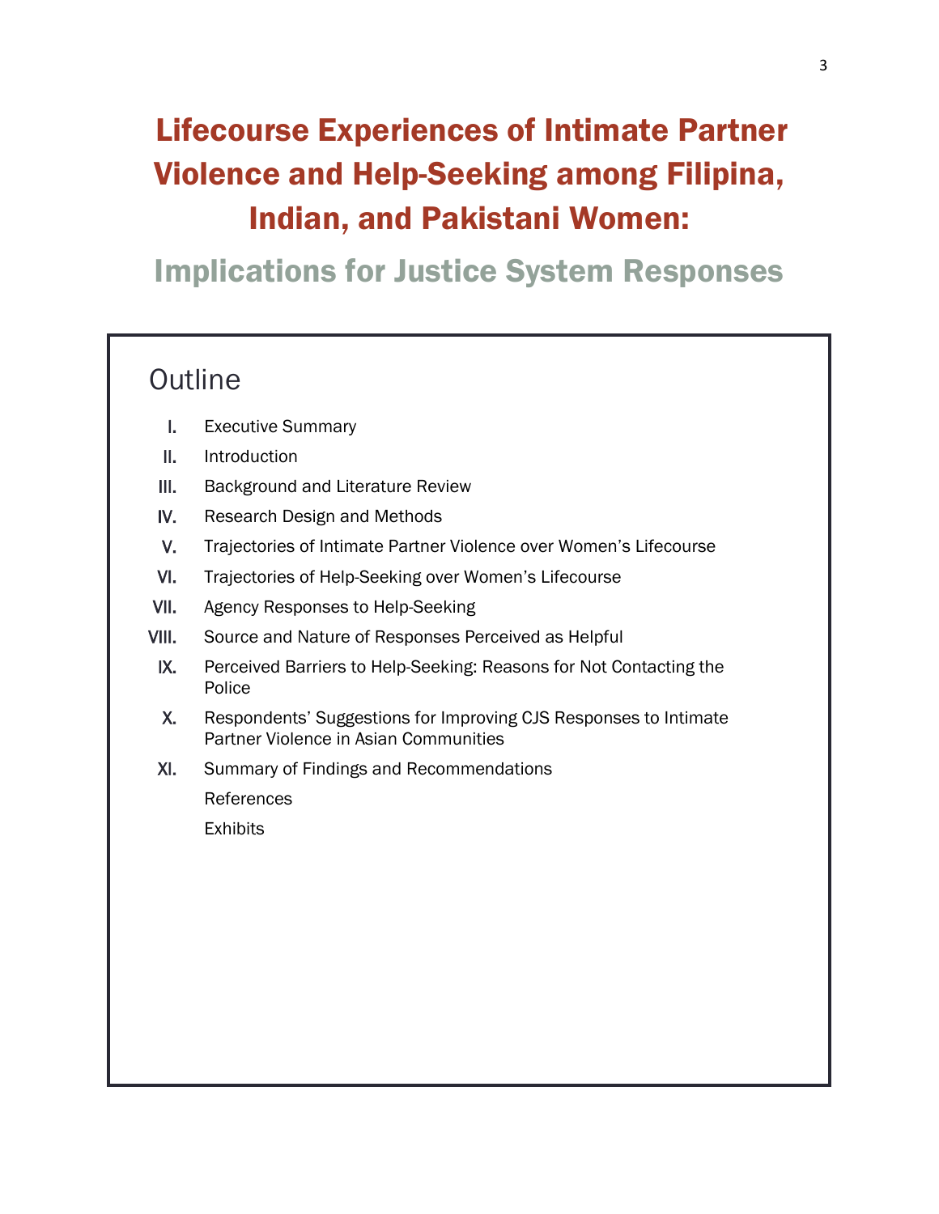# Lifecourse Experiences of Intimate Partner Violence and Help-Seeking among Filipina, Indian, and Pakistani Women:

## Implications for Justice System Responses

### Outline

I. Executive Summary

II. Introduction

III. Background and Literature Review

IV. Research Design and Methods

V. Trajectories of Intimate Partner Violence over Women's Lifecourse

VI. Trajectories of Help-Seeking over Women's Lifecourse

VII. Agency Responses to Help-Seeking

VIII. Source and Nature of Responses Perceived as Helpful

IX. Perceived Barriers to Help-Seeking: Reasons for Not Contacting the Police

X. Respondents' Suggestions for Improving CJS Responses to Intimate Partner Violence in Asian Communities

XI. Summary of Findings and Recommendations

References

Exhibits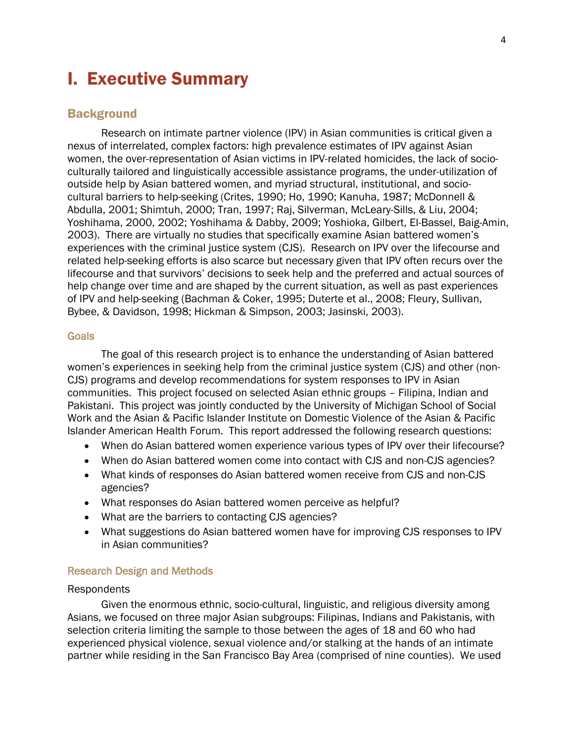# I. Executive Summary

## Background

Research on intimate partner violence (IPV) in Asian communities is critical given a nexus of interrelated, complex factors: high prevalence estimates of IPV against Asian women, the over-representation of Asian victims in IPV-related homicides, the lack of socio-culturally tailored and linguistically accessible assistance programs, the under-utilization of outside help by Asian battered women, and myriad structural, institutional, and socio-cultural barriers to help-seeking (Crites, 1990; Ho, 1990; Kanuha, 1987; McDonnell & Abdulla, 2001; Shimtuh, 2000; Tran, 1997; Raj, Silverman, McLeary-Sills, & Liu, 2004; Yoshihama, 2000, 2002; Yoshihama & Dabby, 2009; Yoshioka, Gilbert, El-Bassel, Baig-Amin, 2003). There are virtually no studies that specifically examine Asian battered women's experiences with the criminal justice system (CJS). Research on IPV over the lifecourse and related help-seeking efforts is also scarce but necessary given that IPV often recurs over the lifecourse and that survivors' decisions to seek help and the preferred and actual sources of help change over time and are shaped by the current situation, as well as past experiences of IPV and help-seeking (Bachman & Coker, 1995; Duterte et al., 2008; Fleury, Sullivan, Bybee, & Davidson, 1998; Hickman & Simpson, 2003; Jasinski, 2003).

### Goals

The goal of this research project is to enhance the understanding of Asian battered women's experiences in seeking help from the criminal justice system (CJS) and other (non-CJS) programs and develop recommendations for system responses to IPV in Asian communities. This project focused on selected Asian ethnic groups – Filipina, Indian and Pakistani. This project was jointly conducted by the University of Michigan School of Social Work and the Asian & Pacific Islander Institute on Domestic Violence of the Asian & Pacific Islander American Health Forum. This report addressed the following research questions:

- When do Asian battered women experience various types of IPV over their lifecourse?
- When do Asian battered women come into contact with CJS and non-CJS agencies?
- What kinds of responses do Asian battered women receive from CJS and non-CJS agencies?
- What responses do Asian battered women perceive as helpful?
- What are the barriers to contacting CJS agencies?
- What suggestions do Asian battered women have for improving CJS responses to IPV in Asian communities?

### Research Design and Methods

Respondents

Given the enormous ethnic, socio-cultural, linguistic, and religious diversity among Asians, we focused on three major Asian subgroups: Filipinas, Indians and Pakistanis, with selection criteria limiting the sample to those between the ages of 18 and 60 who had experienced physical violence, sexual violence and/or stalking at the hands of an intimate partner while residing in the San Francisco Bay Area (comprised of nine counties). We used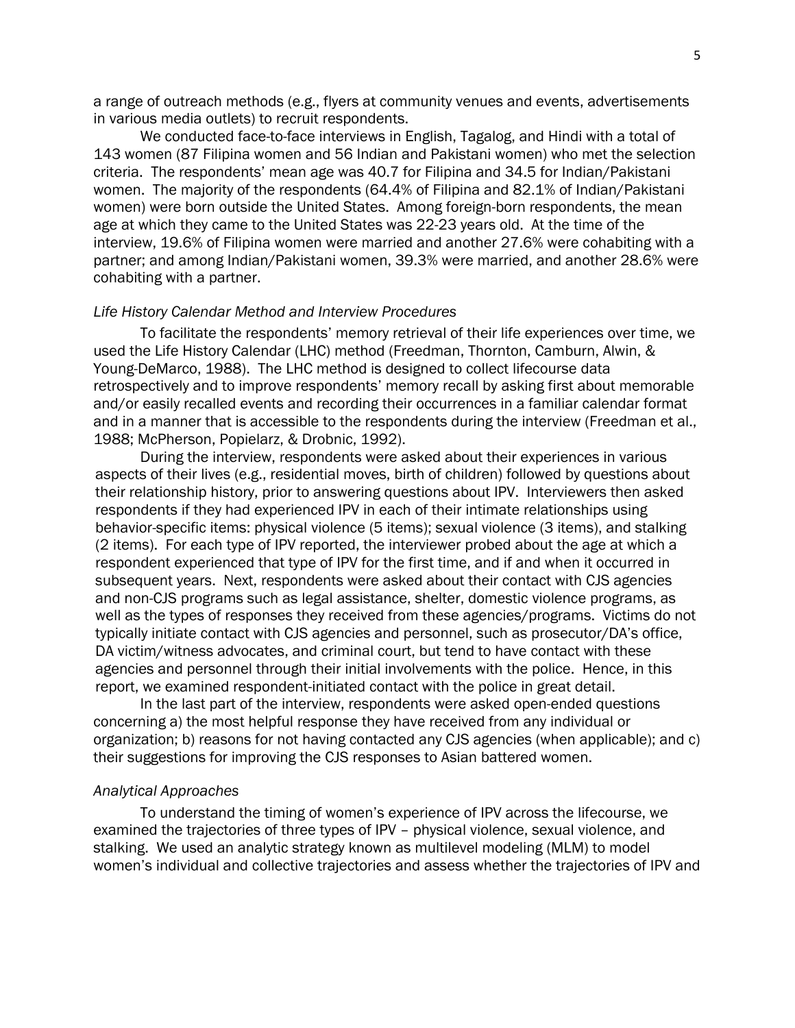a range of outreach methods (e.g., flyers at community venues and events, advertisements in various media outlets) to recruit respondents.

We conducted face-to-face interviews in English, Tagalog, and Hindi with a total of 143 women (87 Filipina women and 56 Indian and Pakistani women) who met the selection criteria. The respondents' mean age was 40.7 for Filipina and 34.5 for Indian/Pakistani women. The majority of the respondents (64.4% of Filipina and 82.1% of Indian/Pakistani women) were born outside the United States. Among foreign-born respondents, the mean age at which they came to the United States was 22-23 years old. At the time of the interview, 19.6% of Filipina women were married and another 27.6% were cohabiting with a partner; and among Indian/Pakistani women, 39.3% were married, and another 28.6% were cohabiting with a partner.

*Life History Calendar Method and Interview Procedures*

To facilitate the respondents' memory retrieval of their life experiences over time, we used the Life History Calendar (LHC) method (Freedman, Thornton, Camburn, Alwin, & Young-DeMarco, 1988). The LHC method is designed to collect lifecourse data retrospectively and to improve respondents' memory recall by asking first about memorable and/or easily recalled events and recording their occurrences in a familiar calendar format and in a manner that is accessible to the respondents during the interview (Freedman et al., 1988; McPherson, Popielarz, & Drobnic, 1992).

During the interview, respondents were asked about their experiences in various aspects of their lives (e.g., residential moves, birth of children) followed by questions about their relationship history, prior to answering questions about IPV. Interviewers then asked respondents if they had experienced IPV in each of their intimate relationships using behavior-specific items: physical violence (5 items); sexual violence (3 items), and stalking (2 items). For each type of IPV reported, the interviewer probed about the age at which a respondent experienced that type of IPV for the first time, and if and when it occurred in subsequent years. Next, respondents were asked about their contact with CJS agencies and non-CJS programs such as legal assistance, shelter, domestic violence programs, as well as the types of responses they received from these agencies/programs. Victims do not typically initiate contact with CJS agencies and personnel, such as prosecutor/DA's office, DA victim/witness advocates, and criminal court, but tend to have contact with these agencies and personnel through their initial involvements with the police. Hence, in this report, we examined respondent-initiated contact with the police in great detail.

In the last part of the interview, respondents were asked open-ended questions concerning a) the most helpful response they have received from any individual or organization; b) reasons for not having contacted any CJS agencies (when applicable); and c) their suggestions for improving the CJS responses to Asian battered women.

*Analytical Approaches*

To understand the timing of women's experience of IPV across the lifecourse, we examined the trajectories of three types of IPV – physical violence, sexual violence, and stalking. We used an analytic strategy known as multilevel modeling (MLM) to model women's individual and collective trajectories and assess whether the trajectories of IPV and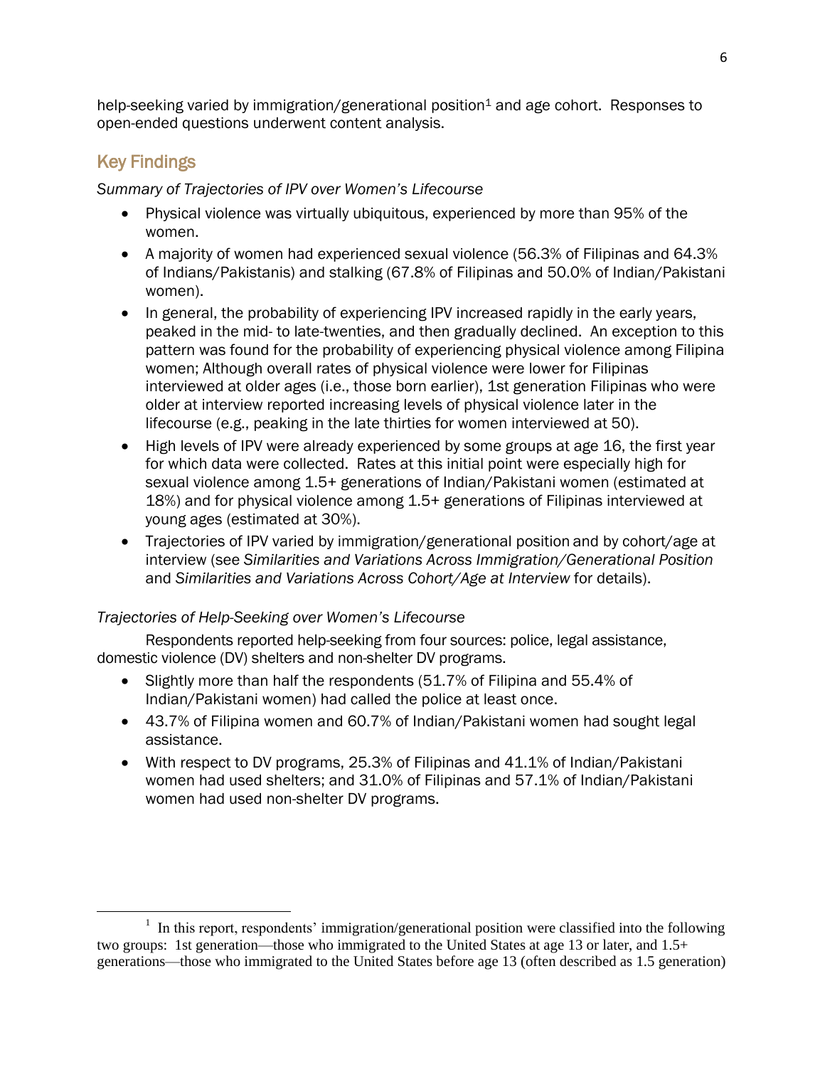help-seeking varied by immigration/generational position[1] and age cohort. Responses to open-ended questions underwent content analysis.

## Key Findings

*Summary of Trajectories of IPV over Women's Lifecourse*

- Physical violence was virtually ubiquitous, experienced by more than 95% of the women.
- A majority of women had experienced sexual violence (56.3% of Filipinas and 64.3% of Indians/Pakistanis) and stalking (67.8% of Filipinas and 50.0% of Indian/Pakistani women).
- In general, the probability of experiencing IPV increased rapidly in the early years, peaked in the mid- to late-twenties, and then gradually declined. An exception to this pattern was found for the probability of experiencing physical violence among Filipina women; Although overall rates of physical violence were lower for Filipinas interviewed at older ages (i.e., those born earlier), 1st generation Filipinas who were older at interview reported increasing levels of physical violence later in the lifecourse (e.g., peaking in the late thirties for women interviewed at 50).
- High levels of IPV were already experienced by some groups at age 16, the first year for which data were collected. Rates at this initial point were especially high for sexual violence among 1.5+ generations of Indian/Pakistani women (estimated at 18%) and for physical violence among 1.5+ generations of Filipinas interviewed at young ages (estimated at 30%).
- Trajectories of IPV varied by immigration/generational position and by cohort/age at interview (see *Similarities and Variations Across Immigration/Generational Position* and *Similarities and Variations Across Cohort/Age at Interview* for details).

*Trajectories of Help-Seeking over Women's Lifecourse*

Respondents reported help-seeking from four sources: police, legal assistance, domestic violence (DV) shelters and non-shelter DV programs.

- Slightly more than half the respondents (51.7% of Filipina and 55.4% of Indian/Pakistani women) had called the police at least once.
- 43.7% of Filipina women and 60.7% of Indian/Pakistani women had sought legal assistance.
- With respect to DV programs, 25.3% of Filipinas and 41.1% of Indian/Pakistani women had used shelters; and 31.0% of Filipinas and 57.1% of Indian/Pakistani women had used non-shelter DV programs.

[1] In this report, respondents' immigration/generational position were classified into the following two groups: 1st generation—those who immigrated to the United States at age 13 or later, and 1.5+ generations—those who immigrated to the United States before age 13 (often described as 1.5 generation)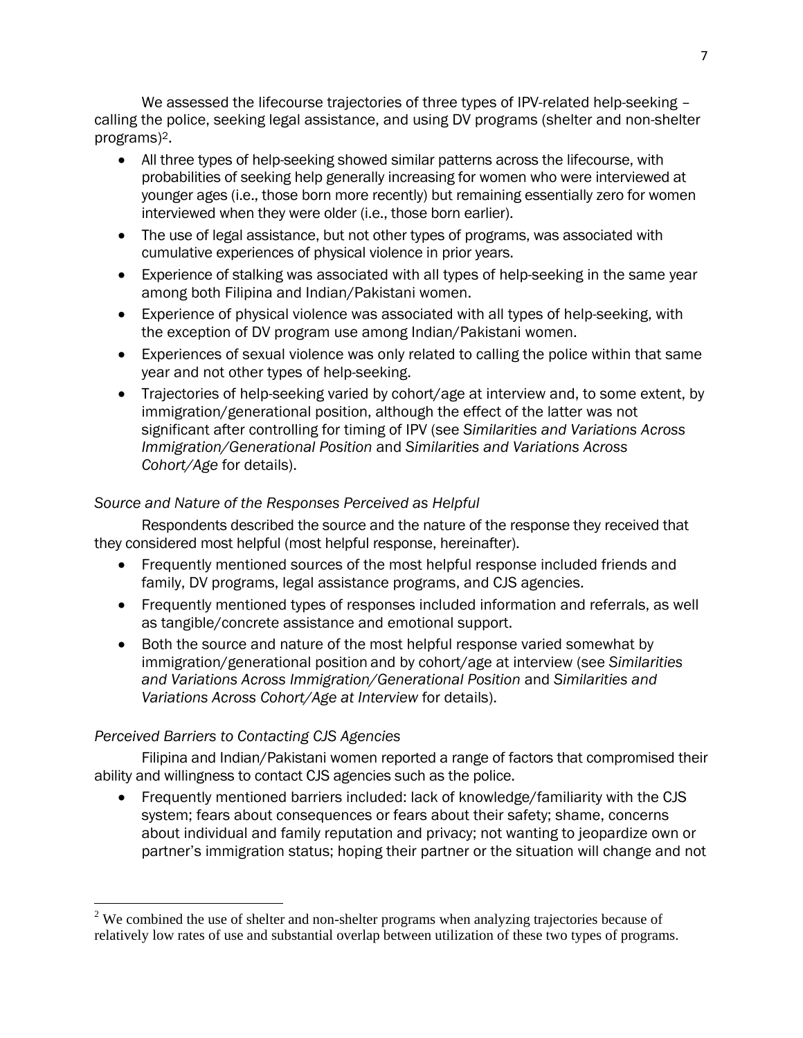We assessed the lifecourse trajectories of three types of IPV-related help-seeking – calling the police, seeking legal assistance, and using DV programs (shelter and non-shelter programs)[2].

- All three types of help-seeking showed similar patterns across the lifecourse, with probabilities of seeking help generally increasing for women who were interviewed at younger ages (i.e., those born more recently) but remaining essentially zero for women interviewed when they were older (i.e., those born earlier).
- The use of legal assistance, but not other types of programs, was associated with cumulative experiences of physical violence in prior years.
- Experience of stalking was associated with all types of help-seeking in the same year among both Filipina and Indian/Pakistani women.
- Experience of physical violence was associated with all types of help-seeking, with the exception of DV program use among Indian/Pakistani women.
- Experiences of sexual violence was only related to calling the police within that same year and not other types of help-seeking.
- Trajectories of help-seeking varied by cohort/age at interview and, to some extent, by immigration/generational position, although the effect of the latter was not significant after controlling for timing of IPV (see *Similarities and Variations Across Immigration/Generational Position* and *Similarities and Variations Across Cohort/Age* for details).

*Source and Nature of the Responses Perceived as Helpful*

Respondents described the source and the nature of the response they received that they considered most helpful (most helpful response, hereinafter).

- Frequently mentioned sources of the most helpful response included friends and family, DV programs, legal assistance programs, and CJS agencies.
- Frequently mentioned types of responses included information and referrals, as well as tangible/concrete assistance and emotional support.
- Both the source and nature of the most helpful response varied somewhat by immigration/generational position and by cohort/age at interview (see *Similarities and Variations Across Immigration/Generational Position* and *Similarities and Variations Across Cohort/Age at Interview* for details).

*Perceived Barriers to Contacting CJS Agencies*

Filipina and Indian/Pakistani women reported a range of factors that compromised their ability and willingness to contact CJS agencies such as the police.

- Frequently mentioned barriers included: lack of knowledge/familiarity with the CJS system; fears about consequences or fears about their safety; shame, concerns about individual and family reputation and privacy; not wanting to jeopardize own or partner's immigration status; hoping their partner or the situation will change and not

[2] We combined the use of shelter and non-shelter programs when analyzing trajectories because of relatively low rates of use and substantial overlap between utilization of these two types of programs.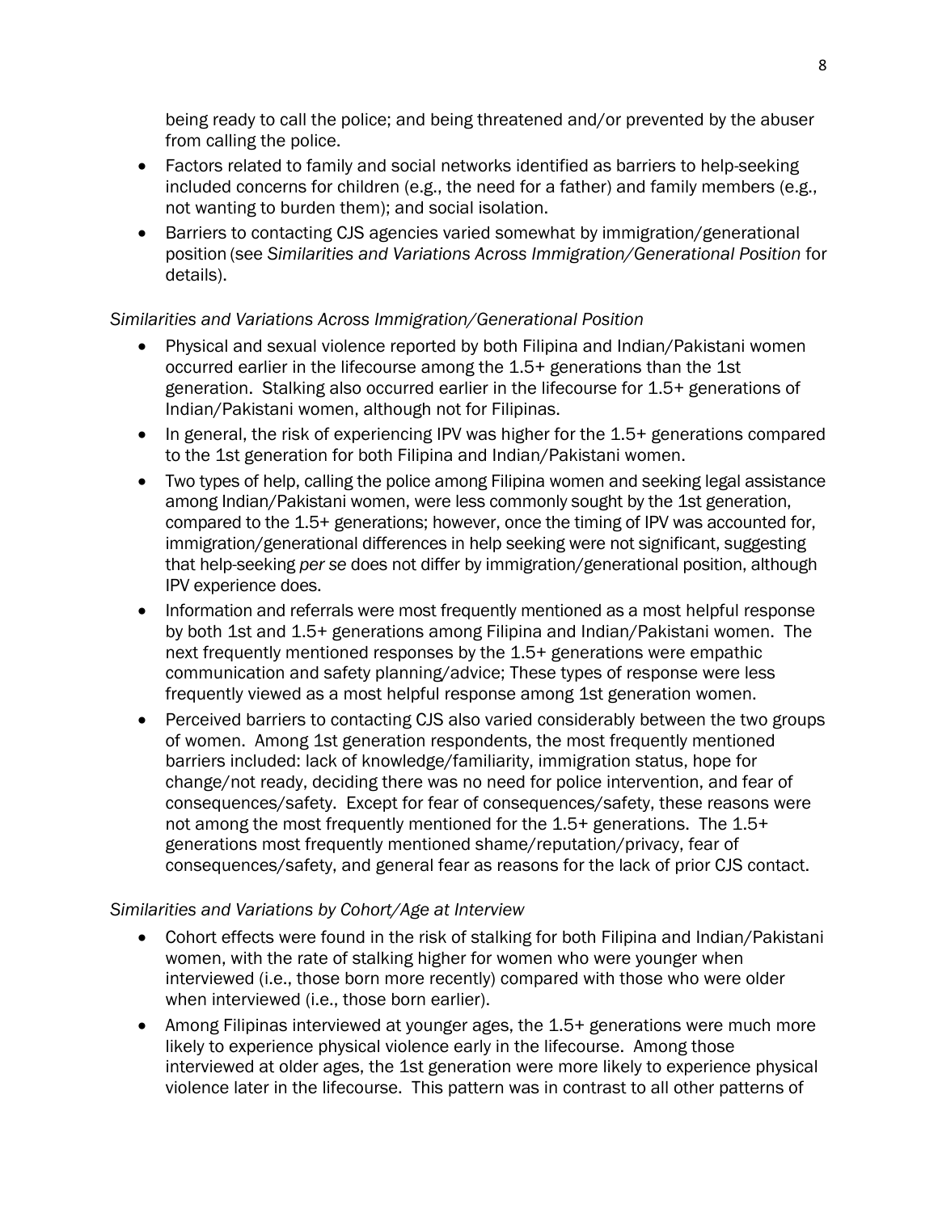being ready to call the police; and being threatened and/or prevented by the abuser from calling the police.

- Factors related to family and social networks identified as barriers to help-seeking included concerns for children (e.g., the need for a father) and family members (e.g., not wanting to burden them); and social isolation.
- Barriers to contacting CJS agencies varied somewhat by immigration/generational position (see *Similarities and Variations Across Immigration/Generational Position* for details).

*Similarities and Variations Across Immigration/Generational Position*

- Physical and sexual violence reported by both Filipina and Indian/Pakistani women occurred earlier in the lifecourse among the 1.5+ generations than the 1st generation. Stalking also occurred earlier in the lifecourse for 1.5+ generations of Indian/Pakistani women, although not for Filipinas.
- In general, the risk of experiencing IPV was higher for the 1.5+ generations compared to the 1st generation for both Filipina and Indian/Pakistani women.
- Two types of help, calling the police among Filipina women and seeking legal assistance among Indian/Pakistani women, were less commonly sought by the 1st generation, compared to the 1.5+ generations; however, once the timing of IPV was accounted for, immigration/generational differences in help seeking were not significant, suggesting that help-seeking *per se* does not differ by immigration/generational position, although IPV experience does.
- Information and referrals were most frequently mentioned as a most helpful response by both 1st and 1.5+ generations among Filipina and Indian/Pakistani women. The next frequently mentioned responses by the 1.5+ generations were empathic communication and safety planning/advice; These types of response were less frequently viewed as a most helpful response among 1st generation women.
- Perceived barriers to contacting CJS also varied considerably between the two groups of women. Among 1st generation respondents, the most frequently mentioned barriers included: lack of knowledge/familiarity, immigration status, hope for change/not ready, deciding there was no need for police intervention, and fear of consequences/safety. Except for fear of consequences/safety, these reasons were not among the most frequently mentioned for the 1.5+ generations. The 1.5+ generations most frequently mentioned shame/reputation/privacy, fear of consequences/safety, and general fear as reasons for the lack of prior CJS contact.

*Similarities and Variations by Cohort/Age at Interview*

- Cohort effects were found in the risk of stalking for both Filipina and Indian/Pakistani women, with the rate of stalking higher for women who were younger when interviewed (i.e., those born more recently) compared with those who were older when interviewed (i.e., those born earlier).
- Among Filipinas interviewed at younger ages, the 1.5+ generations were much more likely to experience physical violence early in the lifecourse. Among those interviewed at older ages, the 1st generation were more likely to experience physical violence later in the lifecourse. This pattern was in contrast to all other patterns of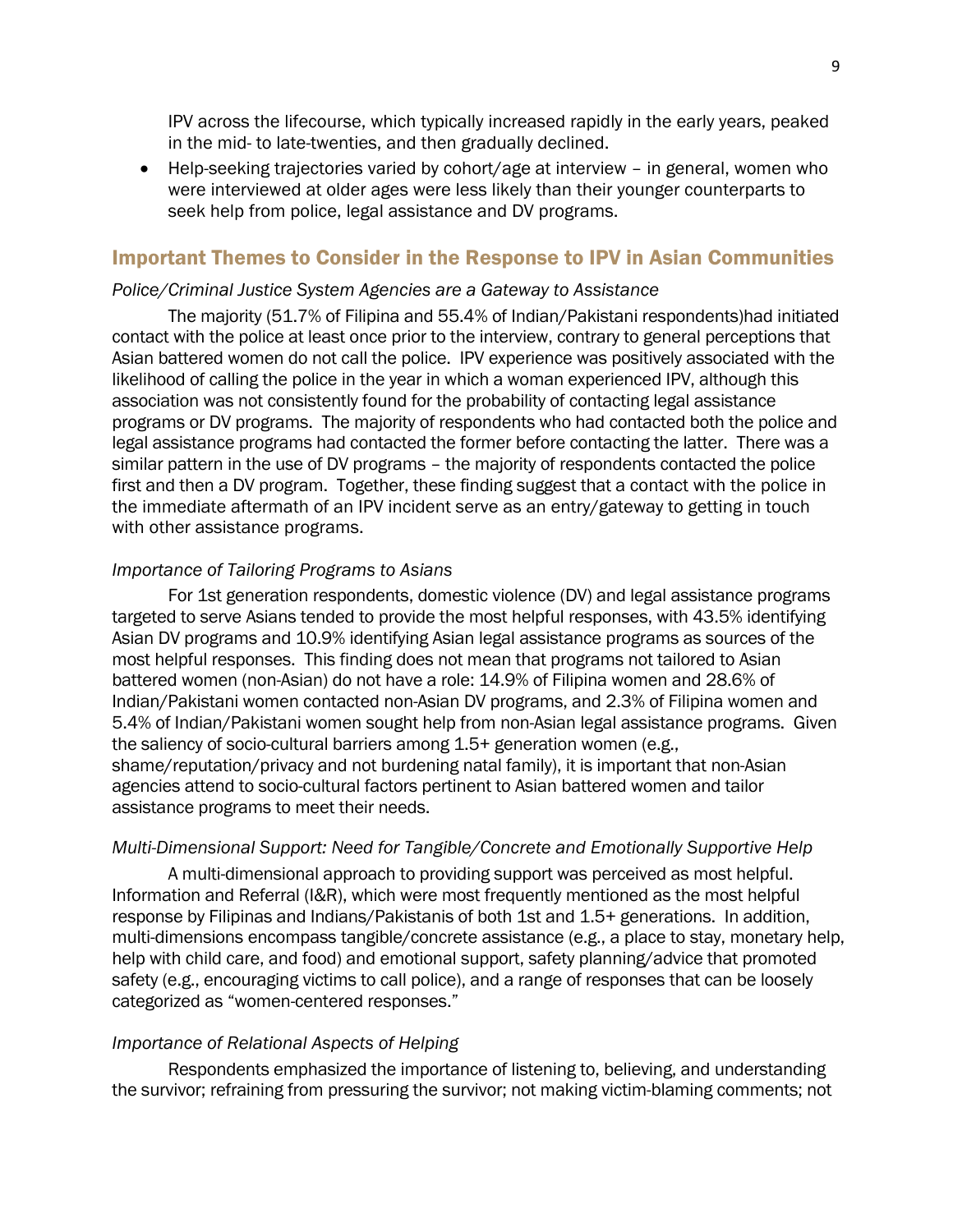IPV across the lifecourse, which typically increased rapidly in the early years, peaked in the mid- to late-twenties, and then gradually declined.

- Help-seeking trajectories varied by cohort/age at interview – in general, women who were interviewed at older ages were less likely than their younger counterparts to seek help from police, legal assistance and DV programs.

## Important Themes to Consider in the Response to IPV in Asian Communities

*Police/Criminal Justice System Agencies are a Gateway to Assistance*

The majority (51.7% of Filipina and 55.4% of Indian/Pakistani respondents)had initiated contact with the police at least once prior to the interview, contrary to general perceptions that Asian battered women do not call the police. IPV experience was positively associated with the likelihood of calling the police in the year in which a woman experienced IPV, although this association was not consistently found for the probability of contacting legal assistance programs or DV programs. The majority of respondents who had contacted both the police and legal assistance programs had contacted the former before contacting the latter. There was a similar pattern in the use of DV programs – the majority of respondents contacted the police first and then a DV program. Together, these finding suggest that a contact with the police in the immediate aftermath of an IPV incident serve as an entry/gateway to getting in touch with other assistance programs.

*Importance of Tailoring Programs to Asians*

For 1st generation respondents, domestic violence (DV) and legal assistance programs targeted to serve Asians tended to provide the most helpful responses, with 43.5% identifying Asian DV programs and 10.9% identifying Asian legal assistance programs as sources of the most helpful responses. This finding does not mean that programs not tailored to Asian battered women (non-Asian) do not have a role: 14.9% of Filipina women and 28.6% of Indian/Pakistani women contacted non-Asian DV programs, and 2.3% of Filipina women and 5.4% of Indian/Pakistani women sought help from non-Asian legal assistance programs. Given the saliency of socio-cultural barriers among 1.5+ generation women (e.g., shame/reputation/privacy and not burdening natal family), it is important that non-Asian agencies attend to socio-cultural factors pertinent to Asian battered women and tailor assistance programs to meet their needs.

*Multi-Dimensional Support: Need for Tangible/Concrete and Emotionally Supportive Help*

A multi-dimensional approach to providing support was perceived as most helpful. Information and Referral (I&R), which were most frequently mentioned as the most helpful response by Filipinas and Indians/Pakistanis of both 1st and 1.5+ generations. In addition, multi-dimensions encompass tangible/concrete assistance (e.g., a place to stay, monetary help, help with child care, and food) and emotional support, safety planning/advice that promoted safety (e.g., encouraging victims to call police), and a range of responses that can be loosely categorized as "women-centered responses."

*Importance of Relational Aspects of Helping*

Respondents emphasized the importance of listening to, believing, and understanding the survivor; refraining from pressuring the survivor; not making victim-blaming comments; not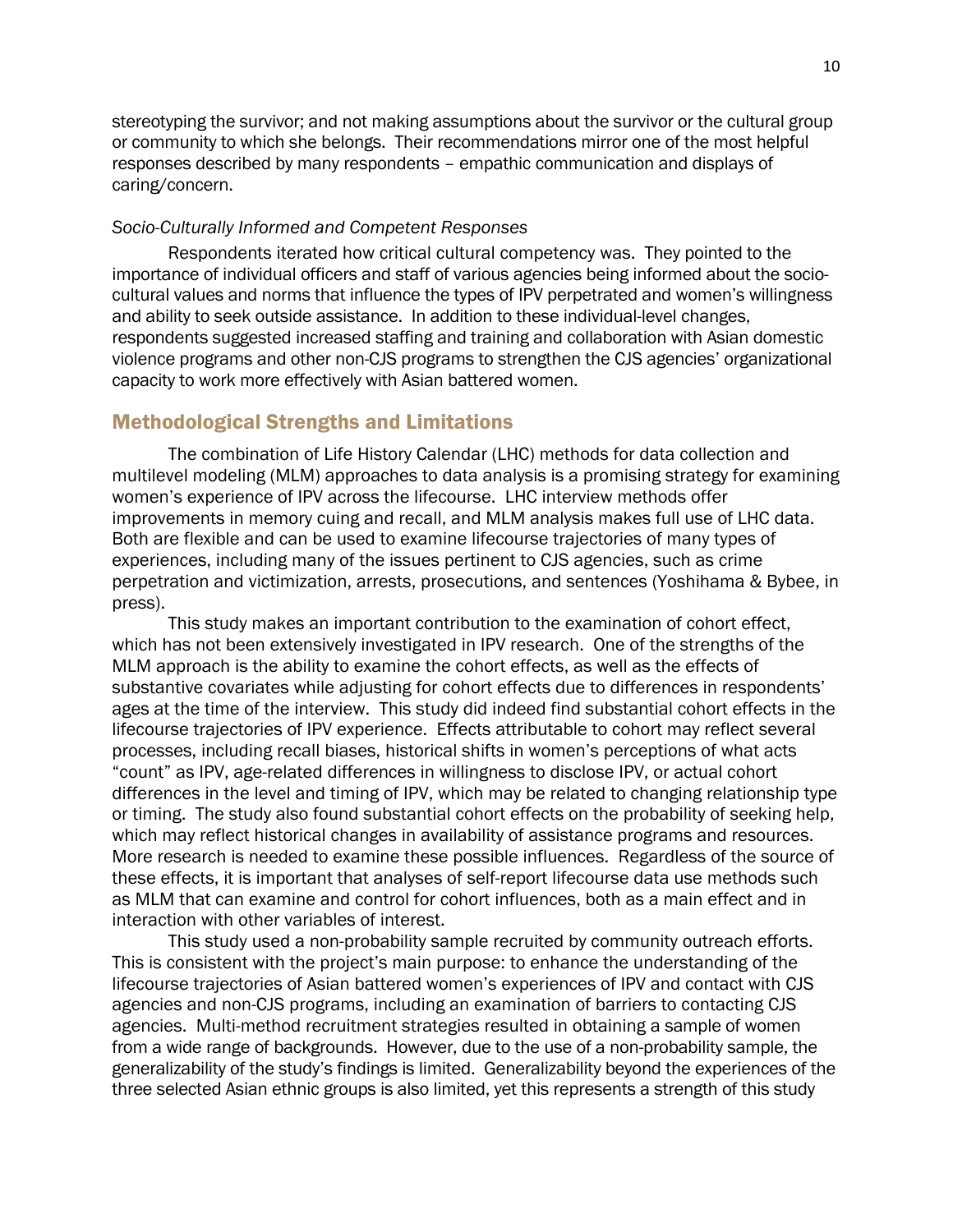stereotyping the survivor; and not making assumptions about the survivor or the cultural group or community to which she belongs. Their recommendations mirror one of the most helpful responses described by many respondents – empathic communication and displays of caring/concern.

*Socio-Culturally Informed and Competent Responses*

Respondents iterated how critical cultural competency was. They pointed to the importance of individual officers and staff of various agencies being informed about the socio-cultural values and norms that influence the types of IPV perpetrated and women's willingness and ability to seek outside assistance. In addition to these individual-level changes, respondents suggested increased staffing and training and collaboration with Asian domestic violence programs and other non-CJS programs to strengthen the CJS agencies' organizational capacity to work more effectively with Asian battered women.

## Methodological Strengths and Limitations

The combination of Life History Calendar (LHC) methods for data collection and multilevel modeling (MLM) approaches to data analysis is a promising strategy for examining women's experience of IPV across the lifecourse. LHC interview methods offer improvements in memory cuing and recall, and MLM analysis makes full use of LHC data. Both are flexible and can be used to examine lifecourse trajectories of many types of experiences, including many of the issues pertinent to CJS agencies, such as crime perpetration and victimization, arrests, prosecutions, and sentences (Yoshihama & Bybee, in press).

This study makes an important contribution to the examination of cohort effect, which has not been extensively investigated in IPV research. One of the strengths of the MLM approach is the ability to examine the cohort effects, as well as the effects of substantive covariates while adjusting for cohort effects due to differences in respondents' ages at the time of the interview. This study did indeed find substantial cohort effects in the lifecourse trajectories of IPV experience. Effects attributable to cohort may reflect several processes, including recall biases, historical shifts in women's perceptions of what acts "count" as IPV, age-related differences in willingness to disclose IPV, or actual cohort differences in the level and timing of IPV, which may be related to changing relationship type or timing. The study also found substantial cohort effects on the probability of seeking help, which may reflect historical changes in availability of assistance programs and resources. More research is needed to examine these possible influences. Regardless of the source of these effects, it is important that analyses of self-report lifecourse data use methods such as MLM that can examine and control for cohort influences, both as a main effect and in interaction with other variables of interest.

This study used a non-probability sample recruited by community outreach efforts. This is consistent with the project's main purpose: to enhance the understanding of the lifecourse trajectories of Asian battered women's experiences of IPV and contact with CJS agencies and non-CJS programs, including an examination of barriers to contacting CJS agencies. Multi-method recruitment strategies resulted in obtaining a sample of women from a wide range of backgrounds. However, due to the use of a non-probability sample, the generalizability of the study's findings is limited. Generalizability beyond the experiences of the three selected Asian ethnic groups is also limited, yet this represents a strength of this study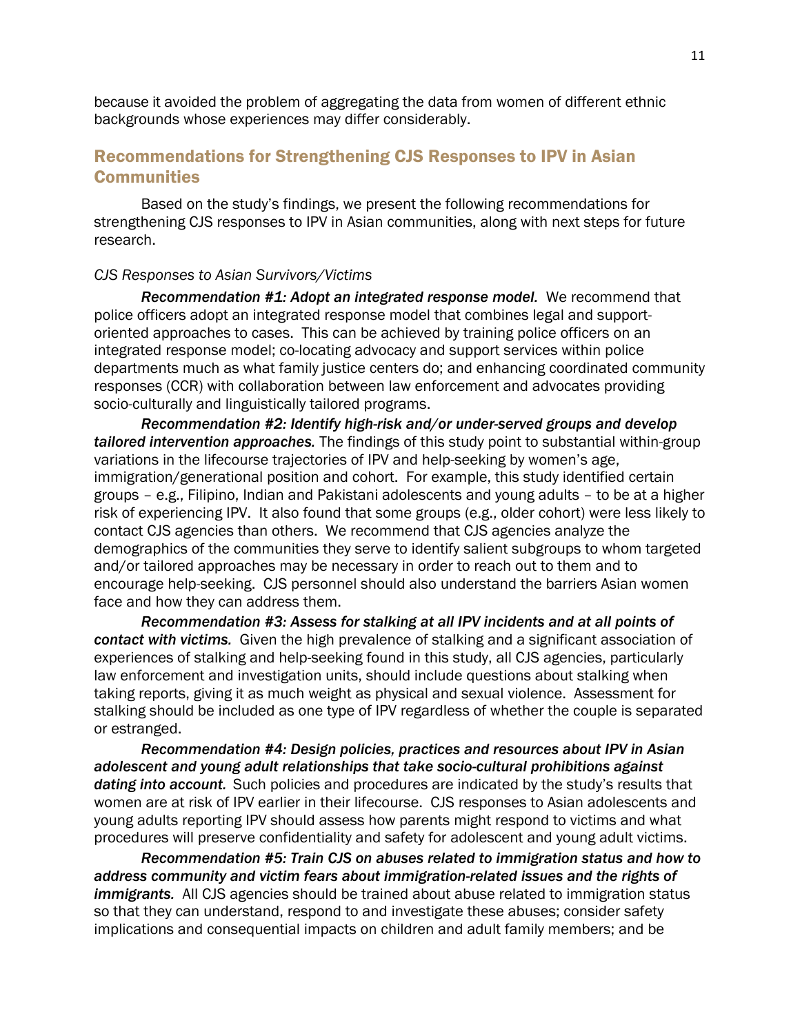because it avoided the problem of aggregating the data from women of different ethnic backgrounds whose experiences may differ considerably.

## Recommendations for Strengthening CJS Responses to IPV in Asian Communities

Based on the study's findings, we present the following recommendations for strengthening CJS responses to IPV in Asian communities, along with next steps for future research.

*CJS Responses to Asian Survivors/Victims*

***Recommendation #1: Adopt an integrated response model.*** We recommend that police officers adopt an integrated response model that combines legal and support-oriented approaches to cases. This can be achieved by training police officers on an integrated response model; co-locating advocacy and support services within police departments much as what family justice centers do; and enhancing coordinated community responses (CCR) with collaboration between law enforcement and advocates providing socio-culturally and linguistically tailored programs.

***Recommendation #2: Identify high-risk and/or under-served groups and develop tailored intervention approaches.*** The findings of this study point to substantial within-group variations in the lifecourse trajectories of IPV and help-seeking by women's age, immigration/generational position and cohort. For example, this study identified certain groups – e.g., Filipino, Indian and Pakistani adolescents and young adults – to be at a higher risk of experiencing IPV. It also found that some groups (e.g., older cohort) were less likely to contact CJS agencies than others. We recommend that CJS agencies analyze the demographics of the communities they serve to identify salient subgroups to whom targeted and/or tailored approaches may be necessary in order to reach out to them and to encourage help-seeking. CJS personnel should also understand the barriers Asian women face and how they can address them.

***Recommendation #3: Assess for stalking at all IPV incidents and at all points of contact with victims.*** Given the high prevalence of stalking and a significant association of experiences of stalking and help-seeking found in this study, all CJS agencies, particularly law enforcement and investigation units, should include questions about stalking when taking reports, giving it as much weight as physical and sexual violence. Assessment for stalking should be included as one type of IPV regardless of whether the couple is separated or estranged.

***Recommendation #4: Design policies, practices and resources about IPV in Asian adolescent and young adult relationships that take socio-cultural prohibitions against dating into account.*** Such policies and procedures are indicated by the study's results that women are at risk of IPV earlier in their lifecourse. CJS responses to Asian adolescents and young adults reporting IPV should assess how parents might respond to victims and what procedures will preserve confidentiality and safety for adolescent and young adult victims.

***Recommendation #5: Train CJS on abuses related to immigration status and how to address community and victim fears about immigration-related issues and the rights of immigrants.*** All CJS agencies should be trained about abuse related to immigration status so that they can understand, respond to and investigate these abuses; consider safety implications and consequential impacts on children and adult family members; and be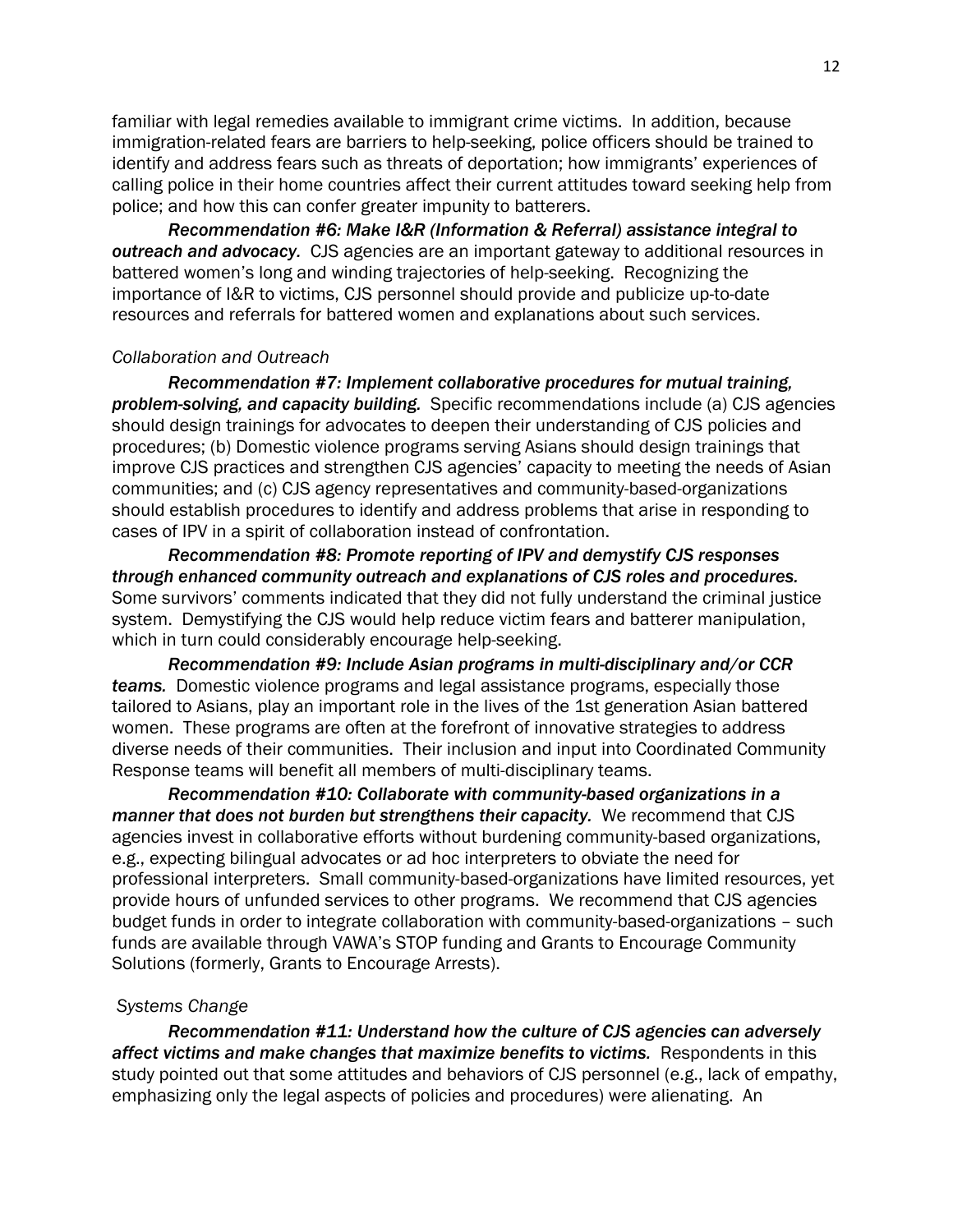familiar with legal remedies available to immigrant crime victims. In addition, because immigration-related fears are barriers to help-seeking, police officers should be trained to identify and address fears such as threats of deportation; how immigrants' experiences of calling police in their home countries affect their current attitudes toward seeking help from police; and how this can confer greater impunity to batterers.

***Recommendation #6: Make I&R (Information & Referral) assistance integral to outreach and advocacy.*** CJS agencies are an important gateway to additional resources in battered women's long and winding trajectories of help-seeking. Recognizing the importance of I&R to victims, CJS personnel should provide and publicize up-to-date resources and referrals for battered women and explanations about such services.

*Collaboration and Outreach*

***Recommendation #7: Implement collaborative procedures for mutual training, problem-solving, and capacity building.*** Specific recommendations include (a) CJS agencies should design trainings for advocates to deepen their understanding of CJS policies and procedures; (b) Domestic violence programs serving Asians should design trainings that improve CJS practices and strengthen CJS agencies' capacity to meeting the needs of Asian communities; and (c) CJS agency representatives and community-based-organizations should establish procedures to identify and address problems that arise in responding to cases of IPV in a spirit of collaboration instead of confrontation.

***Recommendation #8: Promote reporting of IPV and demystify CJS responses through enhanced community outreach and explanations of CJS roles and procedures.*** Some survivors' comments indicated that they did not fully understand the criminal justice system. Demystifying the CJS would help reduce victim fears and batterer manipulation, which in turn could considerably encourage help-seeking.

***Recommendation #9: Include Asian programs in multi-disciplinary and/or CCR teams.*** Domestic violence programs and legal assistance programs, especially those tailored to Asians, play an important role in the lives of the 1st generation Asian battered women. These programs are often at the forefront of innovative strategies to address diverse needs of their communities. Their inclusion and input into Coordinated Community Response teams will benefit all members of multi-disciplinary teams.

***Recommendation #10: Collaborate with community-based organizations in a manner that does not burden but strengthens their capacity.*** We recommend that CJS agencies invest in collaborative efforts without burdening community-based organizations, e.g., expecting bilingual advocates or ad hoc interpreters to obviate the need for professional interpreters. Small community-based-organizations have limited resources, yet provide hours of unfunded services to other programs. We recommend that CJS agencies budget funds in order to integrate collaboration with community-based-organizations – such funds are available through VAWA's STOP funding and Grants to Encourage Community Solutions (formerly, Grants to Encourage Arrests).

*Systems Change*

***Recommendation #11: Understand how the culture of CJS agencies can adversely affect victims and make changes that maximize benefits to victims.*** Respondents in this study pointed out that some attitudes and behaviors of CJS personnel (e.g., lack of empathy, emphasizing only the legal aspects of policies and procedures) were alienating. An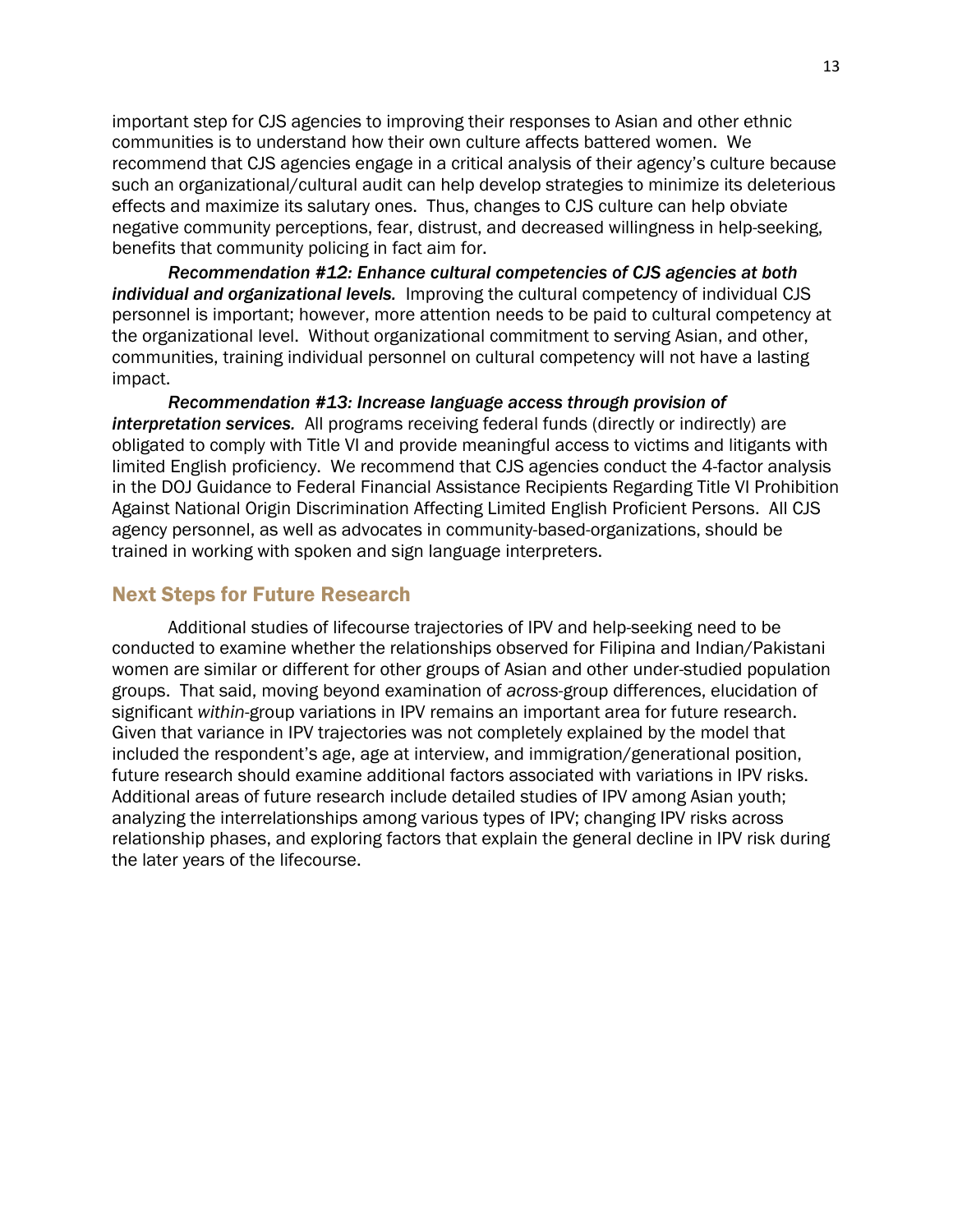important step for CJS agencies to improving their responses to Asian and other ethnic communities is to understand how their own culture affects battered women. We recommend that CJS agencies engage in a critical analysis of their agency's culture because such an organizational/cultural audit can help develop strategies to minimize its deleterious effects and maximize its salutary ones. Thus, changes to CJS culture can help obviate negative community perceptions, fear, distrust, and decreased willingness in help-seeking, benefits that community policing in fact aim for.

***Recommendation #12: Enhance cultural competencies of CJS agencies at both individual and organizational levels.*** Improving the cultural competency of individual CJS personnel is important; however, more attention needs to be paid to cultural competency at the organizational level. Without organizational commitment to serving Asian, and other, communities, training individual personnel on cultural competency will not have a lasting impact.

***Recommendation #13: Increase language access through provision of interpretation services.*** All programs receiving federal funds (directly or indirectly) are obligated to comply with Title VI and provide meaningful access to victims and litigants with limited English proficiency. We recommend that CJS agencies conduct the 4-factor analysis in the DOJ Guidance to Federal Financial Assistance Recipients Regarding Title VI Prohibition Against National Origin Discrimination Affecting Limited English Proficient Persons. All CJS agency personnel, as well as advocates in community-based-organizations, should be trained in working with spoken and sign language interpreters.

## Next Steps for Future Research

Additional studies of lifecourse trajectories of IPV and help-seeking need to be conducted to examine whether the relationships observed for Filipina and Indian/Pakistani women are similar or different for other groups of Asian and other under-studied population groups. That said, moving beyond examination of *across*-group differences, elucidation of significant *within*-group variations in IPV remains an important area for future research. Given that variance in IPV trajectories was not completely explained by the model that included the respondent's age, age at interview, and immigration/generational position, future research should examine additional factors associated with variations in IPV risks. Additional areas of future research include detailed studies of IPV among Asian youth; analyzing the interrelationships among various types of IPV; changing IPV risks across relationship phases, and exploring factors that explain the general decline in IPV risk during the later years of the lifecourse.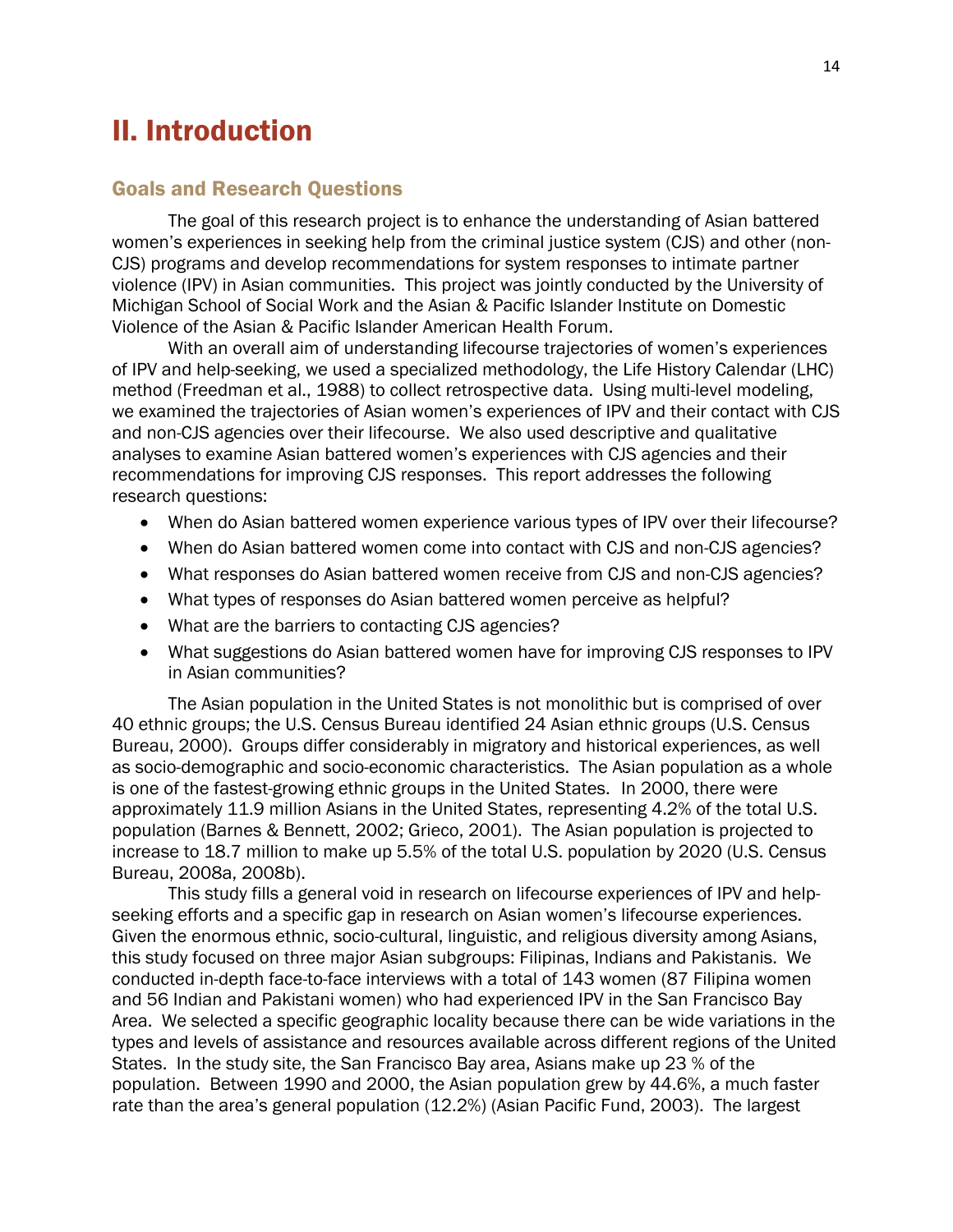# II. Introduction

## Goals and Research Questions

The goal of this research project is to enhance the understanding of Asian battered women's experiences in seeking help from the criminal justice system (CJS) and other (non-CJS) programs and develop recommendations for system responses to intimate partner violence (IPV) in Asian communities. This project was jointly conducted by the University of Michigan School of Social Work and the Asian & Pacific Islander Institute on Domestic Violence of the Asian & Pacific Islander American Health Forum.

With an overall aim of understanding lifecourse trajectories of women's experiences of IPV and help-seeking, we used a specialized methodology, the Life History Calendar (LHC) method (Freedman et al., 1988) to collect retrospective data. Using multi-level modeling, we examined the trajectories of Asian women's experiences of IPV and their contact with CJS and non-CJS agencies over their lifecourse. We also used descriptive and qualitative analyses to examine Asian battered women's experiences with CJS agencies and their recommendations for improving CJS responses. This report addresses the following research questions:

- When do Asian battered women experience various types of IPV over their lifecourse?
- When do Asian battered women come into contact with CJS and non-CJS agencies?
- What responses do Asian battered women receive from CJS and non-CJS agencies?
- What types of responses do Asian battered women perceive as helpful?
- What are the barriers to contacting CJS agencies?
- What suggestions do Asian battered women have for improving CJS responses to IPV in Asian communities?

The Asian population in the United States is not monolithic but is comprised of over 40 ethnic groups; the U.S. Census Bureau identified 24 Asian ethnic groups (U.S. Census Bureau, 2000). Groups differ considerably in migratory and historical experiences, as well as socio-demographic and socio-economic characteristics. The Asian population as a whole is one of the fastest-growing ethnic groups in the United States. In 2000, there were approximately 11.9 million Asians in the United States, representing 4.2% of the total U.S. population (Barnes & Bennett, 2002; Grieco, 2001). The Asian population is projected to increase to 18.7 million to make up 5.5% of the total U.S. population by 2020 (U.S. Census Bureau, 2008a, 2008b).

This study fills a general void in research on lifecourse experiences of IPV and help-seeking efforts and a specific gap in research on Asian women's lifecourse experiences. Given the enormous ethnic, socio-cultural, linguistic, and religious diversity among Asians, this study focused on three major Asian subgroups: Filipinas, Indians and Pakistanis. We conducted in-depth face-to-face interviews with a total of 143 women (87 Filipina women and 56 Indian and Pakistani women) who had experienced IPV in the San Francisco Bay Area. We selected a specific geographic locality because there can be wide variations in the types and levels of assistance and resources available across different regions of the United States. In the study site, the San Francisco Bay area, Asians make up 23 % of the population. Between 1990 and 2000, the Asian population grew by 44.6%, a much faster rate than the area's general population (12.2%) (Asian Pacific Fund, 2003). The largest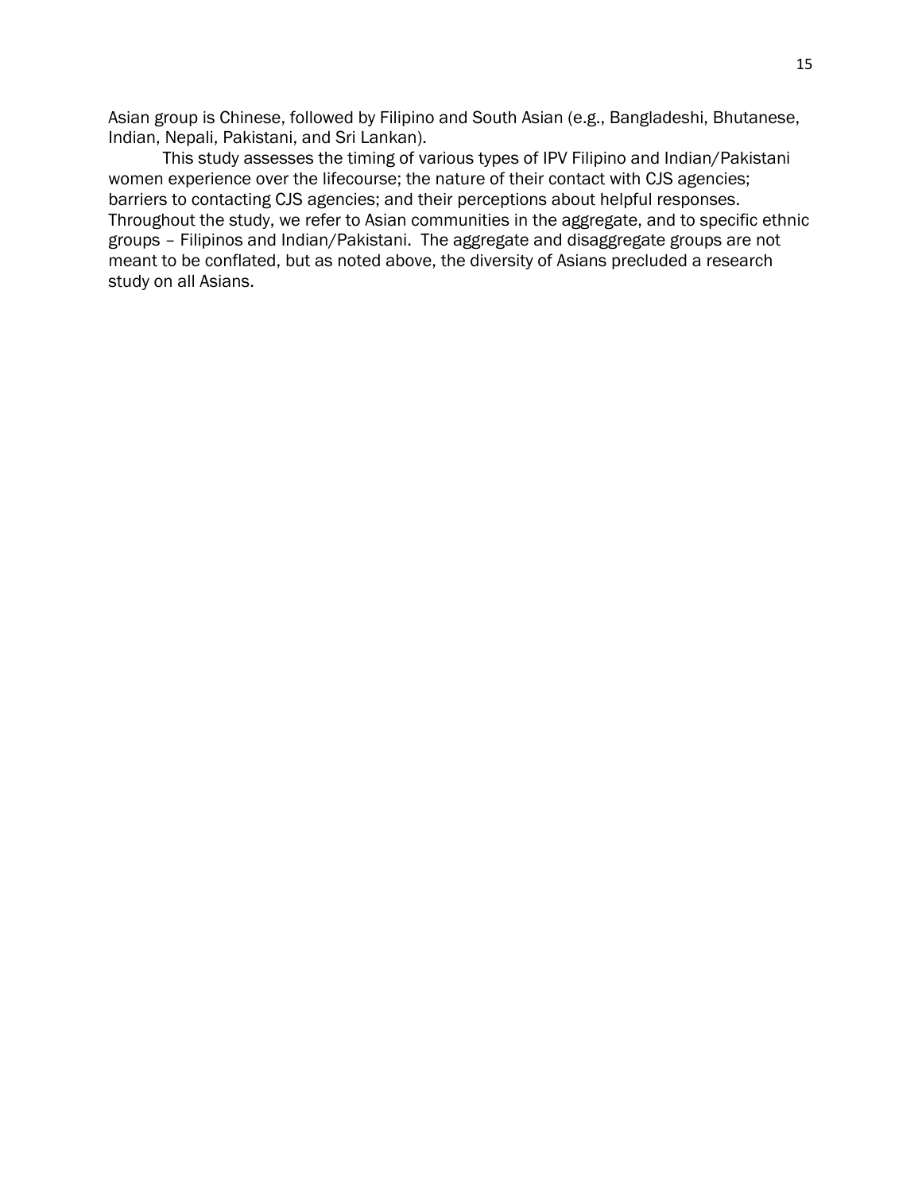Asian group is Chinese, followed by Filipino and South Asian (e.g., Bangladeshi, Bhutanese, Indian, Nepali, Pakistani, and Sri Lankan).

This study assesses the timing of various types of IPV Filipino and Indian/Pakistani women experience over the lifecourse; the nature of their contact with CJS agencies; barriers to contacting CJS agencies; and their perceptions about helpful responses. Throughout the study, we refer to Asian communities in the aggregate, and to specific ethnic groups – Filipinos and Indian/Pakistani. The aggregate and disaggregate groups are not meant to be conflated, but as noted above, the diversity of Asians precluded a research study on all Asians.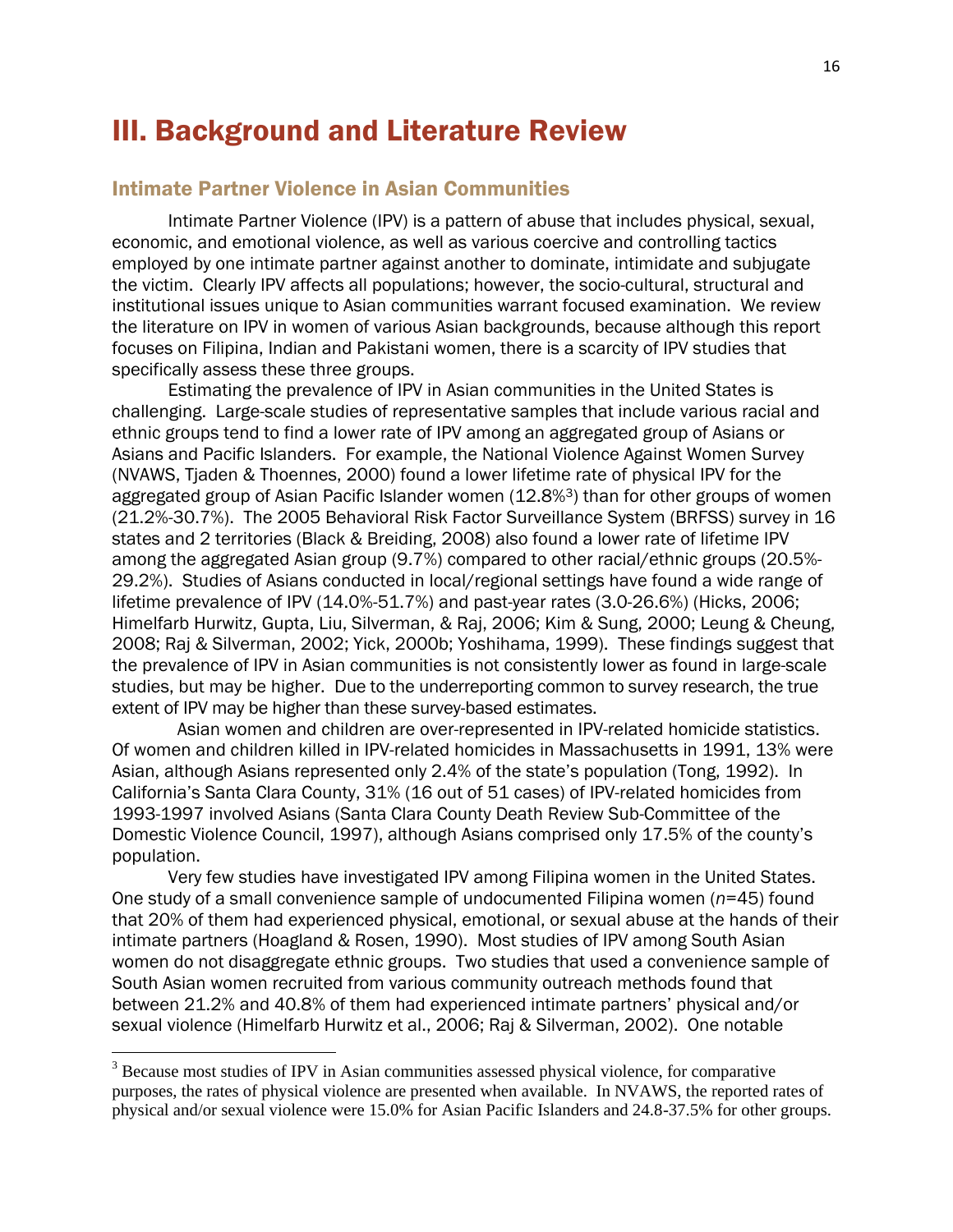# III. Background and Literature Review

## Intimate Partner Violence in Asian Communities

Intimate Partner Violence (IPV) is a pattern of abuse that includes physical, sexual, economic, and emotional violence, as well as various coercive and controlling tactics employed by one intimate partner against another to dominate, intimidate and subjugate the victim. Clearly IPV affects all populations; however, the socio-cultural, structural and institutional issues unique to Asian communities warrant focused examination. We review the literature on IPV in women of various Asian backgrounds, because although this report focuses on Filipina, Indian and Pakistani women, there is a scarcity of IPV studies that specifically assess these three groups.

Estimating the prevalence of IPV in Asian communities in the United States is challenging. Large-scale studies of representative samples that include various racial and ethnic groups tend to find a lower rate of IPV among an aggregated group of Asians or Asians and Pacific Islanders. For example, the National Violence Against Women Survey (NVAWS, Tjaden & Thoennes, 2000) found a lower lifetime rate of physical IPV for the aggregated group of Asian Pacific Islander women (12.8%[3]) than for other groups of women (21.2%-30.7%). The 2005 Behavioral Risk Factor Surveillance System (BRFSS) survey in 16 states and 2 territories (Black & Breiding, 2008) also found a lower rate of lifetime IPV among the aggregated Asian group (9.7%) compared to other racial/ethnic groups (20.5%-29.2%). Studies of Asians conducted in local/regional settings have found a wide range of lifetime prevalence of IPV (14.0%-51.7%) and past-year rates (3.0-26.6%) (Hicks, 2006; Himelfarb Hurwitz, Gupta, Liu, Silverman, & Raj, 2006; Kim & Sung, 2000; Leung & Cheung, 2008; Raj & Silverman, 2002; Yick, 2000b; Yoshihama, 1999). These findings suggest that the prevalence of IPV in Asian communities is not consistently lower as found in large-scale studies, but may be higher. Due to the underreporting common to survey research, the true extent of IPV may be higher than these survey-based estimates.

Asian women and children are over-represented in IPV-related homicide statistics. Of women and children killed in IPV-related homicides in Massachusetts in 1991, 13% were Asian, although Asians represented only 2.4% of the state's population (Tong, 1992). In California's Santa Clara County, 31% (16 out of 51 cases) of IPV-related homicides from 1993-1997 involved Asians (Santa Clara County Death Review Sub-Committee of the Domestic Violence Council, 1997), although Asians comprised only 17.5% of the county's population.

Very few studies have investigated IPV among Filipina women in the United States. One study of a small convenience sample of undocumented Filipina women (*n*=45) found that 20% of them had experienced physical, emotional, or sexual abuse at the hands of their intimate partners (Hoagland & Rosen, 1990). Most studies of IPV among South Asian women do not disaggregate ethnic groups. Two studies that used a convenience sample of South Asian women recruited from various community outreach methods found that between 21.2% and 40.8% of them had experienced intimate partners' physical and/or sexual violence (Himelfarb Hurwitz et al., 2006; Raj & Silverman, 2002). One notable

[3] Because most studies of IPV in Asian communities assessed physical violence, for comparative purposes, the rates of physical violence are presented when available. In NVAWS, the reported rates of physical and/or sexual violence were 15.0% for Asian Pacific Islanders and 24.8-37.5% for other groups.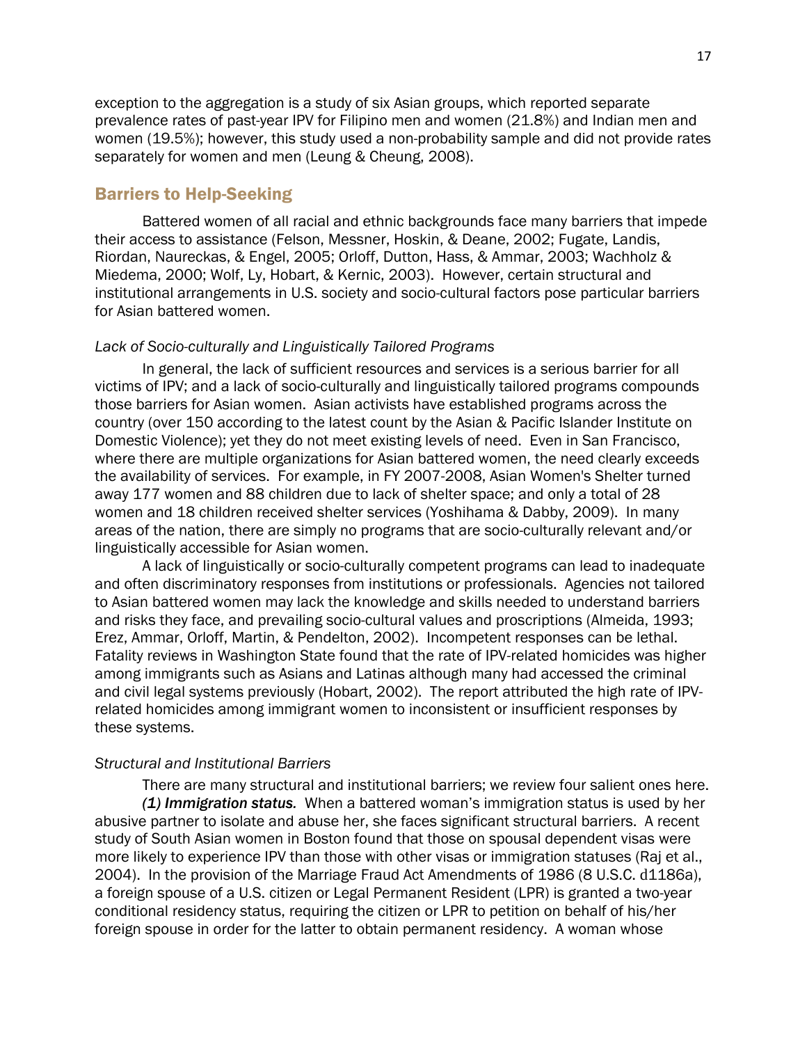exception to the aggregation is a study of six Asian groups, which reported separate prevalence rates of past-year IPV for Filipino men and women (21.8%) and Indian men and women (19.5%); however, this study used a non-probability sample and did not provide rates separately for women and men (Leung & Cheung, 2008).

## Barriers to Help-Seeking

Battered women of all racial and ethnic backgrounds face many barriers that impede their access to assistance (Felson, Messner, Hoskin, & Deane, 2002; Fugate, Landis, Riordan, Naureckas, & Engel, 2005; Orloff, Dutton, Hass, & Ammar, 2003; Wachholz & Miedema, 2000; Wolf, Ly, Hobart, & Kernic, 2003). However, certain structural and institutional arrangements in U.S. society and socio-cultural factors pose particular barriers for Asian battered women.

*Lack of Socio-culturally and Linguistically Tailored Programs*

In general, the lack of sufficient resources and services is a serious barrier for all victims of IPV; and a lack of socio-culturally and linguistically tailored programs compounds those barriers for Asian women. Asian activists have established programs across the country (over 150 according to the latest count by the Asian & Pacific Islander Institute on Domestic Violence); yet they do not meet existing levels of need. Even in San Francisco, where there are multiple organizations for Asian battered women, the need clearly exceeds the availability of services. For example, in FY 2007-2008, Asian Women's Shelter turned away 177 women and 88 children due to lack of shelter space; and only a total of 28 women and 18 children received shelter services (Yoshihama & Dabby, 2009). In many areas of the nation, there are simply no programs that are socio-culturally relevant and/or linguistically accessible for Asian women.

A lack of linguistically or socio-culturally competent programs can lead to inadequate and often discriminatory responses from institutions or professionals. Agencies not tailored to Asian battered women may lack the knowledge and skills needed to understand barriers and risks they face, and prevailing socio-cultural values and proscriptions (Almeida, 1993; Erez, Ammar, Orloff, Martin, & Pendelton, 2002). Incompetent responses can be lethal. Fatality reviews in Washington State found that the rate of IPV-related homicides was higher among immigrants such as Asians and Latinas although many had accessed the criminal and civil legal systems previously (Hobart, 2002). The report attributed the high rate of IPV-related homicides among immigrant women to inconsistent or insufficient responses by these systems.

*Structural and Institutional Barriers*

There are many structural and institutional barriers; we review four salient ones here.

***(1) Immigration status.*** When a battered woman's immigration status is used by her abusive partner to isolate and abuse her, she faces significant structural barriers. A recent study of South Asian women in Boston found that those on spousal dependent visas were more likely to experience IPV than those with other visas or immigration statuses (Raj et al., 2004). In the provision of the Marriage Fraud Act Amendments of 1986 (8 U.S.C. d1186a), a foreign spouse of a U.S. citizen or Legal Permanent Resident (LPR) is granted a two-year conditional residency status, requiring the citizen or LPR to petition on behalf of his/her foreign spouse in order for the latter to obtain permanent residency. A woman whose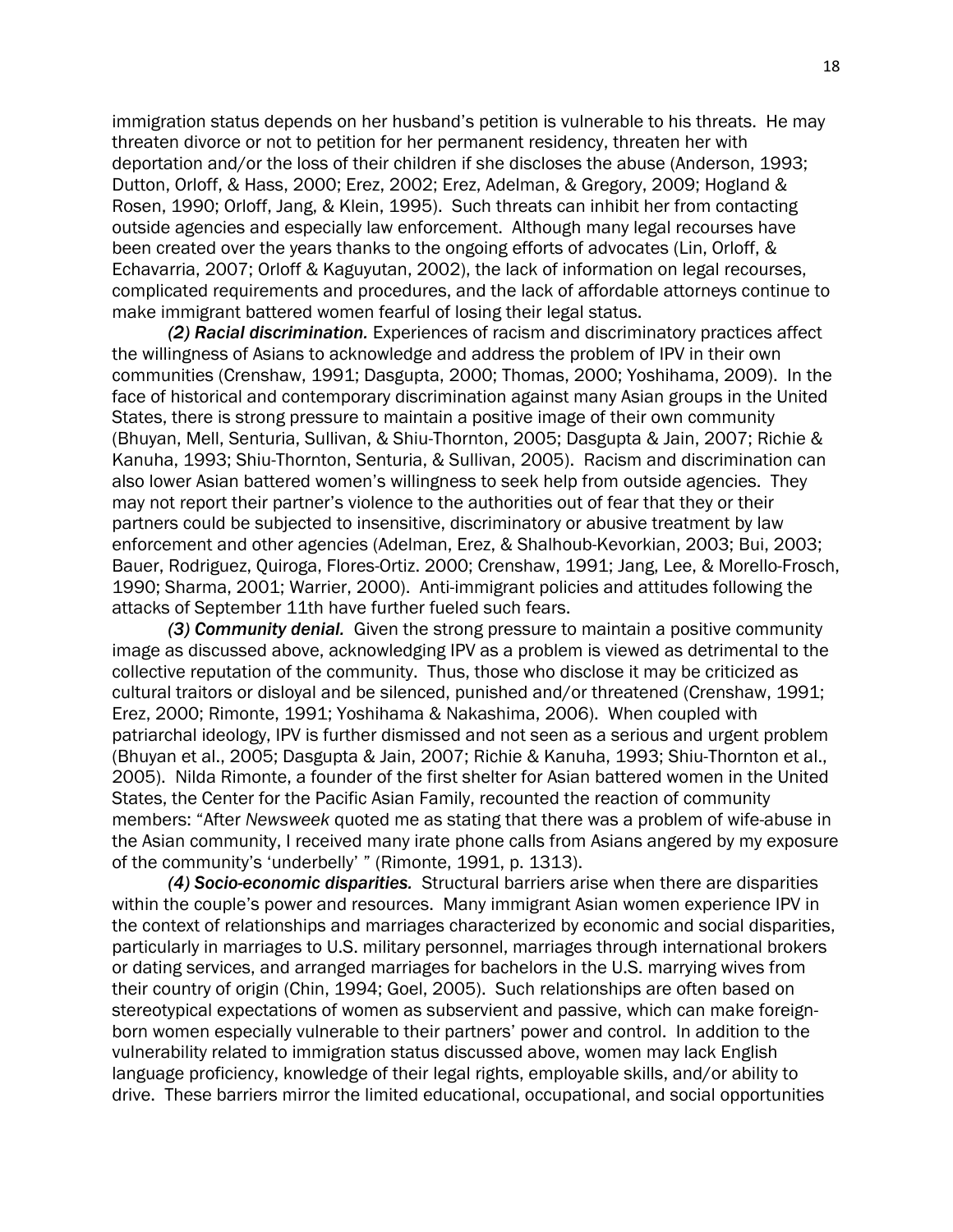immigration status depends on her husband's petition is vulnerable to his threats. He may threaten divorce or not to petition for her permanent residency, threaten her with deportation and/or the loss of their children if she discloses the abuse (Anderson, 1993; Dutton, Orloff, & Hass, 2000; Erez, 2002; Erez, Adelman, & Gregory, 2009; Hogland & Rosen, 1990; Orloff, Jang, & Klein, 1995). Such threats can inhibit her from contacting outside agencies and especially law enforcement. Although many legal recourses have been created over the years thanks to the ongoing efforts of advocates (Lin, Orloff, & Echavarria, 2007; Orloff & Kaguyutan, 2002), the lack of information on legal recourses, complicated requirements and procedures, and the lack of affordable attorneys continue to make immigrant battered women fearful of losing their legal status.

***(2) Racial discrimination.*** Experiences of racism and discriminatory practices affect the willingness of Asians to acknowledge and address the problem of IPV in their own communities (Crenshaw, 1991; Dasgupta, 2000; Thomas, 2000; Yoshihama, 2009). In the face of historical and contemporary discrimination against many Asian groups in the United States, there is strong pressure to maintain a positive image of their own community (Bhuyan, Mell, Senturia, Sullivan, & Shiu-Thornton, 2005; Dasgupta & Jain, 2007; Richie & Kanuha, 1993; Shiu-Thornton, Senturia, & Sullivan, 2005). Racism and discrimination can also lower Asian battered women's willingness to seek help from outside agencies. They may not report their partner's violence to the authorities out of fear that they or their partners could be subjected to insensitive, discriminatory or abusive treatment by law enforcement and other agencies (Adelman, Erez, & Shalhoub-Kevorkian, 2003; Bui, 2003; Bauer, Rodriguez, Quiroga, Flores-Ortiz. 2000; Crenshaw, 1991; Jang, Lee, & Morello-Frosch, 1990; Sharma, 2001; Warrier, 2000). Anti-immigrant policies and attitudes following the attacks of September 11th have further fueled such fears.

***(3) Community denial.*** Given the strong pressure to maintain a positive community image as discussed above, acknowledging IPV as a problem is viewed as detrimental to the collective reputation of the community. Thus, those who disclose it may be criticized as cultural traitors or disloyal and be silenced, punished and/or threatened (Crenshaw, 1991; Erez, 2000; Rimonte, 1991; Yoshihama & Nakashima, 2006). When coupled with patriarchal ideology, IPV is further dismissed and not seen as a serious and urgent problem (Bhuyan et al., 2005; Dasgupta & Jain, 2007; Richie & Kanuha, 1993; Shiu-Thornton et al., 2005). Nilda Rimonte, a founder of the first shelter for Asian battered women in the United States, the Center for the Pacific Asian Family, recounted the reaction of community members: "After *Newsweek* quoted me as stating that there was a problem of wife-abuse in the Asian community, I received many irate phone calls from Asians angered by my exposure of the community's 'underbelly' " (Rimonte, 1991, p. 1313).

***(4) Socio-economic disparities.*** Structural barriers arise when there are disparities within the couple's power and resources. Many immigrant Asian women experience IPV in the context of relationships and marriages characterized by economic and social disparities, particularly in marriages to U.S. military personnel, marriages through international brokers or dating services, and arranged marriages for bachelors in the U.S. marrying wives from their country of origin (Chin, 1994; Goel, 2005). Such relationships are often based on stereotypical expectations of women as subservient and passive, which can make foreign-born women especially vulnerable to their partners' power and control. In addition to the vulnerability related to immigration status discussed above, women may lack English language proficiency, knowledge of their legal rights, employable skills, and/or ability to drive. These barriers mirror the limited educational, occupational, and social opportunities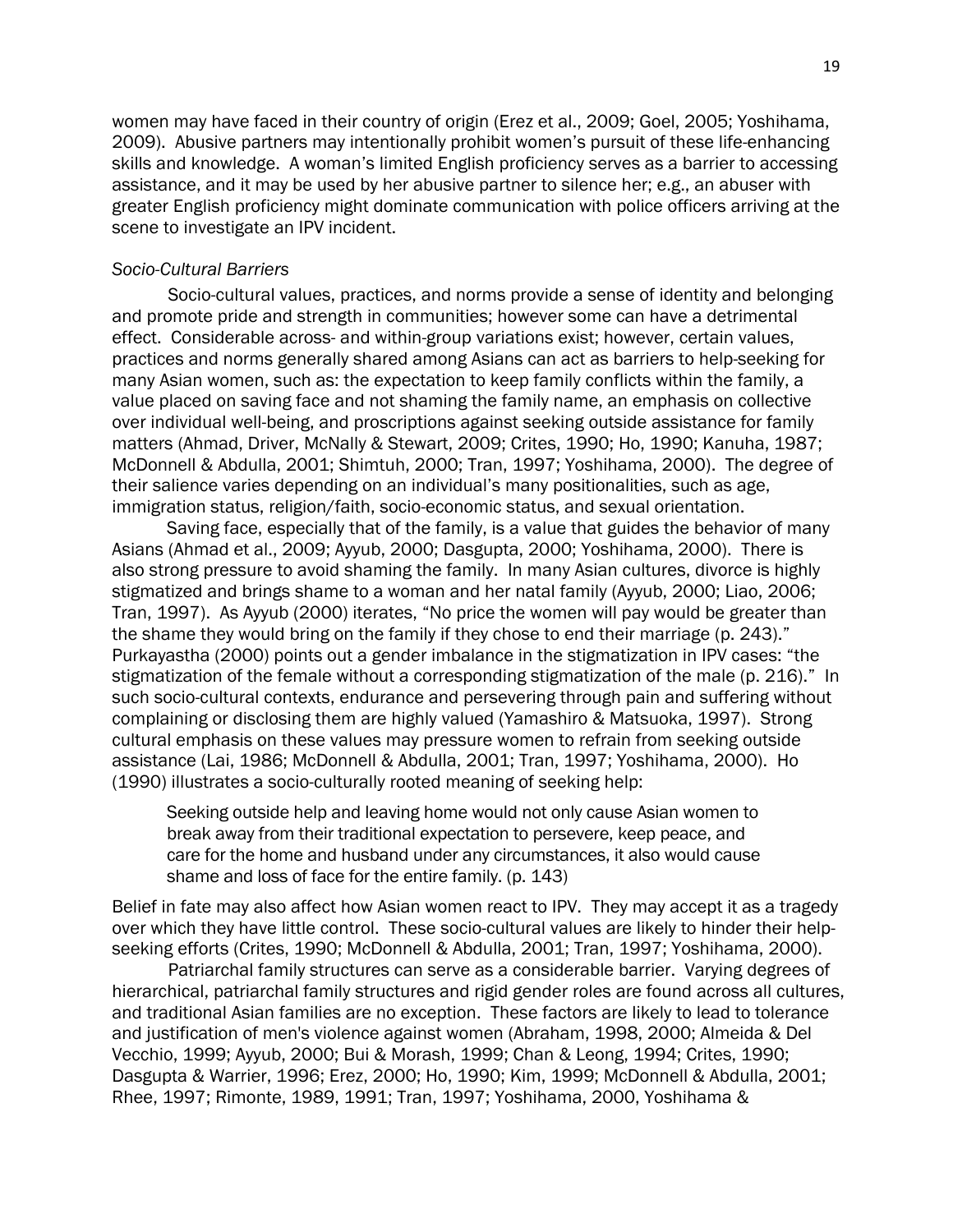women may have faced in their country of origin (Erez et al., 2009; Goel, 2005; Yoshihama, 2009). Abusive partners may intentionally prohibit women's pursuit of these life-enhancing skills and knowledge. A woman's limited English proficiency serves as a barrier to accessing assistance, and it may be used by her abusive partner to silence her; e.g., an abuser with greater English proficiency might dominate communication with police officers arriving at the scene to investigate an IPV incident.

*Socio-Cultural Barriers*

Socio-cultural values, practices, and norms provide a sense of identity and belonging and promote pride and strength in communities; however some can have a detrimental effect. Considerable across- and within-group variations exist; however, certain values, practices and norms generally shared among Asians can act as barriers to help-seeking for many Asian women, such as: the expectation to keep family conflicts within the family, a value placed on saving face and not shaming the family name, an emphasis on collective over individual well-being, and proscriptions against seeking outside assistance for family matters (Ahmad, Driver, McNally & Stewart, 2009; Crites, 1990; Ho, 1990; Kanuha, 1987; McDonnell & Abdulla, 2001; Shimtuh, 2000; Tran, 1997; Yoshihama, 2000). The degree of their salience varies depending on an individual's many positionalities, such as age, immigration status, religion/faith, socio-economic status, and sexual orientation.

Saving face, especially that of the family, is a value that guides the behavior of many Asians (Ahmad et al., 2009; Ayyub, 2000; Dasgupta, 2000; Yoshihama, 2000). There is also strong pressure to avoid shaming the family. In many Asian cultures, divorce is highly stigmatized and brings shame to a woman and her natal family (Ayyub, 2000; Liao, 2006; Tran, 1997). As Ayyub (2000) iterates, "No price the women will pay would be greater than the shame they would bring on the family if they chose to end their marriage (p. 243)." Purkayastha (2000) points out a gender imbalance in the stigmatization in IPV cases: "the stigmatization of the female without a corresponding stigmatization of the male (p. 216)." In such socio-cultural contexts, endurance and persevering through pain and suffering without complaining or disclosing them are highly valued (Yamashiro & Matsuoka, 1997). Strong cultural emphasis on these values may pressure women to refrain from seeking outside assistance (Lai, 1986; McDonnell & Abdulla, 2001; Tran, 1997; Yoshihama, 2000). Ho (1990) illustrates a socio-culturally rooted meaning of seeking help:

> Seeking outside help and leaving home would not only cause Asian women to break away from their traditional expectation to persevere, keep peace, and care for the home and husband under any circumstances, it also would cause shame and loss of face for the entire family. (p. 143)

Belief in fate may also affect how Asian women react to IPV. They may accept it as a tragedy over which they have little control. These socio-cultural values are likely to hinder their help-seeking efforts (Crites, 1990; McDonnell & Abdulla, 2001; Tran, 1997; Yoshihama, 2000).

Patriarchal family structures can serve as a considerable barrier. Varying degrees of hierarchical, patriarchal family structures and rigid gender roles are found across all cultures, and traditional Asian families are no exception. These factors are likely to lead to tolerance and justification of men's violence against women (Abraham, 1998, 2000; Almeida & Del Vecchio, 1999; Ayyub, 2000; Bui & Morash, 1999; Chan & Leong, 1994; Crites, 1990; Dasgupta & Warrier, 1996; Erez, 2000; Ho, 1990; Kim, 1999; McDonnell & Abdulla, 2001; Rhee, 1997; Rimonte, 1989, 1991; Tran, 1997; Yoshihama, 2000, Yoshihama &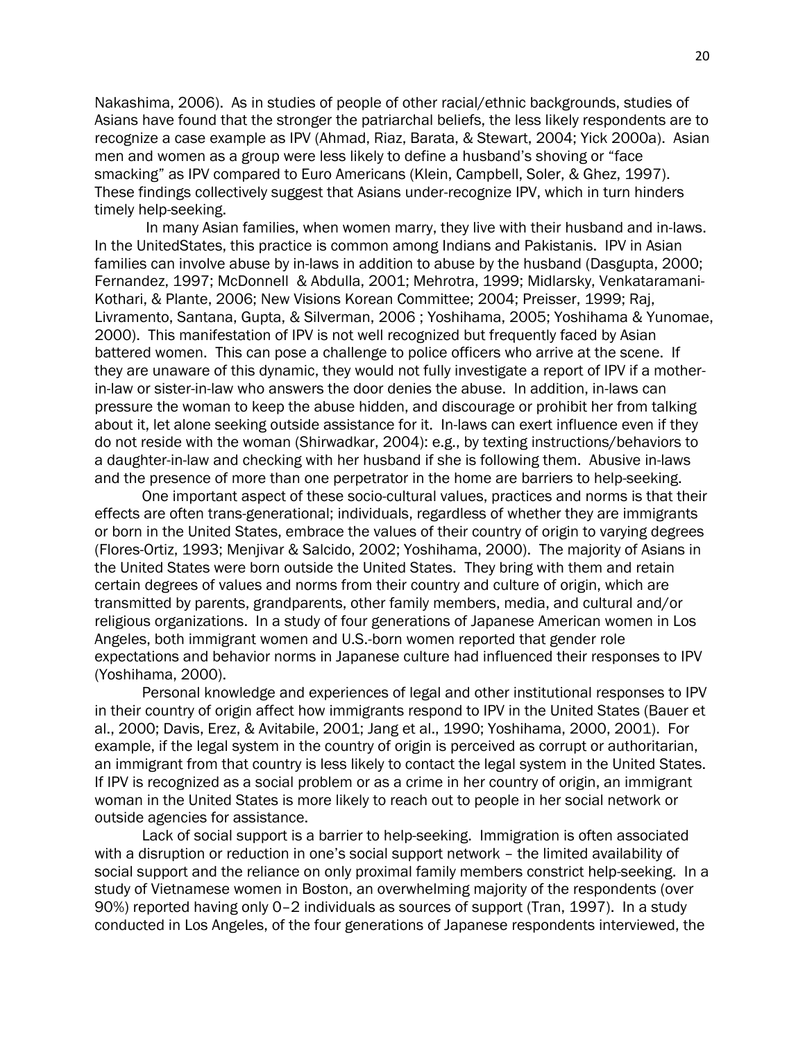Nakashima, 2006). As in studies of people of other racial/ethnic backgrounds, studies of Asians have found that the stronger the patriarchal beliefs, the less likely respondents are to recognize a case example as IPV (Ahmad, Riaz, Barata, & Stewart, 2004; Yick 2000a). Asian men and women as a group were less likely to define a husband's shoving or "face smacking" as IPV compared to Euro Americans (Klein, Campbell, Soler, & Ghez, 1997). These findings collectively suggest that Asians under-recognize IPV, which in turn hinders timely help-seeking.

In many Asian families, when women marry, they live with their husband and in-laws. In the UnitedStates, this practice is common among Indians and Pakistanis. IPV in Asian families can involve abuse by in-laws in addition to abuse by the husband (Dasgupta, 2000; Fernandez, 1997; McDonnell & Abdulla, 2001; Mehrotra, 1999; Midlarsky, Venkataramani-Kothari, & Plante, 2006; New Visions Korean Committee; 2004; Preisser, 1999; Raj, Livramento, Santana, Gupta, & Silverman, 2006 ; Yoshihama, 2005; Yoshihama & Yunomae, 2000). This manifestation of IPV is not well recognized but frequently faced by Asian battered women. This can pose a challenge to police officers who arrive at the scene. If they are unaware of this dynamic, they would not fully investigate a report of IPV if a mother-in-law or sister-in-law who answers the door denies the abuse. In addition, in-laws can pressure the woman to keep the abuse hidden, and discourage or prohibit her from talking about it, let alone seeking outside assistance for it. In-laws can exert influence even if they do not reside with the woman (Shirwadkar, 2004): e.g., by texting instructions/behaviors to a daughter-in-law and checking with her husband if she is following them. Abusive in-laws and the presence of more than one perpetrator in the home are barriers to help-seeking.

One important aspect of these socio-cultural values, practices and norms is that their effects are often trans-generational; individuals, regardless of whether they are immigrants or born in the United States, embrace the values of their country of origin to varying degrees (Flores-Ortiz, 1993; Menjivar & Salcido, 2002; Yoshihama, 2000). The majority of Asians in the United States were born outside the United States. They bring with them and retain certain degrees of values and norms from their country and culture of origin, which are transmitted by parents, grandparents, other family members, media, and cultural and/or religious organizations. In a study of four generations of Japanese American women in Los Angeles, both immigrant women and U.S.-born women reported that gender role expectations and behavior norms in Japanese culture had influenced their responses to IPV (Yoshihama, 2000).

Personal knowledge and experiences of legal and other institutional responses to IPV in their country of origin affect how immigrants respond to IPV in the United States (Bauer et al., 2000; Davis, Erez, & Avitabile, 2001; Jang et al., 1990; Yoshihama, 2000, 2001). For example, if the legal system in the country of origin is perceived as corrupt or authoritarian, an immigrant from that country is less likely to contact the legal system in the United States. If IPV is recognized as a social problem or as a crime in her country of origin, an immigrant woman in the United States is more likely to reach out to people in her social network or outside agencies for assistance.

Lack of social support is a barrier to help-seeking. Immigration is often associated with a disruption or reduction in one's social support network – the limited availability of social support and the reliance on only proximal family members constrict help-seeking. In a study of Vietnamese women in Boston, an overwhelming majority of the respondents (over 90%) reported having only 0–2 individuals as sources of support (Tran, 1997). In a study conducted in Los Angeles, of the four generations of Japanese respondents interviewed, the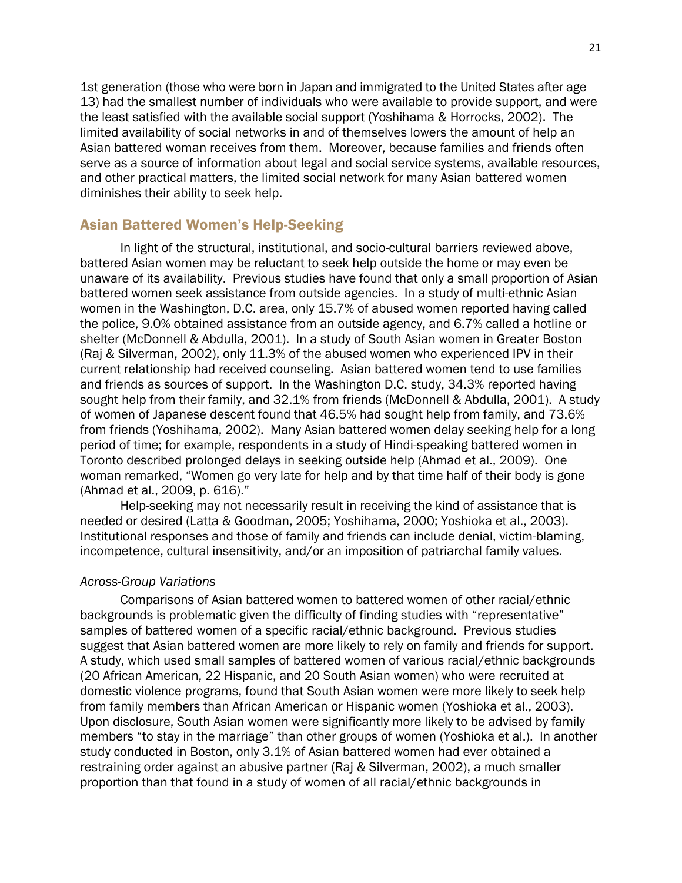1st generation (those who were born in Japan and immigrated to the United States after age 13) had the smallest number of individuals who were available to provide support, and were the least satisfied with the available social support (Yoshihama & Horrocks, 2002). The limited availability of social networks in and of themselves lowers the amount of help an Asian battered woman receives from them. Moreover, because families and friends often serve as a source of information about legal and social service systems, available resources, and other practical matters, the limited social network for many Asian battered women diminishes their ability to seek help.

## Asian Battered Women's Help-Seeking

In light of the structural, institutional, and socio-cultural barriers reviewed above, battered Asian women may be reluctant to seek help outside the home or may even be unaware of its availability. Previous studies have found that only a small proportion of Asian battered women seek assistance from outside agencies. In a study of multi-ethnic Asian women in the Washington, D.C. area, only 15.7% of abused women reported having called the police, 9.0% obtained assistance from an outside agency, and 6.7% called a hotline or shelter (McDonnell & Abdulla, 2001). In a study of South Asian women in Greater Boston (Raj & Silverman, 2002), only 11.3% of the abused women who experienced IPV in their current relationship had received counseling. Asian battered women tend to use families and friends as sources of support. In the Washington D.C. study, 34.3% reported having sought help from their family, and 32.1% from friends (McDonnell & Abdulla, 2001). A study of women of Japanese descent found that 46.5% had sought help from family, and 73.6% from friends (Yoshihama, 2002). Many Asian battered women delay seeking help for a long period of time; for example, respondents in a study of Hindi-speaking battered women in Toronto described prolonged delays in seeking outside help (Ahmad et al., 2009). One woman remarked, "Women go very late for help and by that time half of their body is gone (Ahmad et al., 2009, p. 616)."

Help-seeking may not necessarily result in receiving the kind of assistance that is needed or desired (Latta & Goodman, 2005; Yoshihama, 2000; Yoshioka et al., 2003). Institutional responses and those of family and friends can include denial, victim-blaming, incompetence, cultural insensitivity, and/or an imposition of patriarchal family values.

*Across-Group Variations*

Comparisons of Asian battered women to battered women of other racial/ethnic backgrounds is problematic given the difficulty of finding studies with "representative" samples of battered women of a specific racial/ethnic background. Previous studies suggest that Asian battered women are more likely to rely on family and friends for support. A study, which used small samples of battered women of various racial/ethnic backgrounds (20 African American, 22 Hispanic, and 20 South Asian women) who were recruited at domestic violence programs, found that South Asian women were more likely to seek help from family members than African American or Hispanic women (Yoshioka et al., 2003). Upon disclosure, South Asian women were significantly more likely to be advised by family members "to stay in the marriage" than other groups of women (Yoshioka et al.). In another study conducted in Boston, only 3.1% of Asian battered women had ever obtained a restraining order against an abusive partner (Raj & Silverman, 2002), a much smaller proportion than that found in a study of women of all racial/ethnic backgrounds in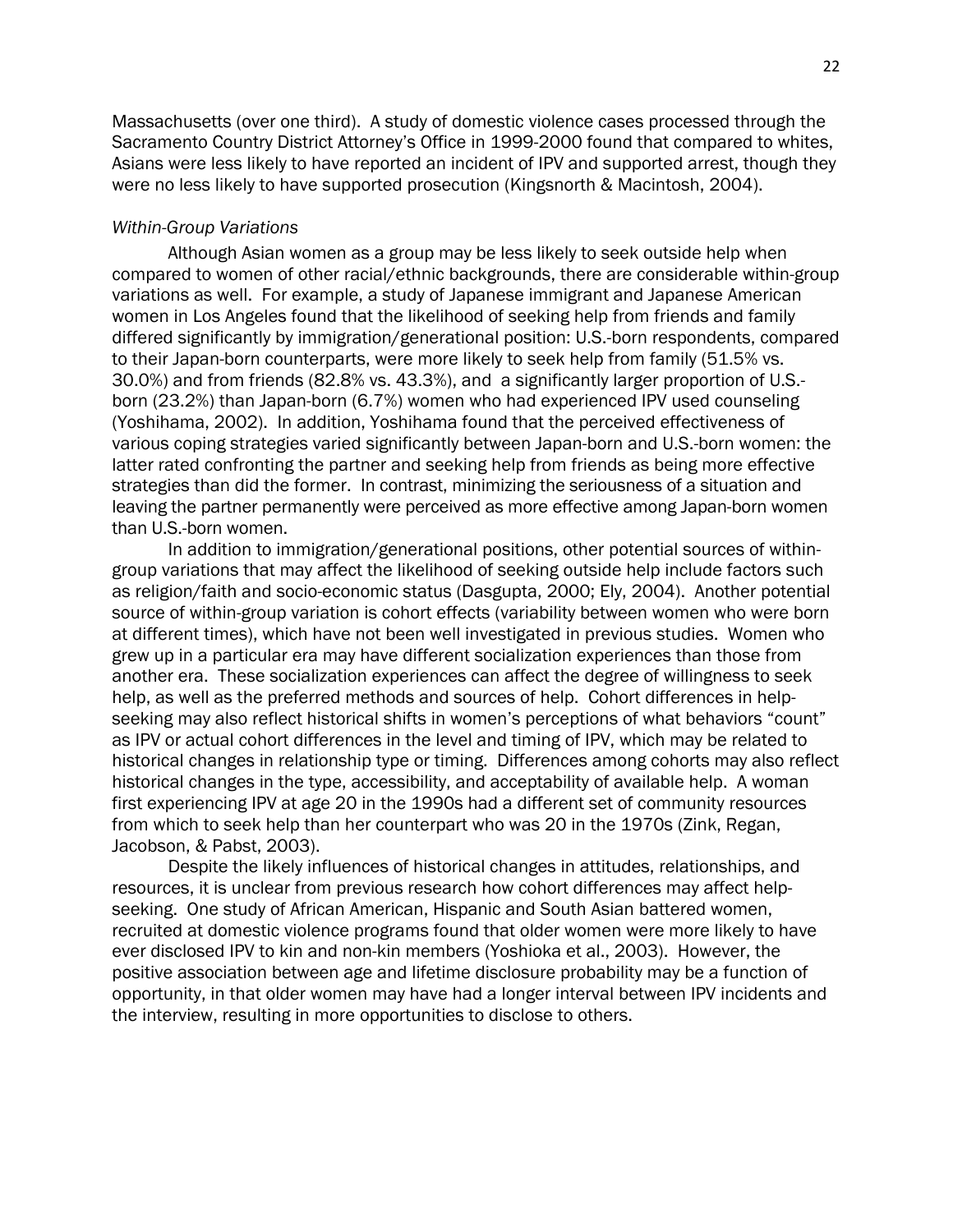Massachusetts (over one third). A study of domestic violence cases processed through the Sacramento Country District Attorney's Office in 1999-2000 found that compared to whites, Asians were less likely to have reported an incident of IPV and supported arrest, though they were no less likely to have supported prosecution (Kingsnorth & Macintosh, 2004).

*Within-Group Variations*

Although Asian women as a group may be less likely to seek outside help when compared to women of other racial/ethnic backgrounds, there are considerable within-group variations as well. For example, a study of Japanese immigrant and Japanese American women in Los Angeles found that the likelihood of seeking help from friends and family differed significantly by immigration/generational position: U.S.-born respondents, compared to their Japan-born counterparts, were more likely to seek help from family (51.5% vs. 30.0%) and from friends (82.8% vs. 43.3%), and a significantly larger proportion of U.S.-born (23.2%) than Japan-born (6.7%) women who had experienced IPV used counseling (Yoshihama, 2002). In addition, Yoshihama found that the perceived effectiveness of various coping strategies varied significantly between Japan-born and U.S.-born women: the latter rated confronting the partner and seeking help from friends as being more effective strategies than did the former. In contrast, minimizing the seriousness of a situation and leaving the partner permanently were perceived as more effective among Japan-born women than U.S.-born women.

In addition to immigration/generational positions, other potential sources of within-group variations that may affect the likelihood of seeking outside help include factors such as religion/faith and socio-economic status (Dasgupta, 2000; Ely, 2004). Another potential source of within-group variation is cohort effects (variability between women who were born at different times), which have not been well investigated in previous studies. Women who grew up in a particular era may have different socialization experiences than those from another era. These socialization experiences can affect the degree of willingness to seek help, as well as the preferred methods and sources of help. Cohort differences in help-seeking may also reflect historical shifts in women's perceptions of what behaviors "count" as IPV or actual cohort differences in the level and timing of IPV, which may be related to historical changes in relationship type or timing. Differences among cohorts may also reflect historical changes in the type, accessibility, and acceptability of available help. A woman first experiencing IPV at age 20 in the 1990s had a different set of community resources from which to seek help than her counterpart who was 20 in the 1970s (Zink, Regan, Jacobson, & Pabst, 2003).

Despite the likely influences of historical changes in attitudes, relationships, and resources, it is unclear from previous research how cohort differences may affect help-seeking. One study of African American, Hispanic and South Asian battered women, recruited at domestic violence programs found that older women were more likely to have ever disclosed IPV to kin and non-kin members (Yoshioka et al., 2003). However, the positive association between age and lifetime disclosure probability may be a function of opportunity, in that older women may have had a longer interval between IPV incidents and the interview, resulting in more opportunities to disclose to others.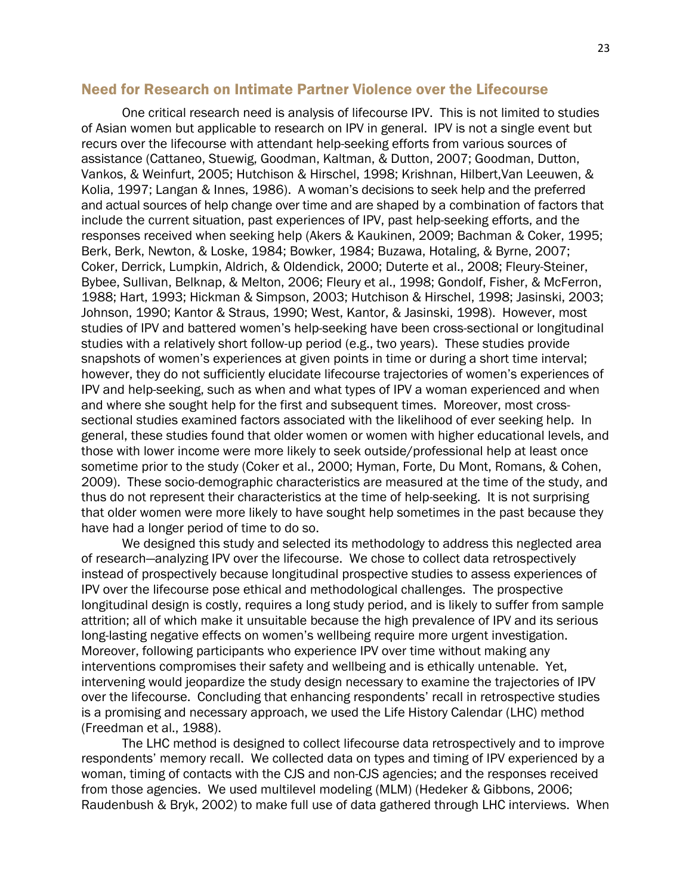## Need for Research on Intimate Partner Violence over the Lifecourse

One critical research need is analysis of lifecourse IPV. This is not limited to studies of Asian women but applicable to research on IPV in general. IPV is not a single event but recurs over the lifecourse with attendant help-seeking efforts from various sources of assistance (Cattaneo, Stuewig, Goodman, Kaltman, & Dutton, 2007; Goodman, Dutton, Vankos, & Weinfurt, 2005; Hutchison & Hirschel, 1998; Krishnan, Hilbert,Van Leeuwen, & Kolia, 1997; Langan & Innes, 1986). A woman's decisions to seek help and the preferred and actual sources of help change over time and are shaped by a combination of factors that include the current situation, past experiences of IPV, past help-seeking efforts, and the responses received when seeking help (Akers & Kaukinen, 2009; Bachman & Coker, 1995; Berk, Berk, Newton, & Loske, 1984; Bowker, 1984; Buzawa, Hotaling, & Byrne, 2007; Coker, Derrick, Lumpkin, Aldrich, & Oldendick, 2000; Duterte et al., 2008; Fleury-Steiner, Bybee, Sullivan, Belknap, & Melton, 2006; Fleury et al., 1998; Gondolf, Fisher, & McFerron, 1988; Hart, 1993; Hickman & Simpson, 2003; Hutchison & Hirschel, 1998; Jasinski, 2003; Johnson, 1990; Kantor & Straus, 1990; West, Kantor, & Jasinski, 1998). However, most studies of IPV and battered women's help-seeking have been cross-sectional or longitudinal studies with a relatively short follow-up period (e.g., two years). These studies provide snapshots of women's experiences at given points in time or during a short time interval; however, they do not sufficiently elucidate lifecourse trajectories of women's experiences of IPV and help-seeking, such as when and what types of IPV a woman experienced and when and where she sought help for the first and subsequent times. Moreover, most cross-sectional studies examined factors associated with the likelihood of ever seeking help. In general, these studies found that older women or women with higher educational levels, and those with lower income were more likely to seek outside/professional help at least once sometime prior to the study (Coker et al., 2000; Hyman, Forte, Du Mont, Romans, & Cohen, 2009). These socio-demographic characteristics are measured at the time of the study, and thus do not represent their characteristics at the time of help-seeking. It is not surprising that older women were more likely to have sought help sometimes in the past because they have had a longer period of time to do so.

We designed this study and selected its methodology to address this neglected area of research—analyzing IPV over the lifecourse. We chose to collect data retrospectively instead of prospectively because longitudinal prospective studies to assess experiences of IPV over the lifecourse pose ethical and methodological challenges. The prospective longitudinal design is costly, requires a long study period, and is likely to suffer from sample attrition; all of which make it unsuitable because the high prevalence of IPV and its serious long-lasting negative effects on women's wellbeing require more urgent investigation. Moreover, following participants who experience IPV over time without making any interventions compromises their safety and wellbeing and is ethically untenable. Yet, intervening would jeopardize the study design necessary to examine the trajectories of IPV over the lifecourse. Concluding that enhancing respondents' recall in retrospective studies is a promising and necessary approach, we used the Life History Calendar (LHC) method (Freedman et al., 1988).

The LHC method is designed to collect lifecourse data retrospectively and to improve respondents' memory recall. We collected data on types and timing of IPV experienced by a woman, timing of contacts with the CJS and non-CJS agencies; and the responses received from those agencies. We used multilevel modeling (MLM) (Hedeker & Gibbons, 2006; Raudenbush & Bryk, 2002) to make full use of data gathered through LHC interviews. When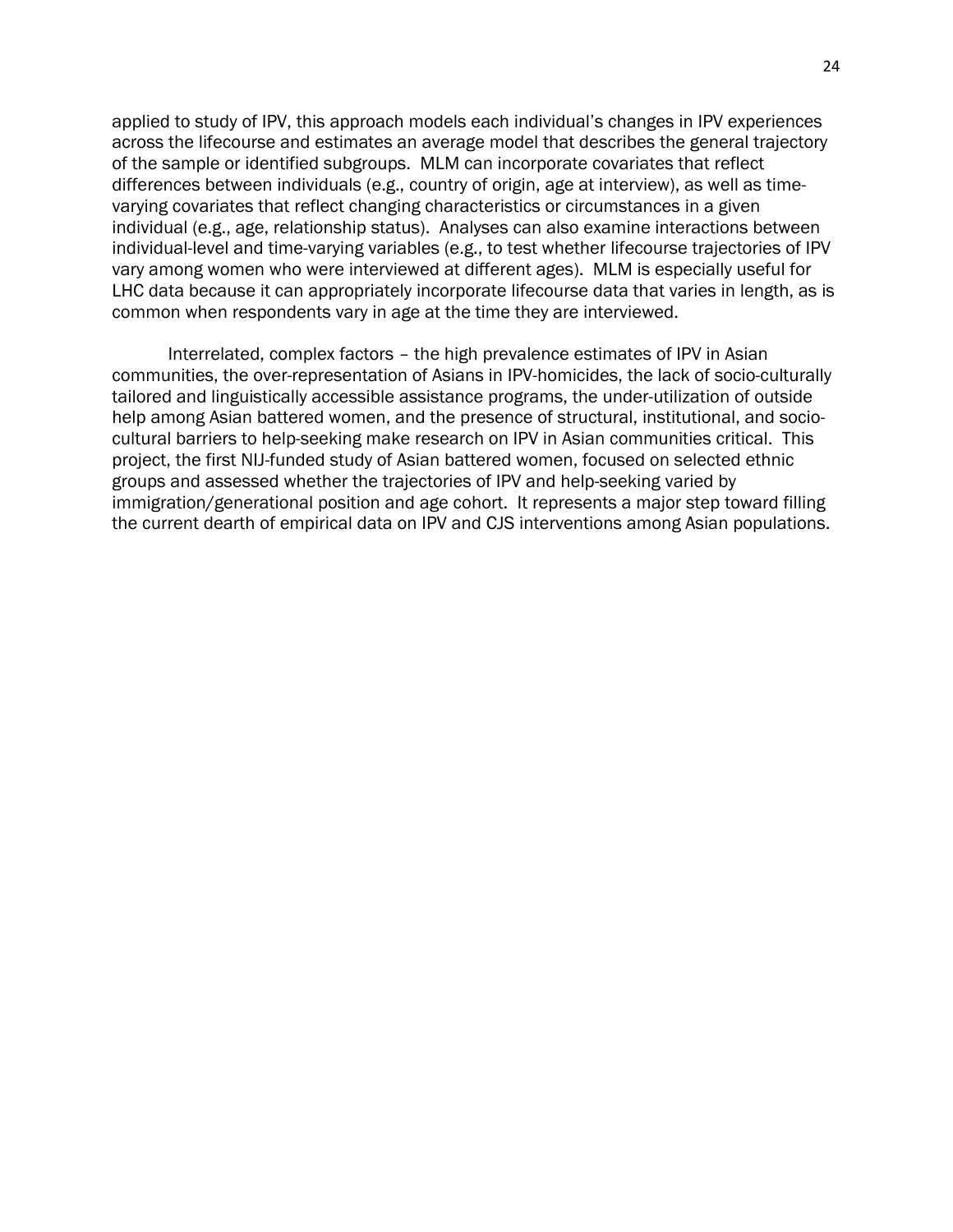applied to study of IPV, this approach models each individual's changes in IPV experiences across the lifecourse and estimates an average model that describes the general trajectory of the sample or identified subgroups. MLM can incorporate covariates that reflect differences between individuals (e.g., country of origin, age at interview), as well as time-varying covariates that reflect changing characteristics or circumstances in a given individual (e.g., age, relationship status). Analyses can also examine interactions between individual-level and time-varying variables (e.g., to test whether lifecourse trajectories of IPV vary among women who were interviewed at different ages). MLM is especially useful for LHC data because it can appropriately incorporate lifecourse data that varies in length, as is common when respondents vary in age at the time they are interviewed.

Interrelated, complex factors – the high prevalence estimates of IPV in Asian communities, the over-representation of Asians in IPV-homicides, the lack of socio-culturally tailored and linguistically accessible assistance programs, the under-utilization of outside help among Asian battered women, and the presence of structural, institutional, and socio-cultural barriers to help-seeking make research on IPV in Asian communities critical. This project, the first NIJ-funded study of Asian battered women, focused on selected ethnic groups and assessed whether the trajectories of IPV and help-seeking varied by immigration/generational position and age cohort. It represents a major step toward filling the current dearth of empirical data on IPV and CJS interventions among Asian populations.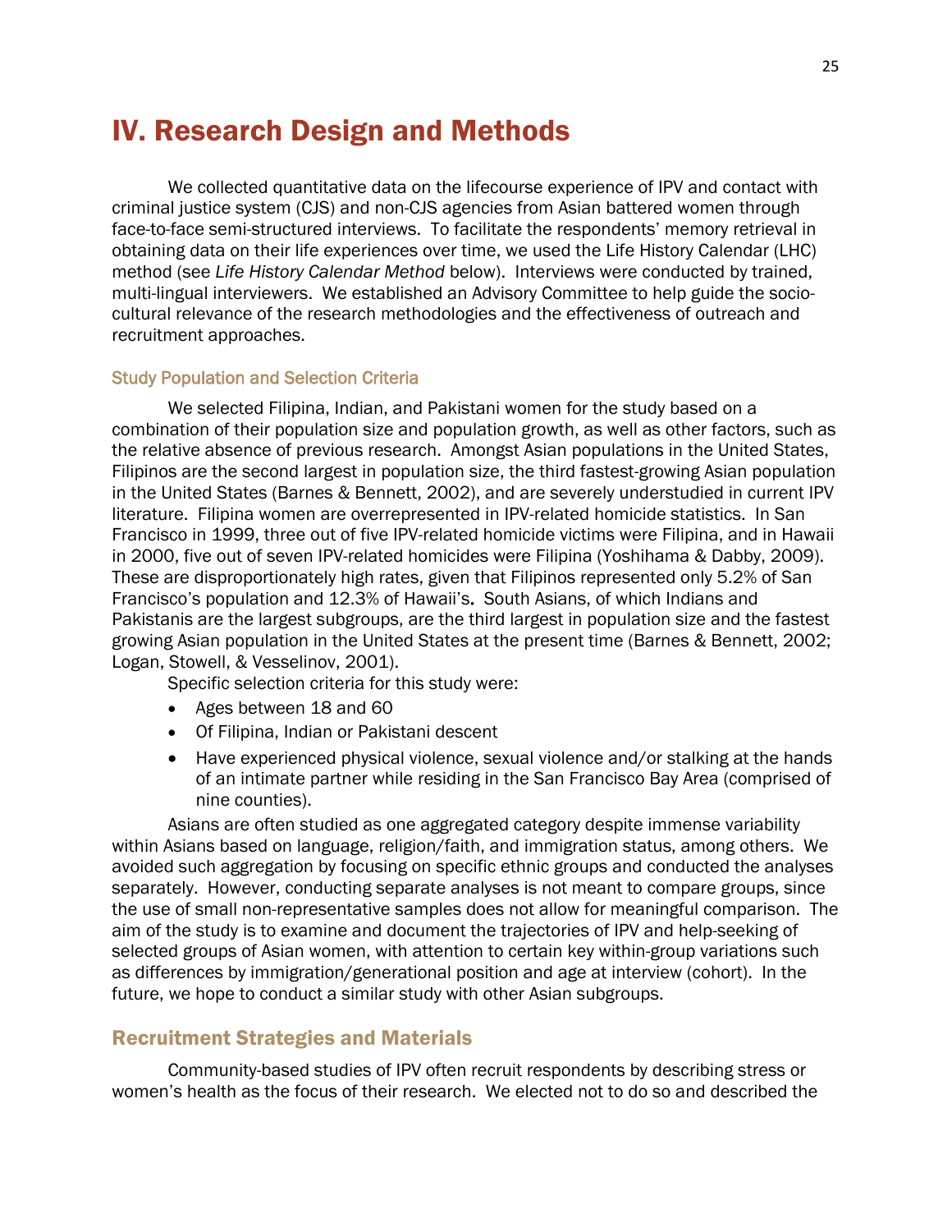# IV. Research Design and Methods

We collected quantitative data on the lifecourse experience of IPV and contact with criminal justice system (CJS) and non-CJS agencies from Asian battered women through face-to-face semi-structured interviews. To facilitate the respondents' memory retrieval in obtaining data on their life experiences over time, we used the Life History Calendar (LHC) method (see *Life History Calendar Method* below). Interviews were conducted by trained, multi-lingual interviewers. We established an Advisory Committee to help guide the socio-cultural relevance of the research methodologies and the effectiveness of outreach and recruitment approaches.

### Study Population and Selection Criteria

We selected Filipina, Indian, and Pakistani women for the study based on a combination of their population size and population growth, as well as other factors, such as the relative absence of previous research. Amongst Asian populations in the United States, Filipinos are the second largest in population size, the third fastest-growing Asian population in the United States (Barnes & Bennett, 2002), and are severely understudied in current IPV literature. Filipina women are overrepresented in IPV-related homicide statistics. In San Francisco in 1999, three out of five IPV-related homicide victims were Filipina, and in Hawaii in 2000, five out of seven IPV-related homicides were Filipina (Yoshihama & Dabby, 2009). These are disproportionately high rates, given that Filipinos represented only 5.2% of San Francisco's population and 12.3% of Hawaii's. South Asians, of which Indians and Pakistanis are the largest subgroups, are the third largest in population size and the fastest growing Asian population in the United States at the present time (Barnes & Bennett, 2002; Logan, Stowell, & Vesselinov, 2001).

Specific selection criteria for this study were:

- Ages between 18 and 60
- Of Filipina, Indian or Pakistani descent
- Have experienced physical violence, sexual violence and/or stalking at the hands of an intimate partner while residing in the San Francisco Bay Area (comprised of nine counties).

Asians are often studied as one aggregated category despite immense variability within Asians based on language, religion/faith, and immigration status, among others. We avoided such aggregation by focusing on specific ethnic groups and conducted the analyses separately. However, conducting separate analyses is not meant to compare groups, since the use of small non-representative samples does not allow for meaningful comparison. The aim of the study is to examine and document the trajectories of IPV and help-seeking of selected groups of Asian women, with attention to certain key within-group variations such as differences by immigration/generational position and age at interview (cohort). In the future, we hope to conduct a similar study with other Asian subgroups.

## Recruitment Strategies and Materials

Community-based studies of IPV often recruit respondents by describing stress or women's health as the focus of their research. We elected not to do so and described the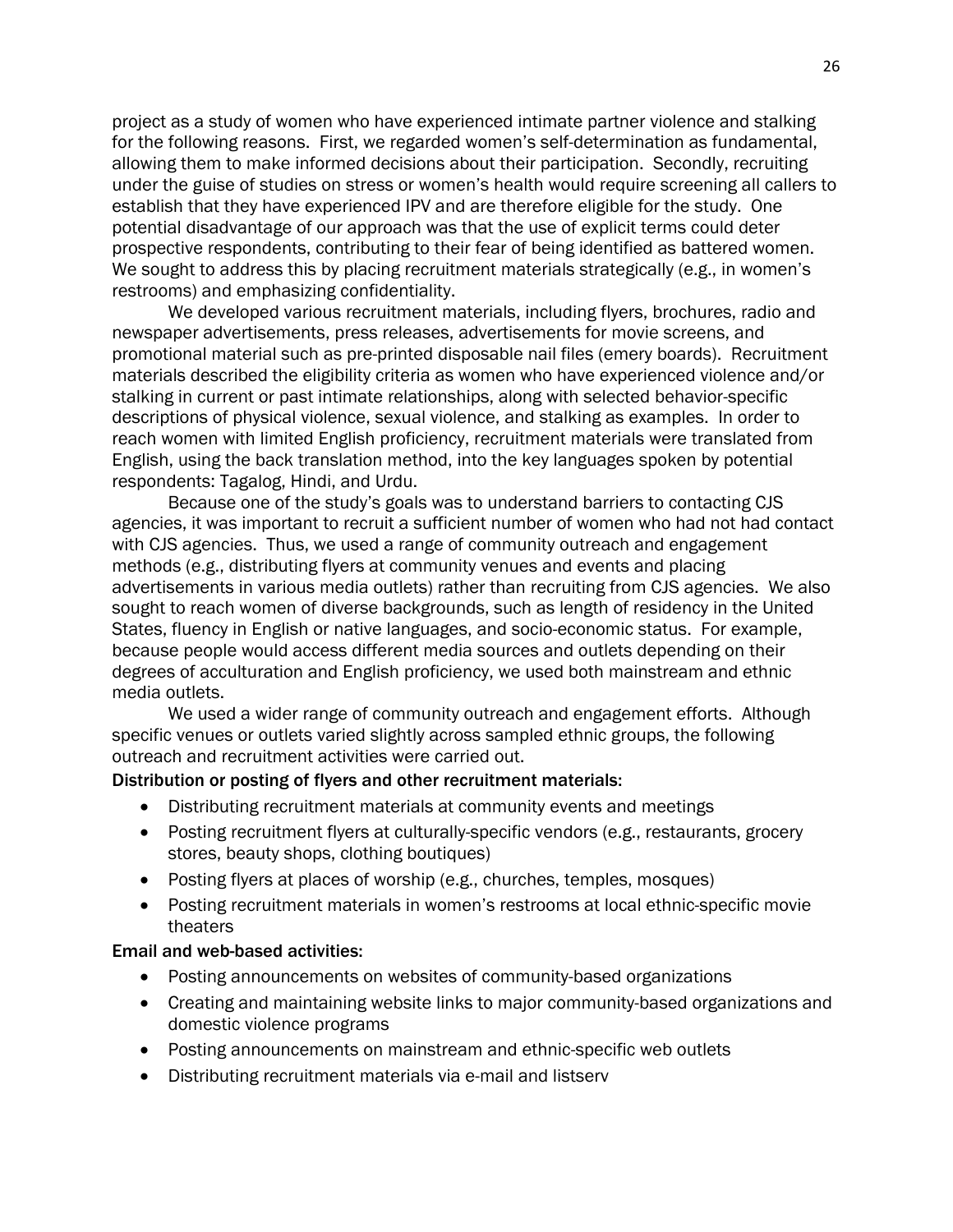project as a study of women who have experienced intimate partner violence and stalking for the following reasons. First, we regarded women's self-determination as fundamental, allowing them to make informed decisions about their participation. Secondly, recruiting under the guise of studies on stress or women's health would require screening all callers to establish that they have experienced IPV and are therefore eligible for the study. One potential disadvantage of our approach was that the use of explicit terms could deter prospective respondents, contributing to their fear of being identified as battered women. We sought to address this by placing recruitment materials strategically (e.g., in women's restrooms) and emphasizing confidentiality.

We developed various recruitment materials, including flyers, brochures, radio and newspaper advertisements, press releases, advertisements for movie screens, and promotional material such as pre-printed disposable nail files (emery boards). Recruitment materials described the eligibility criteria as women who have experienced violence and/or stalking in current or past intimate relationships, along with selected behavior-specific descriptions of physical violence, sexual violence, and stalking as examples. In order to reach women with limited English proficiency, recruitment materials were translated from English, using the back translation method, into the key languages spoken by potential respondents: Tagalog, Hindi, and Urdu.

Because one of the study's goals was to understand barriers to contacting CJS agencies, it was important to recruit a sufficient number of women who had not had contact with CJS agencies. Thus, we used a range of community outreach and engagement methods (e.g., distributing flyers at community venues and events and placing advertisements in various media outlets) rather than recruiting from CJS agencies. We also sought to reach women of diverse backgrounds, such as length of residency in the United States, fluency in English or native languages, and socio-economic status. For example, because people would access different media sources and outlets depending on their degrees of acculturation and English proficiency, we used both mainstream and ethnic media outlets.

We used a wider range of community outreach and engagement efforts. Although specific venues or outlets varied slightly across sampled ethnic groups, the following outreach and recruitment activities were carried out.

**Distribution or posting of flyers and other recruitment materials:**

- Distributing recruitment materials at community events and meetings
- Posting recruitment flyers at culturally-specific vendors (e.g., restaurants, grocery stores, beauty shops, clothing boutiques)
- Posting flyers at places of worship (e.g., churches, temples, mosques)
- Posting recruitment materials in women's restrooms at local ethnic-specific movie theaters

**Email and web-based activities:**

- Posting announcements on websites of community-based organizations
- Creating and maintaining website links to major community-based organizations and domestic violence programs
- Posting announcements on mainstream and ethnic-specific web outlets
- Distributing recruitment materials via e-mail and listserv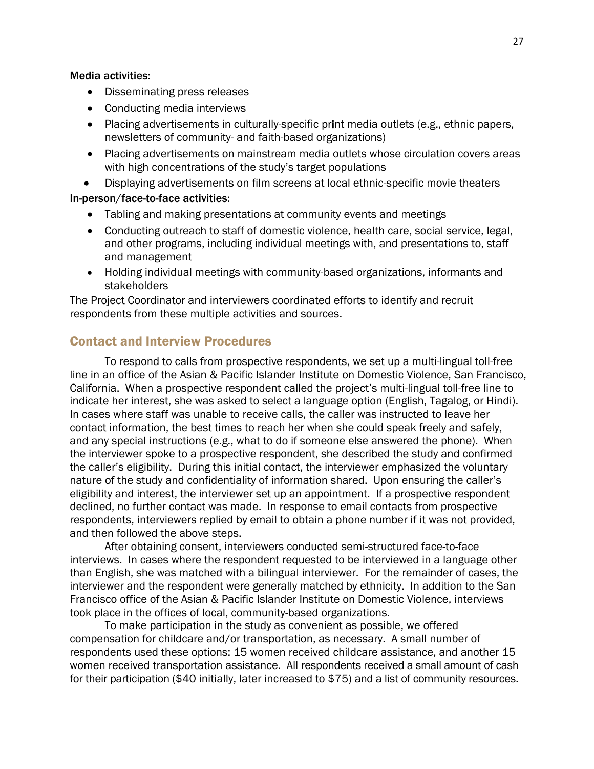**Media activities:**

- Disseminating press releases
- Conducting media interviews
- Placing advertisements in culturally-specific print media outlets (e.g., ethnic papers, newsletters of community- and faith-based organizations)
- Placing advertisements on mainstream media outlets whose circulation covers areas with high concentrations of the study's target populations
- Displaying advertisements on film screens at local ethnic-specific movie theaters

**In-person/face-to-face activities:**

- Tabling and making presentations at community events and meetings
- Conducting outreach to staff of domestic violence, health care, social service, legal, and other programs, including individual meetings with, and presentations to, staff and management
- Holding individual meetings with community-based organizations, informants and stakeholders

The Project Coordinator and interviewers coordinated efforts to identify and recruit respondents from these multiple activities and sources.

## Contact and Interview Procedures

To respond to calls from prospective respondents, we set up a multi-lingual toll-free line in an office of the Asian & Pacific Islander Institute on Domestic Violence, San Francisco, California. When a prospective respondent called the project's multi-lingual toll-free line to indicate her interest, she was asked to select a language option (English, Tagalog, or Hindi). In cases where staff was unable to receive calls, the caller was instructed to leave her contact information, the best times to reach her when she could speak freely and safely, and any special instructions (e.g., what to do if someone else answered the phone). When the interviewer spoke to a prospective respondent, she described the study and confirmed the caller's eligibility. During this initial contact, the interviewer emphasized the voluntary nature of the study and confidentiality of information shared. Upon ensuring the caller's eligibility and interest, the interviewer set up an appointment. If a prospective respondent declined, no further contact was made. In response to email contacts from prospective respondents, interviewers replied by email to obtain a phone number if it was not provided, and then followed the above steps.

After obtaining consent, interviewers conducted semi-structured face-to-face interviews. In cases where the respondent requested to be interviewed in a language other than English, she was matched with a bilingual interviewer. For the remainder of cases, the interviewer and the respondent were generally matched by ethnicity. In addition to the San Francisco office of the Asian & Pacific Islander Institute on Domestic Violence, interviews took place in the offices of local, community-based organizations.

To make participation in the study as convenient as possible, we offered compensation for childcare and/or transportation, as necessary. A small number of respondents used these options: 15 women received childcare assistance, and another 15 women received transportation assistance. All respondents received a small amount of cash for their participation ($40 initially, later increased to $75) and a list of community resources.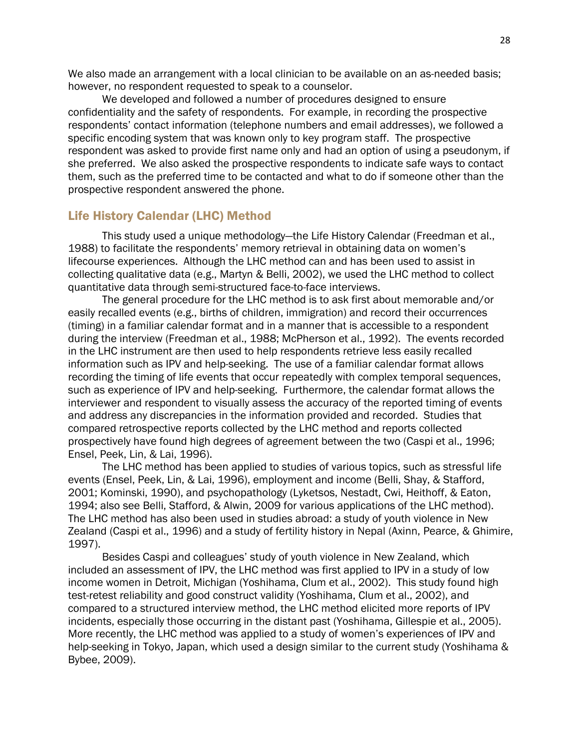We also made an arrangement with a local clinician to be available on an as-needed basis; however, no respondent requested to speak to a counselor.

We developed and followed a number of procedures designed to ensure confidentiality and the safety of respondents. For example, in recording the prospective respondents' contact information (telephone numbers and email addresses), we followed a specific encoding system that was known only to key program staff. The prospective respondent was asked to provide first name only and had an option of using a pseudonym, if she preferred. We also asked the prospective respondents to indicate safe ways to contact them, such as the preferred time to be contacted and what to do if someone other than the prospective respondent answered the phone.

## Life History Calendar (LHC) Method

This study used a unique methodology—the Life History Calendar (Freedman et al., 1988) to facilitate the respondents' memory retrieval in obtaining data on women's lifecourse experiences. Although the LHC method can and has been used to assist in collecting qualitative data (e.g., Martyn & Belli, 2002), we used the LHC method to collect quantitative data through semi-structured face-to-face interviews.

The general procedure for the LHC method is to ask first about memorable and/or easily recalled events (e.g., births of children, immigration) and record their occurrences (timing) in a familiar calendar format and in a manner that is accessible to a respondent during the interview (Freedman et al., 1988; McPherson et al., 1992). The events recorded in the LHC instrument are then used to help respondents retrieve less easily recalled information such as IPV and help-seeking. The use of a familiar calendar format allows recording the timing of life events that occur repeatedly with complex temporal sequences, such as experience of IPV and help-seeking. Furthermore, the calendar format allows the interviewer and respondent to visually assess the accuracy of the reported timing of events and address any discrepancies in the information provided and recorded. Studies that compared retrospective reports collected by the LHC method and reports collected prospectively have found high degrees of agreement between the two (Caspi et al., 1996; Ensel, Peek, Lin, & Lai, 1996).

The LHC method has been applied to studies of various topics, such as stressful life events (Ensel, Peek, Lin, & Lai, 1996), employment and income (Belli, Shay, & Stafford, 2001; Kominski, 1990), and psychopathology (Lyketsos, Nestadt, Cwi, Heithoff, & Eaton, 1994; also see Belli, Stafford, & Alwin, 2009 for various applications of the LHC method). The LHC method has also been used in studies abroad: a study of youth violence in New Zealand (Caspi et al., 1996) and a study of fertility history in Nepal (Axinn, Pearce, & Ghimire, 1997).

Besides Caspi and colleagues' study of youth violence in New Zealand, which included an assessment of IPV, the LHC method was first applied to IPV in a study of low income women in Detroit, Michigan (Yoshihama, Clum et al., 2002). This study found high test-retest reliability and good construct validity (Yoshihama, Clum et al., 2002), and compared to a structured interview method, the LHC method elicited more reports of IPV incidents, especially those occurring in the distant past (Yoshihama, Gillespie et al., 2005). More recently, the LHC method was applied to a study of women's experiences of IPV and help-seeking in Tokyo, Japan, which used a design similar to the current study (Yoshihama & Bybee, 2009).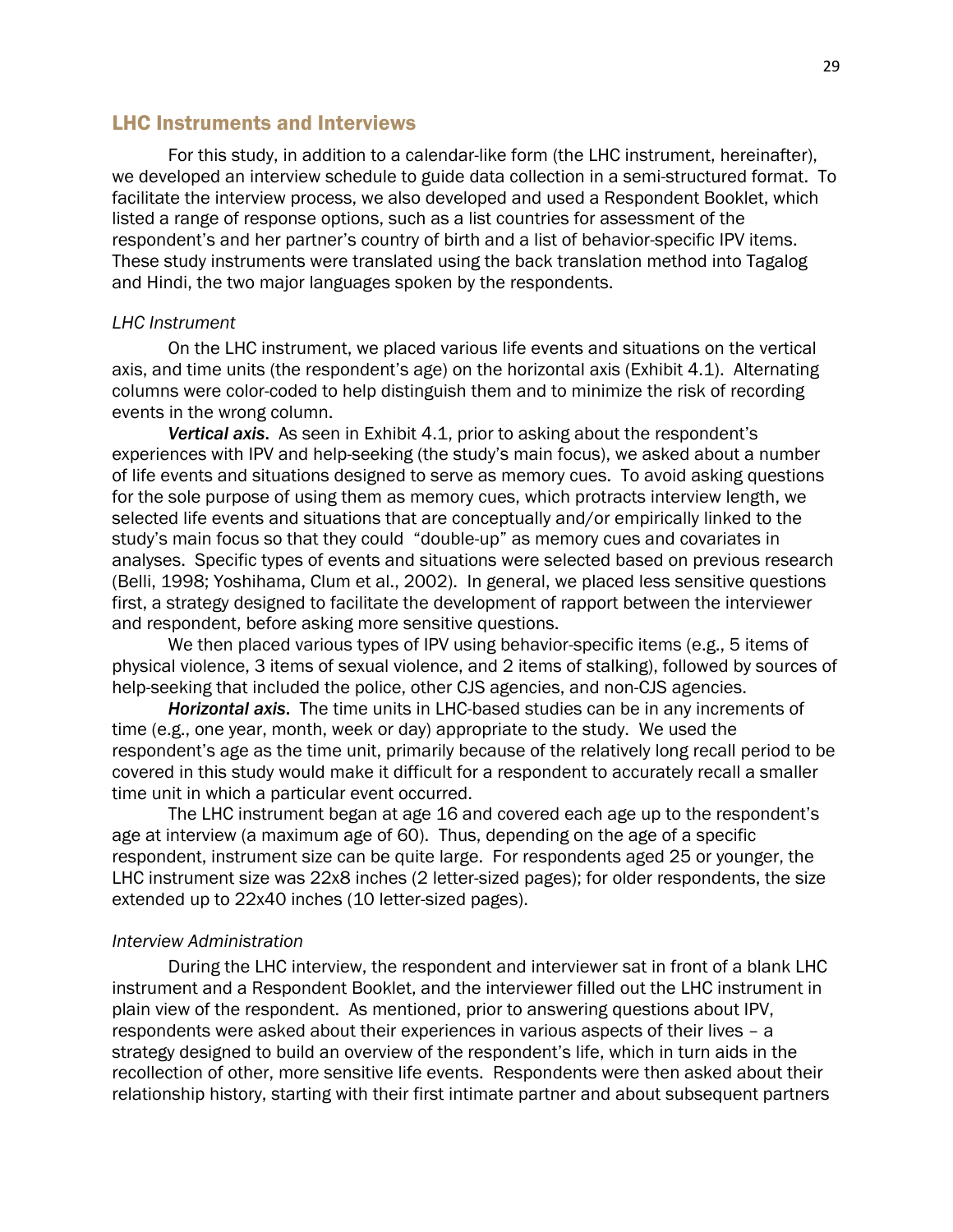## LHC Instruments and Interviews

For this study, in addition to a calendar-like form (the LHC instrument, hereinafter), we developed an interview schedule to guide data collection in a semi-structured format. To facilitate the interview process, we also developed and used a Respondent Booklet, which listed a range of response options, such as a list countries for assessment of the respondent's and her partner's country of birth and a list of behavior-specific IPV items. These study instruments were translated using the back translation method into Tagalog and Hindi, the two major languages spoken by the respondents.

### *LHC Instrument*

On the LHC instrument, we placed various life events and situations on the vertical axis, and time units (the respondent's age) on the horizontal axis (Exhibit 4.1). Alternating columns were color-coded to help distinguish them and to minimize the risk of recording events in the wrong column.

***Vertical axis***. As seen in Exhibit 4.1, prior to asking about the respondent's experiences with IPV and help-seeking (the study's main focus), we asked about a number of life events and situations designed to serve as memory cues. To avoid asking questions for the sole purpose of using them as memory cues, which protracts interview length, we selected life events and situations that are conceptually and/or empirically linked to the study's main focus so that they could "double-up" as memory cues and covariates in analyses. Specific types of events and situations were selected based on previous research (Belli, 1998; Yoshihama, Clum et al., 2002). In general, we placed less sensitive questions first, a strategy designed to facilitate the development of rapport between the interviewer and respondent, before asking more sensitive questions.

We then placed various types of IPV using behavior-specific items (e.g., 5 items of physical violence, 3 items of sexual violence, and 2 items of stalking), followed by sources of help-seeking that included the police, other CJS agencies, and non-CJS agencies.

***Horizontal axis***. The time units in LHC-based studies can be in any increments of time (e.g., one year, month, week or day) appropriate to the study. We used the respondent's age as the time unit, primarily because of the relatively long recall period to be covered in this study would make it difficult for a respondent to accurately recall a smaller time unit in which a particular event occurred.

The LHC instrument began at age 16 and covered each age up to the respondent's age at interview (a maximum age of 60). Thus, depending on the age of a specific respondent, instrument size can be quite large. For respondents aged 25 or younger, the LHC instrument size was 22x8 inches (2 letter-sized pages); for older respondents, the size extended up to 22x40 inches (10 letter-sized pages).

### *Interview Administration*

During the LHC interview, the respondent and interviewer sat in front of a blank LHC instrument and a Respondent Booklet, and the interviewer filled out the LHC instrument in plain view of the respondent. As mentioned, prior to answering questions about IPV, respondents were asked about their experiences in various aspects of their lives – a strategy designed to build an overview of the respondent's life, which in turn aids in the recollection of other, more sensitive life events. Respondents were then asked about their relationship history, starting with their first intimate partner and about subsequent partners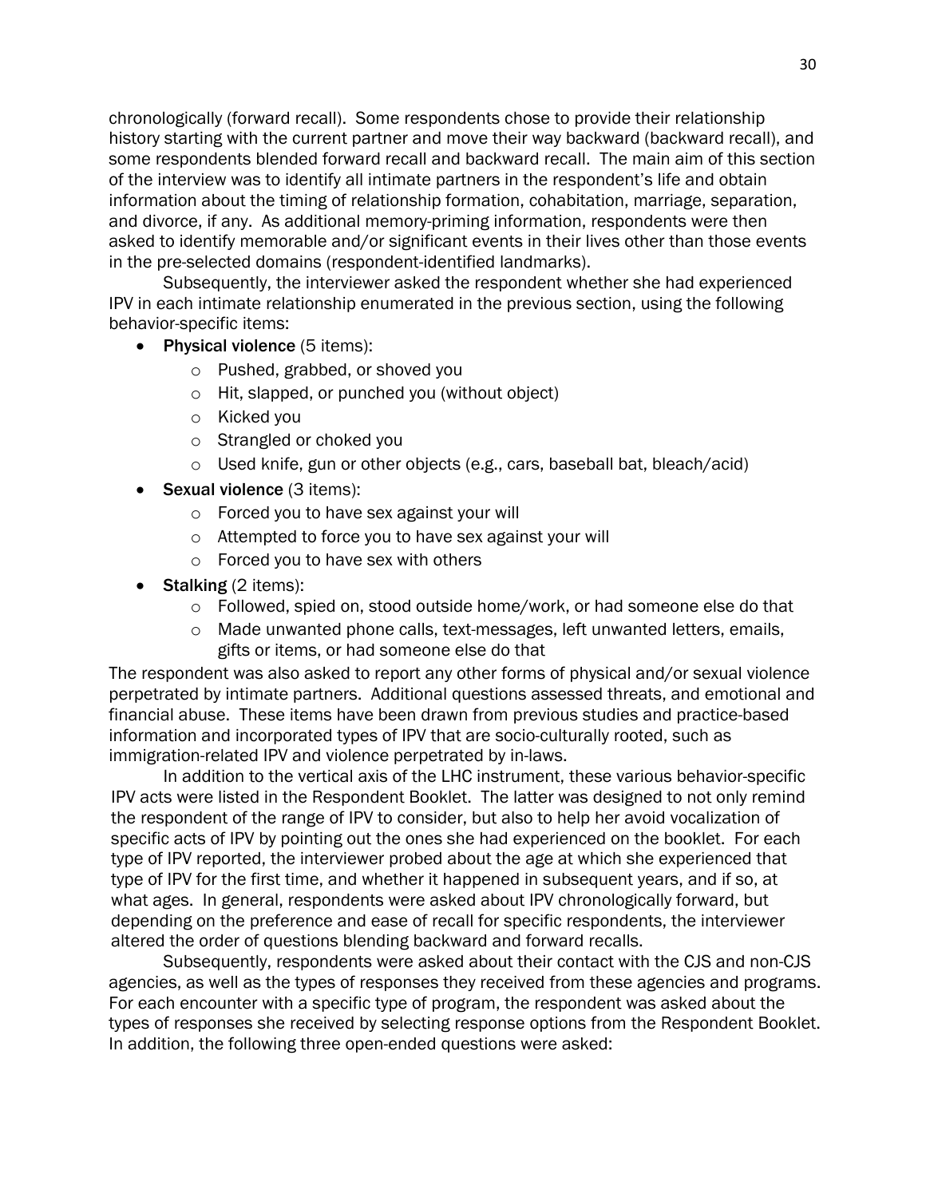chronologically (forward recall). Some respondents chose to provide their relationship history starting with the current partner and move their way backward (backward recall), and some respondents blended forward recall and backward recall. The main aim of this section of the interview was to identify all intimate partners in the respondent's life and obtain information about the timing of relationship formation, cohabitation, marriage, separation, and divorce, if any. As additional memory-priming information, respondents were then asked to identify memorable and/or significant events in their lives other than those events in the pre-selected domains (respondent-identified landmarks).

Subsequently, the interviewer asked the respondent whether she had experienced IPV in each intimate relationship enumerated in the previous section, using the following behavior-specific items:

- **Physical violence** (5 items):
  - Pushed, grabbed, or shoved you
  - Hit, slapped, or punched you (without object)
  - Kicked you
  - Strangled or choked you
  - Used knife, gun or other objects (e.g., cars, baseball bat, bleach/acid)
- **Sexual violence** (3 items):
  - Forced you to have sex against your will
  - Attempted to force you to have sex against your will
  - Forced you to have sex with others
- **Stalking** (2 items):
  - Followed, spied on, stood outside home/work, or had someone else do that
  - Made unwanted phone calls, text-messages, left unwanted letters, emails, gifts or items, or had someone else do that

The respondent was also asked to report any other forms of physical and/or sexual violence perpetrated by intimate partners. Additional questions assessed threats, and emotional and financial abuse. These items have been drawn from previous studies and practice-based information and incorporated types of IPV that are socio-culturally rooted, such as immigration-related IPV and violence perpetrated by in-laws.

In addition to the vertical axis of the LHC instrument, these various behavior-specific IPV acts were listed in the Respondent Booklet. The latter was designed to not only remind the respondent of the range of IPV to consider, but also to help her avoid vocalization of specific acts of IPV by pointing out the ones she had experienced on the booklet. For each type of IPV reported, the interviewer probed about the age at which she experienced that type of IPV for the first time, and whether it happened in subsequent years, and if so, at what ages. In general, respondents were asked about IPV chronologically forward, but depending on the preference and ease of recall for specific respondents, the interviewer altered the order of questions blending backward and forward recalls.

Subsequently, respondents were asked about their contact with the CJS and non-CJS agencies, as well as the types of responses they received from these agencies and programs. For each encounter with a specific type of program, the respondent was asked about the types of responses she received by selecting response options from the Respondent Booklet. In addition, the following three open-ended questions were asked: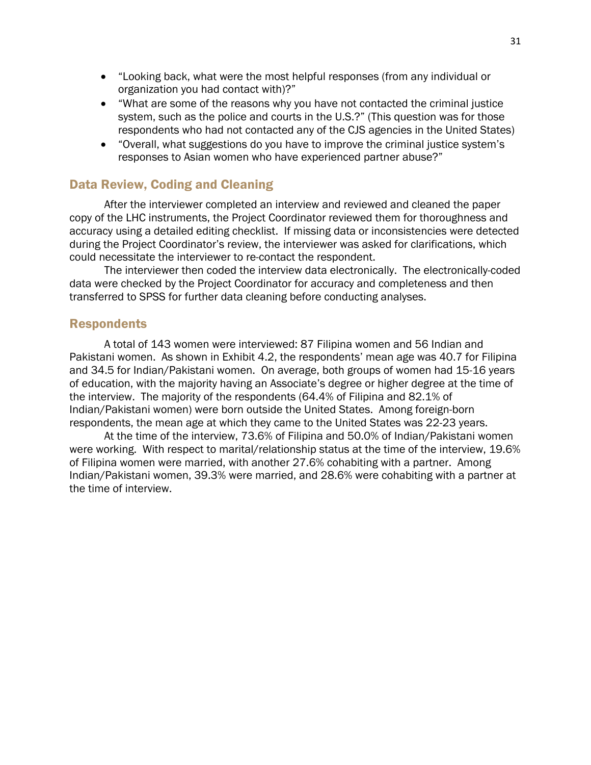- "Looking back, what were the most helpful responses (from any individual or organization you had contact with)?"
- "What are some of the reasons why you have not contacted the criminal justice system, such as the police and courts in the U.S.?" (This question was for those respondents who had not contacted any of the CJS agencies in the United States)
- "Overall, what suggestions do you have to improve the criminal justice system's responses to Asian women who have experienced partner abuse?"

## Data Review, Coding and Cleaning

After the interviewer completed an interview and reviewed and cleaned the paper copy of the LHC instruments, the Project Coordinator reviewed them for thoroughness and accuracy using a detailed editing checklist. If missing data or inconsistencies were detected during the Project Coordinator's review, the interviewer was asked for clarifications, which could necessitate the interviewer to re-contact the respondent.

The interviewer then coded the interview data electronically. The electronically-coded data were checked by the Project Coordinator for accuracy and completeness and then transferred to SPSS for further data cleaning before conducting analyses.

## Respondents

A total of 143 women were interviewed: 87 Filipina women and 56 Indian and Pakistani women. As shown in Exhibit 4.2, the respondents' mean age was 40.7 for Filipina and 34.5 for Indian/Pakistani women. On average, both groups of women had 15-16 years of education, with the majority having an Associate's degree or higher degree at the time of the interview. The majority of the respondents (64.4% of Filipina and 82.1% of Indian/Pakistani women) were born outside the United States. Among foreign-born respondents, the mean age at which they came to the United States was 22-23 years.

At the time of the interview, 73.6% of Filipina and 50.0% of Indian/Pakistani women were working. With respect to marital/relationship status at the time of the interview, 19.6% of Filipina women were married, with another 27.6% cohabiting with a partner. Among Indian/Pakistani women, 39.3% were married, and 28.6% were cohabiting with a partner at the time of interview.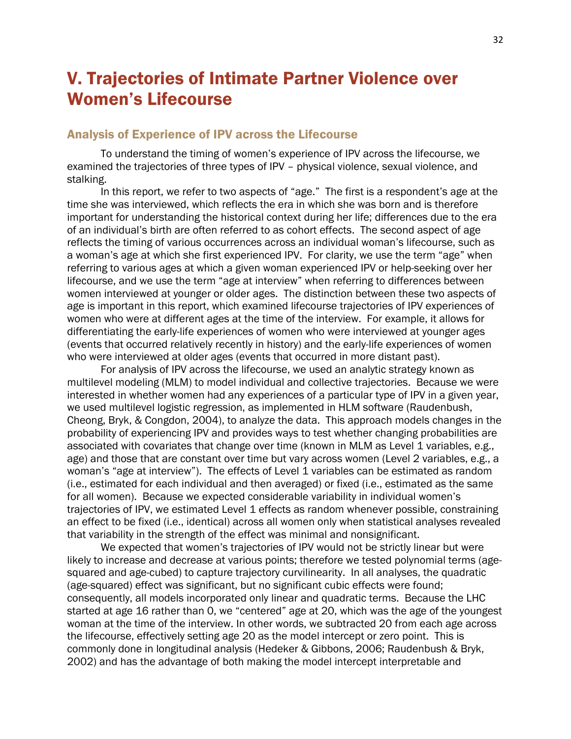# V. Trajectories of Intimate Partner Violence over Women's Lifecourse

## Analysis of Experience of IPV across the Lifecourse

To understand the timing of women's experience of IPV across the lifecourse, we examined the trajectories of three types of IPV – physical violence, sexual violence, and stalking.

In this report, we refer to two aspects of "age." The first is a respondent's age at the time she was interviewed, which reflects the era in which she was born and is therefore important for understanding the historical context during her life; differences due to the era of an individual's birth are often referred to as cohort effects. The second aspect of age reflects the timing of various occurrences across an individual woman's lifecourse, such as a woman's age at which she first experienced IPV. For clarity, we use the term "age" when referring to various ages at which a given woman experienced IPV or help-seeking over her lifecourse, and we use the term "age at interview" when referring to differences between women interviewed at younger or older ages. The distinction between these two aspects of age is important in this report, which examined lifecourse trajectories of IPV experiences of women who were at different ages at the time of the interview. For example, it allows for differentiating the early-life experiences of women who were interviewed at younger ages (events that occurred relatively recently in history) and the early-life experiences of women who were interviewed at older ages (events that occurred in more distant past).

For analysis of IPV across the lifecourse, we used an analytic strategy known as multilevel modeling (MLM) to model individual and collective trajectories. Because we were interested in whether women had any experiences of a particular type of IPV in a given year, we used multilevel logistic regression, as implemented in HLM software (Raudenbush, Cheong, Bryk, & Congdon, 2004), to analyze the data. This approach models changes in the probability of experiencing IPV and provides ways to test whether changing probabilities are associated with covariates that change over time (known in MLM as Level 1 variables, e.g., age) and those that are constant over time but vary across women (Level 2 variables, e.g., a woman's "age at interview"). The effects of Level 1 variables can be estimated as random (i.e., estimated for each individual and then averaged) or fixed (i.e., estimated as the same for all women). Because we expected considerable variability in individual women's trajectories of IPV, we estimated Level 1 effects as random whenever possible, constraining an effect to be fixed (i.e., identical) across all women only when statistical analyses revealed that variability in the strength of the effect was minimal and nonsignificant.

We expected that women's trajectories of IPV would not be strictly linear but were likely to increase and decrease at various points; therefore we tested polynomial terms (age-squared and age-cubed) to capture trajectory curvilinearity. In all analyses, the quadratic (age-squared) effect was significant, but no significant cubic effects were found; consequently, all models incorporated only linear and quadratic terms. Because the LHC started at age 16 rather than 0, we "centered" age at 20, which was the age of the youngest woman at the time of the interview. In other words, we subtracted 20 from each age across the lifecourse, effectively setting age 20 as the model intercept or zero point. This is commonly done in longitudinal analysis (Hedeker & Gibbons, 2006; Raudenbush & Bryk, 2002) and has the advantage of both making the model intercept interpretable and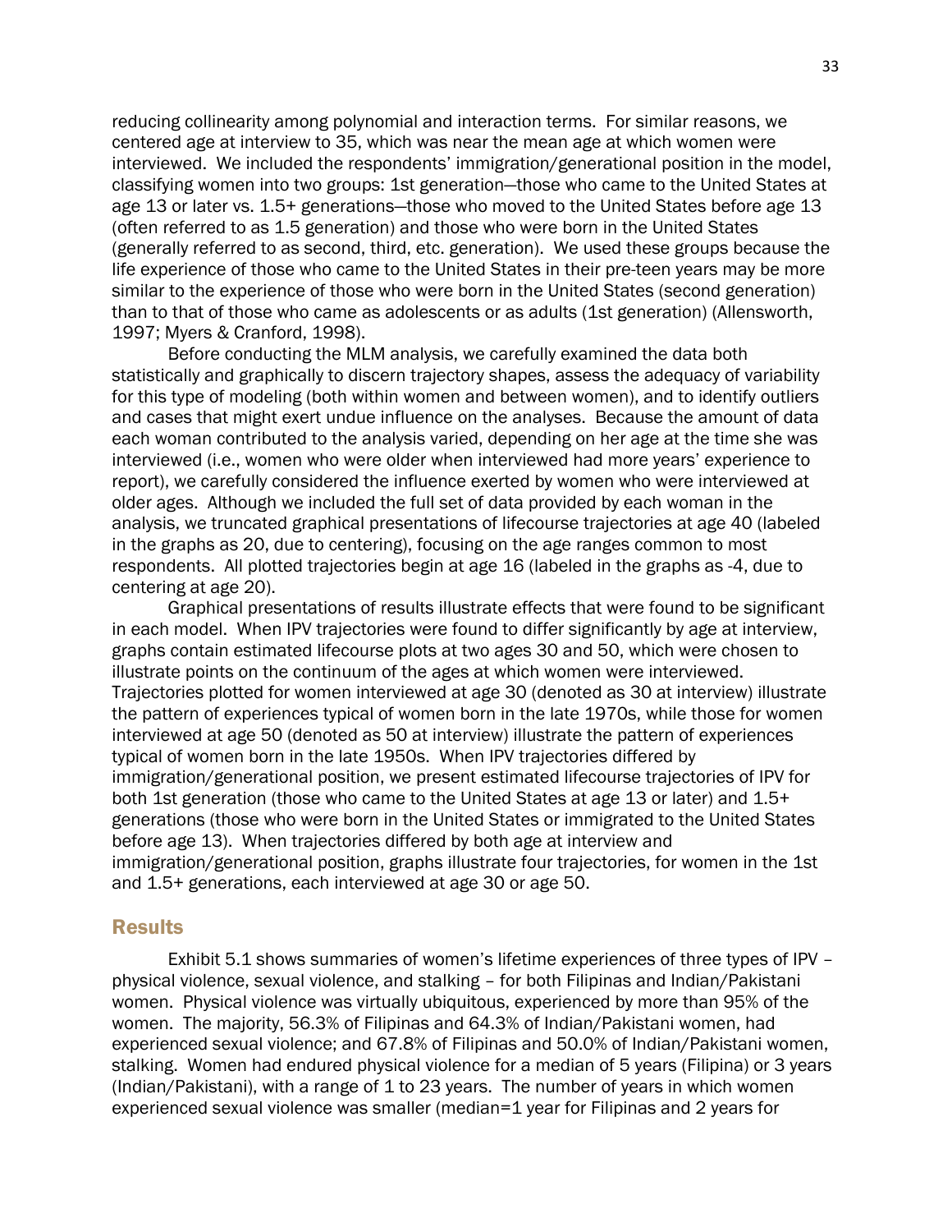reducing collinearity among polynomial and interaction terms. For similar reasons, we centered age at interview to 35, which was near the mean age at which women were interviewed. We included the respondents' immigration/generational position in the model, classifying women into two groups: 1st generation—those who came to the United States at age 13 or later vs. 1.5+ generations—those who moved to the United States before age 13 (often referred to as 1.5 generation) and those who were born in the United States (generally referred to as second, third, etc. generation). We used these groups because the life experience of those who came to the United States in their pre-teen years may be more similar to the experience of those who were born in the United States (second generation) than to that of those who came as adolescents or as adults (1st generation) (Allensworth, 1997; Myers & Cranford, 1998).

Before conducting the MLM analysis, we carefully examined the data both statistically and graphically to discern trajectory shapes, assess the adequacy of variability for this type of modeling (both within women and between women), and to identify outliers and cases that might exert undue influence on the analyses. Because the amount of data each woman contributed to the analysis varied, depending on her age at the time she was interviewed (i.e., women who were older when interviewed had more years' experience to report), we carefully considered the influence exerted by women who were interviewed at older ages. Although we included the full set of data provided by each woman in the analysis, we truncated graphical presentations of lifecourse trajectories at age 40 (labeled in the graphs as 20, due to centering), focusing on the age ranges common to most respondents. All plotted trajectories begin at age 16 (labeled in the graphs as -4, due to centering at age 20).

Graphical presentations of results illustrate effects that were found to be significant in each model. When IPV trajectories were found to differ significantly by age at interview, graphs contain estimated lifecourse plots at two ages 30 and 50, which were chosen to illustrate points on the continuum of the ages at which women were interviewed. Trajectories plotted for women interviewed at age 30 (denoted as 30 at interview) illustrate the pattern of experiences typical of women born in the late 1970s, while those for women interviewed at age 50 (denoted as 50 at interview) illustrate the pattern of experiences typical of women born in the late 1950s. When IPV trajectories differed by immigration/generational position, we present estimated lifecourse trajectories of IPV for both 1st generation (those who came to the United States at age 13 or later) and 1.5+ generations (those who were born in the United States or immigrated to the United States before age 13). When trajectories differed by both age at interview and immigration/generational position, graphs illustrate four trajectories, for women in the 1st and 1.5+ generations, each interviewed at age 30 or age 50.

## Results

Exhibit 5.1 shows summaries of women's lifetime experiences of three types of IPV – physical violence, sexual violence, and stalking – for both Filipinas and Indian/Pakistani women. Physical violence was virtually ubiquitous, experienced by more than 95% of the women. The majority, 56.3% of Filipinas and 64.3% of Indian/Pakistani women, had experienced sexual violence; and 67.8% of Filipinas and 50.0% of Indian/Pakistani women, stalking. Women had endured physical violence for a median of 5 years (Filipina) or 3 years (Indian/Pakistani), with a range of 1 to 23 years. The number of years in which women experienced sexual violence was smaller (median=1 year for Filipinas and 2 years for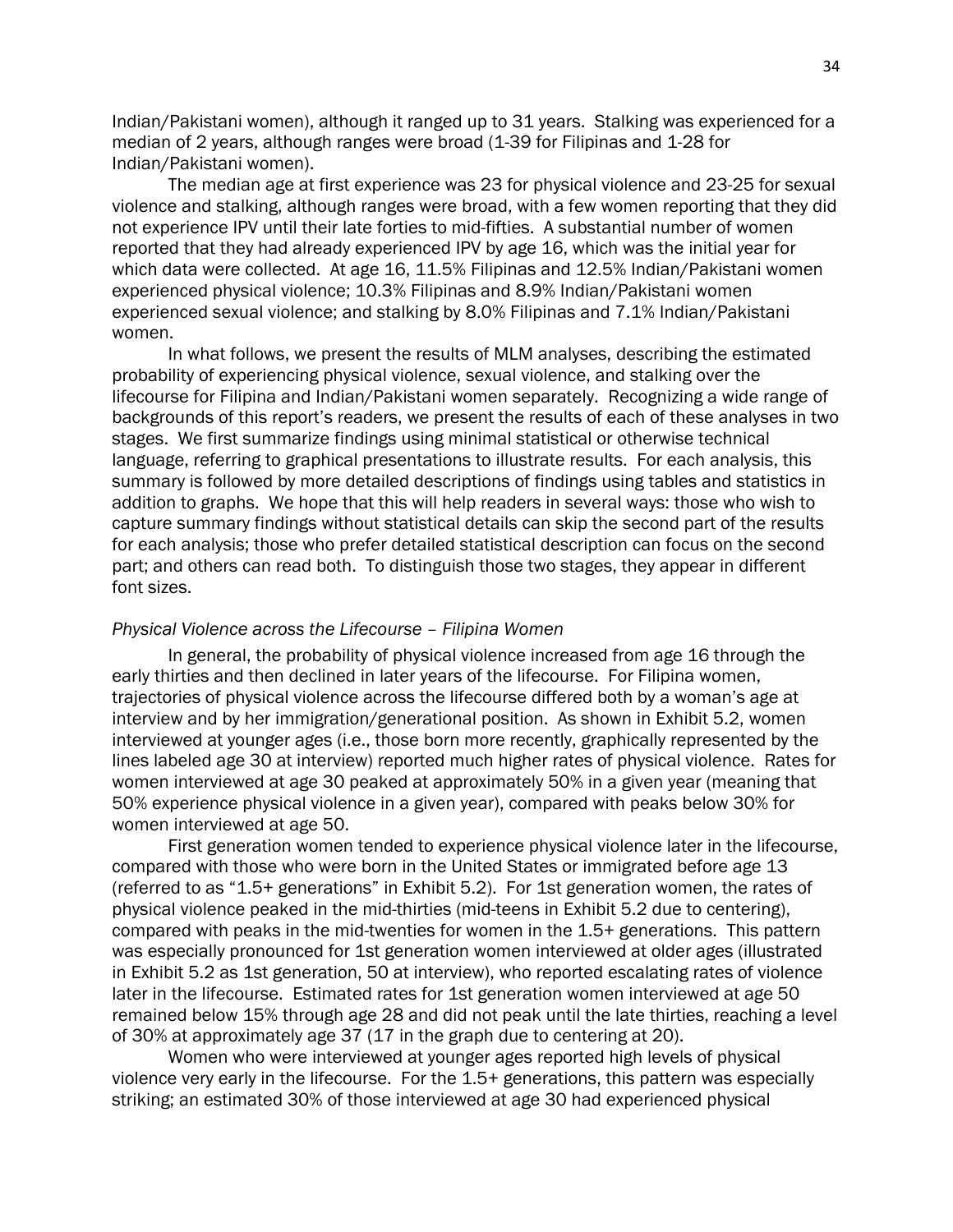Indian/Pakistani women), although it ranged up to 31 years. Stalking was experienced for a median of 2 years, although ranges were broad (1-39 for Filipinas and 1-28 for Indian/Pakistani women).

The median age at first experience was 23 for physical violence and 23-25 for sexual violence and stalking, although ranges were broad, with a few women reporting that they did not experience IPV until their late forties to mid-fifties. A substantial number of women reported that they had already experienced IPV by age 16, which was the initial year for which data were collected. At age 16, 11.5% Filipinas and 12.5% Indian/Pakistani women experienced physical violence; 10.3% Filipinas and 8.9% Indian/Pakistani women experienced sexual violence; and stalking by 8.0% Filipinas and 7.1% Indian/Pakistani women.

In what follows, we present the results of MLM analyses, describing the estimated probability of experiencing physical violence, sexual violence, and stalking over the lifecourse for Filipina and Indian/Pakistani women separately. Recognizing a wide range of backgrounds of this report's readers, we present the results of each of these analyses in two stages. We first summarize findings using minimal statistical or otherwise technical language, referring to graphical presentations to illustrate results. For each analysis, this summary is followed by more detailed descriptions of findings using tables and statistics in addition to graphs. We hope that this will help readers in several ways: those who wish to capture summary findings without statistical details can skip the second part of the results for each analysis; those who prefer detailed statistical description can focus on the second part; and others can read both. To distinguish those two stages, they appear in different font sizes.

*Physical Violence across the Lifecourse – Filipina Women*

In general, the probability of physical violence increased from age 16 through the early thirties and then declined in later years of the lifecourse. For Filipina women, trajectories of physical violence across the lifecourse differed both by a woman's age at interview and by her immigration/generational position. As shown in Exhibit 5.2, women interviewed at younger ages (i.e., those born more recently, graphically represented by the lines labeled age 30 at interview) reported much higher rates of physical violence. Rates for women interviewed at age 30 peaked at approximately 50% in a given year (meaning that 50% experience physical violence in a given year), compared with peaks below 30% for women interviewed at age 50.

First generation women tended to experience physical violence later in the lifecourse, compared with those who were born in the United States or immigrated before age 13 (referred to as "1.5+ generations" in Exhibit 5.2). For 1st generation women, the rates of physical violence peaked in the mid-thirties (mid-teens in Exhibit 5.2 due to centering), compared with peaks in the mid-twenties for women in the 1.5+ generations. This pattern was especially pronounced for 1st generation women interviewed at older ages (illustrated in Exhibit 5.2 as 1st generation, 50 at interview), who reported escalating rates of violence later in the lifecourse. Estimated rates for 1st generation women interviewed at age 50 remained below 15% through age 28 and did not peak until the late thirties, reaching a level of 30% at approximately age 37 (17 in the graph due to centering at 20).

Women who were interviewed at younger ages reported high levels of physical violence very early in the lifecourse. For the 1.5+ generations, this pattern was especially striking; an estimated 30% of those interviewed at age 30 had experienced physical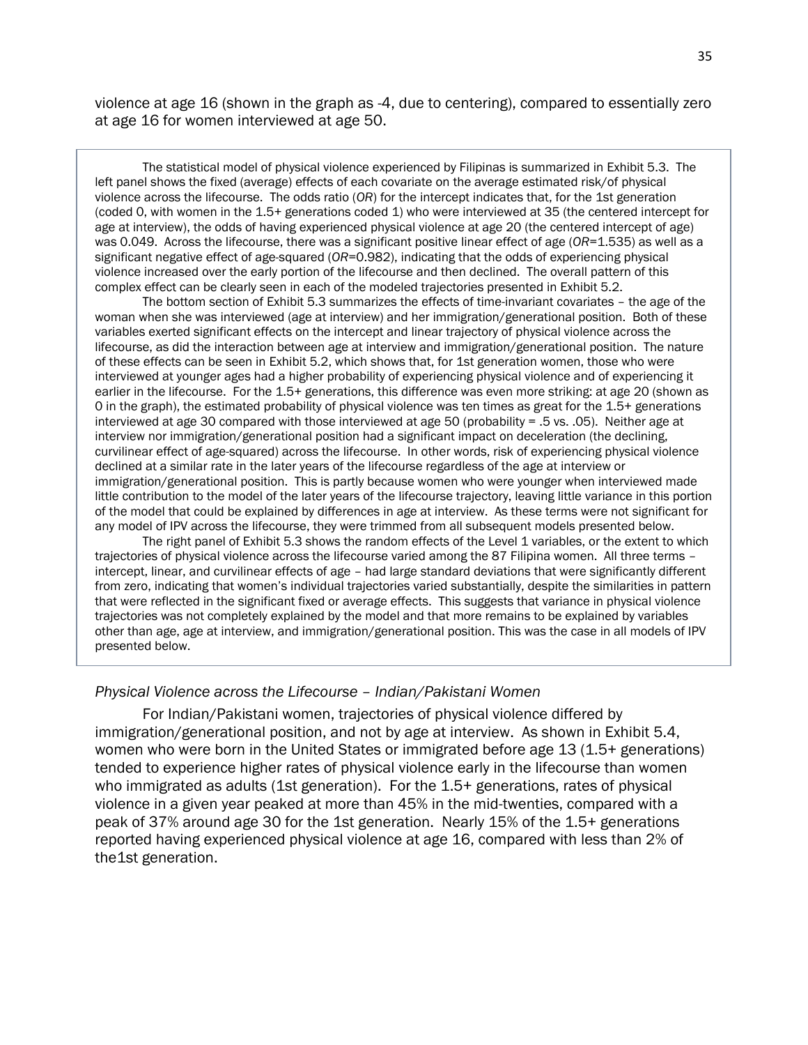violence at age 16 (shown in the graph as -4, due to centering), compared to essentially zero at age 16 for women interviewed at age 50.

> The statistical model of physical violence experienced by Filipinas is summarized in Exhibit 5.3. The left panel shows the fixed (average) effects of each covariate on the average estimated risk/of physical violence across the lifecourse. The odds ratio (*OR*) for the intercept indicates that, for the 1st generation (coded 0, with women in the 1.5+ generations coded 1) who were interviewed at 35 (the centered intercept for age at interview), the odds of having experienced physical violence at age 20 (the centered intercept of age) was 0.049. Across the lifecourse, there was a significant positive linear effect of age (*OR*=1.535) as well as a significant negative effect of age-squared (*OR*=0.982), indicating that the odds of experiencing physical violence increased over the early portion of the lifecourse and then declined. The overall pattern of this complex effect can be clearly seen in each of the modeled trajectories presented in Exhibit 5.2.
>
> The bottom section of Exhibit 5.3 summarizes the effects of time-invariant covariates – the age of the woman when she was interviewed (age at interview) and her immigration/generational position. Both of these variables exerted significant effects on the intercept and linear trajectory of physical violence across the lifecourse, as did the interaction between age at interview and immigration/generational position. The nature of these effects can be seen in Exhibit 5.2, which shows that, for 1st generation women, those who were interviewed at younger ages had a higher probability of experiencing physical violence and of experiencing it earlier in the lifecourse. For the 1.5+ generations, this difference was even more striking: at age 20 (shown as 0 in the graph), the estimated probability of physical violence was ten times as great for the 1.5+ generations interviewed at age 30 compared with those interviewed at age 50 (probability = .5 vs. .05). Neither age at interview nor immigration/generational position had a significant impact on deceleration (the declining, curvilinear effect of age-squared) across the lifecourse. In other words, risk of experiencing physical violence declined at a similar rate in the later years of the lifecourse regardless of the age at interview or immigration/generational position. This is partly because women who were younger when interviewed made little contribution to the model of the later years of the lifecourse trajectory, leaving little variance in this portion of the model that could be explained by differences in age at interview. As these terms were not significant for any model of IPV across the lifecourse, they were trimmed from all subsequent models presented below.
>
> The right panel of Exhibit 5.3 shows the random effects of the Level 1 variables, or the extent to which trajectories of physical violence across the lifecourse varied among the 87 Filipina women. All three terms – intercept, linear, and curvilinear effects of age – had large standard deviations that were significantly different from zero, indicating that women's individual trajectories varied substantially, despite the similarities in pattern that were reflected in the significant fixed or average effects. This suggests that variance in physical violence trajectories was not completely explained by the model and that more remains to be explained by variables other than age, age at interview, and immigration/generational position. This was the case in all models of IPV presented below.

### *Physical Violence across the Lifecourse – Indian/Pakistani Women*

For Indian/Pakistani women, trajectories of physical violence differed by immigration/generational position, and not by age at interview. As shown in Exhibit 5.4, women who were born in the United States or immigrated before age 13 (1.5+ generations) tended to experience higher rates of physical violence early in the lifecourse than women who immigrated as adults (1st generation). For the 1.5+ generations, rates of physical violence in a given year peaked at more than 45% in the mid-twenties, compared with a peak of 37% around age 30 for the 1st generation. Nearly 15% of the 1.5+ generations reported having experienced physical violence at age 16, compared with less than 2% of the1st generation.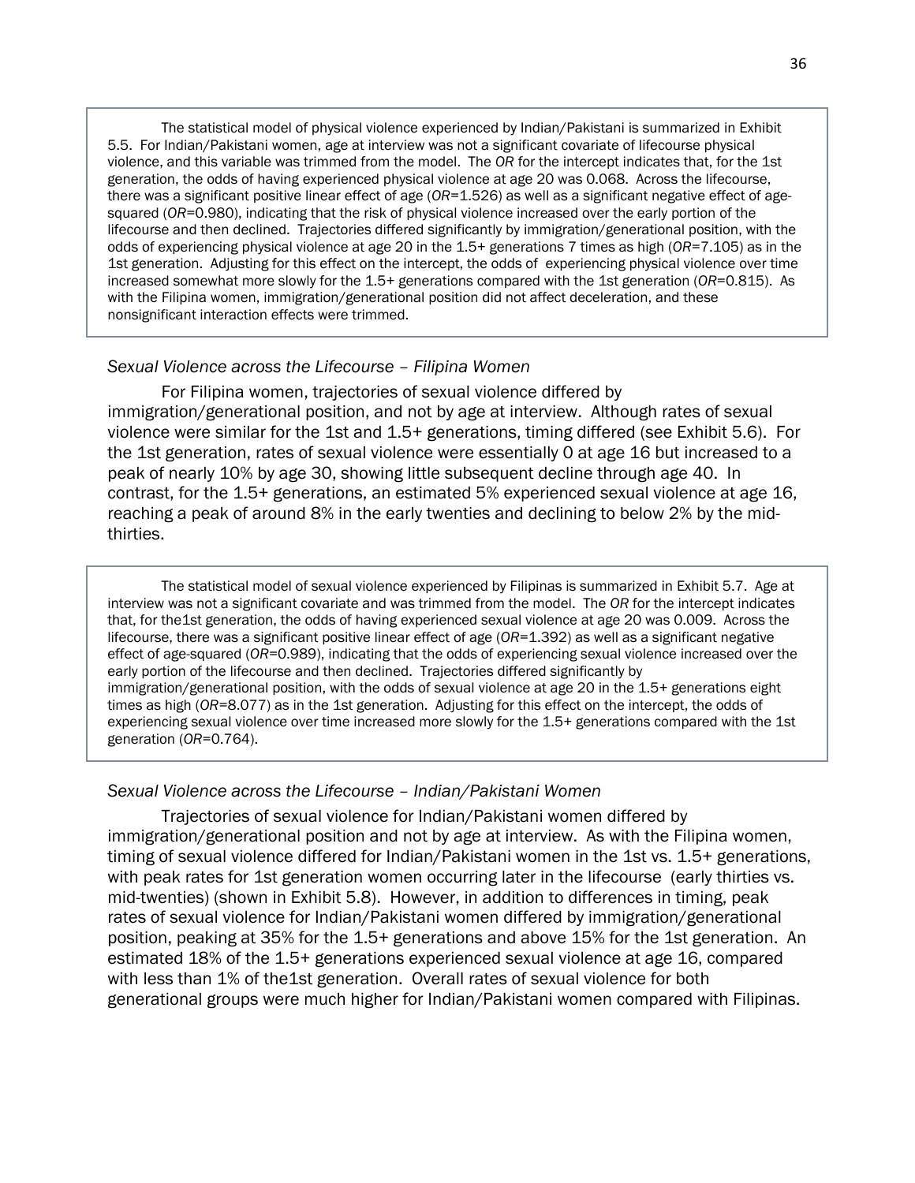The statistical model of physical violence experienced by Indian/Pakistani is summarized in Exhibit 5.5. For Indian/Pakistani women, age at interview was not a significant covariate of lifecourse physical violence, and this variable was trimmed from the model. The *OR* for the intercept indicates that, for the 1st generation, the odds of having experienced physical violence at age 20 was 0.068. Across the lifecourse, there was a significant positive linear effect of age (*OR*=1.526) as well as a significant negative effect of age-squared (*OR*=0.980), indicating that the risk of physical violence increased over the early portion of the lifecourse and then declined. Trajectories differed significantly by immigration/generational position, with the odds of experiencing physical violence at age 20 in the 1.5+ generations 7 times as high (*OR*=7.105) as in the 1st generation. Adjusting for this effect on the intercept, the odds of experiencing physical violence over time increased somewhat more slowly for the 1.5+ generations compared with the 1st generation (*OR*=0.815). As with the Filipina women, immigration/generational position did not affect deceleration, and these nonsignificant interaction effects were trimmed.

### *Sexual Violence across the Lifecourse – Filipina Women*

For Filipina women, trajectories of sexual violence differed by immigration/generational position, and not by age at interview. Although rates of sexual violence were similar for the 1st and 1.5+ generations, timing differed (see Exhibit 5.6). For the 1st generation, rates of sexual violence were essentially 0 at age 16 but increased to a peak of nearly 10% by age 30, showing little subsequent decline through age 40. In contrast, for the 1.5+ generations, an estimated 5% experienced sexual violence at age 16, reaching a peak of around 8% in the early twenties and declining to below 2% by the mid-thirties.

The statistical model of sexual violence experienced by Filipinas is summarized in Exhibit 5.7. Age at interview was not a significant covariate and was trimmed from the model. The *OR* for the intercept indicates that, for the1st generation, the odds of having experienced sexual violence at age 20 was 0.009. Across the lifecourse, there was a significant positive linear effect of age (*OR*=1.392) as well as a significant negative effect of age-squared (*OR*=0.989), indicating that the odds of experiencing sexual violence increased over the early portion of the lifecourse and then declined. Trajectories differed significantly by immigration/generational position, with the odds of sexual violence at age 20 in the 1.5+ generations eight times as high (*OR*=8.077) as in the 1st generation. Adjusting for this effect on the intercept, the odds of experiencing sexual violence over time increased more slowly for the 1.5+ generations compared with the 1st generation (*OR*=0.764).

### *Sexual Violence across the Lifecourse – Indian/Pakistani Women*

Trajectories of sexual violence for Indian/Pakistani women differed by immigration/generational position and not by age at interview. As with the Filipina women, timing of sexual violence differed for Indian/Pakistani women in the 1st vs. 1.5+ generations, with peak rates for 1st generation women occurring later in the lifecourse (early thirties vs. mid-twenties) (shown in Exhibit 5.8). However, in addition to differences in timing, peak rates of sexual violence for Indian/Pakistani women differed by immigration/generational position, peaking at 35% for the 1.5+ generations and above 15% for the 1st generation. An estimated 18% of the 1.5+ generations experienced sexual violence at age 16, compared with less than 1% of the1st generation. Overall rates of sexual violence for both generational groups were much higher for Indian/Pakistani women compared with Filipinas.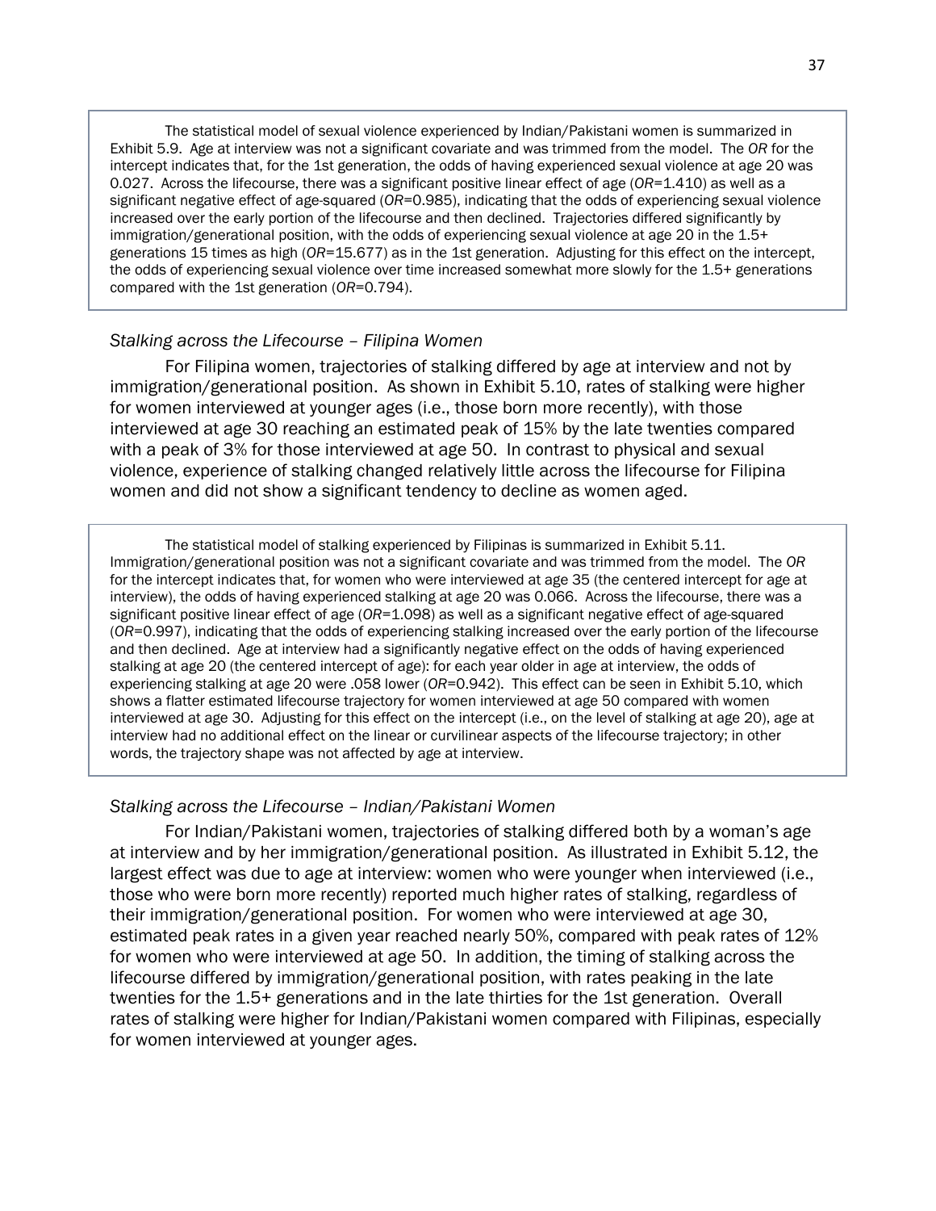The statistical model of sexual violence experienced by Indian/Pakistani women is summarized in Exhibit 5.9. Age at interview was not a significant covariate and was trimmed from the model. The *OR* for the intercept indicates that, for the 1st generation, the odds of having experienced sexual violence at age 20 was 0.027. Across the lifecourse, there was a significant positive linear effect of age (*OR*=1.410) as well as a significant negative effect of age-squared (*OR*=0.985), indicating that the odds of experiencing sexual violence increased over the early portion of the lifecourse and then declined. Trajectories differed significantly by immigration/generational position, with the odds of experiencing sexual violence at age 20 in the 1.5+ generations 15 times as high (*OR*=15.677) as in the 1st generation. Adjusting for this effect on the intercept, the odds of experiencing sexual violence over time increased somewhat more slowly for the 1.5+ generations compared with the 1st generation (*OR*=0.794).

### *Stalking across the Lifecourse – Filipina Women*

For Filipina women, trajectories of stalking differed by age at interview and not by immigration/generational position. As shown in Exhibit 5.10, rates of stalking were higher for women interviewed at younger ages (i.e., those born more recently), with those interviewed at age 30 reaching an estimated peak of 15% by the late twenties compared with a peak of 3% for those interviewed at age 50. In contrast to physical and sexual violence, experience of stalking changed relatively little across the lifecourse for Filipina women and did not show a significant tendency to decline as women aged.

The statistical model of stalking experienced by Filipinas is summarized in Exhibit 5.11. Immigration/generational position was not a significant covariate and was trimmed from the model. The *OR* for the intercept indicates that, for women who were interviewed at age 35 (the centered intercept for age at interview), the odds of having experienced stalking at age 20 was 0.066. Across the lifecourse, there was a significant positive linear effect of age (*OR*=1.098) as well as a significant negative effect of age-squared (*OR*=0.997), indicating that the odds of experiencing stalking increased over the early portion of the lifecourse and then declined. Age at interview had a significantly negative effect on the odds of having experienced stalking at age 20 (the centered intercept of age): for each year older in age at interview, the odds of experiencing stalking at age 20 were .058 lower (*OR*=0.942). This effect can be seen in Exhibit 5.10, which shows a flatter estimated lifecourse trajectory for women interviewed at age 50 compared with women interviewed at age 30. Adjusting for this effect on the intercept (i.e., on the level of stalking at age 20), age at interview had no additional effect on the linear or curvilinear aspects of the lifecourse trajectory; in other words, the trajectory shape was not affected by age at interview.

### *Stalking across the Lifecourse – Indian/Pakistani Women*

For Indian/Pakistani women, trajectories of stalking differed both by a woman's age at interview and by her immigration/generational position. As illustrated in Exhibit 5.12, the largest effect was due to age at interview: women who were younger when interviewed (i.e., those who were born more recently) reported much higher rates of stalking, regardless of their immigration/generational position. For women who were interviewed at age 30, estimated peak rates in a given year reached nearly 50%, compared with peak rates of 12% for women who were interviewed at age 50. In addition, the timing of stalking across the lifecourse differed by immigration/generational position, with rates peaking in the late twenties for the 1.5+ generations and in the late thirties for the 1st generation. Overall rates of stalking were higher for Indian/Pakistani women compared with Filipinas, especially for women interviewed at younger ages.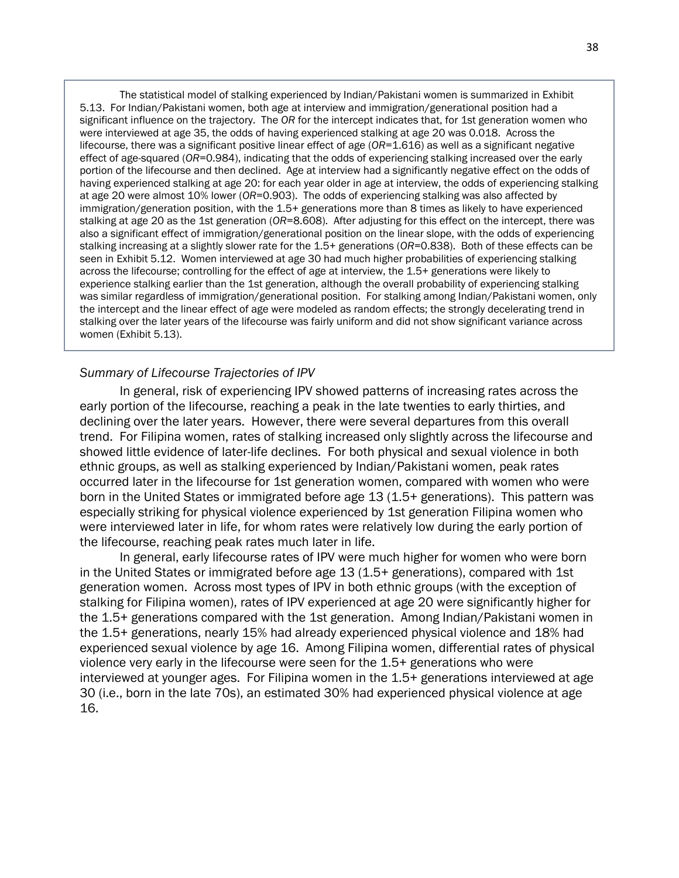The statistical model of stalking experienced by Indian/Pakistani women is summarized in Exhibit 5.13. For Indian/Pakistani women, both age at interview and immigration/generational position had a significant influence on the trajectory. The *OR* for the intercept indicates that, for 1st generation women who were interviewed at age 35, the odds of having experienced stalking at age 20 was 0.018. Across the lifecourse, there was a significant positive linear effect of age (*OR*=1.616) as well as a significant negative effect of age-squared (*OR*=0.984), indicating that the odds of experiencing stalking increased over the early portion of the lifecourse and then declined. Age at interview had a significantly negative effect on the odds of having experienced stalking at age 20: for each year older in age at interview, the odds of experiencing stalking at age 20 were almost 10% lower (*OR*=0.903). The odds of experiencing stalking was also affected by immigration/generation position, with the 1.5+ generations more than 8 times as likely to have experienced stalking at age 20 as the 1st generation (*OR*=8.608). After adjusting for this effect on the intercept, there was also a significant effect of immigration/generational position on the linear slope, with the odds of experiencing stalking increasing at a slightly slower rate for the 1.5+ generations (*OR*=0.838). Both of these effects can be seen in Exhibit 5.12. Women interviewed at age 30 had much higher probabilities of experiencing stalking across the lifecourse; controlling for the effect of age at interview, the 1.5+ generations were likely to experience stalking earlier than the 1st generation, although the overall probability of experiencing stalking was similar regardless of immigration/generational position. For stalking among Indian/Pakistani women, only the intercept and the linear effect of age were modeled as random effects; the strongly decelerating trend in stalking over the later years of the lifecourse was fairly uniform and did not show significant variance across women (Exhibit 5.13).

*Summary of Lifecourse Trajectories of IPV*

In general, risk of experiencing IPV showed patterns of increasing rates across the early portion of the lifecourse, reaching a peak in the late twenties to early thirties, and declining over the later years. However, there were several departures from this overall trend. For Filipina women, rates of stalking increased only slightly across the lifecourse and showed little evidence of later-life declines. For both physical and sexual violence in both ethnic groups, as well as stalking experienced by Indian/Pakistani women, peak rates occurred later in the lifecourse for 1st generation women, compared with women who were born in the United States or immigrated before age 13 (1.5+ generations). This pattern was especially striking for physical violence experienced by 1st generation Filipina women who were interviewed later in life, for whom rates were relatively low during the early portion of the lifecourse, reaching peak rates much later in life.

In general, early lifecourse rates of IPV were much higher for women who were born in the United States or immigrated before age 13 (1.5+ generations), compared with 1st generation women. Across most types of IPV in both ethnic groups (with the exception of stalking for Filipina women), rates of IPV experienced at age 20 were significantly higher for the 1.5+ generations compared with the 1st generation. Among Indian/Pakistani women in the 1.5+ generations, nearly 15% had already experienced physical violence and 18% had experienced sexual violence by age 16. Among Filipina women, differential rates of physical violence very early in the lifecourse were seen for the 1.5+ generations who were interviewed at younger ages. For Filipina women in the 1.5+ generations interviewed at age 30 (i.e., born in the late 70s), an estimated 30% had experienced physical violence at age 16.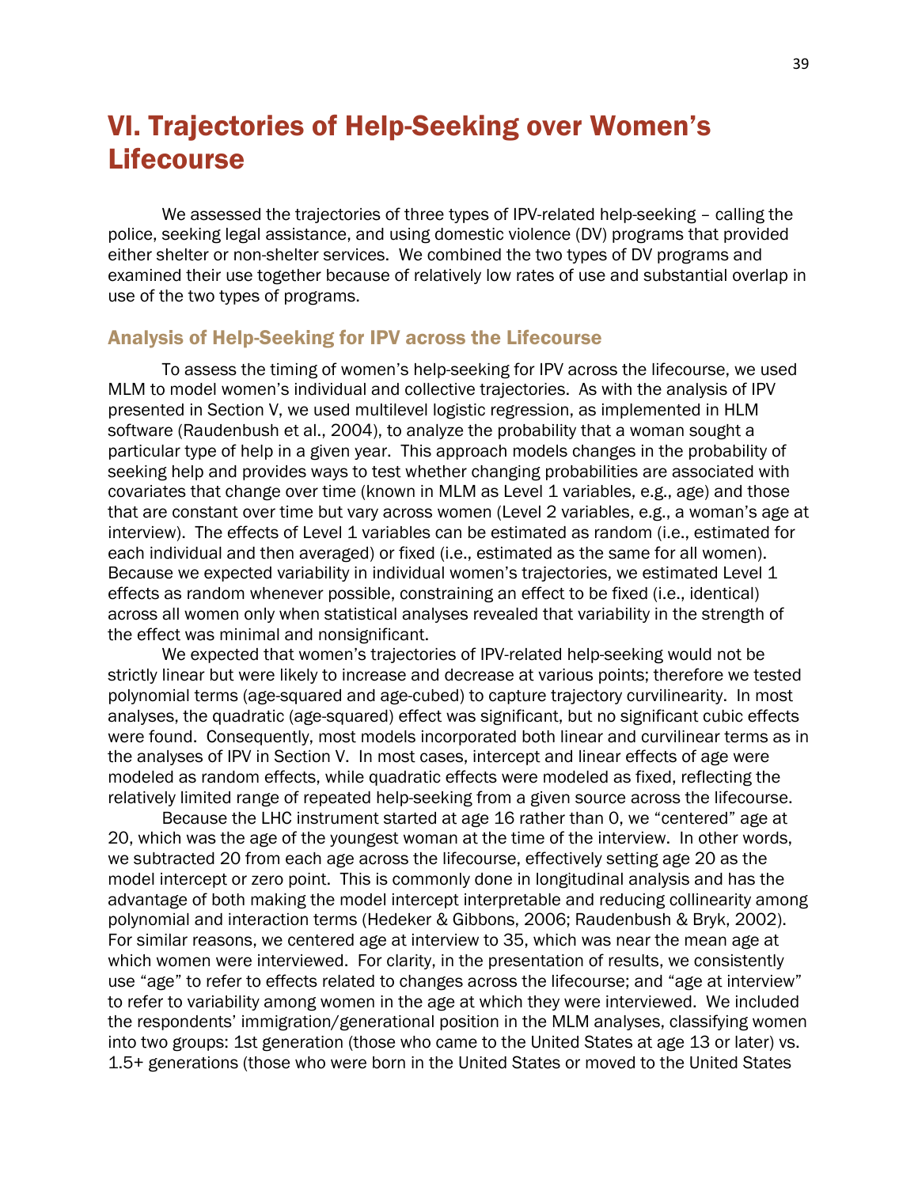# VI. Trajectories of Help-Seeking over Women's Lifecourse

We assessed the trajectories of three types of IPV-related help-seeking – calling the police, seeking legal assistance, and using domestic violence (DV) programs that provided either shelter or non-shelter services. We combined the two types of DV programs and examined their use together because of relatively low rates of use and substantial overlap in use of the two types of programs.

## Analysis of Help-Seeking for IPV across the Lifecourse

To assess the timing of women's help-seeking for IPV across the lifecourse, we used MLM to model women's individual and collective trajectories. As with the analysis of IPV presented in Section V, we used multilevel logistic regression, as implemented in HLM software (Raudenbush et al., 2004), to analyze the probability that a woman sought a particular type of help in a given year. This approach models changes in the probability of seeking help and provides ways to test whether changing probabilities are associated with covariates that change over time (known in MLM as Level 1 variables, e.g., age) and those that are constant over time but vary across women (Level 2 variables, e.g., a woman's age at interview). The effects of Level 1 variables can be estimated as random (i.e., estimated for each individual and then averaged) or fixed (i.e., estimated as the same for all women). Because we expected variability in individual women's trajectories, we estimated Level 1 effects as random whenever possible, constraining an effect to be fixed (i.e., identical) across all women only when statistical analyses revealed that variability in the strength of the effect was minimal and nonsignificant.

We expected that women's trajectories of IPV-related help-seeking would not be strictly linear but were likely to increase and decrease at various points; therefore we tested polynomial terms (age-squared and age-cubed) to capture trajectory curvilinearity. In most analyses, the quadratic (age-squared) effect was significant, but no significant cubic effects were found. Consequently, most models incorporated both linear and curvilinear terms as in the analyses of IPV in Section V. In most cases, intercept and linear effects of age were modeled as random effects, while quadratic effects were modeled as fixed, reflecting the relatively limited range of repeated help-seeking from a given source across the lifecourse.

Because the LHC instrument started at age 16 rather than 0, we "centered" age at 20, which was the age of the youngest woman at the time of the interview. In other words, we subtracted 20 from each age across the lifecourse, effectively setting age 20 as the model intercept or zero point. This is commonly done in longitudinal analysis and has the advantage of both making the model intercept interpretable and reducing collinearity among polynomial and interaction terms (Hedeker & Gibbons, 2006; Raudenbush & Bryk, 2002). For similar reasons, we centered age at interview to 35, which was near the mean age at which women were interviewed. For clarity, in the presentation of results, we consistently use "age" to refer to effects related to changes across the lifecourse; and "age at interview" to refer to variability among women in the age at which they were interviewed. We included the respondents' immigration/generational position in the MLM analyses, classifying women into two groups: 1st generation (those who came to the United States at age 13 or later) vs. 1.5+ generations (those who were born in the United States or moved to the United States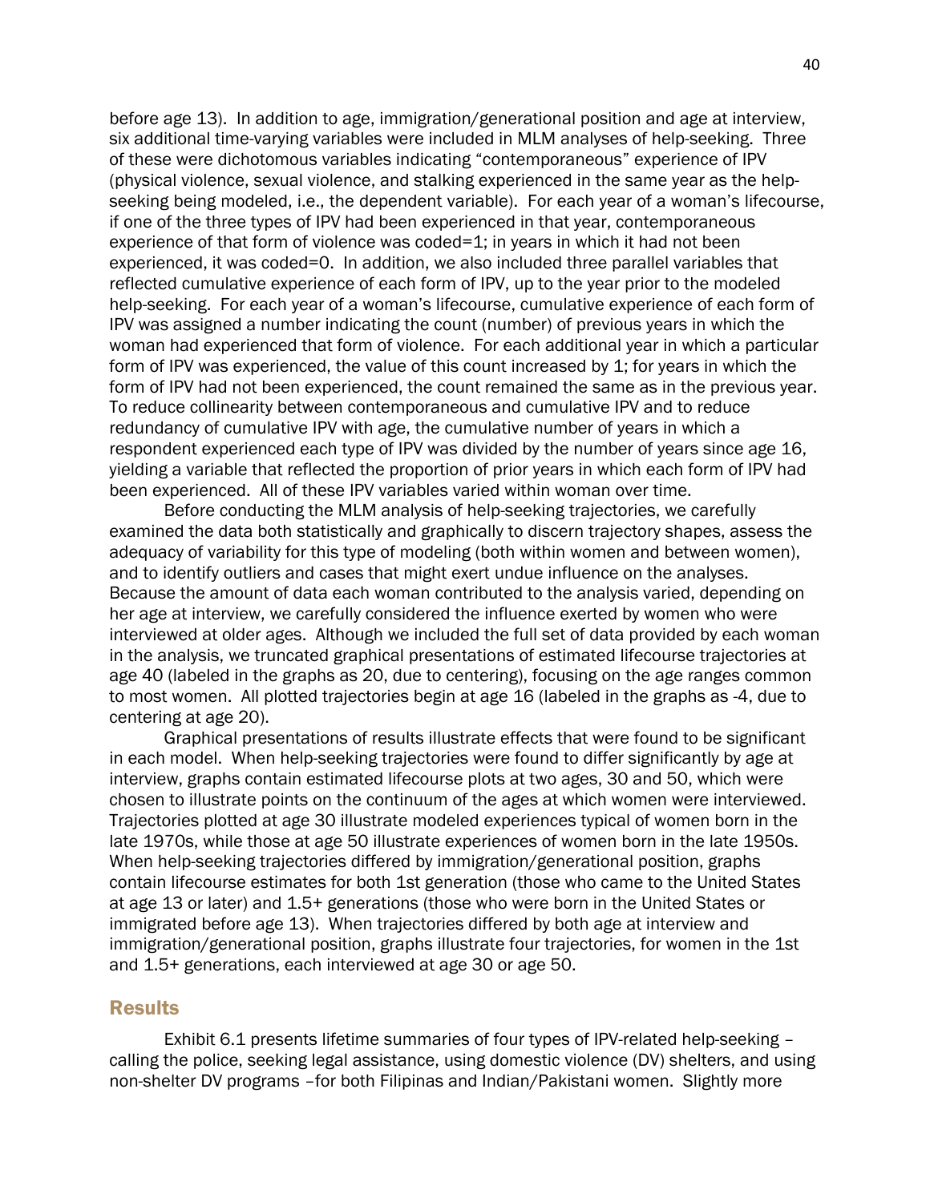before age 13). In addition to age, immigration/generational position and age at interview, six additional time-varying variables were included in MLM analyses of help-seeking. Three of these were dichotomous variables indicating "contemporaneous" experience of IPV (physical violence, sexual violence, and stalking experienced in the same year as the help-seeking being modeled, i.e., the dependent variable). For each year of a woman's lifecourse, if one of the three types of IPV had been experienced in that year, contemporaneous experience of that form of violence was coded=1; in years in which it had not been experienced, it was coded=0. In addition, we also included three parallel variables that reflected cumulative experience of each form of IPV, up to the year prior to the modeled help-seeking. For each year of a woman's lifecourse, cumulative experience of each form of IPV was assigned a number indicating the count (number) of previous years in which the woman had experienced that form of violence. For each additional year in which a particular form of IPV was experienced, the value of this count increased by 1; for years in which the form of IPV had not been experienced, the count remained the same as in the previous year. To reduce collinearity between contemporaneous and cumulative IPV and to reduce redundancy of cumulative IPV with age, the cumulative number of years in which a respondent experienced each type of IPV was divided by the number of years since age 16, yielding a variable that reflected the proportion of prior years in which each form of IPV had been experienced. All of these IPV variables varied within woman over time.

Before conducting the MLM analysis of help-seeking trajectories, we carefully examined the data both statistically and graphically to discern trajectory shapes, assess the adequacy of variability for this type of modeling (both within women and between women), and to identify outliers and cases that might exert undue influence on the analyses. Because the amount of data each woman contributed to the analysis varied, depending on her age at interview, we carefully considered the influence exerted by women who were interviewed at older ages. Although we included the full set of data provided by each woman in the analysis, we truncated graphical presentations of estimated lifecourse trajectories at age 40 (labeled in the graphs as 20, due to centering), focusing on the age ranges common to most women. All plotted trajectories begin at age 16 (labeled in the graphs as -4, due to centering at age 20).

Graphical presentations of results illustrate effects that were found to be significant in each model. When help-seeking trajectories were found to differ significantly by age at interview, graphs contain estimated lifecourse plots at two ages, 30 and 50, which were chosen to illustrate points on the continuum of the ages at which women were interviewed. Trajectories plotted at age 30 illustrate modeled experiences typical of women born in the late 1970s, while those at age 50 illustrate experiences of women born in the late 1950s. When help-seeking trajectories differed by immigration/generational position, graphs contain lifecourse estimates for both 1st generation (those who came to the United States at age 13 or later) and 1.5+ generations (those who were born in the United States or immigrated before age 13). When trajectories differed by both age at interview and immigration/generational position, graphs illustrate four trajectories, for women in the 1st and 1.5+ generations, each interviewed at age 30 or age 50.

## Results

Exhibit 6.1 presents lifetime summaries of four types of IPV-related help-seeking – calling the police, seeking legal assistance, using domestic violence (DV) shelters, and using non-shelter DV programs –for both Filipinas and Indian/Pakistani women. Slightly more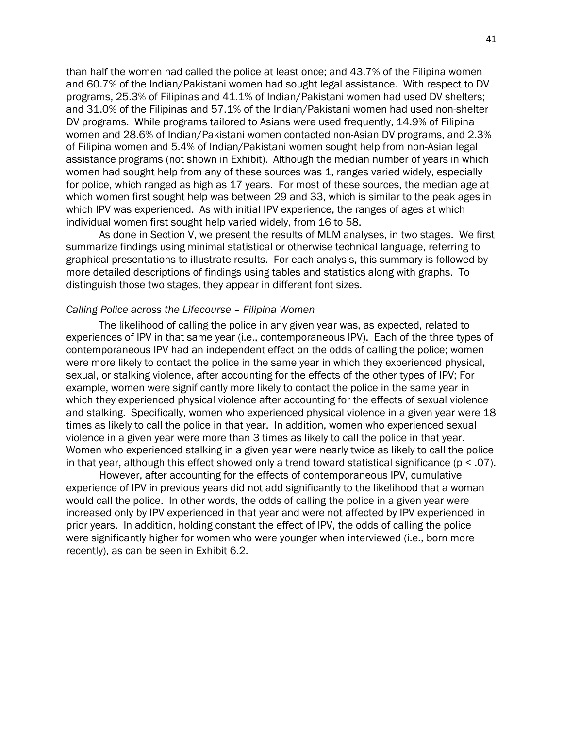than half the women had called the police at least once; and 43.7% of the Filipina women and 60.7% of the Indian/Pakistani women had sought legal assistance. With respect to DV programs, 25.3% of Filipinas and 41.1% of Indian/Pakistani women had used DV shelters; and 31.0% of the Filipinas and 57.1% of the Indian/Pakistani women had used non-shelter DV programs. While programs tailored to Asians were used frequently, 14.9% of Filipina women and 28.6% of Indian/Pakistani women contacted non-Asian DV programs, and 2.3% of Filipina women and 5.4% of Indian/Pakistani women sought help from non-Asian legal assistance programs (not shown in Exhibit). Although the median number of years in which women had sought help from any of these sources was 1, ranges varied widely, especially for police, which ranged as high as 17 years. For most of these sources, the median age at which women first sought help was between 29 and 33, which is similar to the peak ages in which IPV was experienced. As with initial IPV experience, the ranges of ages at which individual women first sought help varied widely, from 16 to 58.

As done in Section V, we present the results of MLM analyses, in two stages. We first summarize findings using minimal statistical or otherwise technical language, referring to graphical presentations to illustrate results. For each analysis, this summary is followed by more detailed descriptions of findings using tables and statistics along with graphs. To distinguish those two stages, they appear in different font sizes.

*Calling Police across the Lifecourse – Filipina Women*

The likelihood of calling the police in any given year was, as expected, related to experiences of IPV in that same year (i.e., contemporaneous IPV). Each of the three types of contemporaneous IPV had an independent effect on the odds of calling the police; women were more likely to contact the police in the same year in which they experienced physical, sexual, or stalking violence, after accounting for the effects of the other types of IPV; For example, women were significantly more likely to contact the police in the same year in which they experienced physical violence after accounting for the effects of sexual violence and stalking. Specifically, women who experienced physical violence in a given year were 18 times as likely to call the police in that year. In addition, women who experienced sexual violence in a given year were more than 3 times as likely to call the police in that year. Women who experienced stalking in a given year were nearly twice as likely to call the police in that year, although this effect showed only a trend toward statistical significance ($p < .07$).

However, after accounting for the effects of contemporaneous IPV, cumulative experience of IPV in previous years did not add significantly to the likelihood that a woman would call the police. In other words, the odds of calling the police in a given year were increased only by IPV experienced in that year and were not affected by IPV experienced in prior years. In addition, holding constant the effect of IPV, the odds of calling the police were significantly higher for women who were younger when interviewed (i.e., born more recently), as can be seen in Exhibit 6.2.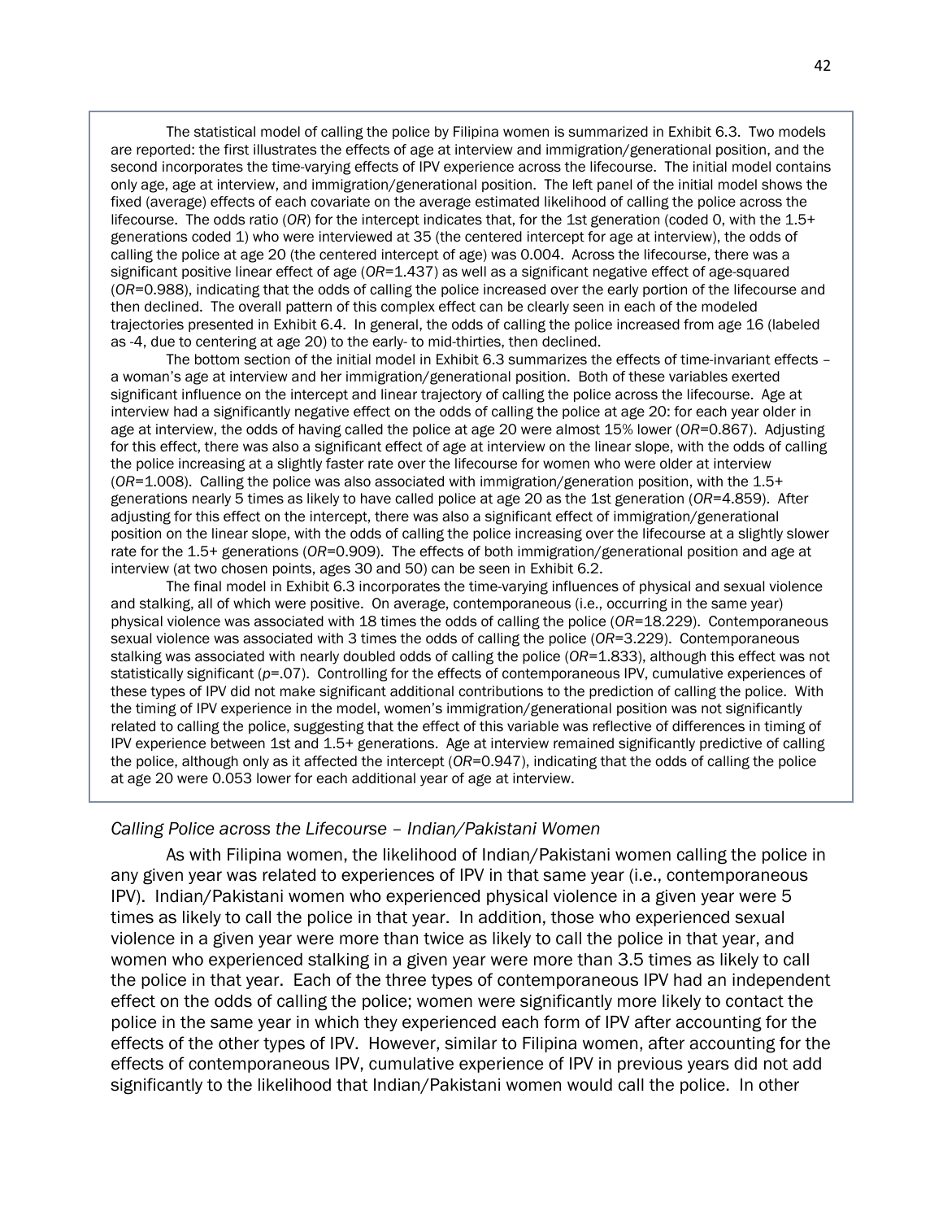The statistical model of calling the police by Filipina women is summarized in Exhibit 6.3. Two models are reported: the first illustrates the effects of age at interview and immigration/generational position, and the second incorporates the time-varying effects of IPV experience across the lifecourse. The initial model contains only age, age at interview, and immigration/generational position. The left panel of the initial model shows the fixed (average) effects of each covariate on the average estimated likelihood of calling the police across the lifecourse. The odds ratio (*OR*) for the intercept indicates that, for the 1st generation (coded 0, with the 1.5+ generations coded 1) who were interviewed at 35 (the centered intercept for age at interview), the odds of calling the police at age 20 (the centered intercept of age) was 0.004. Across the lifecourse, there was a significant positive linear effect of age (*OR*=1.437) as well as a significant negative effect of age-squared (*OR*=0.988), indicating that the odds of calling the police increased over the early portion of the lifecourse and then declined. The overall pattern of this complex effect can be clearly seen in each of the modeled trajectories presented in Exhibit 6.4. In general, the odds of calling the police increased from age 16 (labeled as -4, due to centering at age 20) to the early- to mid-thirties, then declined.

The bottom section of the initial model in Exhibit 6.3 summarizes the effects of time-invariant effects – a woman's age at interview and her immigration/generational position. Both of these variables exerted significant influence on the intercept and linear trajectory of calling the police across the lifecourse. Age at interview had a significantly negative effect on the odds of calling the police at age 20: for each year older in age at interview, the odds of having called the police at age 20 were almost 15% lower (*OR*=0.867). Adjusting for this effect, there was also a significant effect of age at interview on the linear slope, with the odds of calling the police increasing at a slightly faster rate over the lifecourse for women who were older at interview (*OR*=1.008). Calling the police was also associated with immigration/generation position, with the 1.5+ generations nearly 5 times as likely to have called police at age 20 as the 1st generation (*OR*=4.859). After adjusting for this effect on the intercept, there was also a significant effect of immigration/generational position on the linear slope, with the odds of calling the police increasing over the lifecourse at a slightly slower rate for the 1.5+ generations (*OR*=0.909). The effects of both immigration/generational position and age at interview (at two chosen points, ages 30 and 50) can be seen in Exhibit 6.2.

The final model in Exhibit 6.3 incorporates the time-varying influences of physical and sexual violence and stalking, all of which were positive. On average, contemporaneous (i.e., occurring in the same year) physical violence was associated with 18 times the odds of calling the police (*OR*=18.229). Contemporaneous sexual violence was associated with 3 times the odds of calling the police (*OR*=3.229). Contemporaneous stalking was associated with nearly doubled odds of calling the police (*OR*=1.833), although this effect was not statistically significant ($p$=.07). Controlling for the effects of contemporaneous IPV, cumulative experiences of these types of IPV did not make significant additional contributions to the prediction of calling the police. With the timing of IPV experience in the model, women's immigration/generational position was not significantly related to calling the police, suggesting that the effect of this variable was reflective of differences in timing of IPV experience between 1st and 1.5+ generations. Age at interview remained significantly predictive of calling the police, although only as it affected the intercept (*OR*=0.947), indicating that the odds of calling the police at age 20 were 0.053 lower for each additional year of age at interview.

### *Calling Police across the Lifecourse – Indian/Pakistani Women*

As with Filipina women, the likelihood of Indian/Pakistani women calling the police in any given year was related to experiences of IPV in that same year (i.e., contemporaneous IPV). Indian/Pakistani women who experienced physical violence in a given year were 5 times as likely to call the police in that year. In addition, those who experienced sexual violence in a given year were more than twice as likely to call the police in that year, and women who experienced stalking in a given year were more than 3.5 times as likely to call the police in that year. Each of the three types of contemporaneous IPV had an independent effect on the odds of calling the police; women were significantly more likely to contact the police in the same year in which they experienced each form of IPV after accounting for the effects of the other types of IPV. However, similar to Filipina women, after accounting for the effects of contemporaneous IPV, cumulative experience of IPV in previous years did not add significantly to the likelihood that Indian/Pakistani women would call the police. In other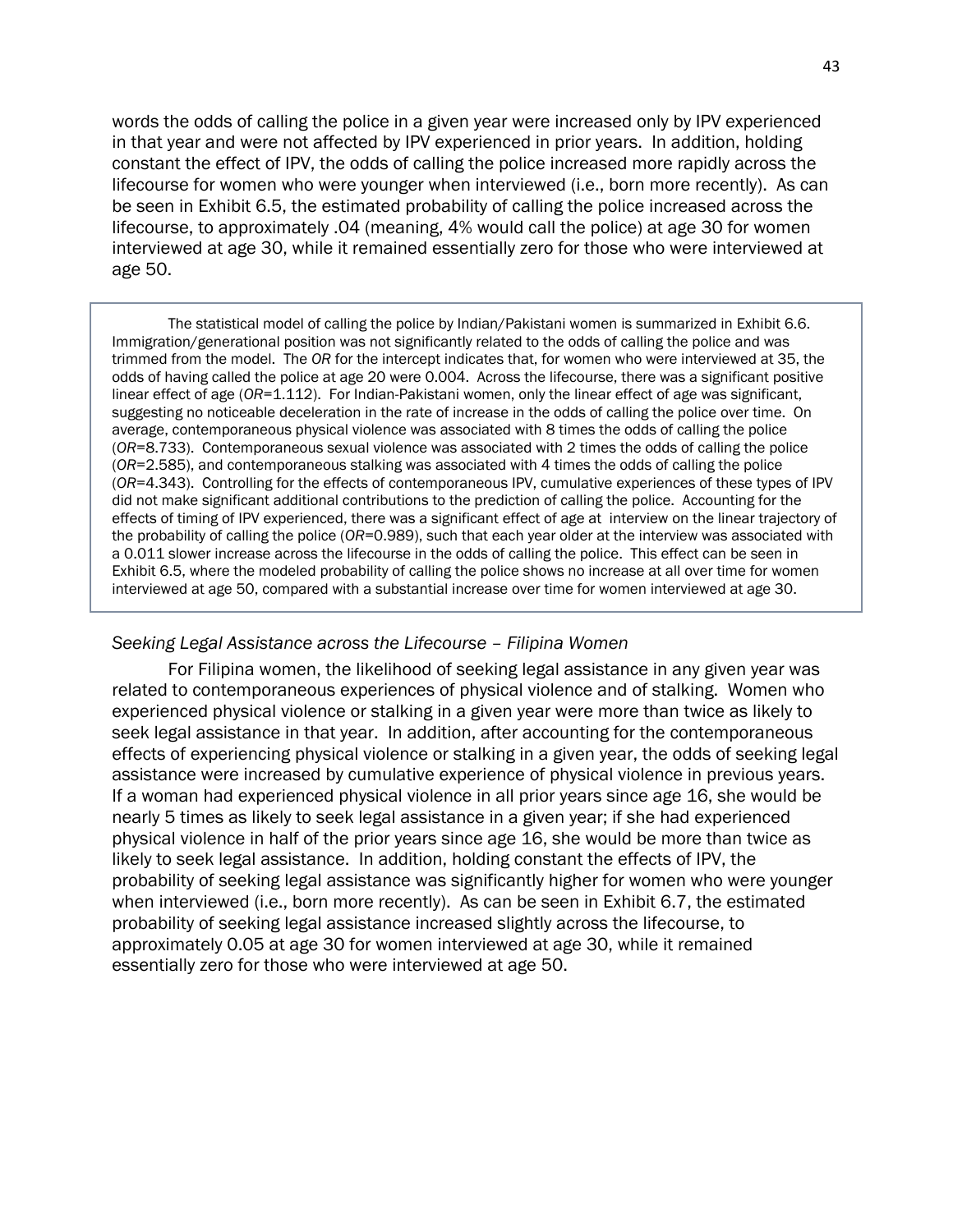words the odds of calling the police in a given year were increased only by IPV experienced in that year and were not affected by IPV experienced in prior years. In addition, holding constant the effect of IPV, the odds of calling the police increased more rapidly across the lifecourse for women who were younger when interviewed (i.e., born more recently). As can be seen in Exhibit 6.5, the estimated probability of calling the police increased across the lifecourse, to approximately .04 (meaning, 4% would call the police) at age 30 for women interviewed at age 30, while it remained essentially zero for those who were interviewed at age 50.

> The statistical model of calling the police by Indian/Pakistani women is summarized in Exhibit 6.6. Immigration/generational position was not significantly related to the odds of calling the police and was trimmed from the model. The *OR* for the intercept indicates that, for women who were interviewed at 35, the odds of having called the police at age 20 were 0.004. Across the lifecourse, there was a significant positive linear effect of age (*OR*=1.112). For Indian-Pakistani women, only the linear effect of age was significant, suggesting no noticeable deceleration in the rate of increase in the odds of calling the police over time. On average, contemporaneous physical violence was associated with 8 times the odds of calling the police (*OR*=8.733). Contemporaneous sexual violence was associated with 2 times the odds of calling the police (*OR*=2.585), and contemporaneous stalking was associated with 4 times the odds of calling the police (*OR*=4.343). Controlling for the effects of contemporaneous IPV, cumulative experiences of these types of IPV did not make significant additional contributions to the prediction of calling the police. Accounting for the effects of timing of IPV experienced, there was a significant effect of age at interview on the linear trajectory of the probability of calling the police (*OR*=0.989), such that each year older at the interview was associated with a 0.011 slower increase across the lifecourse in the odds of calling the police. This effect can be seen in Exhibit 6.5, where the modeled probability of calling the police shows no increase at all over time for women interviewed at age 50, compared with a substantial increase over time for women interviewed at age 30.

### *Seeking Legal Assistance across the Lifecourse – Filipina Women*

For Filipina women, the likelihood of seeking legal assistance in any given year was related to contemporaneous experiences of physical violence and of stalking. Women who experienced physical violence or stalking in a given year were more than twice as likely to seek legal assistance in that year. In addition, after accounting for the contemporaneous effects of experiencing physical violence or stalking in a given year, the odds of seeking legal assistance were increased by cumulative experience of physical violence in previous years. If a woman had experienced physical violence in all prior years since age 16, she would be nearly 5 times as likely to seek legal assistance in a given year; if she had experienced physical violence in half of the prior years since age 16, she would be more than twice as likely to seek legal assistance. In addition, holding constant the effects of IPV, the probability of seeking legal assistance was significantly higher for women who were younger when interviewed (i.e., born more recently). As can be seen in Exhibit 6.7, the estimated probability of seeking legal assistance increased slightly across the lifecourse, to approximately 0.05 at age 30 for women interviewed at age 30, while it remained essentially zero for those who were interviewed at age 50.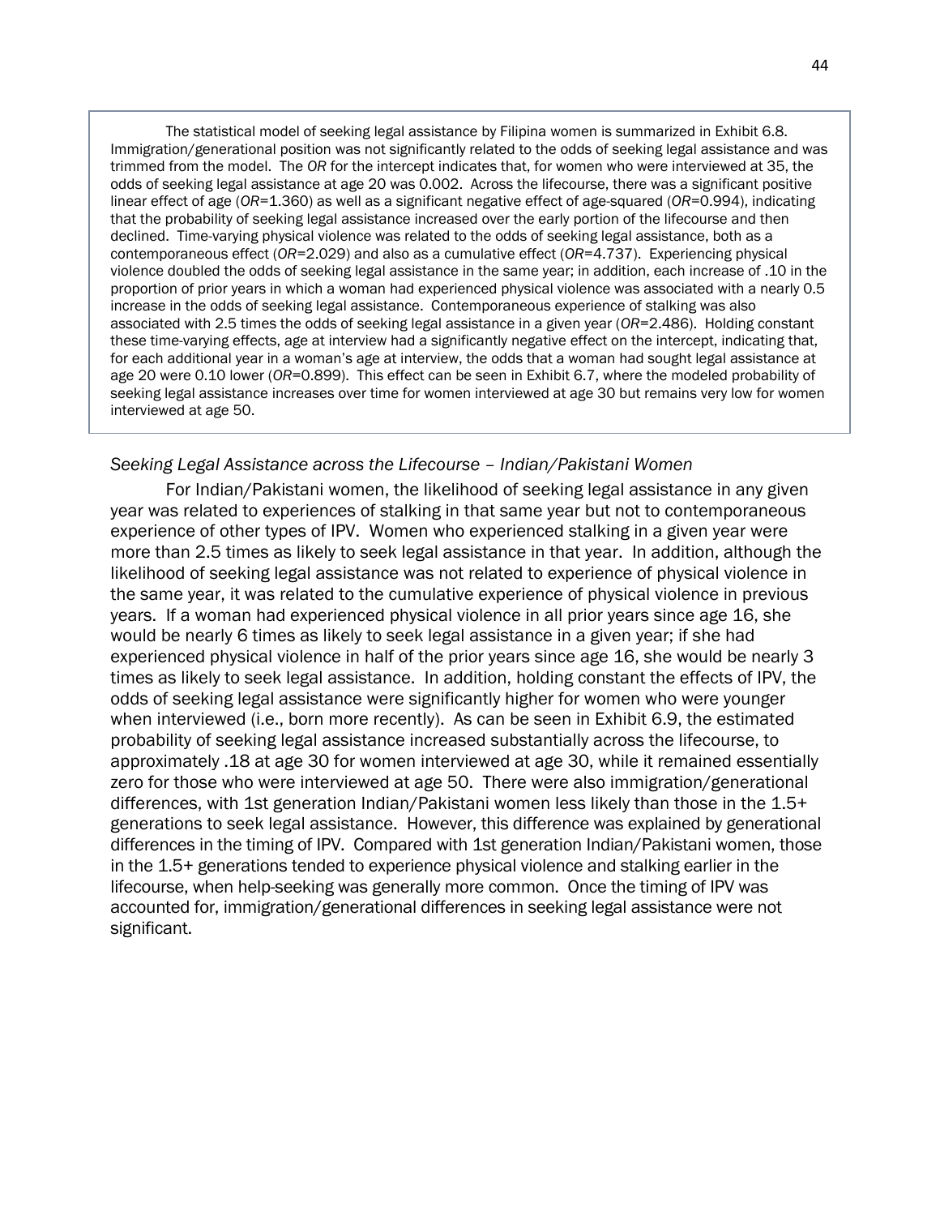The statistical model of seeking legal assistance by Filipina women is summarized in Exhibit 6.8. Immigration/generational position was not significantly related to the odds of seeking legal assistance and was trimmed from the model. The *OR* for the intercept indicates that, for women who were interviewed at 35, the odds of seeking legal assistance at age 20 was 0.002. Across the lifecourse, there was a significant positive linear effect of age (*OR*=1.360) as well as a significant negative effect of age-squared (*OR*=0.994), indicating that the probability of seeking legal assistance increased over the early portion of the lifecourse and then declined. Time-varying physical violence was related to the odds of seeking legal assistance, both as a contemporaneous effect (*OR*=2.029) and also as a cumulative effect (*OR*=4.737). Experiencing physical violence doubled the odds of seeking legal assistance in the same year; in addition, each increase of .10 in the proportion of prior years in which a woman had experienced physical violence was associated with a nearly 0.5 increase in the odds of seeking legal assistance. Contemporaneous experience of stalking was also associated with 2.5 times the odds of seeking legal assistance in a given year (*OR*=2.486). Holding constant these time-varying effects, age at interview had a significantly negative effect on the intercept, indicating that, for each additional year in a woman's age at interview, the odds that a woman had sought legal assistance at age 20 were 0.10 lower (*OR*=0.899). This effect can be seen in Exhibit 6.7, where the modeled probability of seeking legal assistance increases over time for women interviewed at age 30 but remains very low for women interviewed at age 50.

*Seeking Legal Assistance across the Lifecourse – Indian/Pakistani Women*

For Indian/Pakistani women, the likelihood of seeking legal assistance in any given year was related to experiences of stalking in that same year but not to contemporaneous experience of other types of IPV. Women who experienced stalking in a given year were more than 2.5 times as likely to seek legal assistance in that year. In addition, although the likelihood of seeking legal assistance was not related to experience of physical violence in the same year, it was related to the cumulative experience of physical violence in previous years. If a woman had experienced physical violence in all prior years since age 16, she would be nearly 6 times as likely to seek legal assistance in a given year; if she had experienced physical violence in half of the prior years since age 16, she would be nearly 3 times as likely to seek legal assistance. In addition, holding constant the effects of IPV, the odds of seeking legal assistance were significantly higher for women who were younger when interviewed (i.e., born more recently). As can be seen in Exhibit 6.9, the estimated probability of seeking legal assistance increased substantially across the lifecourse, to approximately .18 at age 30 for women interviewed at age 30, while it remained essentially zero for those who were interviewed at age 50. There were also immigration/generational differences, with 1st generation Indian/Pakistani women less likely than those in the 1.5+ generations to seek legal assistance. However, this difference was explained by generational differences in the timing of IPV. Compared with 1st generation Indian/Pakistani women, those in the 1.5+ generations tended to experience physical violence and stalking earlier in the lifecourse, when help-seeking was generally more common. Once the timing of IPV was accounted for, immigration/generational differences in seeking legal assistance were not significant.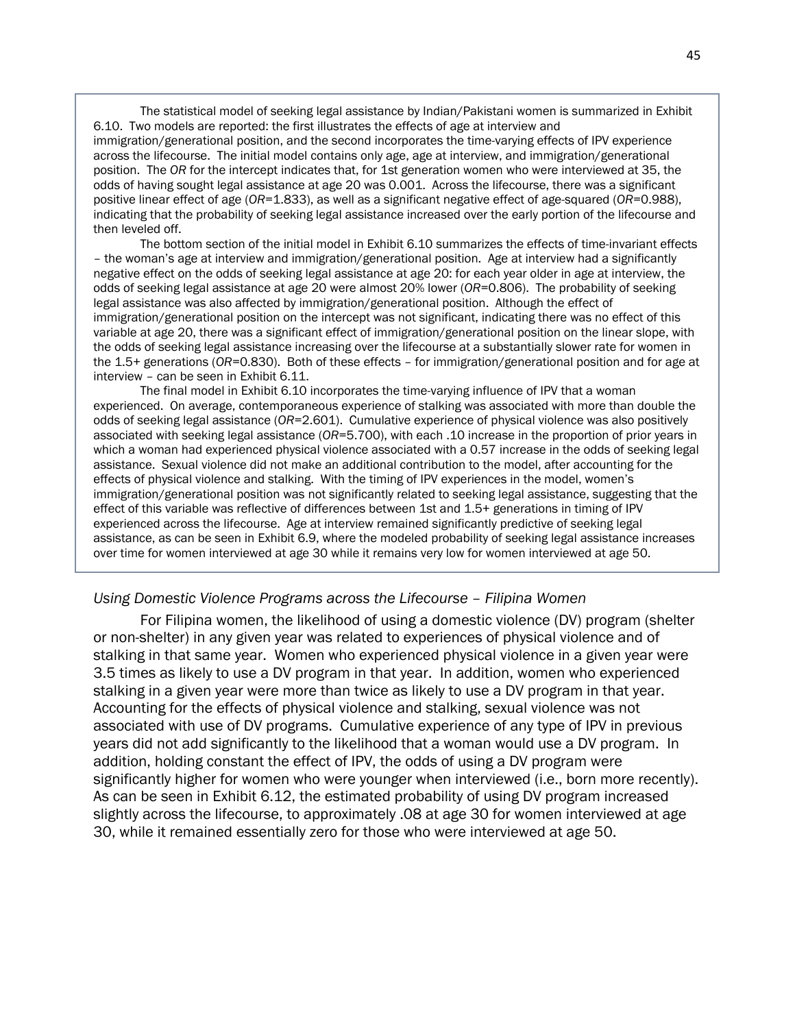The statistical model of seeking legal assistance by Indian/Pakistani women is summarized in Exhibit 6.10. Two models are reported: the first illustrates the effects of age at interview and immigration/generational position, and the second incorporates the time-varying effects of IPV experience across the lifecourse. The initial model contains only age, age at interview, and immigration/generational position. The *OR* for the intercept indicates that, for 1st generation women who were interviewed at 35, the odds of having sought legal assistance at age 20 was 0.001. Across the lifecourse, there was a significant positive linear effect of age (*OR*=1.833), as well as a significant negative effect of age-squared (*OR*=0.988), indicating that the probability of seeking legal assistance increased over the early portion of the lifecourse and then leveled off.

The bottom section of the initial model in Exhibit 6.10 summarizes the effects of time-invariant effects – the woman's age at interview and immigration/generational position. Age at interview had a significantly negative effect on the odds of seeking legal assistance at age 20: for each year older in age at interview, the odds of seeking legal assistance at age 20 were almost 20% lower (*OR*=0.806). The probability of seeking legal assistance was also affected by immigration/generational position. Although the effect of immigration/generational position on the intercept was not significant, indicating there was no effect of this variable at age 20, there was a significant effect of immigration/generational position on the linear slope, with the odds of seeking legal assistance increasing over the lifecourse at a substantially slower rate for women in the 1.5+ generations (*OR*=0.830). Both of these effects – for immigration/generational position and for age at interview – can be seen in Exhibit 6.11.

The final model in Exhibit 6.10 incorporates the time-varying influence of IPV that a woman experienced. On average, contemporaneous experience of stalking was associated with more than double the odds of seeking legal assistance (*OR*=2.601). Cumulative experience of physical violence was also positively associated with seeking legal assistance (*OR*=5.700), with each .10 increase in the proportion of prior years in which a woman had experienced physical violence associated with a 0.57 increase in the odds of seeking legal assistance. Sexual violence did not make an additional contribution to the model, after accounting for the effects of physical violence and stalking. With the timing of IPV experiences in the model, women's immigration/generational position was not significantly related to seeking legal assistance, suggesting that the effect of this variable was reflective of differences between 1st and 1.5+ generations in timing of IPV experienced across the lifecourse. Age at interview remained significantly predictive of seeking legal assistance, as can be seen in Exhibit 6.9, where the modeled probability of seeking legal assistance increases over time for women interviewed at age 30 while it remains very low for women interviewed at age 50.

### *Using Domestic Violence Programs across the Lifecourse – Filipina Women*

For Filipina women, the likelihood of using a domestic violence (DV) program (shelter or non-shelter) in any given year was related to experiences of physical violence and of stalking in that same year. Women who experienced physical violence in a given year were 3.5 times as likely to use a DV program in that year. In addition, women who experienced stalking in a given year were more than twice as likely to use a DV program in that year. Accounting for the effects of physical violence and stalking, sexual violence was not associated with use of DV programs. Cumulative experience of any type of IPV in previous years did not add significantly to the likelihood that a woman would use a DV program. In addition, holding constant the effect of IPV, the odds of using a DV program were significantly higher for women who were younger when interviewed (i.e., born more recently). As can be seen in Exhibit 6.12, the estimated probability of using DV program increased slightly across the lifecourse, to approximately .08 at age 30 for women interviewed at age 30, while it remained essentially zero for those who were interviewed at age 50.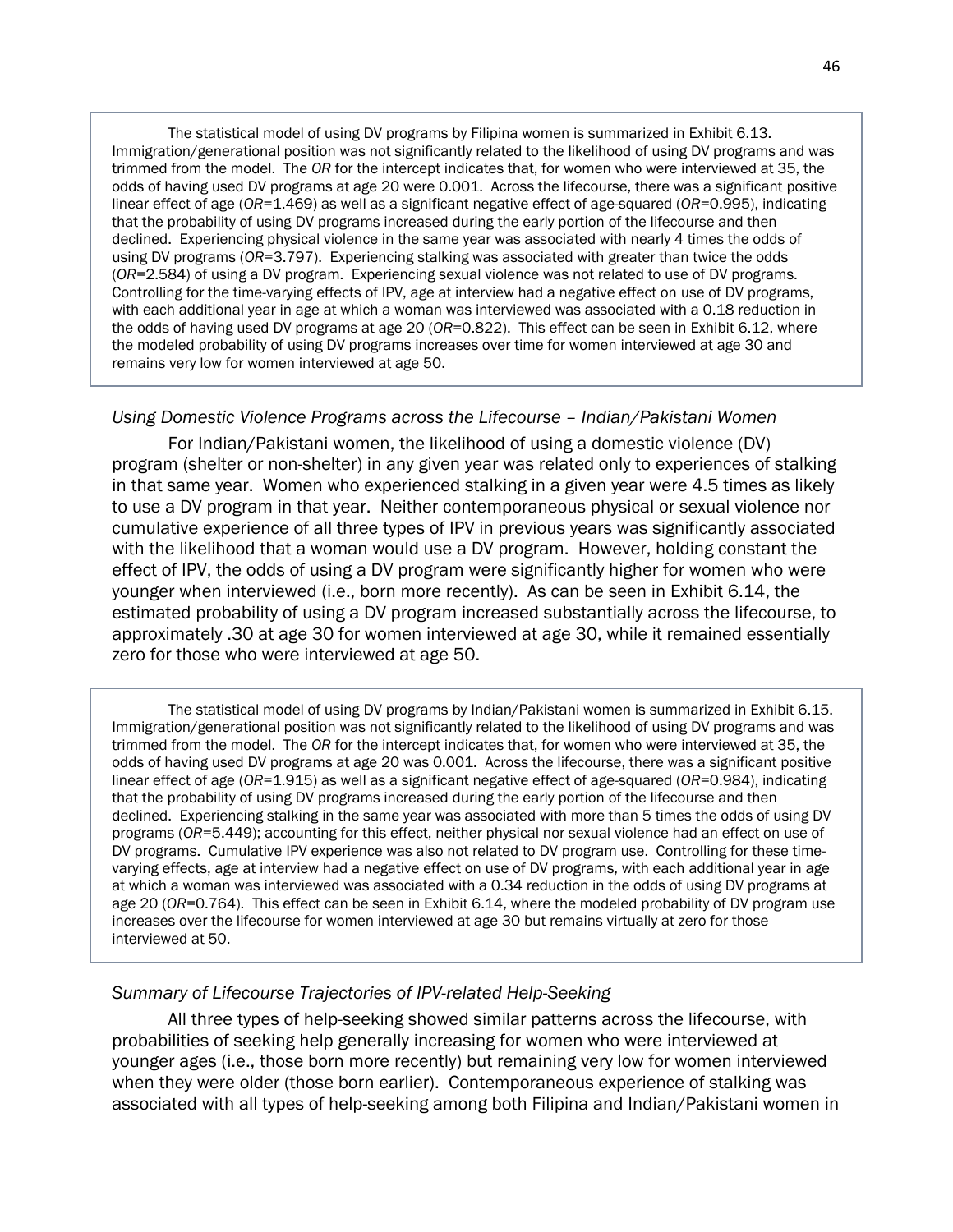The statistical model of using DV programs by Filipina women is summarized in Exhibit 6.13. Immigration/generational position was not significantly related to the likelihood of using DV programs and was trimmed from the model. The *OR* for the intercept indicates that, for women who were interviewed at 35, the odds of having used DV programs at age 20 were 0.001. Across the lifecourse, there was a significant positive linear effect of age (*OR*=1.469) as well as a significant negative effect of age-squared (*OR*=0.995), indicating that the probability of using DV programs increased during the early portion of the lifecourse and then declined. Experiencing physical violence in the same year was associated with nearly 4 times the odds of using DV programs (*OR*=3.797). Experiencing stalking was associated with greater than twice the odds (*OR*=2.584) of using a DV program. Experiencing sexual violence was not related to use of DV programs. Controlling for the time-varying effects of IPV, age at interview had a negative effect on use of DV programs, with each additional year in age at which a woman was interviewed was associated with a 0.18 reduction in the odds of having used DV programs at age 20 (*OR*=0.822). This effect can be seen in Exhibit 6.12, where the modeled probability of using DV programs increases over time for women interviewed at age 30 and remains very low for women interviewed at age 50.

*Using Domestic Violence Programs across the Lifecourse – Indian/Pakistani Women*

For Indian/Pakistani women, the likelihood of using a domestic violence (DV) program (shelter or non-shelter) in any given year was related only to experiences of stalking in that same year. Women who experienced stalking in a given year were 4.5 times as likely to use a DV program in that year. Neither contemporaneous physical or sexual violence nor cumulative experience of all three types of IPV in previous years was significantly associated with the likelihood that a woman would use a DV program. However, holding constant the effect of IPV, the odds of using a DV program were significantly higher for women who were younger when interviewed (i.e., born more recently). As can be seen in Exhibit 6.14, the estimated probability of using a DV program increased substantially across the lifecourse, to approximately .30 at age 30 for women interviewed at age 30, while it remained essentially zero for those who were interviewed at age 50.

The statistical model of using DV programs by Indian/Pakistani women is summarized in Exhibit 6.15. Immigration/generational position was not significantly related to the likelihood of using DV programs and was trimmed from the model. The *OR* for the intercept indicates that, for women who were interviewed at 35, the odds of having used DV programs at age 20 was 0.001. Across the lifecourse, there was a significant positive linear effect of age (*OR*=1.915) as well as a significant negative effect of age-squared (*OR*=0.984), indicating that the probability of using DV programs increased during the early portion of the lifecourse and then declined. Experiencing stalking in the same year was associated with more than 5 times the odds of using DV programs (*OR*=5.449); accounting for this effect, neither physical nor sexual violence had an effect on use of DV programs. Cumulative IPV experience was also not related to DV program use. Controlling for these time-varying effects, age at interview had a negative effect on use of DV programs, with each additional year in age at which a woman was interviewed was associated with a 0.34 reduction in the odds of using DV programs at age 20 (*OR*=0.764). This effect can be seen in Exhibit 6.14, where the modeled probability of DV program use increases over the lifecourse for women interviewed at age 30 but remains virtually at zero for those interviewed at 50.

*Summary of Lifecourse Trajectories of IPV-related Help-Seeking*

All three types of help-seeking showed similar patterns across the lifecourse, with probabilities of seeking help generally increasing for women who were interviewed at younger ages (i.e., those born more recently) but remaining very low for women interviewed when they were older (those born earlier). Contemporaneous experience of stalking was associated with all types of help-seeking among both Filipina and Indian/Pakistani women in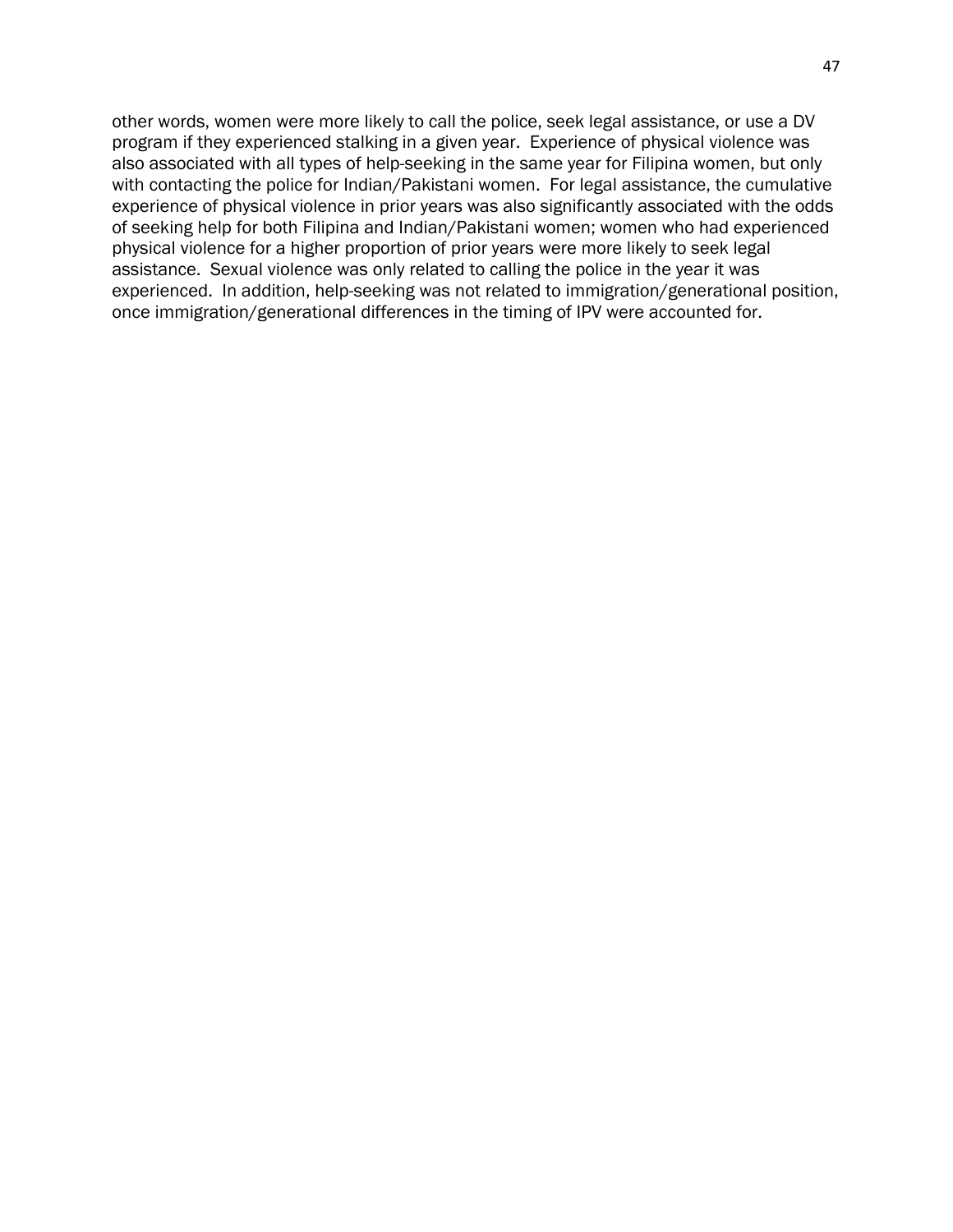other words, women were more likely to call the police, seek legal assistance, or use a DV program if they experienced stalking in a given year. Experience of physical violence was also associated with all types of help-seeking in the same year for Filipina women, but only with contacting the police for Indian/Pakistani women. For legal assistance, the cumulative experience of physical violence in prior years was also significantly associated with the odds of seeking help for both Filipina and Indian/Pakistani women; women who had experienced physical violence for a higher proportion of prior years were more likely to seek legal assistance. Sexual violence was only related to calling the police in the year it was experienced. In addition, help-seeking was not related to immigration/generational position, once immigration/generational differences in the timing of IPV were accounted for.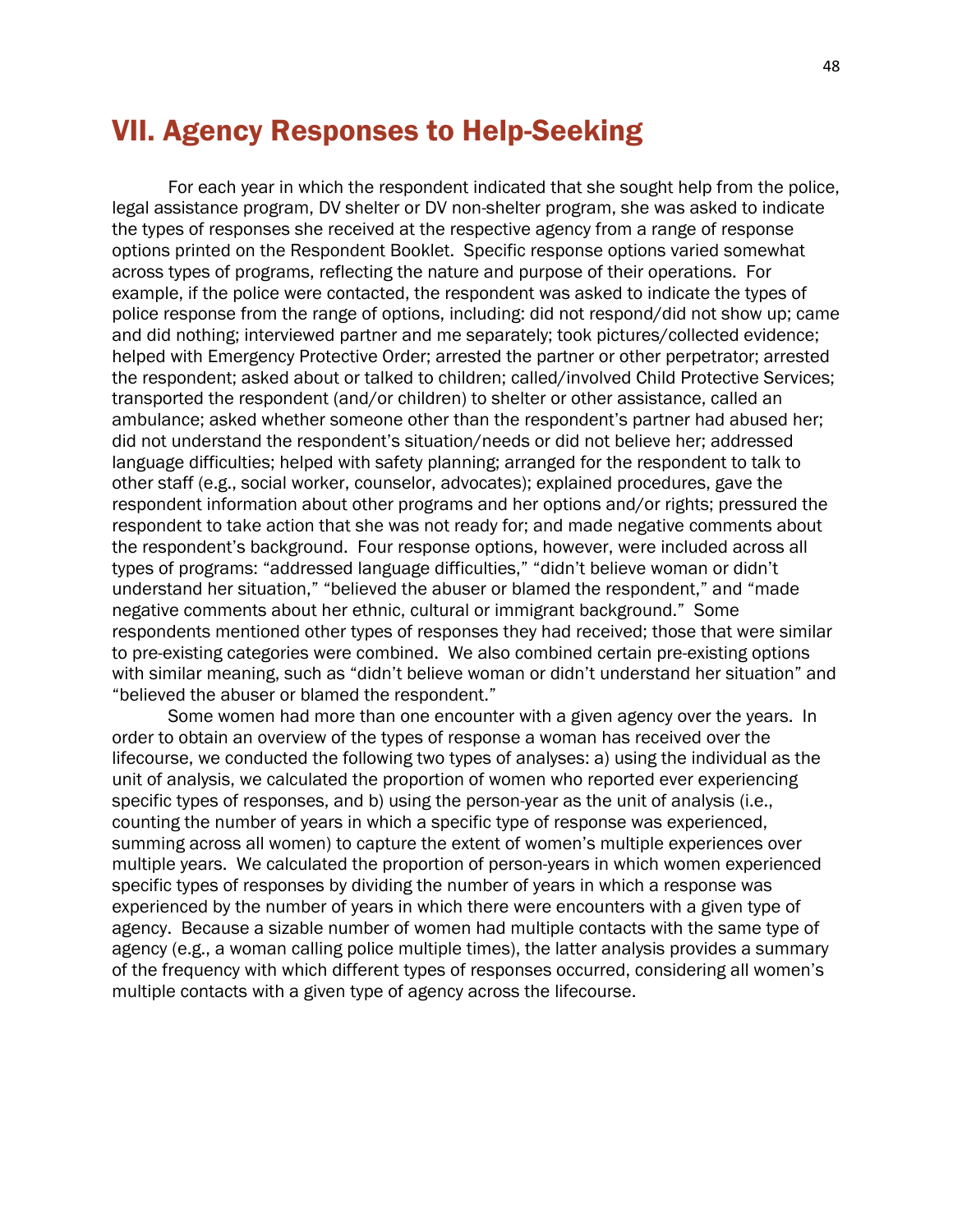# VII. Agency Responses to Help-Seeking

For each year in which the respondent indicated that she sought help from the police, legal assistance program, DV shelter or DV non-shelter program, she was asked to indicate the types of responses she received at the respective agency from a range of response options printed on the Respondent Booklet. Specific response options varied somewhat across types of programs, reflecting the nature and purpose of their operations. For example, if the police were contacted, the respondent was asked to indicate the types of police response from the range of options, including: did not respond/did not show up; came and did nothing; interviewed partner and me separately; took pictures/collected evidence; helped with Emergency Protective Order; arrested the partner or other perpetrator; arrested the respondent; asked about or talked to children; called/involved Child Protective Services; transported the respondent (and/or children) to shelter or other assistance, called an ambulance; asked whether someone other than the respondent's partner had abused her; did not understand the respondent's situation/needs or did not believe her; addressed language difficulties; helped with safety planning; arranged for the respondent to talk to other staff (e.g., social worker, counselor, advocates); explained procedures, gave the respondent information about other programs and her options and/or rights; pressured the respondent to take action that she was not ready for; and made negative comments about the respondent's background. Four response options, however, were included across all types of programs: "addressed language difficulties," "didn't believe woman or didn't understand her situation," "believed the abuser or blamed the respondent," and "made negative comments about her ethnic, cultural or immigrant background." Some respondents mentioned other types of responses they had received; those that were similar to pre-existing categories were combined. We also combined certain pre-existing options with similar meaning, such as "didn't believe woman or didn't understand her situation" and "believed the abuser or blamed the respondent."

Some women had more than one encounter with a given agency over the years. In order to obtain an overview of the types of response a woman has received over the lifecourse, we conducted the following two types of analyses: a) using the individual as the unit of analysis, we calculated the proportion of women who reported ever experiencing specific types of responses, and b) using the person-year as the unit of analysis (i.e., counting the number of years in which a specific type of response was experienced, summing across all women) to capture the extent of women's multiple experiences over multiple years. We calculated the proportion of person-years in which women experienced specific types of responses by dividing the number of years in which a response was experienced by the number of years in which there were encounters with a given type of agency. Because a sizable number of women had multiple contacts with the same type of agency (e.g., a woman calling police multiple times), the latter analysis provides a summary of the frequency with which different types of responses occurred, considering all women's multiple contacts with a given type of agency across the lifecourse.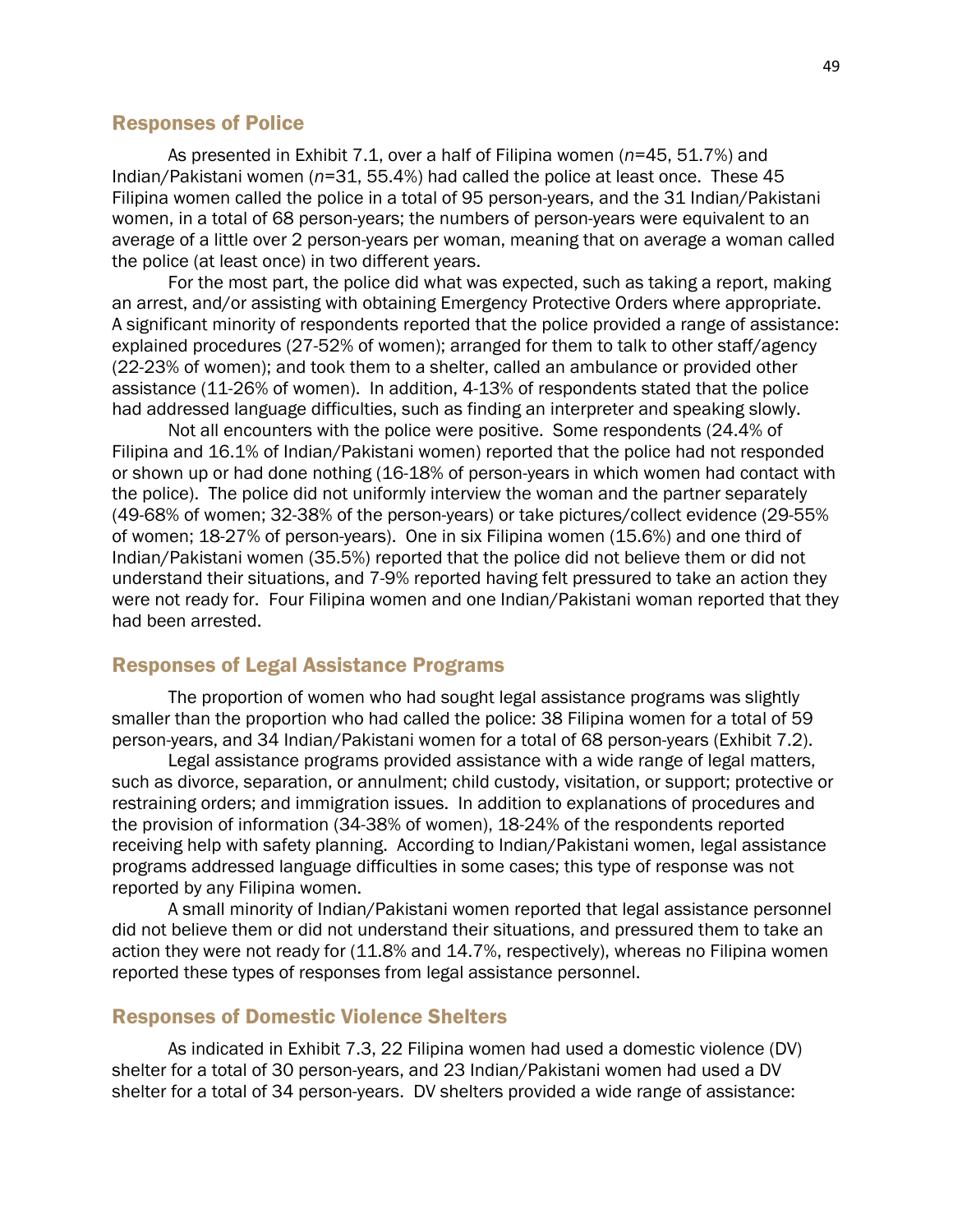## Responses of Police

As presented in Exhibit 7.1, over a half of Filipina women (*n*=45, 51.7%) and Indian/Pakistani women (*n*=31, 55.4%) had called the police at least once. These 45 Filipina women called the police in a total of 95 person-years, and the 31 Indian/Pakistani women, in a total of 68 person-years; the numbers of person-years were equivalent to an average of a little over 2 person-years per woman, meaning that on average a woman called the police (at least once) in two different years.

For the most part, the police did what was expected, such as taking a report, making an arrest, and/or assisting with obtaining Emergency Protective Orders where appropriate. A significant minority of respondents reported that the police provided a range of assistance: explained procedures (27-52% of women); arranged for them to talk to other staff/agency (22-23% of women); and took them to a shelter, called an ambulance or provided other assistance (11-26% of women). In addition, 4-13% of respondents stated that the police had addressed language difficulties, such as finding an interpreter and speaking slowly.

Not all encounters with the police were positive. Some respondents (24.4% of Filipina and 16.1% of Indian/Pakistani women) reported that the police had not responded or shown up or had done nothing (16-18% of person-years in which women had contact with the police). The police did not uniformly interview the woman and the partner separately (49-68% of women; 32-38% of the person-years) or take pictures/collect evidence (29-55% of women; 18-27% of person-years). One in six Filipina women (15.6%) and one third of Indian/Pakistani women (35.5%) reported that the police did not believe them or did not understand their situations, and 7-9% reported having felt pressured to take an action they were not ready for. Four Filipina women and one Indian/Pakistani woman reported that they had been arrested.

## Responses of Legal Assistance Programs

The proportion of women who had sought legal assistance programs was slightly smaller than the proportion who had called the police: 38 Filipina women for a total of 59 person-years, and 34 Indian/Pakistani women for a total of 68 person-years (Exhibit 7.2).

Legal assistance programs provided assistance with a wide range of legal matters, such as divorce, separation, or annulment; child custody, visitation, or support; protective or restraining orders; and immigration issues. In addition to explanations of procedures and the provision of information (34-38% of women), 18-24% of the respondents reported receiving help with safety planning. According to Indian/Pakistani women, legal assistance programs addressed language difficulties in some cases; this type of response was not reported by any Filipina women.

A small minority of Indian/Pakistani women reported that legal assistance personnel did not believe them or did not understand their situations, and pressured them to take an action they were not ready for (11.8% and 14.7%, respectively), whereas no Filipina women reported these types of responses from legal assistance personnel.

## Responses of Domestic Violence Shelters

As indicated in Exhibit 7.3, 22 Filipina women had used a domestic violence (DV) shelter for a total of 30 person-years, and 23 Indian/Pakistani women had used a DV shelter for a total of 34 person-years. DV shelters provided a wide range of assistance: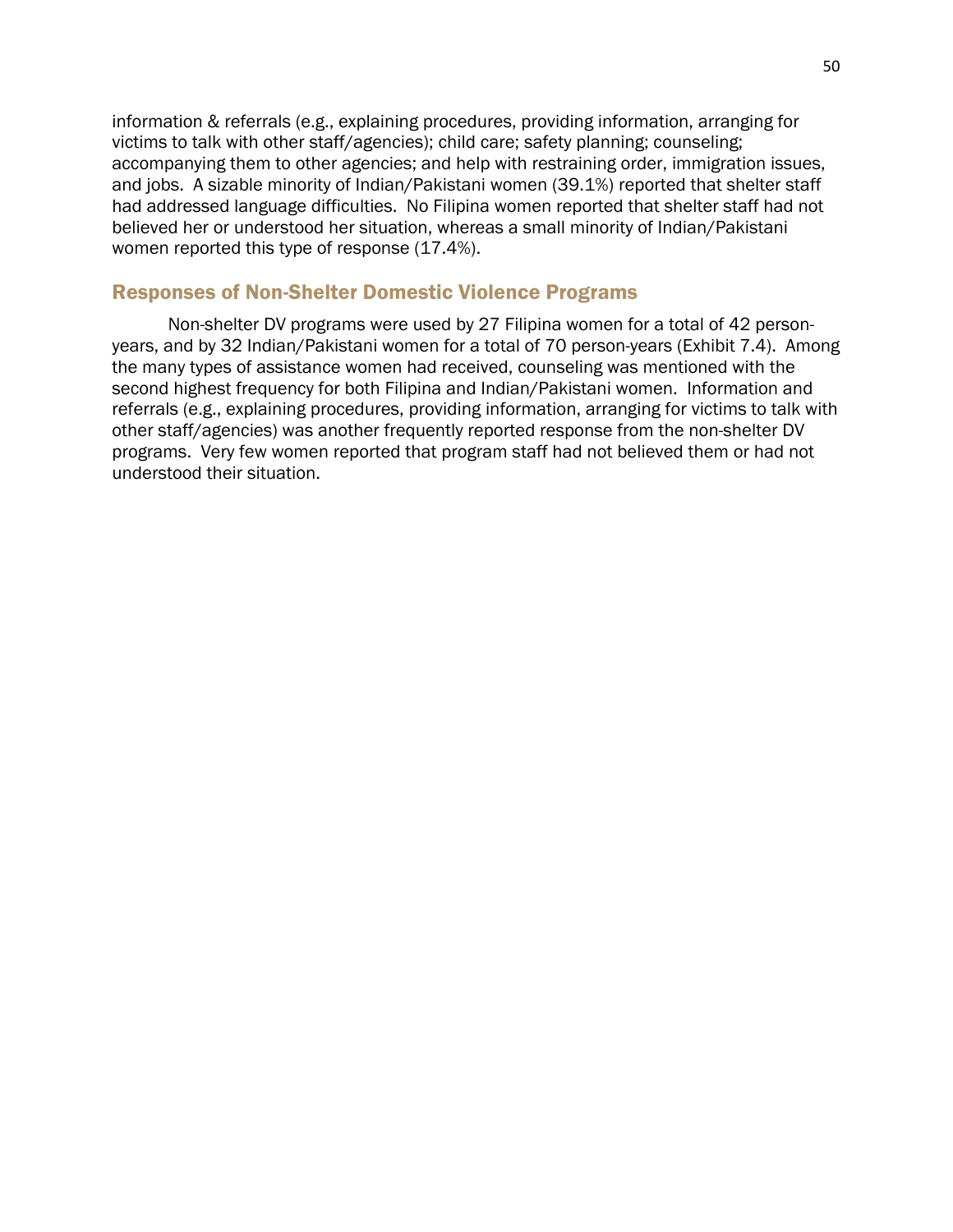information & referrals (e.g., explaining procedures, providing information, arranging for victims to talk with other staff/agencies); child care; safety planning; counseling; accompanying them to other agencies; and help with restraining order, immigration issues, and jobs. A sizable minority of Indian/Pakistani women (39.1%) reported that shelter staff had addressed language difficulties. No Filipina women reported that shelter staff had not believed her or understood her situation, whereas a small minority of Indian/Pakistani women reported this type of response (17.4%).

## Responses of Non-Shelter Domestic Violence Programs

Non-shelter DV programs were used by 27 Filipina women for a total of 42 person-years, and by 32 Indian/Pakistani women for a total of 70 person-years (Exhibit 7.4). Among the many types of assistance women had received, counseling was mentioned with the second highest frequency for both Filipina and Indian/Pakistani women. Information and referrals (e.g., explaining procedures, providing information, arranging for victims to talk with other staff/agencies) was another frequently reported response from the non-shelter DV programs. Very few women reported that program staff had not believed them or had not understood their situation.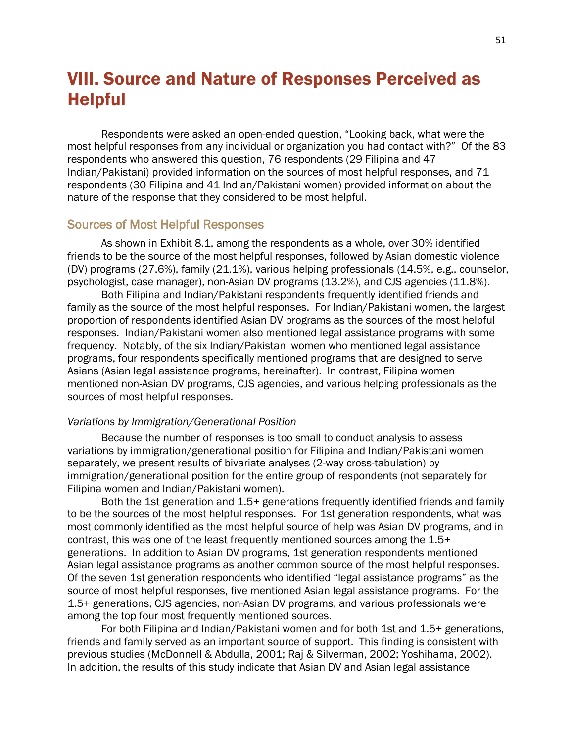# VIII. Source and Nature of Responses Perceived as Helpful

Respondents were asked an open-ended question, "Looking back, what were the most helpful responses from any individual or organization you had contact with?" Of the 83 respondents who answered this question, 76 respondents (29 Filipina and 47 Indian/Pakistani) provided information on the sources of most helpful responses, and 71 respondents (30 Filipina and 41 Indian/Pakistani women) provided information about the nature of the response that they considered to be most helpful.

## Sources of Most Helpful Responses

As shown in Exhibit 8.1, among the respondents as a whole, over 30% identified friends to be the source of the most helpful responses, followed by Asian domestic violence (DV) programs (27.6%), family (21.1%), various helping professionals (14.5%, e.g., counselor, psychologist, case manager), non-Asian DV programs (13.2%), and CJS agencies (11.8%).

Both Filipina and Indian/Pakistani respondents frequently identified friends and family as the source of the most helpful responses. For Indian/Pakistani women, the largest proportion of respondents identified Asian DV programs as the sources of the most helpful responses. Indian/Pakistani women also mentioned legal assistance programs with some frequency. Notably, of the six Indian/Pakistani women who mentioned legal assistance programs, four respondents specifically mentioned programs that are designed to serve Asians (Asian legal assistance programs, hereinafter). In contrast, Filipina women mentioned non-Asian DV programs, CJS agencies, and various helping professionals as the sources of most helpful responses.

### *Variations by Immigration/Generational Position*

Because the number of responses is too small to conduct analysis to assess variations by immigration/generational position for Filipina and Indian/Pakistani women separately, we present results of bivariate analyses (2-way cross-tabulation) by immigration/generational position for the entire group of respondents (not separately for Filipina women and Indian/Pakistani women).

Both the 1st generation and 1.5+ generations frequently identified friends and family to be the sources of the most helpful responses. For 1st generation respondents, what was most commonly identified as the most helpful source of help was Asian DV programs, and in contrast, this was one of the least frequently mentioned sources among the 1.5+ generations. In addition to Asian DV programs, 1st generation respondents mentioned Asian legal assistance programs as another common source of the most helpful responses. Of the seven 1st generation respondents who identified "legal assistance programs" as the source of most helpful responses, five mentioned Asian legal assistance programs. For the 1.5+ generations, CJS agencies, non-Asian DV programs, and various professionals were among the top four most frequently mentioned sources.

For both Filipina and Indian/Pakistani women and for both 1st and 1.5+ generations, friends and family served as an important source of support. This finding is consistent with previous studies (McDonnell & Abdulla, 2001; Raj & Silverman, 2002; Yoshihama, 2002). In addition, the results of this study indicate that Asian DV and Asian legal assistance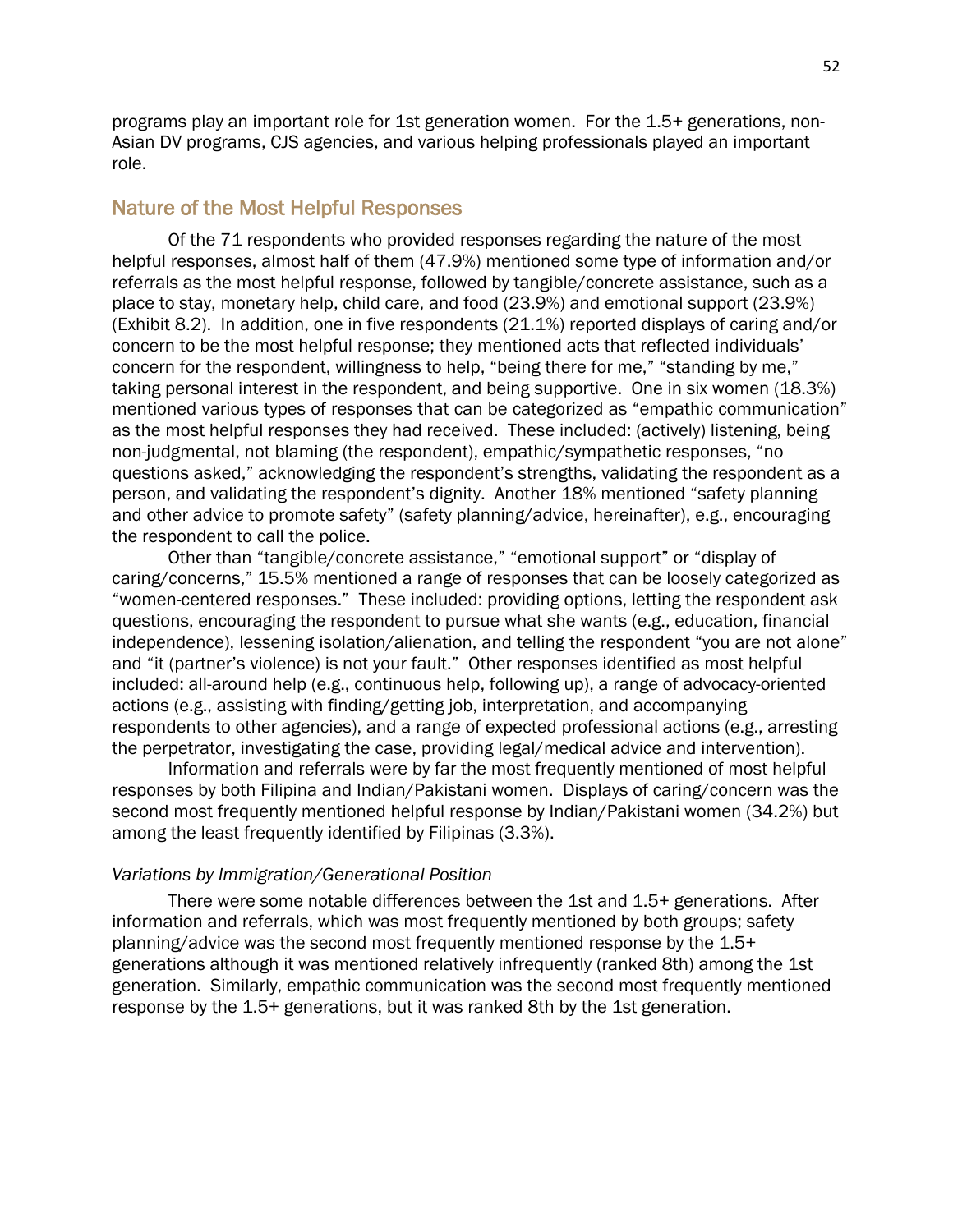programs play an important role for 1st generation women. For the 1.5+ generations, non-Asian DV programs, CJS agencies, and various helping professionals played an important role.

## Nature of the Most Helpful Responses

Of the 71 respondents who provided responses regarding the nature of the most helpful responses, almost half of them (47.9%) mentioned some type of information and/or referrals as the most helpful response, followed by tangible/concrete assistance, such as a place to stay, monetary help, child care, and food (23.9%) and emotional support (23.9%) (Exhibit 8.2). In addition, one in five respondents (21.1%) reported displays of caring and/or concern to be the most helpful response; they mentioned acts that reflected individuals' concern for the respondent, willingness to help, "being there for me," "standing by me," taking personal interest in the respondent, and being supportive. One in six women (18.3%) mentioned various types of responses that can be categorized as "empathic communication" as the most helpful responses they had received. These included: (actively) listening, being non-judgmental, not blaming (the respondent), empathic/sympathetic responses, "no questions asked," acknowledging the respondent's strengths, validating the respondent as a person, and validating the respondent's dignity. Another 18% mentioned "safety planning and other advice to promote safety" (safety planning/advice, hereinafter), e.g., encouraging the respondent to call the police.

Other than "tangible/concrete assistance," "emotional support" or "display of caring/concerns," 15.5% mentioned a range of responses that can be loosely categorized as "women-centered responses." These included: providing options, letting the respondent ask questions, encouraging the respondent to pursue what she wants (e.g., education, financial independence), lessening isolation/alienation, and telling the respondent "you are not alone" and "it (partner's violence) is not your fault." Other responses identified as most helpful included: all-around help (e.g., continuous help, following up), a range of advocacy-oriented actions (e.g., assisting with finding/getting job, interpretation, and accompanying respondents to other agencies), and a range of expected professional actions (e.g., arresting the perpetrator, investigating the case, providing legal/medical advice and intervention).

Information and referrals were by far the most frequently mentioned of most helpful responses by both Filipina and Indian/Pakistani women. Displays of caring/concern was the second most frequently mentioned helpful response by Indian/Pakistani women (34.2%) but among the least frequently identified by Filipinas (3.3%).

### *Variations by Immigration/Generational Position*

There were some notable differences between the 1st and 1.5+ generations. After information and referrals, which was most frequently mentioned by both groups; safety planning/advice was the second most frequently mentioned response by the 1.5+ generations although it was mentioned relatively infrequently (ranked 8th) among the 1st generation. Similarly, empathic communication was the second most frequently mentioned response by the 1.5+ generations, but it was ranked 8th by the 1st generation.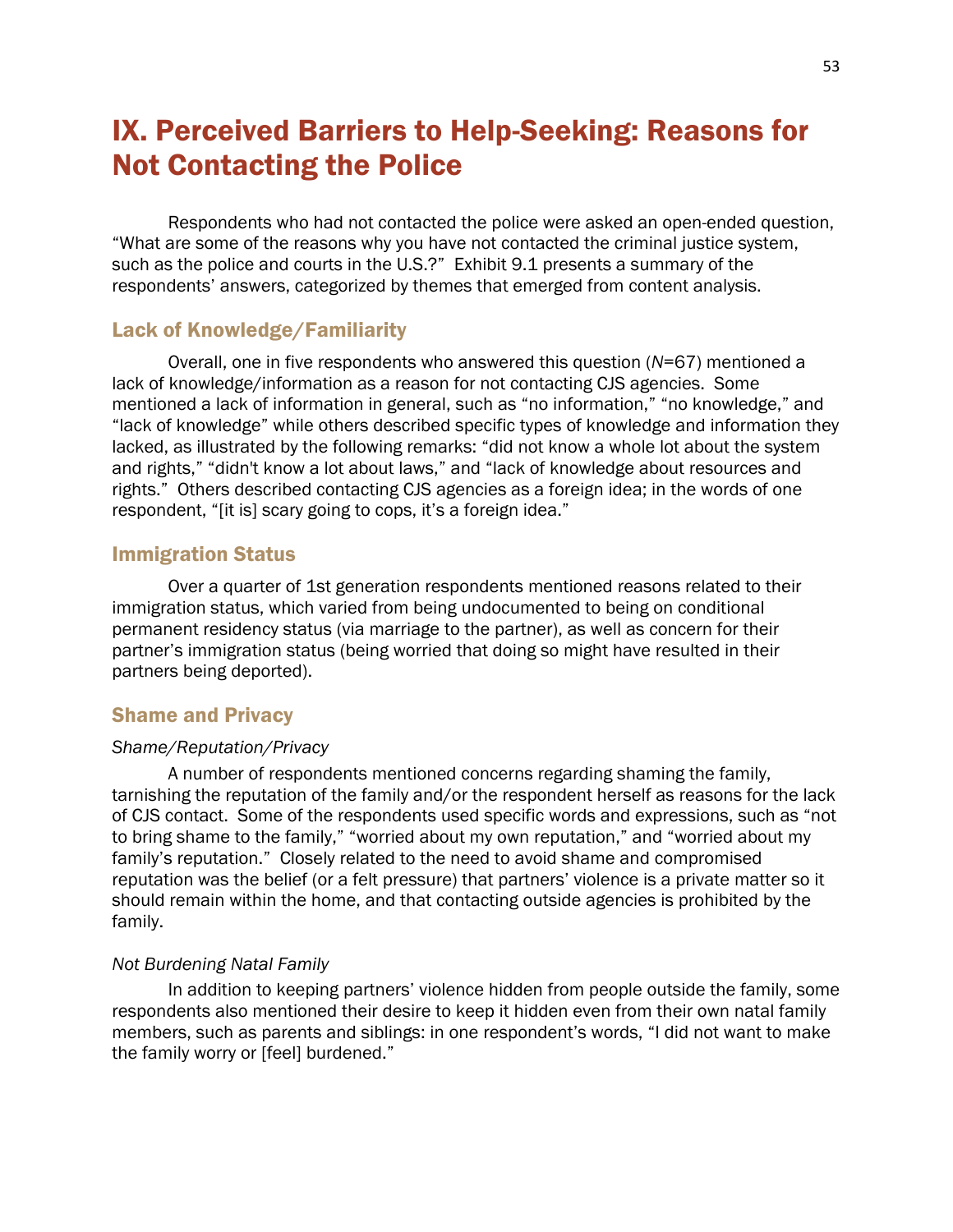# IX. Perceived Barriers to Help-Seeking: Reasons for Not Contacting the Police

Respondents who had not contacted the police were asked an open-ended question, "What are some of the reasons why you have not contacted the criminal justice system, such as the police and courts in the U.S.?" Exhibit 9.1 presents a summary of the respondents' answers, categorized by themes that emerged from content analysis.

## Lack of Knowledge/Familiarity

Overall, one in five respondents who answered this question (*N*=67) mentioned a lack of knowledge/information as a reason for not contacting CJS agencies. Some mentioned a lack of information in general, such as "no information," "no knowledge," and "lack of knowledge" while others described specific types of knowledge and information they lacked, as illustrated by the following remarks: "did not know a whole lot about the system and rights," "didn't know a lot about laws," and "lack of knowledge about resources and rights." Others described contacting CJS agencies as a foreign idea; in the words of one respondent, "[it is] scary going to cops, it's a foreign idea."

## Immigration Status

Over a quarter of 1st generation respondents mentioned reasons related to their immigration status, which varied from being undocumented to being on conditional permanent residency status (via marriage to the partner), as well as concern for their partner's immigration status (being worried that doing so might have resulted in their partners being deported).

## Shame and Privacy

*Shame/Reputation/Privacy*

A number of respondents mentioned concerns regarding shaming the family, tarnishing the reputation of the family and/or the respondent herself as reasons for the lack of CJS contact. Some of the respondents used specific words and expressions, such as "not to bring shame to the family," "worried about my own reputation," and "worried about my family's reputation." Closely related to the need to avoid shame and compromised reputation was the belief (or a felt pressure) that partners' violence is a private matter so it should remain within the home, and that contacting outside agencies is prohibited by the family.

*Not Burdening Natal Family*

In addition to keeping partners' violence hidden from people outside the family, some respondents also mentioned their desire to keep it hidden even from their own natal family members, such as parents and siblings: in one respondent's words, "I did not want to make the family worry or [feel] burdened."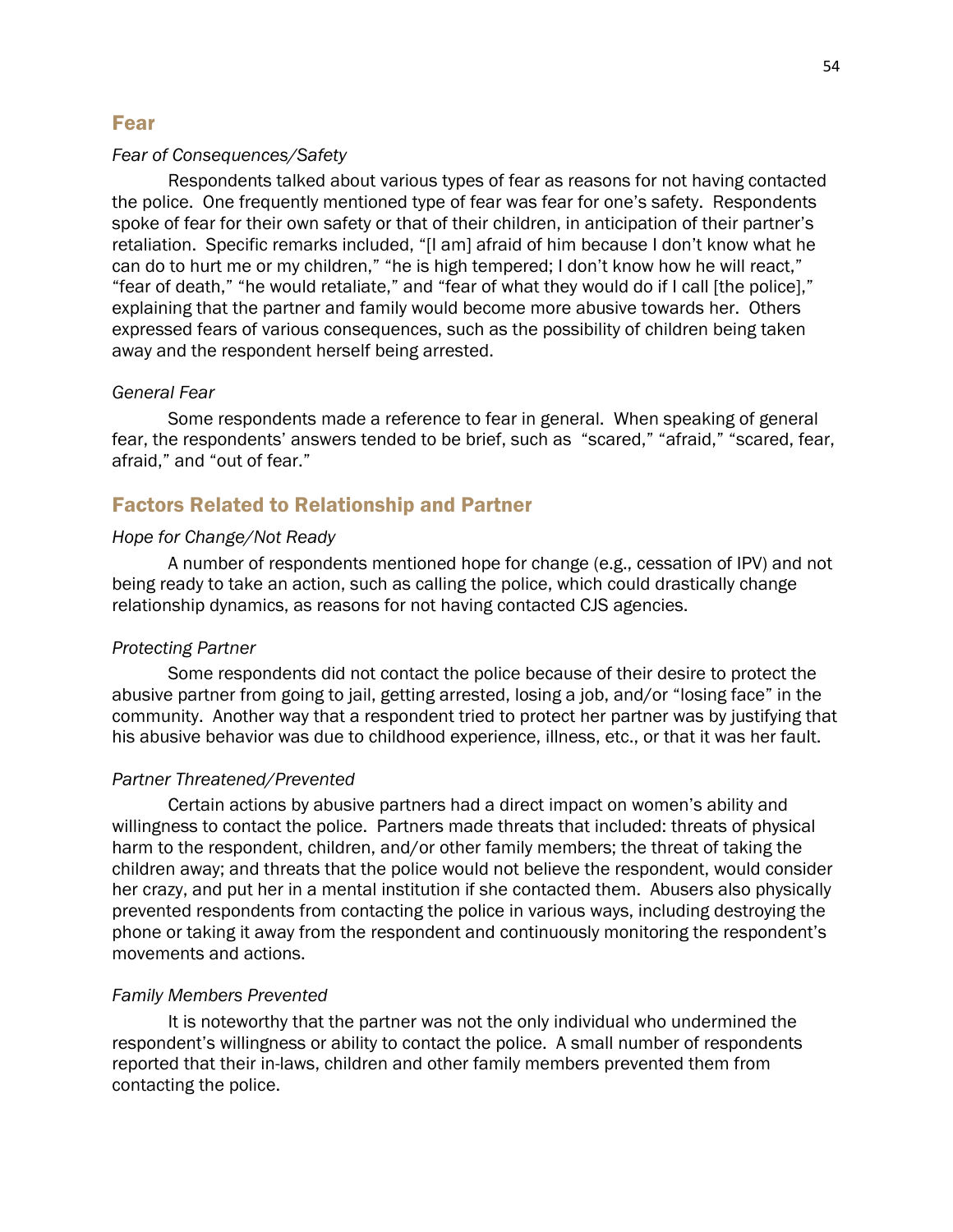## Fear

*Fear of Consequences/Safety*

Respondents talked about various types of fear as reasons for not having contacted the police. One frequently mentioned type of fear was fear for one's safety. Respondents spoke of fear for their own safety or that of their children, in anticipation of their partner's retaliation. Specific remarks included, "[I am] afraid of him because I don't know what he can do to hurt me or my children," "he is high tempered; I don't know how he will react," "fear of death," "he would retaliate," and "fear of what they would do if I call [the police]," explaining that the partner and family would become more abusive towards her. Others expressed fears of various consequences, such as the possibility of children being taken away and the respondent herself being arrested.

*General Fear*

Some respondents made a reference to fear in general. When speaking of general fear, the respondents' answers tended to be brief, such as "scared," "afraid," "scared, fear, afraid," and "out of fear."

## Factors Related to Relationship and Partner

*Hope for Change/Not Ready*

A number of respondents mentioned hope for change (e.g., cessation of IPV) and not being ready to take an action, such as calling the police, which could drastically change relationship dynamics, as reasons for not having contacted CJS agencies.

*Protecting Partner*

Some respondents did not contact the police because of their desire to protect the abusive partner from going to jail, getting arrested, losing a job, and/or "losing face" in the community. Another way that a respondent tried to protect her partner was by justifying that his abusive behavior was due to childhood experience, illness, etc., or that it was her fault.

*Partner Threatened/Prevented*

Certain actions by abusive partners had a direct impact on women's ability and willingness to contact the police. Partners made threats that included: threats of physical harm to the respondent, children, and/or other family members; the threat of taking the children away; and threats that the police would not believe the respondent, would consider her crazy, and put her in a mental institution if she contacted them. Abusers also physically prevented respondents from contacting the police in various ways, including destroying the phone or taking it away from the respondent and continuously monitoring the respondent's movements and actions.

*Family Members Prevented*

It is noteworthy that the partner was not the only individual who undermined the respondent's willingness or ability to contact the police. A small number of respondents reported that their in-laws, children and other family members prevented them from contacting the police.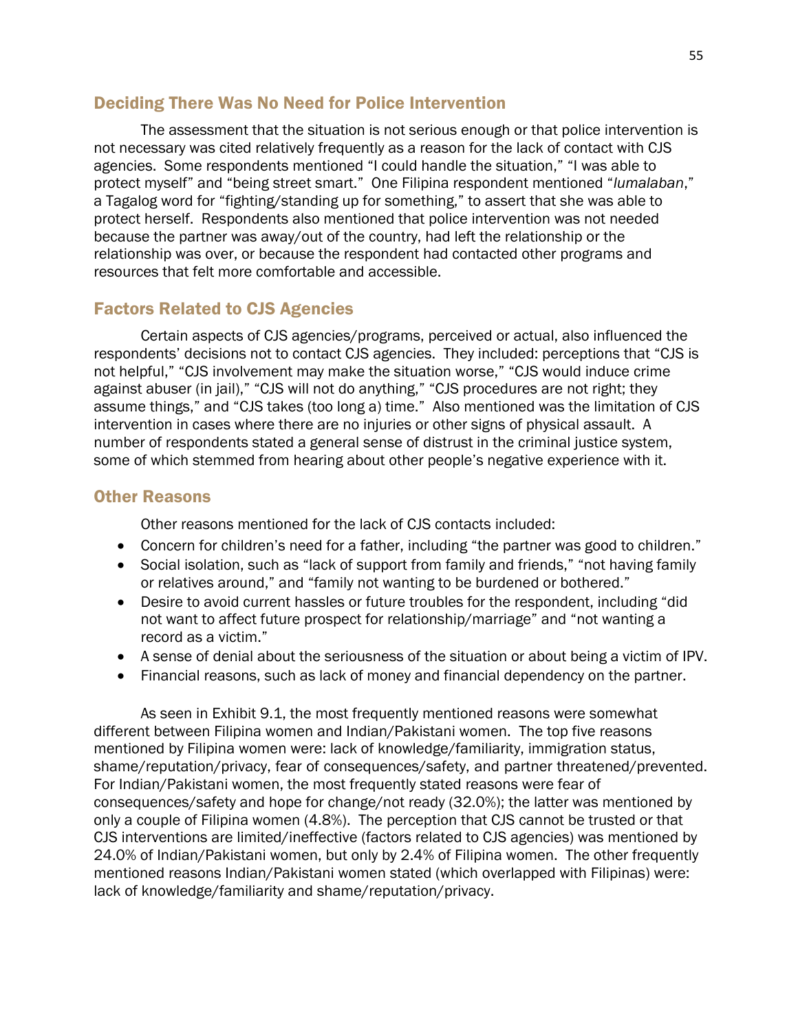## Deciding There Was No Need for Police Intervention

The assessment that the situation is not serious enough or that police intervention is not necessary was cited relatively frequently as a reason for the lack of contact with CJS agencies. Some respondents mentioned "I could handle the situation," "I was able to protect myself" and "being street smart." One Filipina respondent mentioned "*lumalaban*," a Tagalog word for "fighting/standing up for something," to assert that she was able to protect herself. Respondents also mentioned that police intervention was not needed because the partner was away/out of the country, had left the relationship or the relationship was over, or because the respondent had contacted other programs and resources that felt more comfortable and accessible.

## Factors Related to CJS Agencies

Certain aspects of CJS agencies/programs, perceived or actual, also influenced the respondents' decisions not to contact CJS agencies. They included: perceptions that "CJS is not helpful," "CJS involvement may make the situation worse," "CJS would induce crime against abuser (in jail)," "CJS will not do anything," "CJS procedures are not right; they assume things," and "CJS takes (too long a) time." Also mentioned was the limitation of CJS intervention in cases where there are no injuries or other signs of physical assault. A number of respondents stated a general sense of distrust in the criminal justice system, some of which stemmed from hearing about other people's negative experience with it.

## Other Reasons

Other reasons mentioned for the lack of CJS contacts included:

- Concern for children's need for a father, including "the partner was good to children."
- Social isolation, such as "lack of support from family and friends," "not having family or relatives around," and "family not wanting to be burdened or bothered."
- Desire to avoid current hassles or future troubles for the respondent, including "did not want to affect future prospect for relationship/marriage" and "not wanting a record as a victim."
- A sense of denial about the seriousness of the situation or about being a victim of IPV.
- Financial reasons, such as lack of money and financial dependency on the partner.

As seen in Exhibit 9.1, the most frequently mentioned reasons were somewhat different between Filipina women and Indian/Pakistani women. The top five reasons mentioned by Filipina women were: lack of knowledge/familiarity, immigration status, shame/reputation/privacy, fear of consequences/safety, and partner threatened/prevented. For Indian/Pakistani women, the most frequently stated reasons were fear of consequences/safety and hope for change/not ready (32.0%); the latter was mentioned by only a couple of Filipina women (4.8%). The perception that CJS cannot be trusted or that CJS interventions are limited/ineffective (factors related to CJS agencies) was mentioned by 24.0% of Indian/Pakistani women, but only by 2.4% of Filipina women. The other frequently mentioned reasons Indian/Pakistani women stated (which overlapped with Filipinas) were: lack of knowledge/familiarity and shame/reputation/privacy.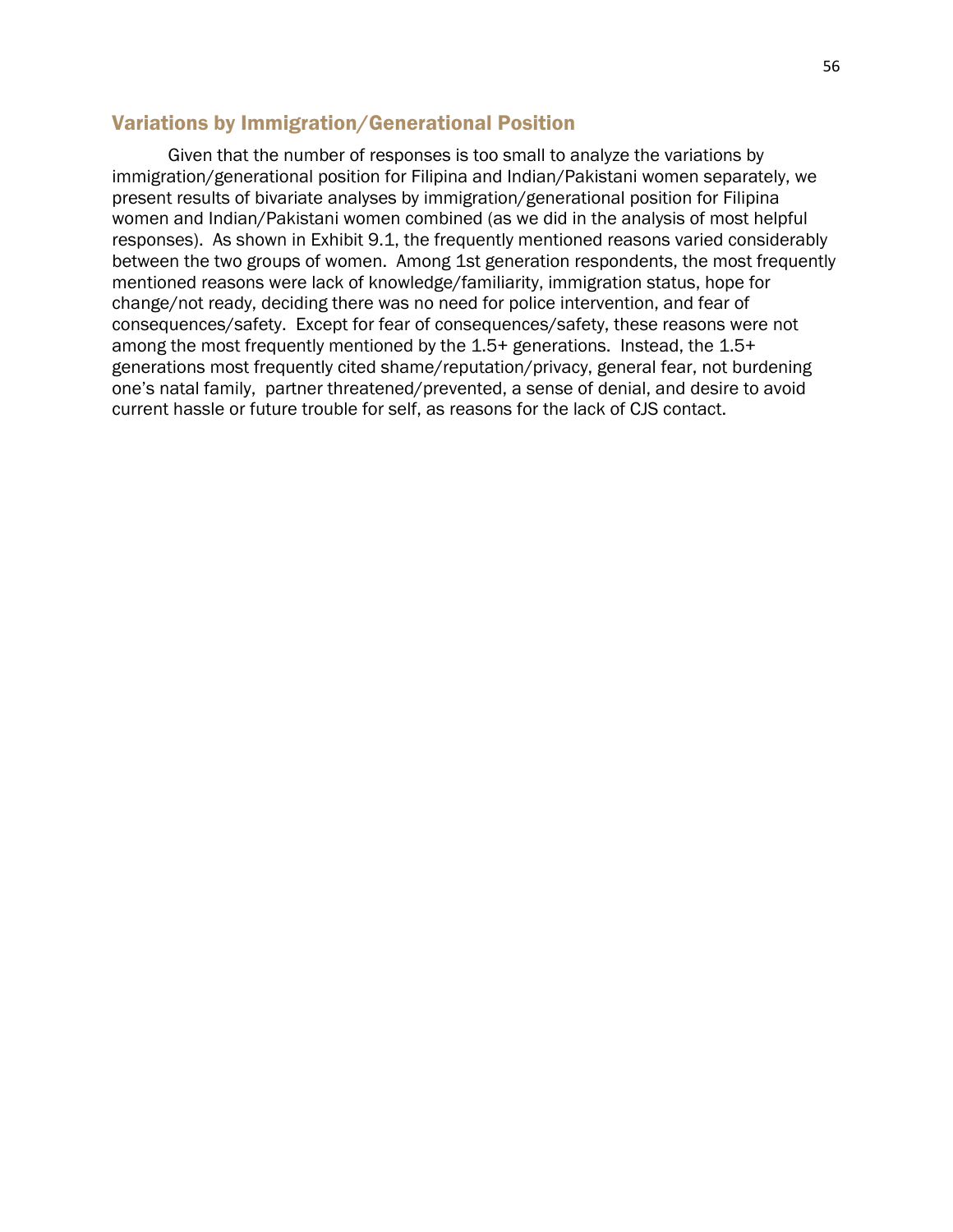## Variations by Immigration/Generational Position

Given that the number of responses is too small to analyze the variations by immigration/generational position for Filipina and Indian/Pakistani women separately, we present results of bivariate analyses by immigration/generational position for Filipina women and Indian/Pakistani women combined (as we did in the analysis of most helpful responses). As shown in Exhibit 9.1, the frequently mentioned reasons varied considerably between the two groups of women. Among 1st generation respondents, the most frequently mentioned reasons were lack of knowledge/familiarity, immigration status, hope for change/not ready, deciding there was no need for police intervention, and fear of consequences/safety. Except for fear of consequences/safety, these reasons were not among the most frequently mentioned by the 1.5+ generations. Instead, the 1.5+ generations most frequently cited shame/reputation/privacy, general fear, not burdening one's natal family, partner threatened/prevented, a sense of denial, and desire to avoid current hassle or future trouble for self, as reasons for the lack of CJS contact.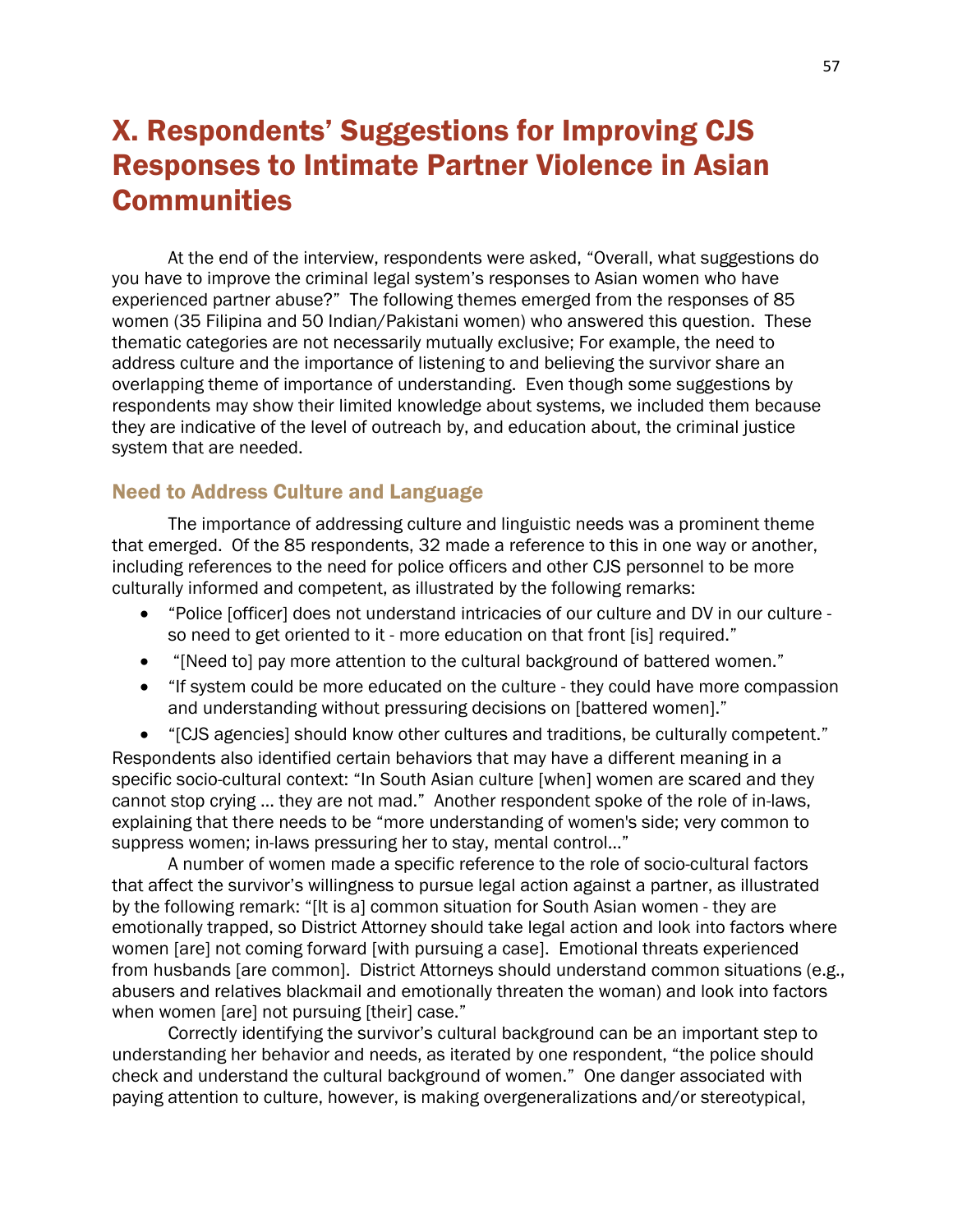# X. Respondents' Suggestions for Improving CJS Responses to Intimate Partner Violence in Asian Communities

At the end of the interview, respondents were asked, "Overall, what suggestions do you have to improve the criminal legal system's responses to Asian women who have experienced partner abuse?" The following themes emerged from the responses of 85 women (35 Filipina and 50 Indian/Pakistani women) who answered this question. These thematic categories are not necessarily mutually exclusive; For example, the need to address culture and the importance of listening to and believing the survivor share an overlapping theme of importance of understanding. Even though some suggestions by respondents may show their limited knowledge about systems, we included them because they are indicative of the level of outreach by, and education about, the criminal justice system that are needed.

## Need to Address Culture and Language

The importance of addressing culture and linguistic needs was a prominent theme that emerged. Of the 85 respondents, 32 made a reference to this in one way or another, including references to the need for police officers and other CJS personnel to be more culturally informed and competent, as illustrated by the following remarks:

- "Police [officer] does not understand intricacies of our culture and DV in our culture - so need to get oriented to it - more education on that front [is] required."
- "[Need to] pay more attention to the cultural background of battered women."
- "If system could be more educated on the culture - they could have more compassion and understanding without pressuring decisions on [battered women]."
- "[CJS agencies] should know other cultures and traditions, be culturally competent."

Respondents also identified certain behaviors that may have a different meaning in a specific socio-cultural context: "In South Asian culture [when] women are scared and they cannot stop crying … they are not mad." Another respondent spoke of the role of in-laws, explaining that there needs to be "more understanding of women's side; very common to suppress women; in-laws pressuring her to stay, mental control…"

A number of women made a specific reference to the role of socio-cultural factors that affect the survivor's willingness to pursue legal action against a partner, as illustrated by the following remark: "[It is a] common situation for South Asian women - they are emotionally trapped, so District Attorney should take legal action and look into factors where women [are] not coming forward [with pursuing a case]. Emotional threats experienced from husbands [are common]. District Attorneys should understand common situations (e.g., abusers and relatives blackmail and emotionally threaten the woman) and look into factors when women [are] not pursuing [their] case."

Correctly identifying the survivor's cultural background can be an important step to understanding her behavior and needs, as iterated by one respondent, "the police should check and understand the cultural background of women." One danger associated with paying attention to culture, however, is making overgeneralizations and/or stereotypical,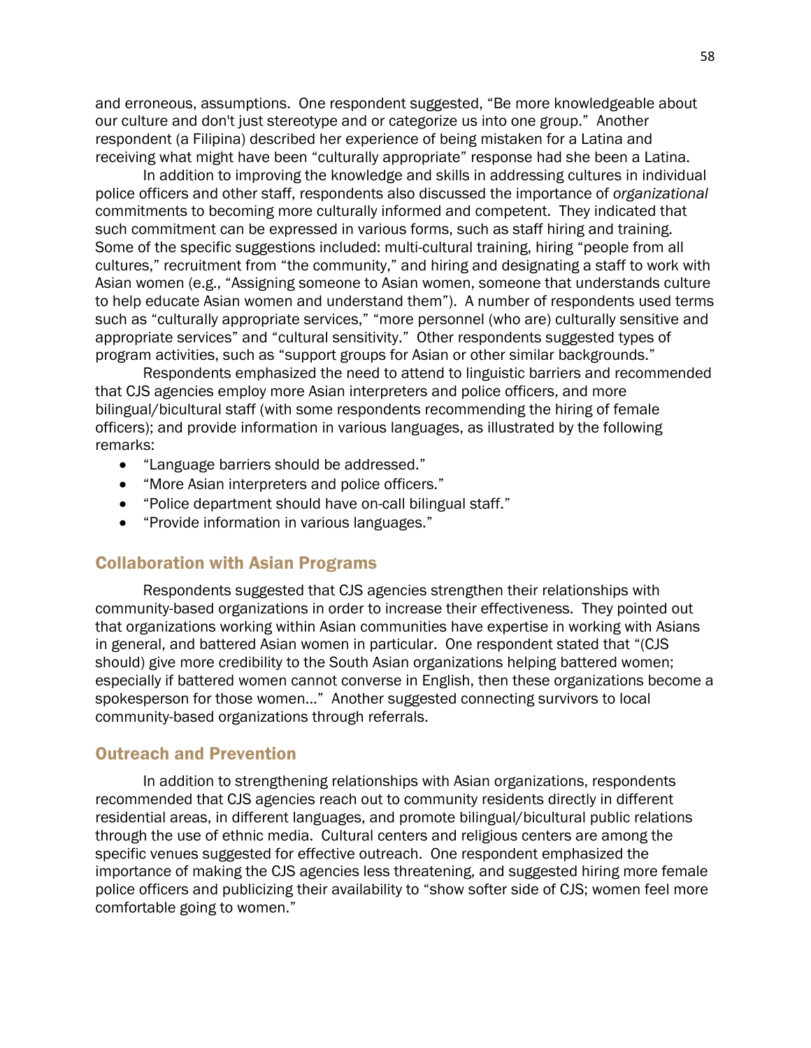and erroneous, assumptions. One respondent suggested, "Be more knowledgeable about our culture and don't just stereotype and or categorize us into one group." Another respondent (a Filipina) described her experience of being mistaken for a Latina and receiving what might have been "culturally appropriate" response had she been a Latina.

In addition to improving the knowledge and skills in addressing cultures in individual police officers and other staff, respondents also discussed the importance of *organizational* commitments to becoming more culturally informed and competent. They indicated that such commitment can be expressed in various forms, such as staff hiring and training. Some of the specific suggestions included: multi-cultural training, hiring "people from all cultures," recruitment from "the community," and hiring and designating a staff to work with Asian women (e.g., "Assigning someone to Asian women, someone that understands culture to help educate Asian women and understand them"). A number of respondents used terms such as "culturally appropriate services," "more personnel (who are) culturally sensitive and appropriate services" and "cultural sensitivity." Other respondents suggested types of program activities, such as "support groups for Asian or other similar backgrounds."

Respondents emphasized the need to attend to linguistic barriers and recommended that CJS agencies employ more Asian interpreters and police officers, and more bilingual/bicultural staff (with some respondents recommending the hiring of female officers); and provide information in various languages, as illustrated by the following remarks:

- "Language barriers should be addressed."
- "More Asian interpreters and police officers."
- "Police department should have on-call bilingual staff."
- "Provide information in various languages."

## Collaboration with Asian Programs

Respondents suggested that CJS agencies strengthen their relationships with community-based organizations in order to increase their effectiveness. They pointed out that organizations working within Asian communities have expertise in working with Asians in general, and battered Asian women in particular. One respondent stated that "(CJS should) give more credibility to the South Asian organizations helping battered women; especially if battered women cannot converse in English, then these organizations become a spokesperson for those women…" Another suggested connecting survivors to local community-based organizations through referrals.

## Outreach and Prevention

In addition to strengthening relationships with Asian organizations, respondents recommended that CJS agencies reach out to community residents directly in different residential areas, in different languages, and promote bilingual/bicultural public relations through the use of ethnic media. Cultural centers and religious centers are among the specific venues suggested for effective outreach. One respondent emphasized the importance of making the CJS agencies less threatening, and suggested hiring more female police officers and publicizing their availability to "show softer side of CJS; women feel more comfortable going to women."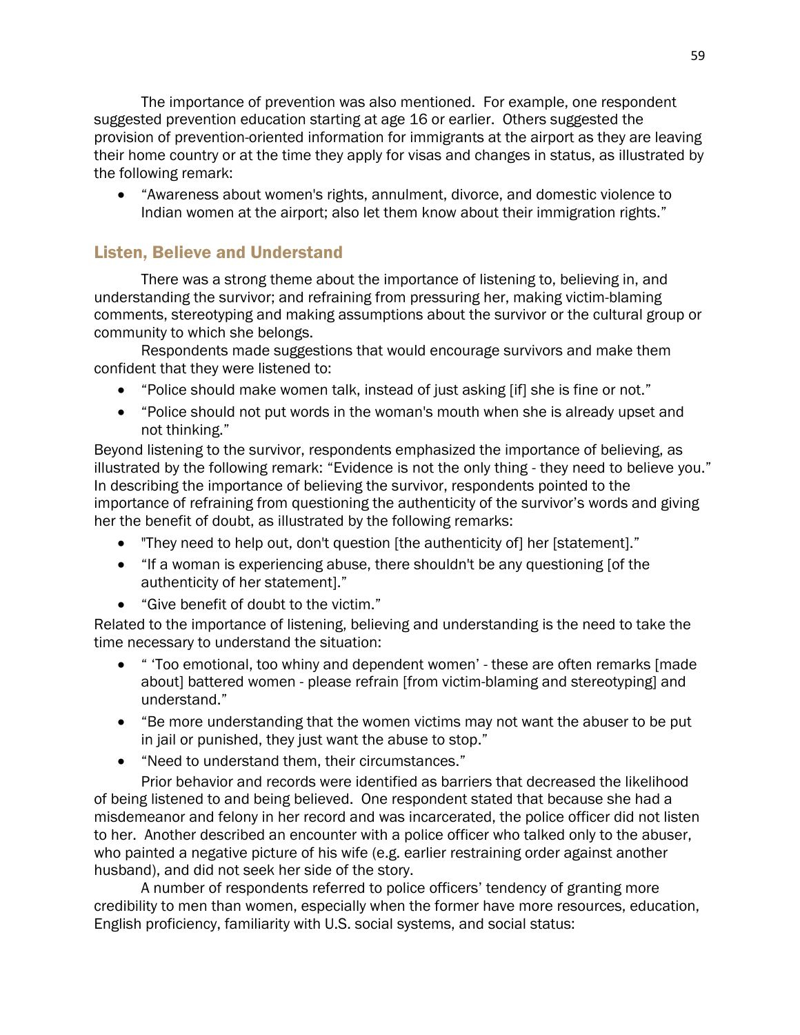The importance of prevention was also mentioned. For example, one respondent suggested prevention education starting at age 16 or earlier. Others suggested the provision of prevention-oriented information for immigrants at the airport as they are leaving their home country or at the time they apply for visas and changes in status, as illustrated by the following remark:

- "Awareness about women's rights, annulment, divorce, and domestic violence to Indian women at the airport; also let them know about their immigration rights."

## Listen, Believe and Understand

There was a strong theme about the importance of listening to, believing in, and understanding the survivor; and refraining from pressuring her, making victim-blaming comments, stereotyping and making assumptions about the survivor or the cultural group or community to which she belongs.

Respondents made suggestions that would encourage survivors and make them confident that they were listened to:

- "Police should make women talk, instead of just asking [if] she is fine or not."
- "Police should not put words in the woman's mouth when she is already upset and not thinking."

Beyond listening to the survivor, respondents emphasized the importance of believing, as illustrated by the following remark: "Evidence is not the only thing - they need to believe you." In describing the importance of believing the survivor, respondents pointed to the importance of refraining from questioning the authenticity of the survivor's words and giving her the benefit of doubt, as illustrated by the following remarks:

- "They need to help out, don't question [the authenticity of] her [statement]."
- "If a woman is experiencing abuse, there shouldn't be any questioning [of the authenticity of her statement]."
- "Give benefit of doubt to the victim."

Related to the importance of listening, believing and understanding is the need to take the time necessary to understand the situation:

- " 'Too emotional, too whiny and dependent women' - these are often remarks [made about] battered women - please refrain [from victim-blaming and stereotyping] and understand."
- "Be more understanding that the women victims may not want the abuser to be put in jail or punished, they just want the abuse to stop."
- "Need to understand them, their circumstances."

Prior behavior and records were identified as barriers that decreased the likelihood of being listened to and being believed. One respondent stated that because she had a misdemeanor and felony in her record and was incarcerated, the police officer did not listen to her. Another described an encounter with a police officer who talked only to the abuser, who painted a negative picture of his wife (e.g. earlier restraining order against another husband), and did not seek her side of the story.

A number of respondents referred to police officers' tendency of granting more credibility to men than women, especially when the former have more resources, education, English proficiency, familiarity with U.S. social systems, and social status: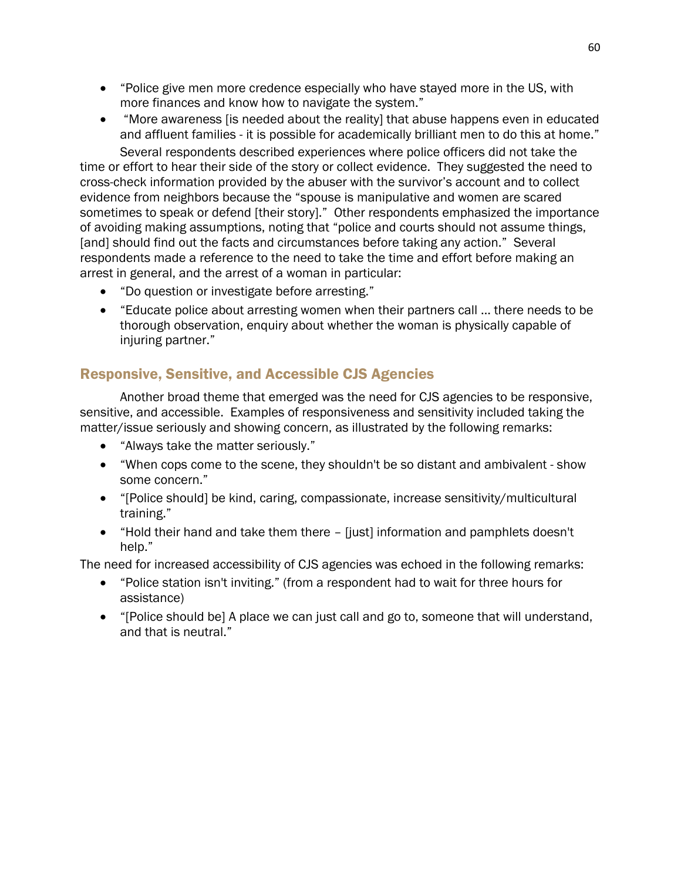- "Police give men more credence especially who have stayed more in the US, with more finances and know how to navigate the system."
- "More awareness [is needed about the reality] that abuse happens even in educated and affluent families - it is possible for academically brilliant men to do this at home."

Several respondents described experiences where police officers did not take the time or effort to hear their side of the story or collect evidence. They suggested the need to cross-check information provided by the abuser with the survivor's account and to collect evidence from neighbors because the "spouse is manipulative and women are scared sometimes to speak or defend [their story]." Other respondents emphasized the importance of avoiding making assumptions, noting that "police and courts should not assume things, [and] should find out the facts and circumstances before taking any action." Several respondents made a reference to the need to take the time and effort before making an arrest in general, and the arrest of a woman in particular:

- "Do question or investigate before arresting."
- "Educate police about arresting women when their partners call … there needs to be thorough observation, enquiry about whether the woman is physically capable of injuring partner."

## Responsive, Sensitive, and Accessible CJS Agencies

Another broad theme that emerged was the need for CJS agencies to be responsive, sensitive, and accessible. Examples of responsiveness and sensitivity included taking the matter/issue seriously and showing concern, as illustrated by the following remarks:

- "Always take the matter seriously."
- "When cops come to the scene, they shouldn't be so distant and ambivalent - show some concern."
- "[Police should] be kind, caring, compassionate, increase sensitivity/multicultural training."
- "Hold their hand and take them there – [just] information and pamphlets doesn't help."

The need for increased accessibility of CJS agencies was echoed in the following remarks:

- "Police station isn't inviting." (from a respondent had to wait for three hours for assistance)
- "[Police should be] A place we can just call and go to, someone that will understand, and that is neutral."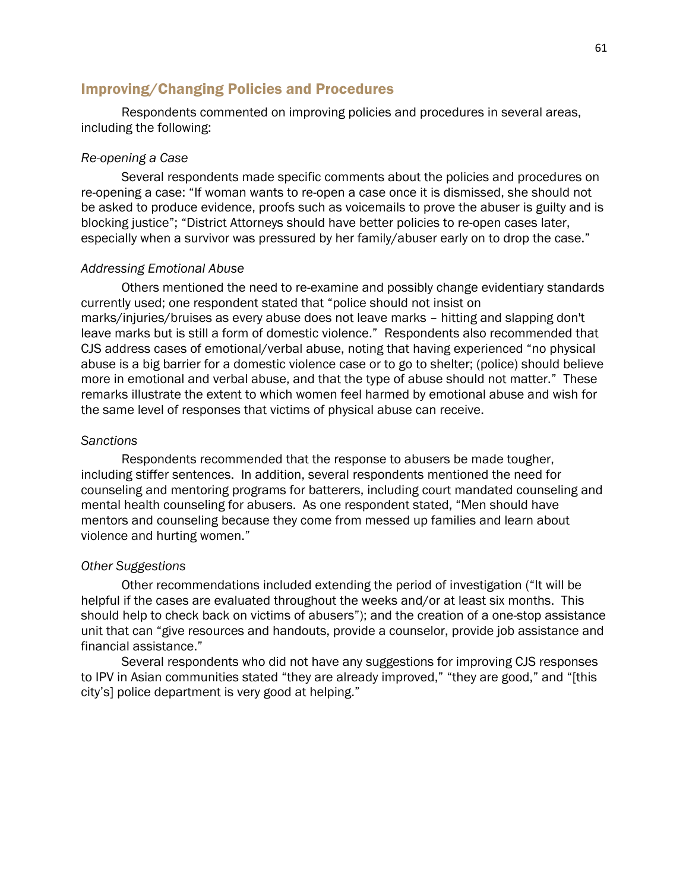## Improving/Changing Policies and Procedures

Respondents commented on improving policies and procedures in several areas, including the following:

### *Re-opening a Case*

Several respondents made specific comments about the policies and procedures on re-opening a case: "If woman wants to re-open a case once it is dismissed, she should not be asked to produce evidence, proofs such as voicemails to prove the abuser is guilty and is blocking justice"; "District Attorneys should have better policies to re-open cases later, especially when a survivor was pressured by her family/abuser early on to drop the case."

### *Addressing Emotional Abuse*

Others mentioned the need to re-examine and possibly change evidentiary standards currently used; one respondent stated that "police should not insist on marks/injuries/bruises as every abuse does not leave marks – hitting and slapping don't leave marks but is still a form of domestic violence." Respondents also recommended that CJS address cases of emotional/verbal abuse, noting that having experienced "no physical abuse is a big barrier for a domestic violence case or to go to shelter; (police) should believe more in emotional and verbal abuse, and that the type of abuse should not matter." These remarks illustrate the extent to which women feel harmed by emotional abuse and wish for the same level of responses that victims of physical abuse can receive.

### *Sanctions*

Respondents recommended that the response to abusers be made tougher, including stiffer sentences. In addition, several respondents mentioned the need for counseling and mentoring programs for batterers, including court mandated counseling and mental health counseling for abusers. As one respondent stated, "Men should have mentors and counseling because they come from messed up families and learn about violence and hurting women."

### *Other Suggestions*

Other recommendations included extending the period of investigation ("It will be helpful if the cases are evaluated throughout the weeks and/or at least six months. This should help to check back on victims of abusers"); and the creation of a one-stop assistance unit that can "give resources and handouts, provide a counselor, provide job assistance and financial assistance."

Several respondents who did not have any suggestions for improving CJS responses to IPV in Asian communities stated "they are already improved," "they are good," and "[this city's] police department is very good at helping."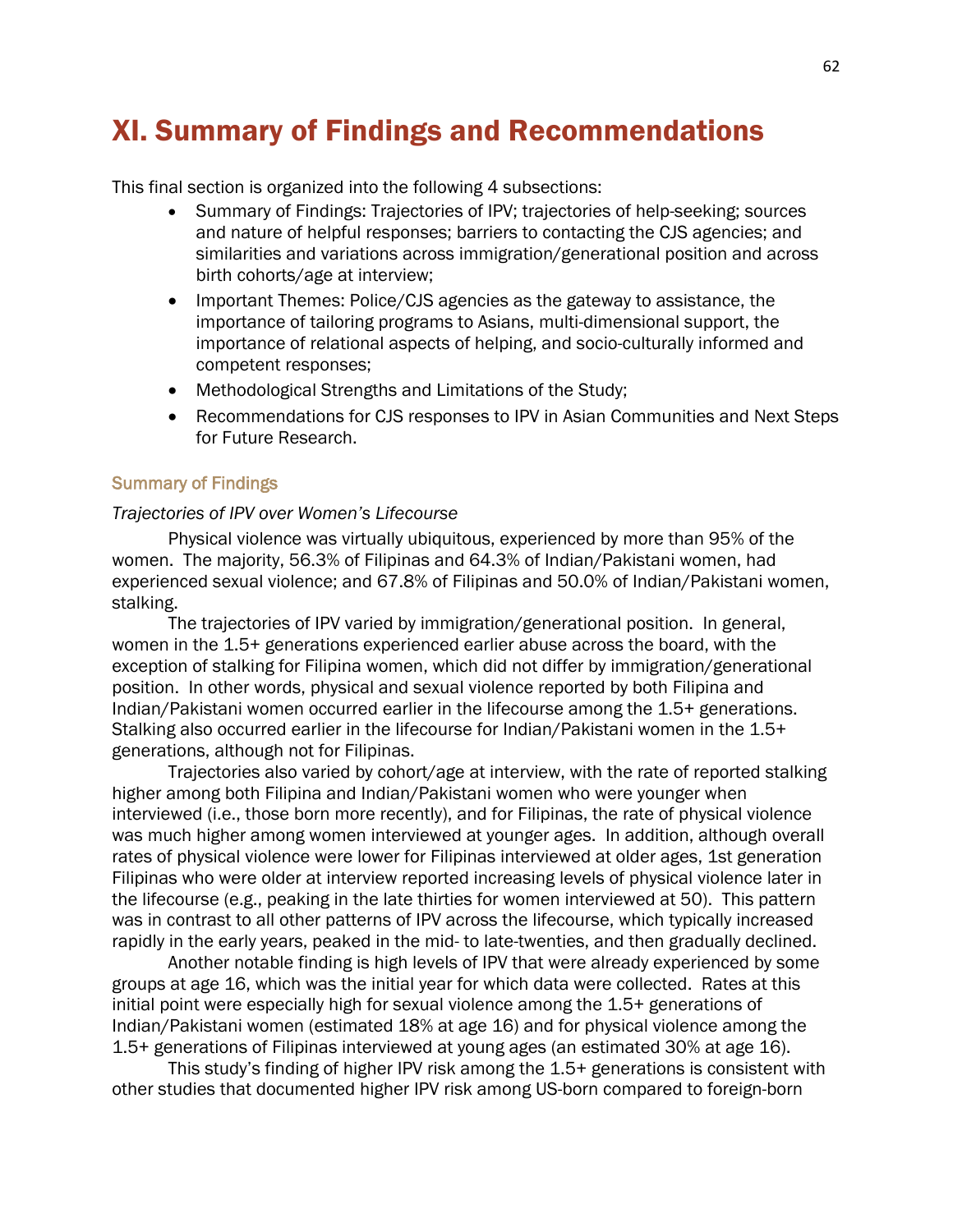# XI. Summary of Findings and Recommendations

This final section is organized into the following 4 subsections:

- Summary of Findings: Trajectories of IPV; trajectories of help-seeking; sources and nature of helpful responses; barriers to contacting the CJS agencies; and similarities and variations across immigration/generational position and across birth cohorts/age at interview;
- Important Themes: Police/CJS agencies as the gateway to assistance, the importance of tailoring programs to Asians, multi-dimensional support, the importance of relational aspects of helping, and socio-culturally informed and competent responses;
- Methodological Strengths and Limitations of the Study;
- Recommendations for CJS responses to IPV in Asian Communities and Next Steps for Future Research.

## Summary of Findings

### *Trajectories of IPV over Women's Lifecourse*

Physical violence was virtually ubiquitous, experienced by more than 95% of the women. The majority, 56.3% of Filipinas and 64.3% of Indian/Pakistani women, had experienced sexual violence; and 67.8% of Filipinas and 50.0% of Indian/Pakistani women, stalking.

The trajectories of IPV varied by immigration/generational position. In general, women in the 1.5+ generations experienced earlier abuse across the board, with the exception of stalking for Filipina women, which did not differ by immigration/generational position. In other words, physical and sexual violence reported by both Filipina and Indian/Pakistani women occurred earlier in the lifecourse among the 1.5+ generations. Stalking also occurred earlier in the lifecourse for Indian/Pakistani women in the 1.5+ generations, although not for Filipinas.

Trajectories also varied by cohort/age at interview, with the rate of reported stalking higher among both Filipina and Indian/Pakistani women who were younger when interviewed (i.e., those born more recently), and for Filipinas, the rate of physical violence was much higher among women interviewed at younger ages. In addition, although overall rates of physical violence were lower for Filipinas interviewed at older ages, 1st generation Filipinas who were older at interview reported increasing levels of physical violence later in the lifecourse (e.g., peaking in the late thirties for women interviewed at 50). This pattern was in contrast to all other patterns of IPV across the lifecourse, which typically increased rapidly in the early years, peaked in the mid- to late-twenties, and then gradually declined.

Another notable finding is high levels of IPV that were already experienced by some groups at age 16, which was the initial year for which data were collected. Rates at this initial point were especially high for sexual violence among the 1.5+ generations of Indian/Pakistani women (estimated 18% at age 16) and for physical violence among the 1.5+ generations of Filipinas interviewed at young ages (an estimated 30% at age 16).

This study's finding of higher IPV risk among the 1.5+ generations is consistent with other studies that documented higher IPV risk among US-born compared to foreign-born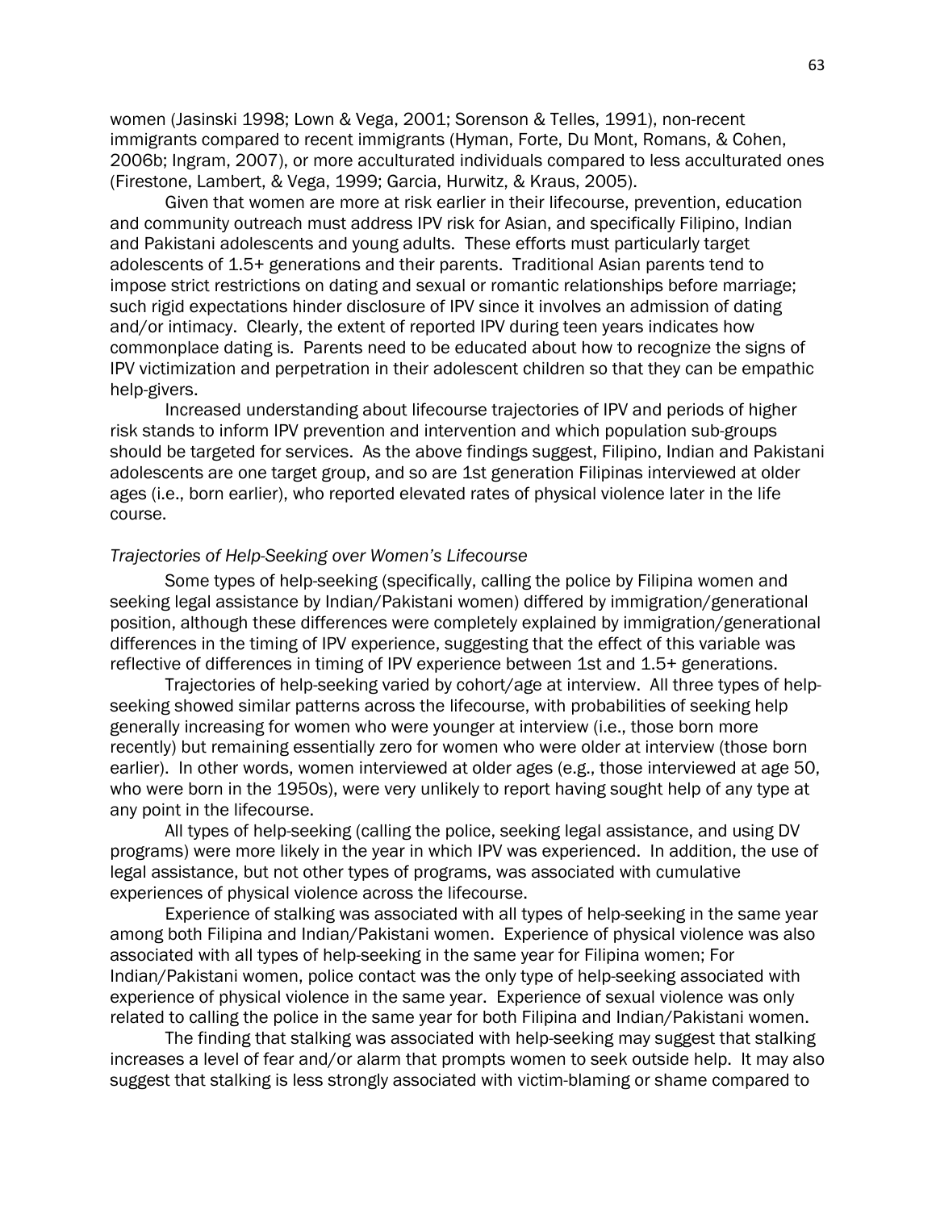women (Jasinski 1998; Lown & Vega, 2001; Sorenson & Telles, 1991), non-recent immigrants compared to recent immigrants (Hyman, Forte, Du Mont, Romans, & Cohen, 2006b; Ingram, 2007), or more acculturated individuals compared to less acculturated ones (Firestone, Lambert, & Vega, 1999; Garcia, Hurwitz, & Kraus, 2005).

Given that women are more at risk earlier in their lifecourse, prevention, education and community outreach must address IPV risk for Asian, and specifically Filipino, Indian and Pakistani adolescents and young adults. These efforts must particularly target adolescents of 1.5+ generations and their parents. Traditional Asian parents tend to impose strict restrictions on dating and sexual or romantic relationships before marriage; such rigid expectations hinder disclosure of IPV since it involves an admission of dating and/or intimacy. Clearly, the extent of reported IPV during teen years indicates how commonplace dating is. Parents need to be educated about how to recognize the signs of IPV victimization and perpetration in their adolescent children so that they can be empathic help-givers.

Increased understanding about lifecourse trajectories of IPV and periods of higher risk stands to inform IPV prevention and intervention and which population sub-groups should be targeted for services. As the above findings suggest, Filipino, Indian and Pakistani adolescents are one target group, and so are 1st generation Filipinas interviewed at older ages (i.e., born earlier), who reported elevated rates of physical violence later in the life course.

*Trajectories of Help-Seeking over Women's Lifecourse*

Some types of help-seeking (specifically, calling the police by Filipina women and seeking legal assistance by Indian/Pakistani women) differed by immigration/generational position, although these differences were completely explained by immigration/generational differences in the timing of IPV experience, suggesting that the effect of this variable was reflective of differences in timing of IPV experience between 1st and 1.5+ generations.

Trajectories of help-seeking varied by cohort/age at interview. All three types of help-seeking showed similar patterns across the lifecourse, with probabilities of seeking help generally increasing for women who were younger at interview (i.e., those born more recently) but remaining essentially zero for women who were older at interview (those born earlier). In other words, women interviewed at older ages (e.g., those interviewed at age 50, who were born in the 1950s), were very unlikely to report having sought help of any type at any point in the lifecourse.

All types of help-seeking (calling the police, seeking legal assistance, and using DV programs) were more likely in the year in which IPV was experienced. In addition, the use of legal assistance, but not other types of programs, was associated with cumulative experiences of physical violence across the lifecourse.

Experience of stalking was associated with all types of help-seeking in the same year among both Filipina and Indian/Pakistani women. Experience of physical violence was also associated with all types of help-seeking in the same year for Filipina women; For Indian/Pakistani women, police contact was the only type of help-seeking associated with experience of physical violence in the same year. Experience of sexual violence was only related to calling the police in the same year for both Filipina and Indian/Pakistani women.

The finding that stalking was associated with help-seeking may suggest that stalking increases a level of fear and/or alarm that prompts women to seek outside help. It may also suggest that stalking is less strongly associated with victim-blaming or shame compared to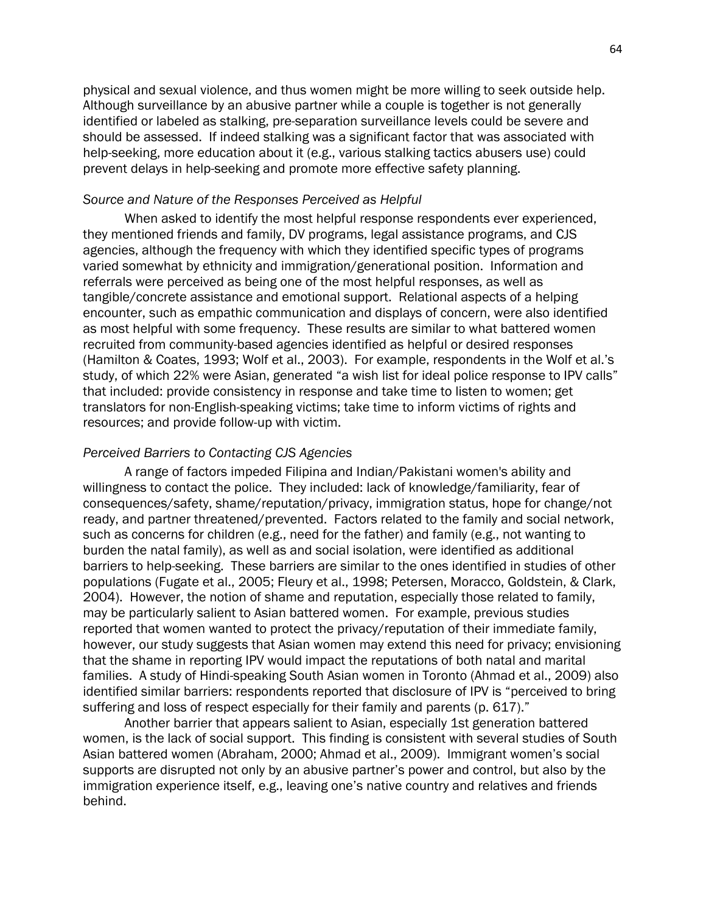physical and sexual violence, and thus women might be more willing to seek outside help. Although surveillance by an abusive partner while a couple is together is not generally identified or labeled as stalking, pre-separation surveillance levels could be severe and should be assessed. If indeed stalking was a significant factor that was associated with help-seeking, more education about it (e.g., various stalking tactics abusers use) could prevent delays in help-seeking and promote more effective safety planning.

*Source and Nature of the Responses Perceived as Helpful*

When asked to identify the most helpful response respondents ever experienced, they mentioned friends and family, DV programs, legal assistance programs, and CJS agencies, although the frequency with which they identified specific types of programs varied somewhat by ethnicity and immigration/generational position. Information and referrals were perceived as being one of the most helpful responses, as well as tangible/concrete assistance and emotional support. Relational aspects of a helping encounter, such as empathic communication and displays of concern, were also identified as most helpful with some frequency. These results are similar to what battered women recruited from community-based agencies identified as helpful or desired responses (Hamilton & Coates, 1993; Wolf et al., 2003). For example, respondents in the Wolf et al.'s study, of which 22% were Asian, generated "a wish list for ideal police response to IPV calls" that included: provide consistency in response and take time to listen to women; get translators for non-English-speaking victims; take time to inform victims of rights and resources; and provide follow-up with victim.

*Perceived Barriers to Contacting CJS Agencies*

A range of factors impeded Filipina and Indian/Pakistani women's ability and willingness to contact the police. They included: lack of knowledge/familiarity, fear of consequences/safety, shame/reputation/privacy, immigration status, hope for change/not ready, and partner threatened/prevented. Factors related to the family and social network, such as concerns for children (e.g., need for the father) and family (e.g., not wanting to burden the natal family), as well as and social isolation, were identified as additional barriers to help-seeking. These barriers are similar to the ones identified in studies of other populations (Fugate et al., 2005; Fleury et al., 1998; Petersen, Moracco, Goldstein, & Clark, 2004). However, the notion of shame and reputation, especially those related to family, may be particularly salient to Asian battered women. For example, previous studies reported that women wanted to protect the privacy/reputation of their immediate family, however, our study suggests that Asian women may extend this need for privacy; envisioning that the shame in reporting IPV would impact the reputations of both natal and marital families. A study of Hindi-speaking South Asian women in Toronto (Ahmad et al., 2009) also identified similar barriers: respondents reported that disclosure of IPV is "perceived to bring suffering and loss of respect especially for their family and parents (p. 617)."

Another barrier that appears salient to Asian, especially 1st generation battered women, is the lack of social support. This finding is consistent with several studies of South Asian battered women (Abraham, 2000; Ahmad et al., 2009). Immigrant women's social supports are disrupted not only by an abusive partner's power and control, but also by the immigration experience itself, e.g., leaving one's native country and relatives and friends behind.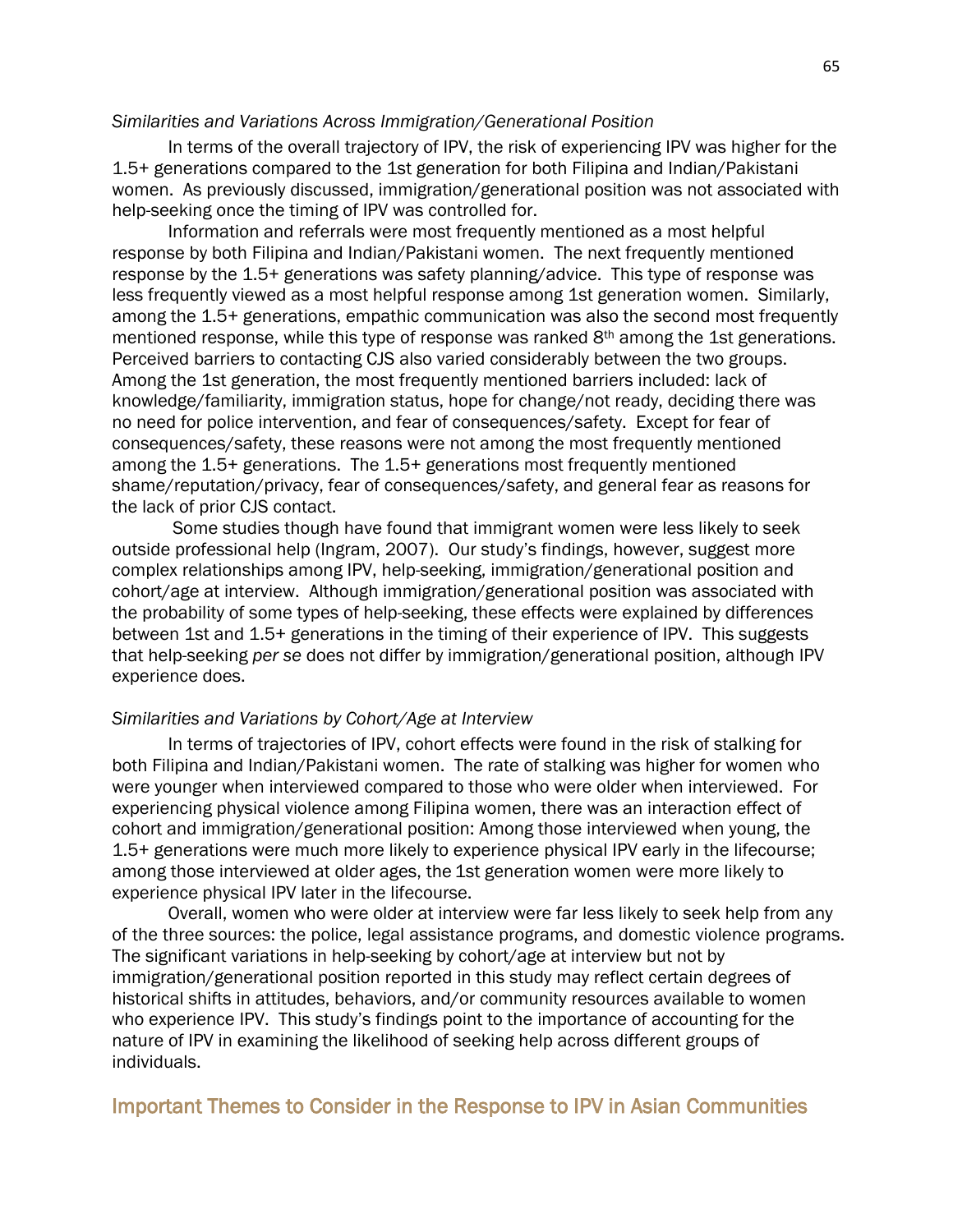*Similarities and Variations Across Immigration/Generational Position*

In terms of the overall trajectory of IPV, the risk of experiencing IPV was higher for the 1.5+ generations compared to the 1st generation for both Filipina and Indian/Pakistani women. As previously discussed, immigration/generational position was not associated with help-seeking once the timing of IPV was controlled for.

Information and referrals were most frequently mentioned as a most helpful response by both Filipina and Indian/Pakistani women. The next frequently mentioned response by the 1.5+ generations was safety planning/advice. This type of response was less frequently viewed as a most helpful response among 1st generation women. Similarly, among the 1.5+ generations, empathic communication was also the second most frequently mentioned response, while this type of response was ranked 8th among the 1st generations. Perceived barriers to contacting CJS also varied considerably between the two groups. Among the 1st generation, the most frequently mentioned barriers included: lack of knowledge/familiarity, immigration status, hope for change/not ready, deciding there was no need for police intervention, and fear of consequences/safety. Except for fear of consequences/safety, these reasons were not among the most frequently mentioned among the 1.5+ generations. The 1.5+ generations most frequently mentioned shame/reputation/privacy, fear of consequences/safety, and general fear as reasons for the lack of prior CJS contact.

Some studies though have found that immigrant women were less likely to seek outside professional help (Ingram, 2007). Our study's findings, however, suggest more complex relationships among IPV, help-seeking, immigration/generational position and cohort/age at interview. Although immigration/generational position was associated with the probability of some types of help-seeking, these effects were explained by differences between 1st and 1.5+ generations in the timing of their experience of IPV. This suggests that help-seeking *per se* does not differ by immigration/generational position, although IPV experience does.

*Similarities and Variations by Cohort/Age at Interview*

In terms of trajectories of IPV, cohort effects were found in the risk of stalking for both Filipina and Indian/Pakistani women. The rate of stalking was higher for women who were younger when interviewed compared to those who were older when interviewed. For experiencing physical violence among Filipina women, there was an interaction effect of cohort and immigration/generational position: Among those interviewed when young, the 1.5+ generations were much more likely to experience physical IPV early in the lifecourse; among those interviewed at older ages, the 1st generation women were more likely to experience physical IPV later in the lifecourse.

Overall, women who were older at interview were far less likely to seek help from any of the three sources: the police, legal assistance programs, and domestic violence programs. The significant variations in help-seeking by cohort/age at interview but not by immigration/generational position reported in this study may reflect certain degrees of historical shifts in attitudes, behaviors, and/or community resources available to women who experience IPV. This study's findings point to the importance of accounting for the nature of IPV in examining the likelihood of seeking help across different groups of individuals.

## Important Themes to Consider in the Response to IPV in Asian Communities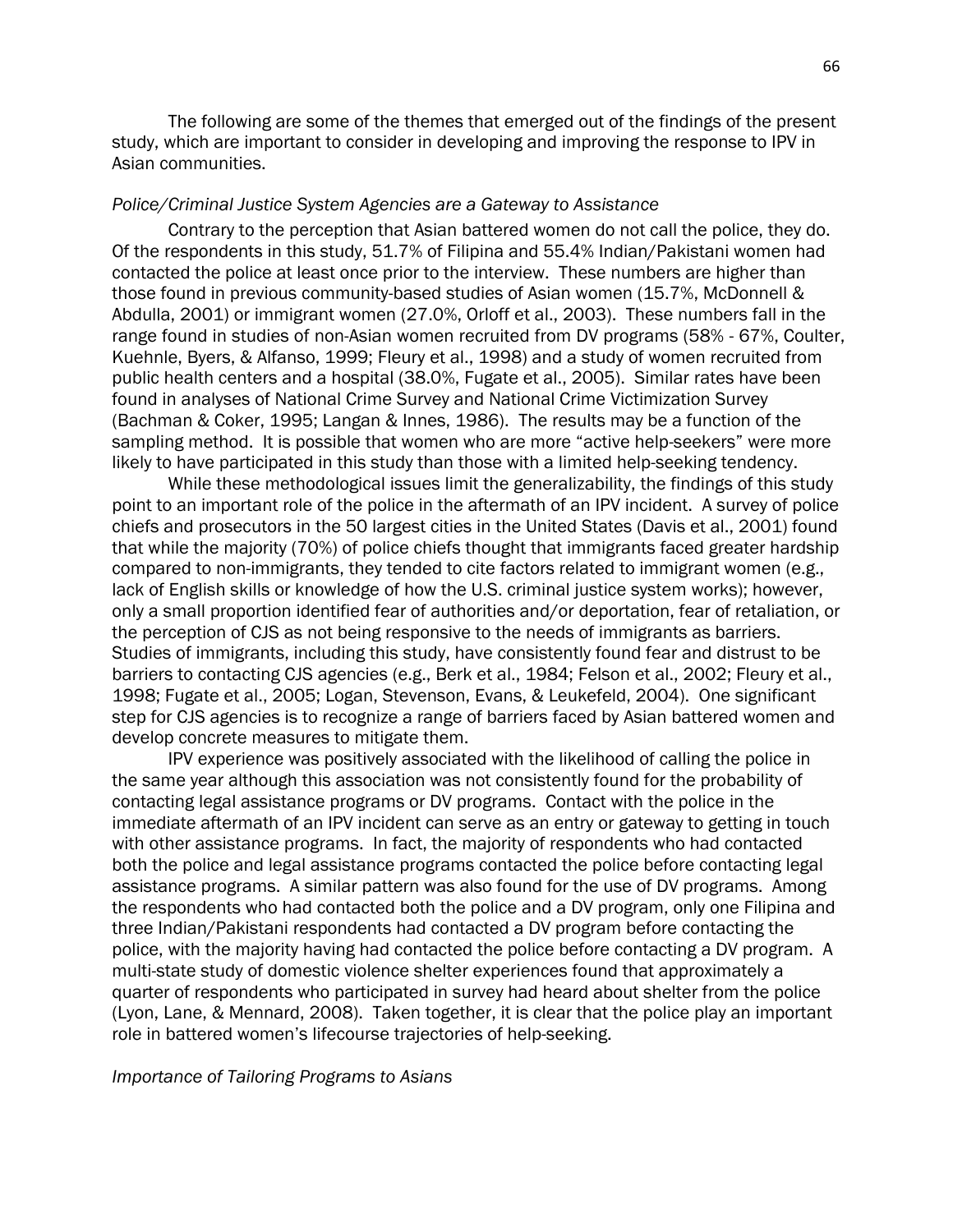The following are some of the themes that emerged out of the findings of the present study, which are important to consider in developing and improving the response to IPV in Asian communities.

*Police/Criminal Justice System Agencies are a Gateway to Assistance*

Contrary to the perception that Asian battered women do not call the police, they do. Of the respondents in this study, 51.7% of Filipina and 55.4% Indian/Pakistani women had contacted the police at least once prior to the interview. These numbers are higher than those found in previous community-based studies of Asian women (15.7%, McDonnell & Abdulla, 2001) or immigrant women (27.0%, Orloff et al., 2003). These numbers fall in the range found in studies of non-Asian women recruited from DV programs (58% - 67%, Coulter, Kuehnle, Byers, & Alfanso, 1999; Fleury et al., 1998) and a study of women recruited from public health centers and a hospital (38.0%, Fugate et al., 2005). Similar rates have been found in analyses of National Crime Survey and National Crime Victimization Survey (Bachman & Coker, 1995; Langan & Innes, 1986). The results may be a function of the sampling method. It is possible that women who are more "active help-seekers" were more likely to have participated in this study than those with a limited help-seeking tendency.

While these methodological issues limit the generalizability, the findings of this study point to an important role of the police in the aftermath of an IPV incident. A survey of police chiefs and prosecutors in the 50 largest cities in the United States (Davis et al., 2001) found that while the majority (70%) of police chiefs thought that immigrants faced greater hardship compared to non-immigrants, they tended to cite factors related to immigrant women (e.g., lack of English skills or knowledge of how the U.S. criminal justice system works); however, only a small proportion identified fear of authorities and/or deportation, fear of retaliation, or the perception of CJS as not being responsive to the needs of immigrants as barriers. Studies of immigrants, including this study, have consistently found fear and distrust to be barriers to contacting CJS agencies (e.g., Berk et al., 1984; Felson et al., 2002; Fleury et al., 1998; Fugate et al., 2005; Logan, Stevenson, Evans, & Leukefeld, 2004). One significant step for CJS agencies is to recognize a range of barriers faced by Asian battered women and develop concrete measures to mitigate them.

IPV experience was positively associated with the likelihood of calling the police in the same year although this association was not consistently found for the probability of contacting legal assistance programs or DV programs. Contact with the police in the immediate aftermath of an IPV incident can serve as an entry or gateway to getting in touch with other assistance programs. In fact, the majority of respondents who had contacted both the police and legal assistance programs contacted the police before contacting legal assistance programs. A similar pattern was also found for the use of DV programs. Among the respondents who had contacted both the police and a DV program, only one Filipina and three Indian/Pakistani respondents had contacted a DV program before contacting the police, with the majority having had contacted the police before contacting a DV program. A multi-state study of domestic violence shelter experiences found that approximately a quarter of respondents who participated in survey had heard about shelter from the police (Lyon, Lane, & Mennard, 2008). Taken together, it is clear that the police play an important role in battered women's lifecourse trajectories of help-seeking.

*Importance of Tailoring Programs to Asians*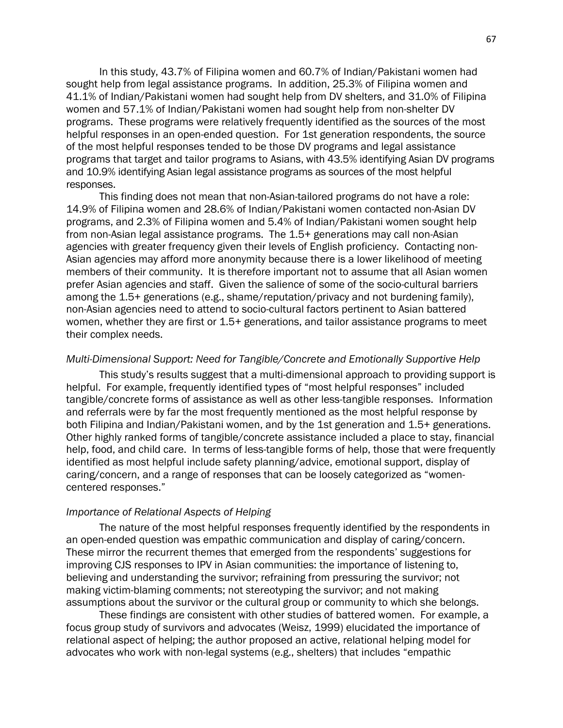In this study, 43.7% of Filipina women and 60.7% of Indian/Pakistani women had sought help from legal assistance programs. In addition, 25.3% of Filipina women and 41.1% of Indian/Pakistani women had sought help from DV shelters, and 31.0% of Filipina women and 57.1% of Indian/Pakistani women had sought help from non-shelter DV programs. These programs were relatively frequently identified as the sources of the most helpful responses in an open-ended question. For 1st generation respondents, the source of the most helpful responses tended to be those DV programs and legal assistance programs that target and tailor programs to Asians, with 43.5% identifying Asian DV programs and 10.9% identifying Asian legal assistance programs as sources of the most helpful responses.

This finding does not mean that non-Asian-tailored programs do not have a role: 14.9% of Filipina women and 28.6% of Indian/Pakistani women contacted non-Asian DV programs, and 2.3% of Filipina women and 5.4% of Indian/Pakistani women sought help from non-Asian legal assistance programs. The 1.5+ generations may call non-Asian agencies with greater frequency given their levels of English proficiency. Contacting non-Asian agencies may afford more anonymity because there is a lower likelihood of meeting members of their community. It is therefore important not to assume that all Asian women prefer Asian agencies and staff. Given the salience of some of the socio-cultural barriers among the 1.5+ generations (e.g., shame/reputation/privacy and not burdening family), non-Asian agencies need to attend to socio-cultural factors pertinent to Asian battered women, whether they are first or 1.5+ generations, and tailor assistance programs to meet their complex needs.

### *Multi-Dimensional Support: Need for Tangible/Concrete and Emotionally Supportive Help*

This study's results suggest that a multi-dimensional approach to providing support is helpful. For example, frequently identified types of "most helpful responses" included tangible/concrete forms of assistance as well as other less-tangible responses. Information and referrals were by far the most frequently mentioned as the most helpful response by both Filipina and Indian/Pakistani women, and by the 1st generation and 1.5+ generations. Other highly ranked forms of tangible/concrete assistance included a place to stay, financial help, food, and child care. In terms of less-tangible forms of help, those that were frequently identified as most helpful include safety planning/advice, emotional support, display of caring/concern, and a range of responses that can be loosely categorized as "women-centered responses."

### *Importance of Relational Aspects of Helping*

The nature of the most helpful responses frequently identified by the respondents in an open-ended question was empathic communication and display of caring/concern. These mirror the recurrent themes that emerged from the respondents' suggestions for improving CJS responses to IPV in Asian communities: the importance of listening to, believing and understanding the survivor; refraining from pressuring the survivor; not making victim-blaming comments; not stereotyping the survivor; and not making assumptions about the survivor or the cultural group or community to which she belongs.

These findings are consistent with other studies of battered women. For example, a focus group study of survivors and advocates (Weisz, 1999) elucidated the importance of relational aspect of helping; the author proposed an active, relational helping model for advocates who work with non-legal systems (e.g., shelters) that includes "empathic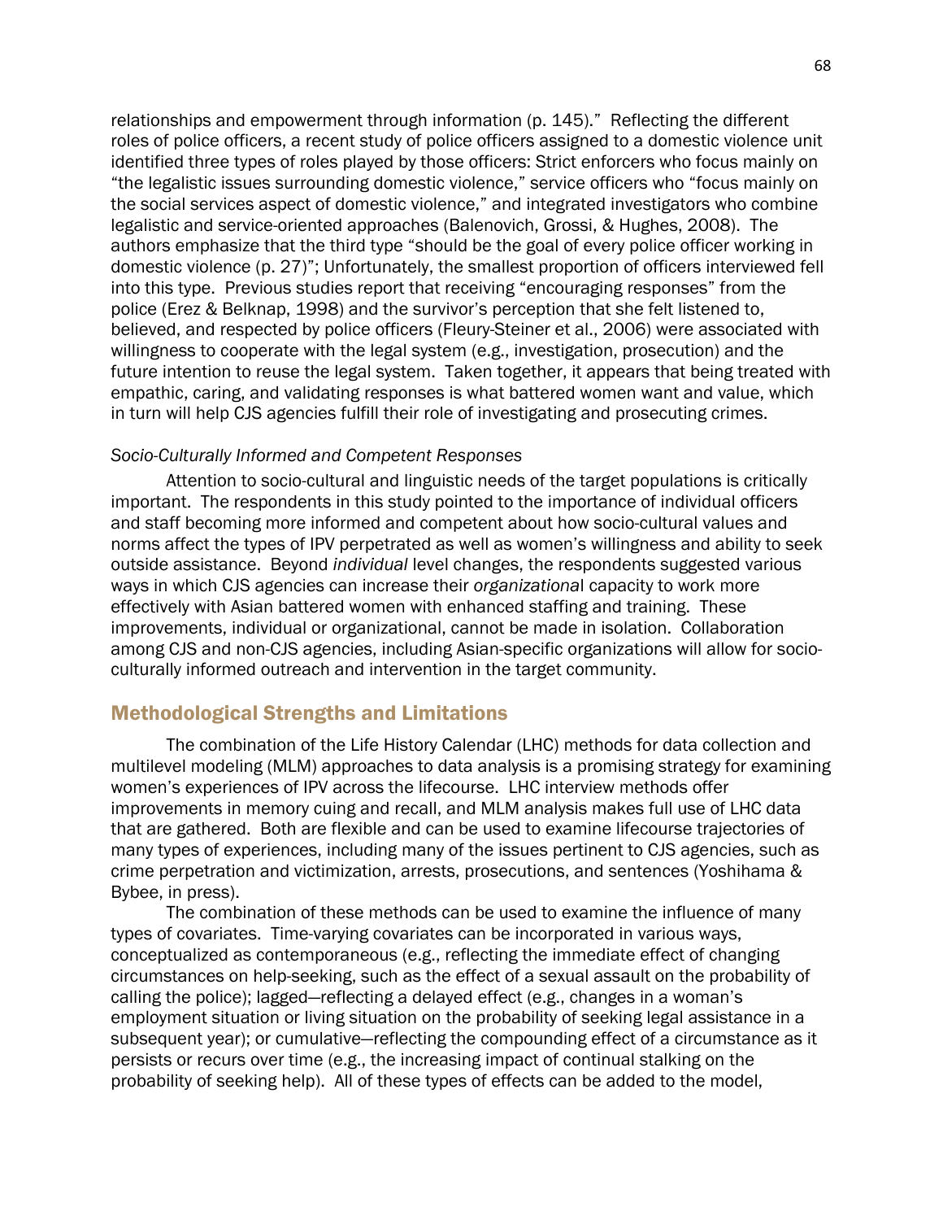relationships and empowerment through information (p. 145)." Reflecting the different roles of police officers, a recent study of police officers assigned to a domestic violence unit identified three types of roles played by those officers: Strict enforcers who focus mainly on "the legalistic issues surrounding domestic violence," service officers who "focus mainly on the social services aspect of domestic violence," and integrated investigators who combine legalistic and service-oriented approaches (Balenovich, Grossi, & Hughes, 2008). The authors emphasize that the third type "should be the goal of every police officer working in domestic violence (p. 27)"; Unfortunately, the smallest proportion of officers interviewed fell into this type. Previous studies report that receiving "encouraging responses" from the police (Erez & Belknap, 1998) and the survivor's perception that she felt listened to, believed, and respected by police officers (Fleury-Steiner et al., 2006) were associated with willingness to cooperate with the legal system (e.g., investigation, prosecution) and the future intention to reuse the legal system. Taken together, it appears that being treated with empathic, caring, and validating responses is what battered women want and value, which in turn will help CJS agencies fulfill their role of investigating and prosecuting crimes.

*Socio-Culturally Informed and Competent Responses*

Attention to socio-cultural and linguistic needs of the target populations is critically important. The respondents in this study pointed to the importance of individual officers and staff becoming more informed and competent about how socio-cultural values and norms affect the types of IPV perpetrated as well as women's willingness and ability to seek outside assistance. Beyond *individual* level changes, the respondents suggested various ways in which CJS agencies can increase their *organizational* capacity to work more effectively with Asian battered women with enhanced staffing and training. These improvements, individual or organizational, cannot be made in isolation. Collaboration among CJS and non-CJS agencies, including Asian-specific organizations will allow for socio-culturally informed outreach and intervention in the target community.

## Methodological Strengths and Limitations

The combination of the Life History Calendar (LHC) methods for data collection and multilevel modeling (MLM) approaches to data analysis is a promising strategy for examining women's experiences of IPV across the lifecourse. LHC interview methods offer improvements in memory cuing and recall, and MLM analysis makes full use of LHC data that are gathered. Both are flexible and can be used to examine lifecourse trajectories of many types of experiences, including many of the issues pertinent to CJS agencies, such as crime perpetration and victimization, arrests, prosecutions, and sentences (Yoshihama & Bybee, in press).

The combination of these methods can be used to examine the influence of many types of covariates. Time-varying covariates can be incorporated in various ways, conceptualized as contemporaneous (e.g., reflecting the immediate effect of changing circumstances on help-seeking, such as the effect of a sexual assault on the probability of calling the police); lagged—reflecting a delayed effect (e.g., changes in a woman's employment situation or living situation on the probability of seeking legal assistance in a subsequent year); or cumulative—reflecting the compounding effect of a circumstance as it persists or recurs over time (e.g., the increasing impact of continual stalking on the probability of seeking help). All of these types of effects can be added to the model,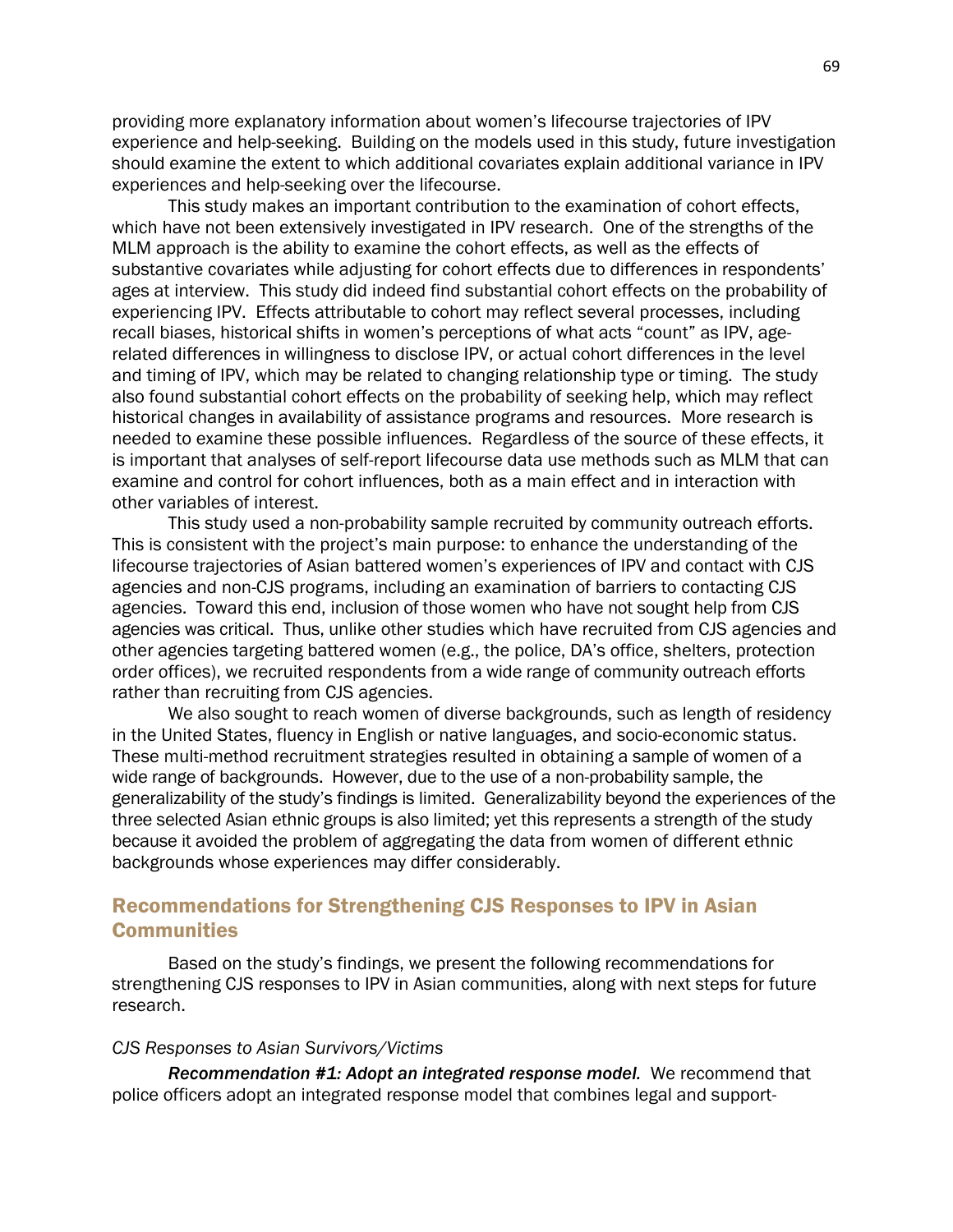providing more explanatory information about women's lifecourse trajectories of IPV experience and help-seeking. Building on the models used in this study, future investigation should examine the extent to which additional covariates explain additional variance in IPV experiences and help-seeking over the lifecourse.

This study makes an important contribution to the examination of cohort effects, which have not been extensively investigated in IPV research. One of the strengths of the MLM approach is the ability to examine the cohort effects, as well as the effects of substantive covariates while adjusting for cohort effects due to differences in respondents' ages at interview. This study did indeed find substantial cohort effects on the probability of experiencing IPV. Effects attributable to cohort may reflect several processes, including recall biases, historical shifts in women's perceptions of what acts "count" as IPV, age-related differences in willingness to disclose IPV, or actual cohort differences in the level and timing of IPV, which may be related to changing relationship type or timing. The study also found substantial cohort effects on the probability of seeking help, which may reflect historical changes in availability of assistance programs and resources. More research is needed to examine these possible influences. Regardless of the source of these effects, it is important that analyses of self-report lifecourse data use methods such as MLM that can examine and control for cohort influences, both as a main effect and in interaction with other variables of interest.

This study used a non-probability sample recruited by community outreach efforts. This is consistent with the project's main purpose: to enhance the understanding of the lifecourse trajectories of Asian battered women's experiences of IPV and contact with CJS agencies and non-CJS programs, including an examination of barriers to contacting CJS agencies. Toward this end, inclusion of those women who have not sought help from CJS agencies was critical. Thus, unlike other studies which have recruited from CJS agencies and other agencies targeting battered women (e.g., the police, DA's office, shelters, protection order offices), we recruited respondents from a wide range of community outreach efforts rather than recruiting from CJS agencies.

We also sought to reach women of diverse backgrounds, such as length of residency in the United States, fluency in English or native languages, and socio-economic status. These multi-method recruitment strategies resulted in obtaining a sample of women of a wide range of backgrounds. However, due to the use of a non-probability sample, the generalizability of the study's findings is limited. Generalizability beyond the experiences of the three selected Asian ethnic groups is also limited; yet this represents a strength of the study because it avoided the problem of aggregating the data from women of different ethnic backgrounds whose experiences may differ considerably.

## Recommendations for Strengthening CJS Responses to IPV in Asian Communities

Based on the study's findings, we present the following recommendations for strengthening CJS responses to IPV in Asian communities, along with next steps for future research.

### *CJS Responses to Asian Survivors/Victims*

***Recommendation #1: Adopt an integrated response model.*** We recommend that police officers adopt an integrated response model that combines legal and support-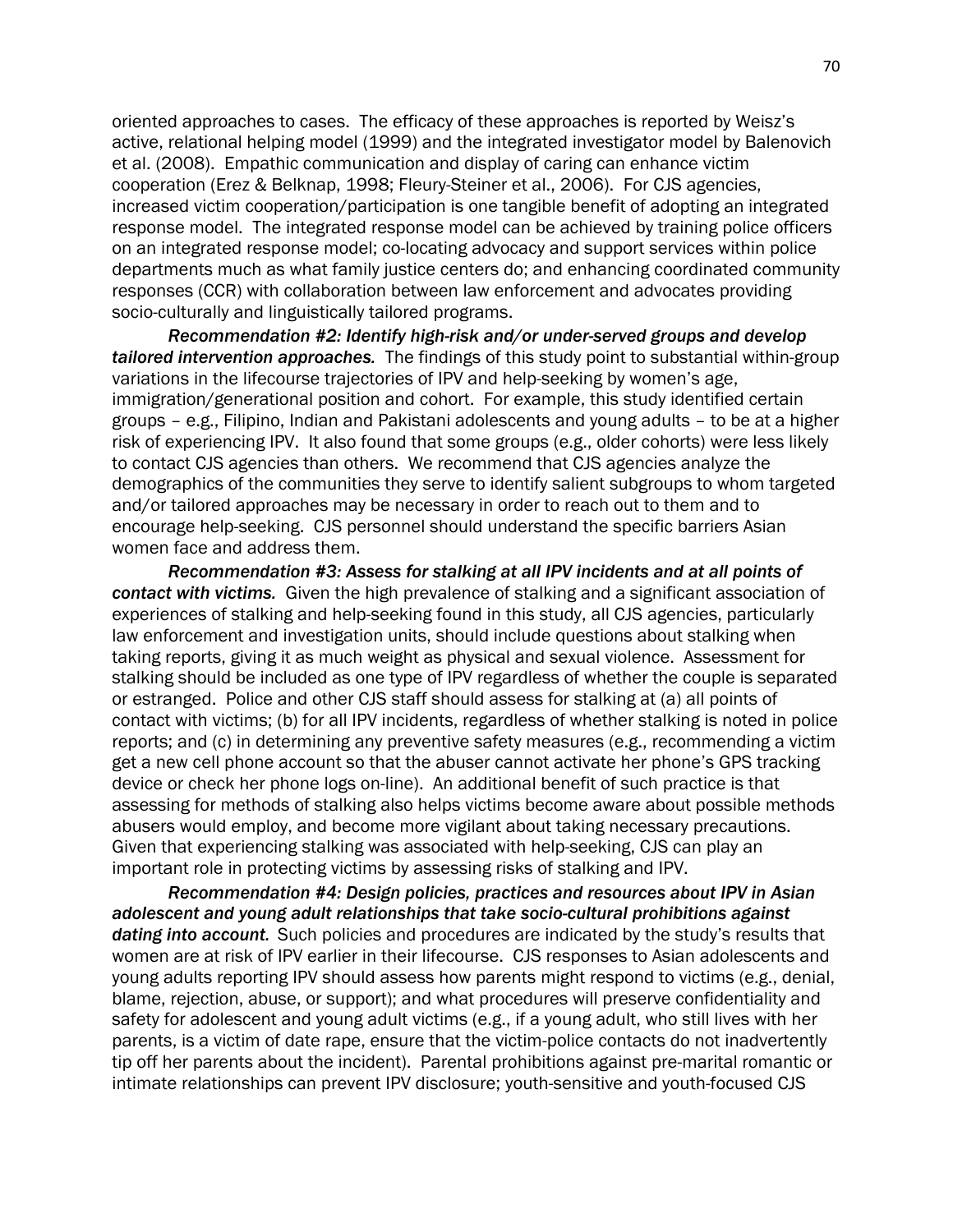oriented approaches to cases. The efficacy of these approaches is reported by Weisz's active, relational helping model (1999) and the integrated investigator model by Balenovich et al. (2008). Empathic communication and display of caring can enhance victim cooperation (Erez & Belknap, 1998; Fleury-Steiner et al., 2006). For CJS agencies, increased victim cooperation/participation is one tangible benefit of adopting an integrated response model. The integrated response model can be achieved by training police officers on an integrated response model; co-locating advocacy and support services within police departments much as what family justice centers do; and enhancing coordinated community responses (CCR) with collaboration between law enforcement and advocates providing socio-culturally and linguistically tailored programs.

***Recommendation #2: Identify high-risk and/or under-served groups and develop tailored intervention approaches.*** The findings of this study point to substantial within-group variations in the lifecourse trajectories of IPV and help-seeking by women's age, immigration/generational position and cohort. For example, this study identified certain groups – e.g., Filipino, Indian and Pakistani adolescents and young adults – to be at a higher risk of experiencing IPV. It also found that some groups (e.g., older cohorts) were less likely to contact CJS agencies than others. We recommend that CJS agencies analyze the demographics of the communities they serve to identify salient subgroups to whom targeted and/or tailored approaches may be necessary in order to reach out to them and to encourage help-seeking. CJS personnel should understand the specific barriers Asian women face and address them.

***Recommendation #3: Assess for stalking at all IPV incidents and at all points of contact with victims.*** Given the high prevalence of stalking and a significant association of experiences of stalking and help-seeking found in this study, all CJS agencies, particularly law enforcement and investigation units, should include questions about stalking when taking reports, giving it as much weight as physical and sexual violence. Assessment for stalking should be included as one type of IPV regardless of whether the couple is separated or estranged. Police and other CJS staff should assess for stalking at (a) all points of contact with victims; (b) for all IPV incidents, regardless of whether stalking is noted in police reports; and (c) in determining any preventive safety measures (e.g., recommending a victim get a new cell phone account so that the abuser cannot activate her phone's GPS tracking device or check her phone logs on-line). An additional benefit of such practice is that assessing for methods of stalking also helps victims become aware about possible methods abusers would employ, and become more vigilant about taking necessary precautions. Given that experiencing stalking was associated with help-seeking, CJS can play an important role in protecting victims by assessing risks of stalking and IPV.

***Recommendation #4: Design policies, practices and resources about IPV in Asian adolescent and young adult relationships that take socio-cultural prohibitions against dating into account.*** Such policies and procedures are indicated by the study's results that women are at risk of IPV earlier in their lifecourse. CJS responses to Asian adolescents and young adults reporting IPV should assess how parents might respond to victims (e.g., denial, blame, rejection, abuse, or support); and what procedures will preserve confidentiality and safety for adolescent and young adult victims (e.g., if a young adult, who still lives with her parents, is a victim of date rape, ensure that the victim-police contacts do not inadvertently tip off her parents about the incident). Parental prohibitions against pre-marital romantic or intimate relationships can prevent IPV disclosure; youth-sensitive and youth-focused CJS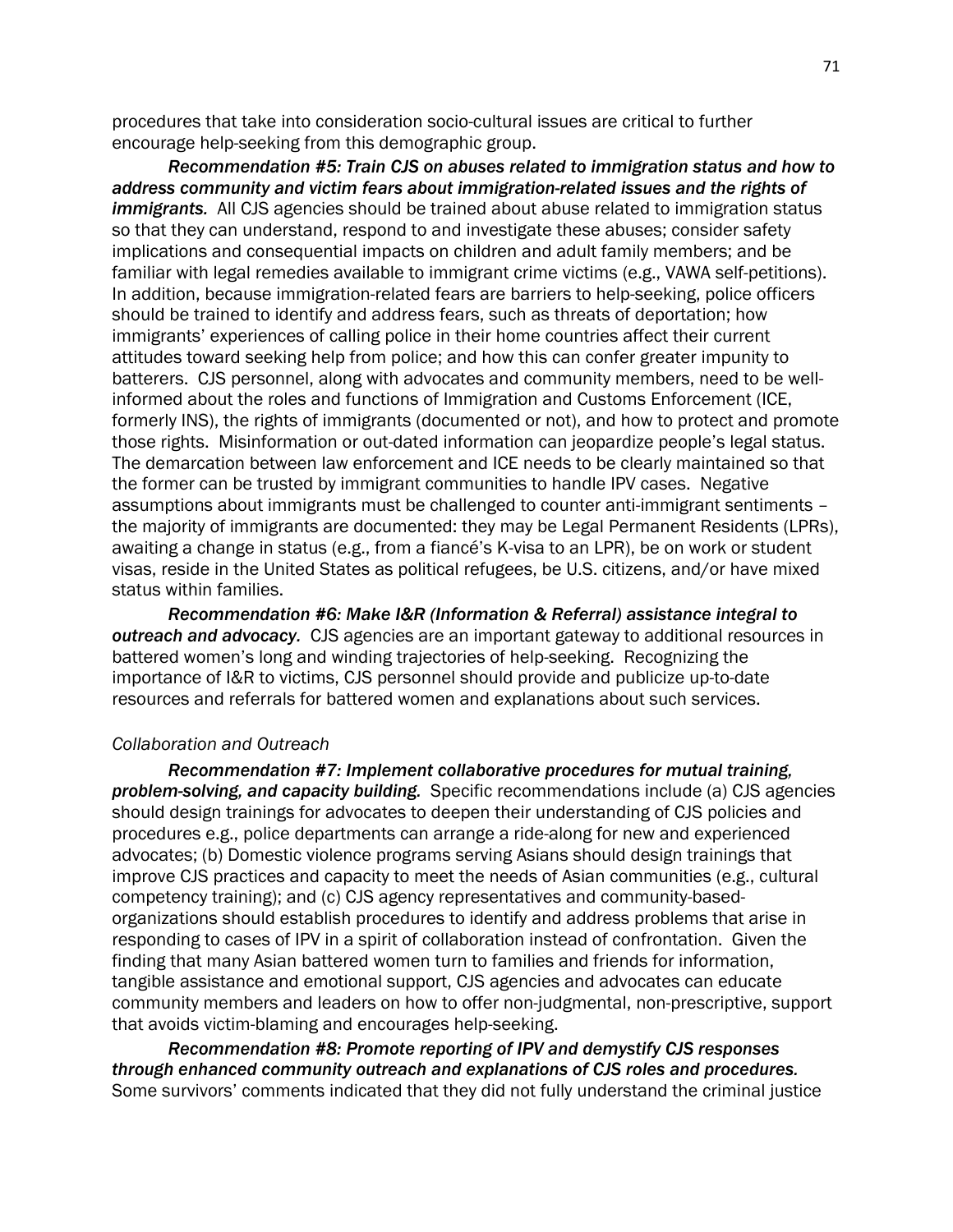procedures that take into consideration socio-cultural issues are critical to further encourage help-seeking from this demographic group.

***Recommendation #5: Train CJS on abuses related to immigration status and how to address community and victim fears about immigration-related issues and the rights of immigrants.*** All CJS agencies should be trained about abuse related to immigration status so that they can understand, respond to and investigate these abuses; consider safety implications and consequential impacts on children and adult family members; and be familiar with legal remedies available to immigrant crime victims (e.g., VAWA self-petitions). In addition, because immigration-related fears are barriers to help-seeking, police officers should be trained to identify and address fears, such as threats of deportation; how immigrants' experiences of calling police in their home countries affect their current attitudes toward seeking help from police; and how this can confer greater impunity to batterers. CJS personnel, along with advocates and community members, need to be well-informed about the roles and functions of Immigration and Customs Enforcement (ICE, formerly INS), the rights of immigrants (documented or not), and how to protect and promote those rights. Misinformation or out-dated information can jeopardize people's legal status. The demarcation between law enforcement and ICE needs to be clearly maintained so that the former can be trusted by immigrant communities to handle IPV cases. Negative assumptions about immigrants must be challenged to counter anti-immigrant sentiments – the majority of immigrants are documented: they may be Legal Permanent Residents (LPRs), awaiting a change in status (e.g., from a fiancé's K-visa to an LPR), be on work or student visas, reside in the United States as political refugees, be U.S. citizens, and/or have mixed status within families.

***Recommendation #6: Make I&R (Information & Referral) assistance integral to outreach and advocacy.*** CJS agencies are an important gateway to additional resources in battered women's long and winding trajectories of help-seeking. Recognizing the importance of I&R to victims, CJS personnel should provide and publicize up-to-date resources and referrals for battered women and explanations about such services.

*Collaboration and Outreach*

***Recommendation #7: Implement collaborative procedures for mutual training, problem-solving, and capacity building.*** Specific recommendations include (a) CJS agencies should design trainings for advocates to deepen their understanding of CJS policies and procedures e.g., police departments can arrange a ride-along for new and experienced advocates; (b) Domestic violence programs serving Asians should design trainings that improve CJS practices and capacity to meet the needs of Asian communities (e.g., cultural competency training); and (c) CJS agency representatives and community-based-organizations should establish procedures to identify and address problems that arise in responding to cases of IPV in a spirit of collaboration instead of confrontation. Given the finding that many Asian battered women turn to families and friends for information, tangible assistance and emotional support, CJS agencies and advocates can educate community members and leaders on how to offer non-judgmental, non-prescriptive, support that avoids victim-blaming and encourages help-seeking.

***Recommendation #8: Promote reporting of IPV and demystify CJS responses through enhanced community outreach and explanations of CJS roles and procedures.*** Some survivors' comments indicated that they did not fully understand the criminal justice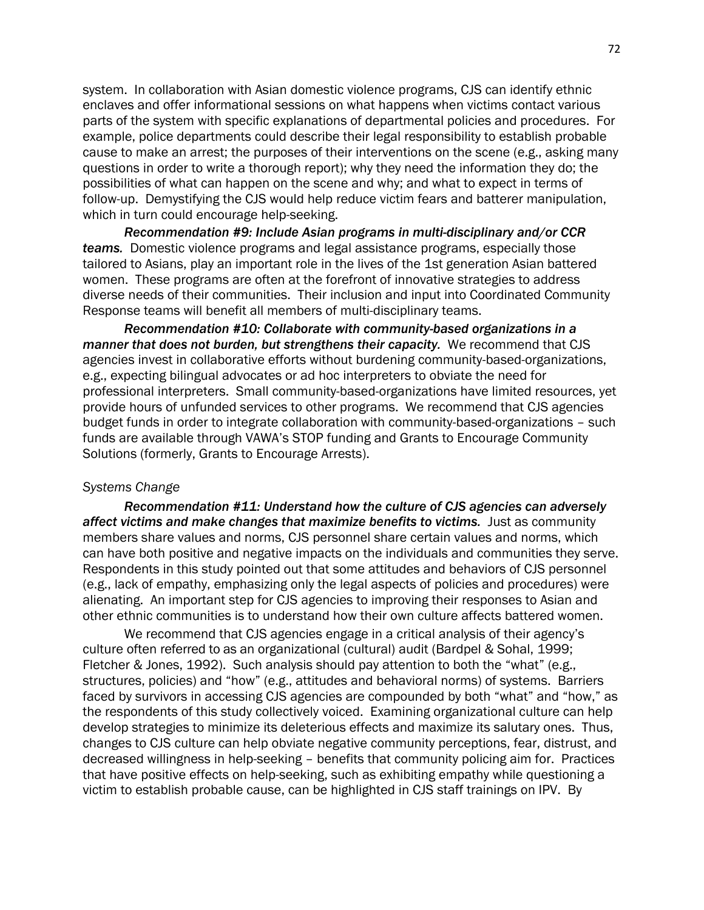system. In collaboration with Asian domestic violence programs, CJS can identify ethnic enclaves and offer informational sessions on what happens when victims contact various parts of the system with specific explanations of departmental policies and procedures. For example, police departments could describe their legal responsibility to establish probable cause to make an arrest; the purposes of their interventions on the scene (e.g., asking many questions in order to write a thorough report); why they need the information they do; the possibilities of what can happen on the scene and why; and what to expect in terms of follow-up. Demystifying the CJS would help reduce victim fears and batterer manipulation, which in turn could encourage help-seeking.

***Recommendation #9: Include Asian programs in multi-disciplinary and/or CCR teams.*** Domestic violence programs and legal assistance programs, especially those tailored to Asians, play an important role in the lives of the 1st generation Asian battered women. These programs are often at the forefront of innovative strategies to address diverse needs of their communities. Their inclusion and input into Coordinated Community Response teams will benefit all members of multi-disciplinary teams.

***Recommendation #10: Collaborate with community-based organizations in a manner that does not burden, but strengthens their capacity.*** We recommend that CJS agencies invest in collaborative efforts without burdening community-based-organizations, e.g., expecting bilingual advocates or ad hoc interpreters to obviate the need for professional interpreters. Small community-based-organizations have limited resources, yet provide hours of unfunded services to other programs. We recommend that CJS agencies budget funds in order to integrate collaboration with community-based-organizations – such funds are available through VAWA's STOP funding and Grants to Encourage Community Solutions (formerly, Grants to Encourage Arrests).

*Systems Change*

***Recommendation #11: Understand how the culture of CJS agencies can adversely affect victims and make changes that maximize benefits to victims.*** Just as community members share values and norms, CJS personnel share certain values and norms, which can have both positive and negative impacts on the individuals and communities they serve. Respondents in this study pointed out that some attitudes and behaviors of CJS personnel (e.g., lack of empathy, emphasizing only the legal aspects of policies and procedures) were alienating. An important step for CJS agencies to improving their responses to Asian and other ethnic communities is to understand how their own culture affects battered women.

We recommend that CJS agencies engage in a critical analysis of their agency's culture often referred to as an organizational (cultural) audit (Bardpel & Sohal, 1999; Fletcher & Jones, 1992). Such analysis should pay attention to both the "what" (e.g., structures, policies) and "how" (e.g., attitudes and behavioral norms) of systems. Barriers faced by survivors in accessing CJS agencies are compounded by both "what" and "how," as the respondents of this study collectively voiced. Examining organizational culture can help develop strategies to minimize its deleterious effects and maximize its salutary ones. Thus, changes to CJS culture can help obviate negative community perceptions, fear, distrust, and decreased willingness in help-seeking – benefits that community policing aim for. Practices that have positive effects on help-seeking, such as exhibiting empathy while questioning a victim to establish probable cause, can be highlighted in CJS staff trainings on IPV. By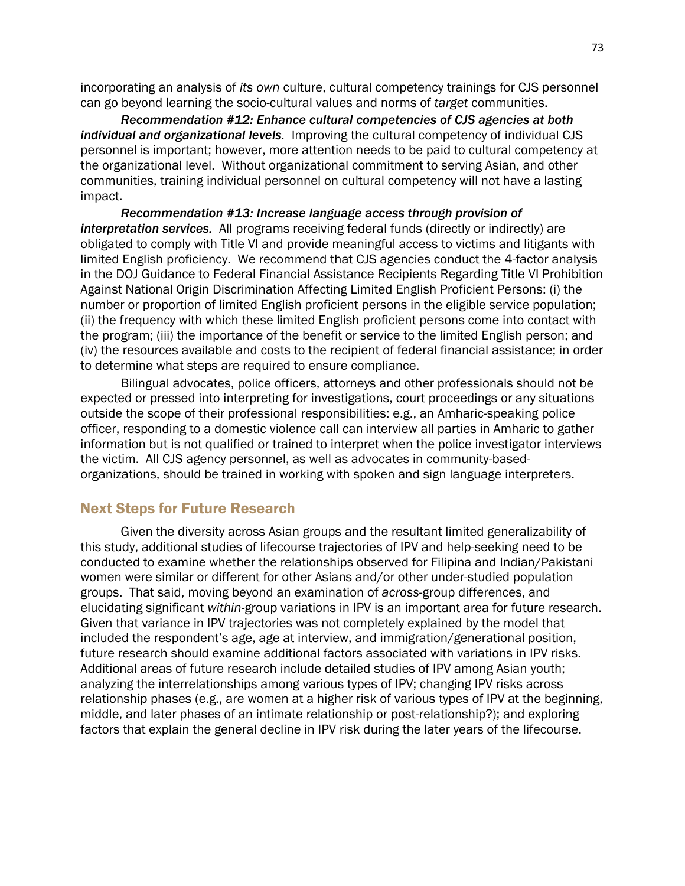incorporating an analysis of *its own* culture, cultural competency trainings for CJS personnel can go beyond learning the socio-cultural values and norms of *target* communities.

***Recommendation #12: Enhance cultural competencies of CJS agencies at both individual and organizational levels.*** Improving the cultural competency of individual CJS personnel is important; however, more attention needs to be paid to cultural competency at the organizational level. Without organizational commitment to serving Asian, and other communities, training individual personnel on cultural competency will not have a lasting impact.

***Recommendation #13: Increase language access through provision of interpretation services.*** All programs receiving federal funds (directly or indirectly) are obligated to comply with Title VI and provide meaningful access to victims and litigants with limited English proficiency. We recommend that CJS agencies conduct the 4-factor analysis in the DOJ Guidance to Federal Financial Assistance Recipients Regarding Title VI Prohibition Against National Origin Discrimination Affecting Limited English Proficient Persons: (i) the number or proportion of limited English proficient persons in the eligible service population; (ii) the frequency with which these limited English proficient persons come into contact with the program; (iii) the importance of the benefit or service to the limited English person; and (iv) the resources available and costs to the recipient of federal financial assistance; in order to determine what steps are required to ensure compliance.

Bilingual advocates, police officers, attorneys and other professionals should not be expected or pressed into interpreting for investigations, court proceedings or any situations outside the scope of their professional responsibilities: e.g., an Amharic-speaking police officer, responding to a domestic violence call can interview all parties in Amharic to gather information but is not qualified or trained to interpret when the police investigator interviews the victim. All CJS agency personnel, as well as advocates in community-based-organizations, should be trained in working with spoken and sign language interpreters.

## Next Steps for Future Research

Given the diversity across Asian groups and the resultant limited generalizability of this study, additional studies of lifecourse trajectories of IPV and help-seeking need to be conducted to examine whether the relationships observed for Filipina and Indian/Pakistani women were similar or different for other Asians and/or other under-studied population groups. That said, moving beyond an examination of *across*-group differences, and elucidating significant *within*-group variations in IPV is an important area for future research. Given that variance in IPV trajectories was not completely explained by the model that included the respondent's age, age at interview, and immigration/generational position, future research should examine additional factors associated with variations in IPV risks. Additional areas of future research include detailed studies of IPV among Asian youth; analyzing the interrelationships among various types of IPV; changing IPV risks across relationship phases (e.g., are women at a higher risk of various types of IPV at the beginning, middle, and later phases of an intimate relationship or post-relationship?); and exploring factors that explain the general decline in IPV risk during the later years of the lifecourse.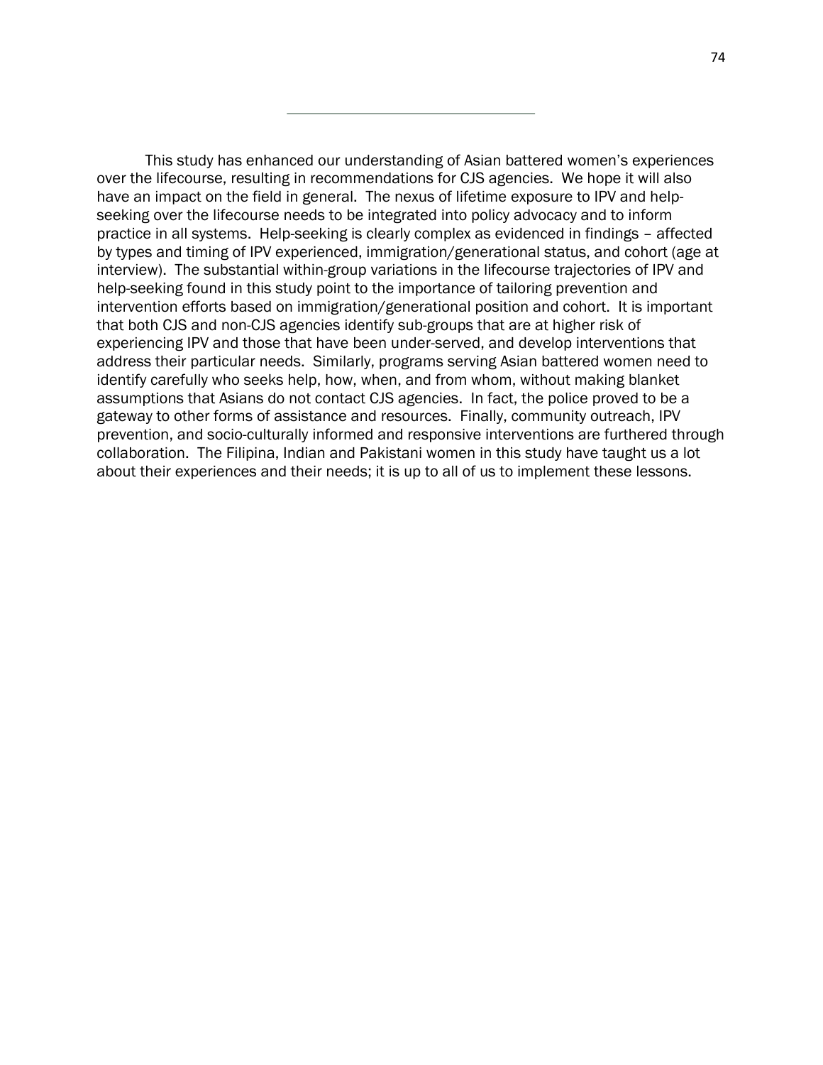This study has enhanced our understanding of Asian battered women's experiences over the lifecourse, resulting in recommendations for CJS agencies. We hope it will also have an impact on the field in general. The nexus of lifetime exposure to IPV and help-seeking over the lifecourse needs to be integrated into policy advocacy and to inform practice in all systems. Help-seeking is clearly complex as evidenced in findings – affected by types and timing of IPV experienced, immigration/generational status, and cohort (age at interview). The substantial within-group variations in the lifecourse trajectories of IPV and help-seeking found in this study point to the importance of tailoring prevention and intervention efforts based on immigration/generational position and cohort. It is important that both CJS and non-CJS agencies identify sub-groups that are at higher risk of experiencing IPV and those that have been under-served, and develop interventions that address their particular needs. Similarly, programs serving Asian battered women need to identify carefully who seeks help, how, when, and from whom, without making blanket assumptions that Asians do not contact CJS agencies. In fact, the police proved to be a gateway to other forms of assistance and resources. Finally, community outreach, IPV prevention, and socio-culturally informed and responsive interventions are furthered through collaboration. The Filipina, Indian and Pakistani women in this study have taught us a lot about their experiences and their needs; it is up to all of us to implement these lessons.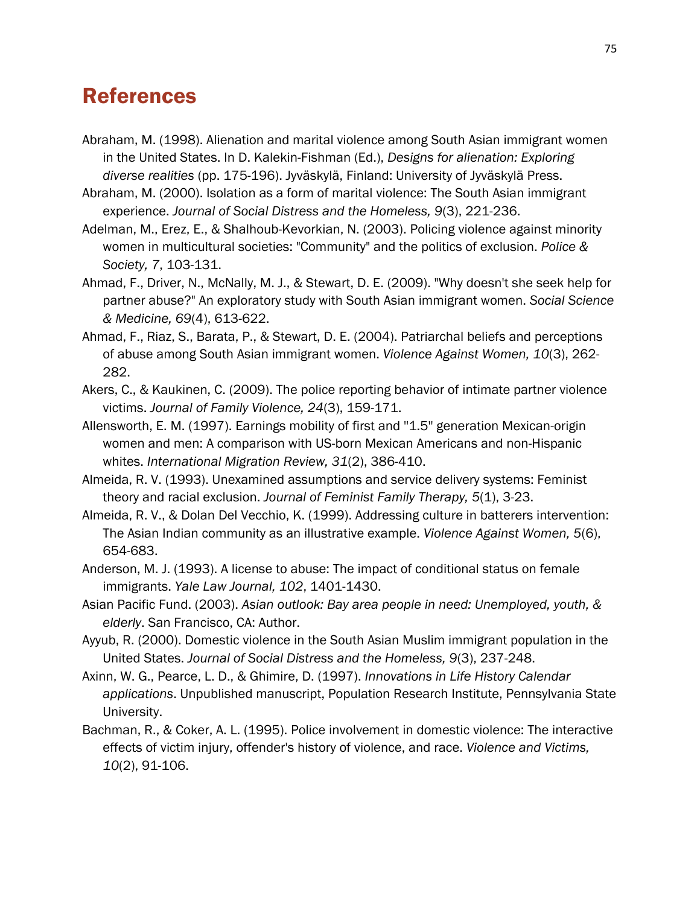# References

Abraham, M. (1998). Alienation and marital violence among South Asian immigrant women in the United States. In D. Kalekin-Fishman (Ed.), *Designs for alienation: Exploring diverse realities* (pp. 175-196). Jyväskylä, Finland: University of Jyväskylä Press.

Abraham, M. (2000). Isolation as a form of marital violence: The South Asian immigrant experience. *Journal of Social Distress and the Homeless, 9*(3), 221-236.

Adelman, M., Erez, E., & Shalhoub-Kevorkian, N. (2003). Policing violence against minority women in multicultural societies: "Community" and the politics of exclusion. *Police & Society, 7*, 103-131.

Ahmad, F., Driver, N., McNally, M. J., & Stewart, D. E. (2009). "Why doesn't she seek help for partner abuse?" An exploratory study with South Asian immigrant women. *Social Science & Medicine, 69*(4), 613-622.

Ahmad, F., Riaz, S., Barata, P., & Stewart, D. E. (2004). Patriarchal beliefs and perceptions of abuse among South Asian immigrant women. *Violence Against Women, 10*(3), 262-282.

Akers, C., & Kaukinen, C. (2009). The police reporting behavior of intimate partner violence victims. *Journal of Family Violence, 24*(3), 159-171.

Allensworth, E. M. (1997). Earnings mobility of first and "1.5" generation Mexican-origin women and men: A comparison with US-born Mexican Americans and non-Hispanic whites. *International Migration Review, 31*(2), 386-410.

Almeida, R. V. (1993). Unexamined assumptions and service delivery systems: Feminist theory and racial exclusion. *Journal of Feminist Family Therapy, 5*(1), 3-23.

Almeida, R. V., & Dolan Del Vecchio, K. (1999). Addressing culture in batterers intervention: The Asian Indian community as an illustrative example. *Violence Against Women, 5*(6), 654-683.

Anderson, M. J. (1993). A license to abuse: The impact of conditional status on female immigrants. *Yale Law Journal, 102*, 1401-1430.

Asian Pacific Fund. (2003). *Asian outlook: Bay area people in need: Unemployed, youth, & elderly*. San Francisco, CA: Author.

Ayyub, R. (2000). Domestic violence in the South Asian Muslim immigrant population in the United States. *Journal of Social Distress and the Homeless, 9*(3), 237-248.

Axinn, W. G., Pearce, L. D., & Ghimire, D. (1997). *Innovations in Life History Calendar applications*. Unpublished manuscript, Population Research Institute, Pennsylvania State University.

Bachman, R., & Coker, A. L. (1995). Police involvement in domestic violence: The interactive effects of victim injury, offender's history of violence, and race. *Violence and Victims, 10*(2), 91-106.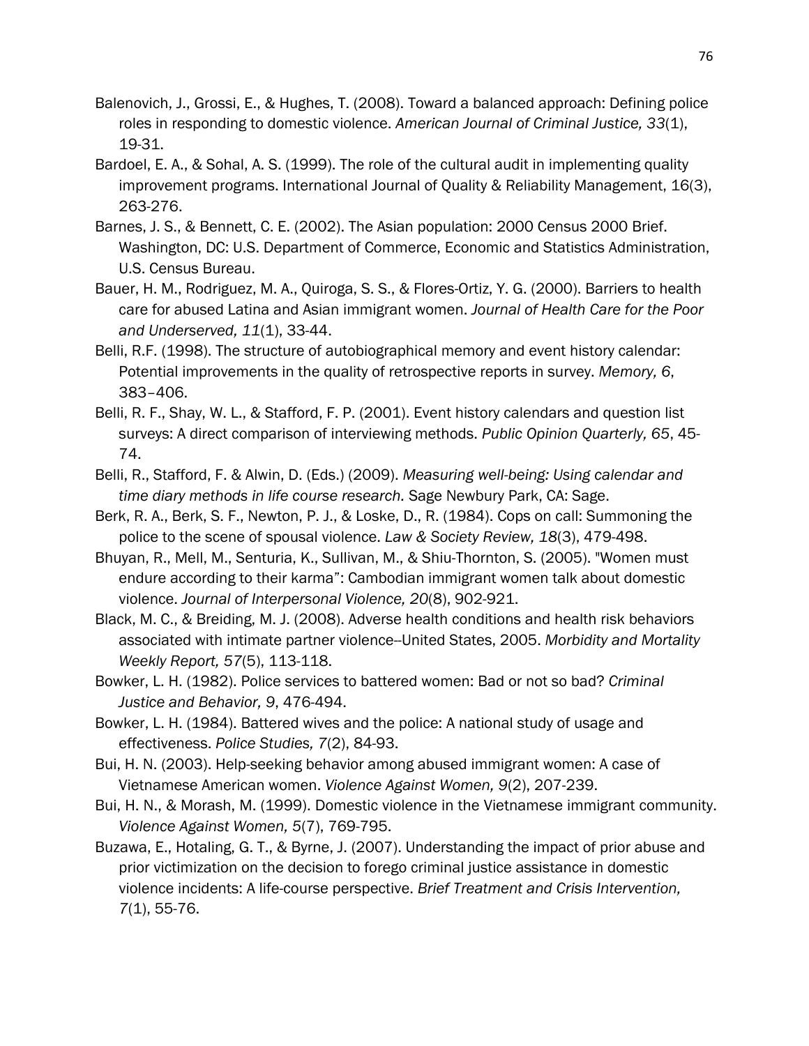Balenovich, J., Grossi, E., & Hughes, T. (2008). Toward a balanced approach: Defining police roles in responding to domestic violence. *American Journal of Criminal Justice, 33*(1), 19-31.

Bardoel, E. A., & Sohal, A. S. (1999). The role of the cultural audit in implementing quality improvement programs. International Journal of Quality & Reliability Management, 16(3), 263-276.

Barnes, J. S., & Bennett, C. E. (2002). The Asian population: 2000 Census 2000 Brief. Washington, DC: U.S. Department of Commerce, Economic and Statistics Administration, U.S. Census Bureau.

Bauer, H. M., Rodriguez, M. A., Quiroga, S. S., & Flores-Ortiz, Y. G. (2000). Barriers to health care for abused Latina and Asian immigrant women. *Journal of Health Care for the Poor and Underserved, 11*(1), 33-44.

Belli, R.F. (1998). The structure of autobiographical memory and event history calendar: Potential improvements in the quality of retrospective reports in survey. *Memory, 6*, 383–406.

Belli, R. F., Shay, W. L., & Stafford, F. P. (2001). Event history calendars and question list surveys: A direct comparison of interviewing methods. *Public Opinion Quarterly, 65*, 45-74.

Belli, R., Stafford, F. & Alwin, D. (Eds.) (2009). *Measuring well-being: Using calendar and time diary methods in life course research.* Sage Newbury Park, CA: Sage.

Berk, R. A., Berk, S. F., Newton, P. J., & Loske, D., R. (1984). Cops on call: Summoning the police to the scene of spousal violence. *Law & Society Review, 18*(3), 479-498.

Bhuyan, R., Mell, M., Senturia, K., Sullivan, M., & Shiu-Thornton, S. (2005). "Women must endure according to their karma": Cambodian immigrant women talk about domestic violence. *Journal of Interpersonal Violence, 20*(8), 902-921.

Black, M. C., & Breiding, M. J. (2008). Adverse health conditions and health risk behaviors associated with intimate partner violence--United States, 2005. *Morbidity and Mortality Weekly Report, 57*(5), 113-118.

Bowker, L. H. (1982). Police services to battered women: Bad or not so bad? *Criminal Justice and Behavior, 9*, 476-494.

Bowker, L. H. (1984). Battered wives and the police: A national study of usage and effectiveness. *Police Studies, 7*(2), 84-93.

Bui, H. N. (2003). Help-seeking behavior among abused immigrant women: A case of Vietnamese American women. *Violence Against Women, 9*(2), 207-239.

Bui, H. N., & Morash, M. (1999). Domestic violence in the Vietnamese immigrant community. *Violence Against Women, 5*(7), 769-795.

Buzawa, E., Hotaling, G. T., & Byrne, J. (2007). Understanding the impact of prior abuse and prior victimization on the decision to forego criminal justice assistance in domestic violence incidents: A life-course perspective. *Brief Treatment and Crisis Intervention, 7*(1), 55-76.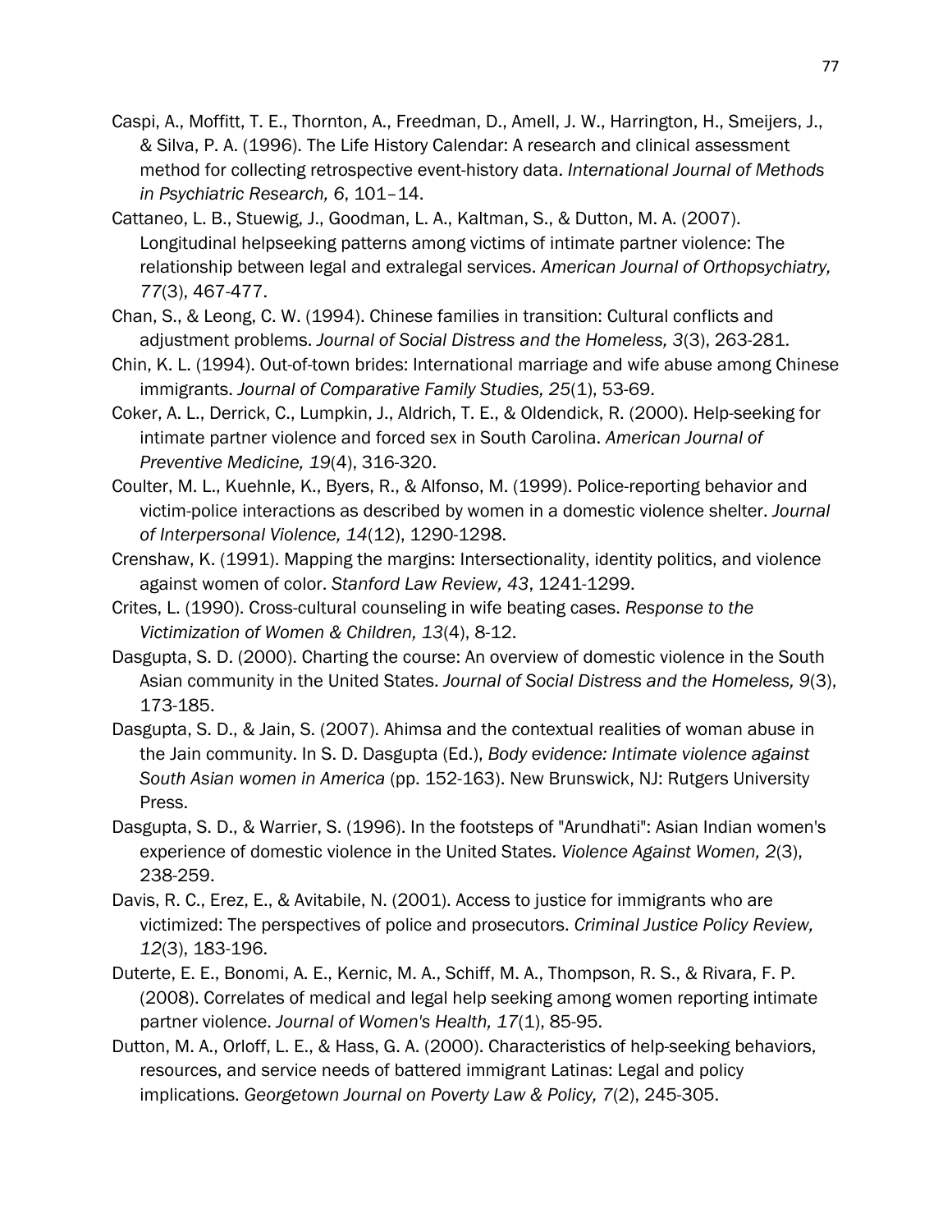Caspi, A., Moffitt, T. E., Thornton, A., Freedman, D., Amell, J. W., Harrington, H., Smeijers, J., & Silva, P. A. (1996). The Life History Calendar: A research and clinical assessment method for collecting retrospective event-history data. *International Journal of Methods in Psychiatric Research, 6*, 101–14.

Cattaneo, L. B., Stuewig, J., Goodman, L. A., Kaltman, S., & Dutton, M. A. (2007). Longitudinal helpseeking patterns among victims of intimate partner violence: The relationship between legal and extralegal services. *American Journal of Orthopsychiatry, 77*(3), 467-477.

Chan, S., & Leong, C. W. (1994). Chinese families in transition: Cultural conflicts and adjustment problems. *Journal of Social Distress and the Homeless, 3*(3), 263-281.

Chin, K. L. (1994). Out-of-town brides: International marriage and wife abuse among Chinese immigrants. *Journal of Comparative Family Studies, 25*(1), 53-69.

Coker, A. L., Derrick, C., Lumpkin, J., Aldrich, T. E., & Oldendick, R. (2000). Help-seeking for intimate partner violence and forced sex in South Carolina. *American Journal of Preventive Medicine, 19*(4), 316-320.

Coulter, M. L., Kuehnle, K., Byers, R., & Alfonso, M. (1999). Police-reporting behavior and victim-police interactions as described by women in a domestic violence shelter. *Journal of Interpersonal Violence, 14*(12), 1290-1298.

Crenshaw, K. (1991). Mapping the margins: Intersectionality, identity politics, and violence against women of color. *Stanford Law Review, 43*, 1241-1299.

Crites, L. (1990). Cross-cultural counseling in wife beating cases. *Response to the Victimization of Women & Children, 13*(4), 8-12.

Dasgupta, S. D. (2000). Charting the course: An overview of domestic violence in the South Asian community in the United States. *Journal of Social Distress and the Homeless, 9*(3), 173-185.

Dasgupta, S. D., & Jain, S. (2007). Ahimsa and the contextual realities of woman abuse in the Jain community. In S. D. Dasgupta (Ed.), *Body evidence: Intimate violence against South Asian women in America* (pp. 152-163). New Brunswick, NJ: Rutgers University Press.

Dasgupta, S. D., & Warrier, S. (1996). In the footsteps of "Arundhati": Asian Indian women's experience of domestic violence in the United States. *Violence Against Women, 2*(3), 238-259.

Davis, R. C., Erez, E., & Avitabile, N. (2001). Access to justice for immigrants who are victimized: The perspectives of police and prosecutors. *Criminal Justice Policy Review, 12*(3), 183-196.

Duterte, E. E., Bonomi, A. E., Kernic, M. A., Schiff, M. A., Thompson, R. S., & Rivara, F. P. (2008). Correlates of medical and legal help seeking among women reporting intimate partner violence. *Journal of Women's Health, 17*(1), 85-95.

Dutton, M. A., Orloff, L. E., & Hass, G. A. (2000). Characteristics of help-seeking behaviors, resources, and service needs of battered immigrant Latinas: Legal and policy implications. *Georgetown Journal on Poverty Law & Policy, 7*(2), 245-305.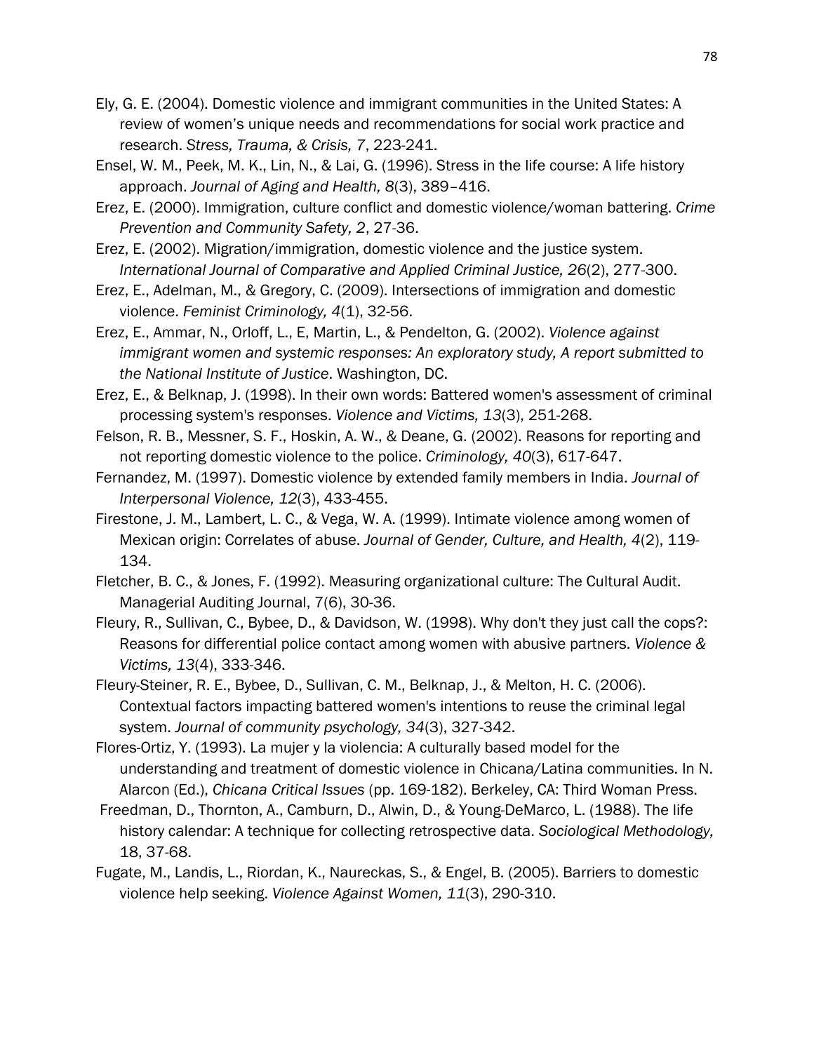Ely, G. E. (2004). Domestic violence and immigrant communities in the United States: A review of women's unique needs and recommendations for social work practice and research. *Stress, Trauma, & Crisis, 7*, 223-241.

Ensel, W. M., Peek, M. K., Lin, N., & Lai, G. (1996). Stress in the life course: A life history approach. *Journal of Aging and Health, 8*(3), 389–416.

Erez, E. (2000). Immigration, culture conflict and domestic violence/woman battering. *Crime Prevention and Community Safety, 2*, 27-36.

Erez, E. (2002). Migration/immigration, domestic violence and the justice system. *International Journal of Comparative and Applied Criminal Justice, 26*(2), 277-300.

Erez, E., Adelman, M., & Gregory, C. (2009). Intersections of immigration and domestic violence. *Feminist Criminology, 4*(1), 32-56.

Erez, E., Ammar, N., Orloff, L., E, Martin, L., & Pendelton, G. (2002). *Violence against immigrant women and systemic responses: An exploratory study, A report submitted to the National Institute of Justice*. Washington, DC.

Erez, E., & Belknap, J. (1998). In their own words: Battered women's assessment of criminal processing system's responses. *Violence and Victims, 13*(3), 251-268.

Felson, R. B., Messner, S. F., Hoskin, A. W., & Deane, G. (2002). Reasons for reporting and not reporting domestic violence to the police. *Criminology, 40*(3), 617-647.

Fernandez, M. (1997). Domestic violence by extended family members in India. *Journal of Interpersonal Violence, 12*(3), 433-455.

Firestone, J. M., Lambert, L. C., & Vega, W. A. (1999). Intimate violence among women of Mexican origin: Correlates of abuse. *Journal of Gender, Culture, and Health, 4*(2), 119-134.

Fletcher, B. C., & Jones, F. (1992). Measuring organizational culture: The Cultural Audit. Managerial Auditing Journal, 7(6), 30-36.

Fleury, R., Sullivan, C., Bybee, D., & Davidson, W. (1998). Why don't they just call the cops?: Reasons for differential police contact among women with abusive partners. *Violence & Victims, 13*(4), 333-346.

Fleury-Steiner, R. E., Bybee, D., Sullivan, C. M., Belknap, J., & Melton, H. C. (2006). Contextual factors impacting battered women's intentions to reuse the criminal legal system. *Journal of community psychology, 34*(3), 327-342.

Flores-Ortiz, Y. (1993). La mujer y la violencia: A culturally based model for the understanding and treatment of domestic violence in Chicana/Latina communities. In N. Alarcon (Ed.), *Chicana Critical Issues* (pp. 169-182). Berkeley, CA: Third Woman Press.

Freedman, D., Thornton, A., Camburn, D., Alwin, D., & Young-DeMarco, L. (1988). The life history calendar: A technique for collecting retrospective data. *Sociological Methodology,* 18, 37-68.

Fugate, M., Landis, L., Riordan, K., Naureckas, S., & Engel, B. (2005). Barriers to domestic violence help seeking. *Violence Against Women, 11*(3), 290-310.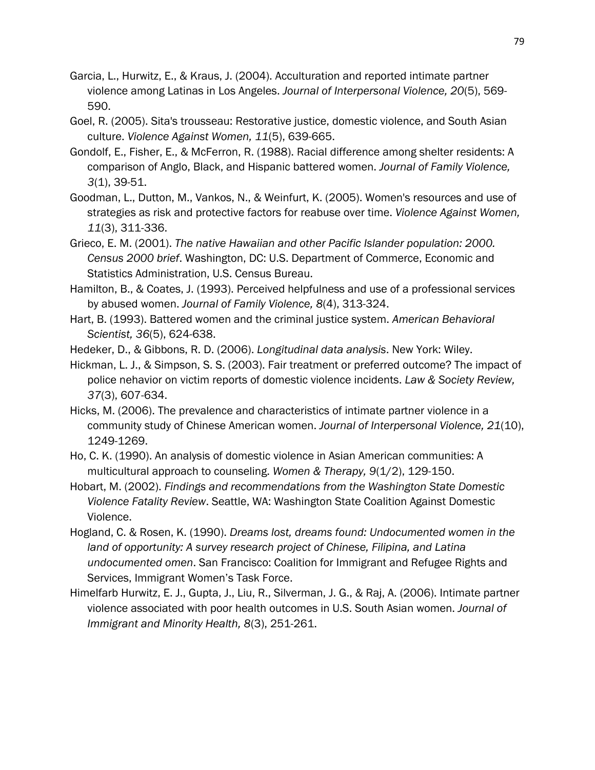Garcia, L., Hurwitz, E., & Kraus, J. (2004). Acculturation and reported intimate partner violence among Latinas in Los Angeles. *Journal of Interpersonal Violence, 20*(5), 569-590.

Goel, R. (2005). Sita's trousseau: Restorative justice, domestic violence, and South Asian culture. *Violence Against Women, 11*(5), 639-665.

Gondolf, E., Fisher, E., & McFerron, R. (1988). Racial difference among shelter residents: A comparison of Anglo, Black, and Hispanic battered women. *Journal of Family Violence, 3*(1), 39-51.

Goodman, L., Dutton, M., Vankos, N., & Weinfurt, K. (2005). Women's resources and use of strategies as risk and protective factors for reabuse over time. *Violence Against Women, 11*(3), 311-336.

Grieco, E. M. (2001). *The native Hawaiian and other Pacific Islander population: 2000. Census 2000 brief*. Washington, DC: U.S. Department of Commerce, Economic and Statistics Administration, U.S. Census Bureau.

Hamilton, B., & Coates, J. (1993). Perceived helpfulness and use of a professional services by abused women. *Journal of Family Violence, 8*(4), 313-324.

Hart, B. (1993). Battered women and the criminal justice system. *American Behavioral Scientist, 36*(5), 624-638.

Hedeker, D., & Gibbons, R. D. (2006). *Longitudinal data analysis*. New York: Wiley.

Hickman, L. J., & Simpson, S. S. (2003). Fair treatment or preferred outcome? The impact of police nehavior on victim reports of domestic violence incidents. *Law & Society Review, 37*(3), 607-634.

Hicks, M. (2006). The prevalence and characteristics of intimate partner violence in a community study of Chinese American women. *Journal of Interpersonal Violence, 21*(10), 1249-1269.

Ho, C. K. (1990). An analysis of domestic violence in Asian American communities: A multicultural approach to counseling. *Women & Therapy, 9*(1/2), 129-150.

Hobart, M. (2002). *Findings and recommendations from the Washington State Domestic Violence Fatality Review*. Seattle, WA: Washington State Coalition Against Domestic Violence.

Hogland, C. & Rosen, K. (1990). *Dreams lost, dreams found: Undocumented women in the land of opportunity: A survey research project of Chinese, Filipina, and Latina undocumented omen*. San Francisco: Coalition for Immigrant and Refugee Rights and Services, Immigrant Women's Task Force.

Himelfarb Hurwitz, E. J., Gupta, J., Liu, R., Silverman, J. G., & Raj, A. (2006). Intimate partner violence associated with poor health outcomes in U.S. South Asian women. *Journal of Immigrant and Minority Health, 8*(3), 251-261.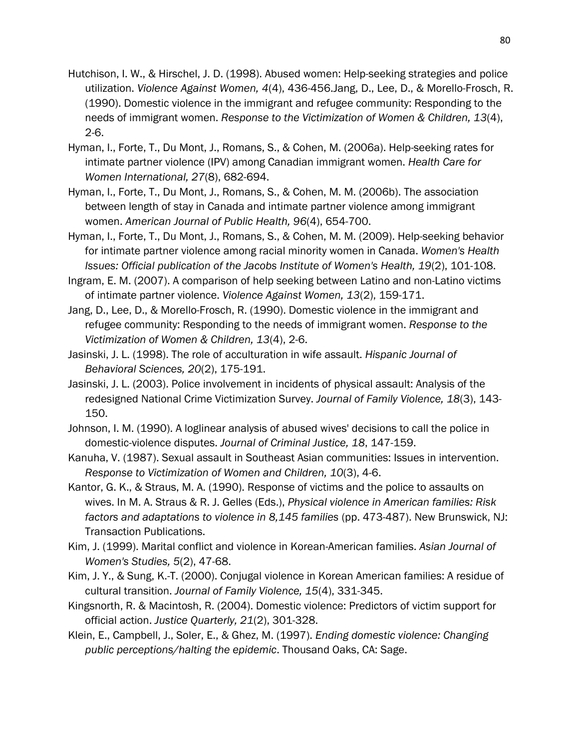Hutchison, I. W., & Hirschel, J. D. (1998). Abused women: Help-seeking strategies and police utilization. *Violence Against Women, 4*(4), 436-456.Jang, D., Lee, D., & Morello-Frosch, R. (1990). Domestic violence in the immigrant and refugee community: Responding to the needs of immigrant women. *Response to the Victimization of Women & Children, 13*(4), 2-6.

Hyman, I., Forte, T., Du Mont, J., Romans, S., & Cohen, M. (2006a). Help-seeking rates for intimate partner violence (IPV) among Canadian immigrant women. *Health Care for Women International, 27*(8), 682-694.

Hyman, I., Forte, T., Du Mont, J., Romans, S., & Cohen, M. M. (2006b). The association between length of stay in Canada and intimate partner violence among immigrant women. *American Journal of Public Health, 96*(4), 654-700.

Hyman, I., Forte, T., Du Mont, J., Romans, S., & Cohen, M. M. (2009). Help-seeking behavior for intimate partner violence among racial minority women in Canada. *Women's Health Issues: Official publication of the Jacobs Institute of Women's Health, 19*(2), 101-108.

Ingram, E. M. (2007). A comparison of help seeking between Latino and non-Latino victims of intimate partner violence. *Violence Against Women, 13*(2), 159-171.

Jang, D., Lee, D., & Morello-Frosch, R. (1990). Domestic violence in the immigrant and refugee community: Responding to the needs of immigrant women. *Response to the Victimization of Women & Children, 13*(4), 2-6.

Jasinski, J. L. (1998). The role of acculturation in wife assault. *Hispanic Journal of Behavioral Sciences, 20*(2), 175-191.

Jasinski, J. L. (2003). Police involvement in incidents of physical assault: Analysis of the redesigned National Crime Victimization Survey. *Journal of Family Violence, 18*(3), 143-150.

Johnson, I. M. (1990). A loglinear analysis of abused wives' decisions to call the police in domestic-violence disputes. *Journal of Criminal Justice, 18*, 147-159.

Kanuha, V. (1987). Sexual assault in Southeast Asian communities: Issues in intervention. *Response to Victimization of Women and Children, 10*(3), 4-6.

Kantor, G. K., & Straus, M. A. (1990). Response of victims and the police to assaults on wives. In M. A. Straus & R. J. Gelles (Eds.), *Physical violence in American families: Risk factors and adaptations to violence in 8,145 families* (pp. 473-487). New Brunswick, NJ: Transaction Publications.

Kim, J. (1999). Marital conflict and violence in Korean-American families. *Asian Journal of Women's Studies, 5*(2), 47-68.

Kim, J. Y., & Sung, K.-T. (2000). Conjugal violence in Korean American families: A residue of cultural transition. *Journal of Family Violence, 15*(4), 331-345.

Kingsnorth, R. & Macintosh, R. (2004). Domestic violence: Predictors of victim support for official action. *Justice Quarterly, 21*(2), 301-328.

Klein, E., Campbell, J., Soler, E., & Ghez, M. (1997). *Ending domestic violence: Changing public perceptions/halting the epidemic*. Thousand Oaks, CA: Sage.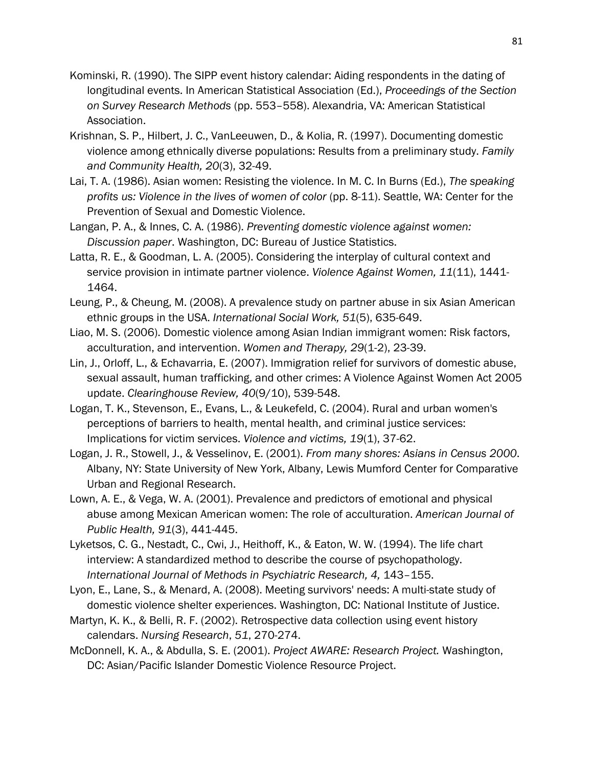Kominski, R. (1990). The SIPP event history calendar: Aiding respondents in the dating of longitudinal events. In American Statistical Association (Ed.), *Proceedings of the Section on Survey Research Methods* (pp. 553–558). Alexandria, VA: American Statistical Association.

Krishnan, S. P., Hilbert, J. C., VanLeeuwen, D., & Kolia, R. (1997). Documenting domestic violence among ethnically diverse populations: Results from a preliminary study. *Family and Community Health, 20*(3), 32-49.

Lai, T. A. (1986). Asian women: Resisting the violence. In M. C. In Burns (Ed.), *The speaking profits us: Violence in the lives of women of color* (pp. 8-11). Seattle, WA: Center for the Prevention of Sexual and Domestic Violence.

Langan, P. A., & Innes, C. A. (1986). *Preventing domestic violence against women: Discussion paper*. Washington, DC: Bureau of Justice Statistics.

Latta, R. E., & Goodman, L. A. (2005). Considering the interplay of cultural context and service provision in intimate partner violence. *Violence Against Women, 11*(11), 1441-1464.

Leung, P., & Cheung, M. (2008). A prevalence study on partner abuse in six Asian American ethnic groups in the USA. *International Social Work, 51*(5), 635-649.

Liao, M. S. (2006). Domestic violence among Asian Indian immigrant women: Risk factors, acculturation, and intervention. *Women and Therapy, 29*(1-2), 23-39.

Lin, J., Orloff, L., & Echavarria, E. (2007). Immigration relief for survivors of domestic abuse, sexual assault, human trafficking, and other crimes: A Violence Against Women Act 2005 update. *Clearinghouse Review, 40*(9/10), 539-548.

Logan, T. K., Stevenson, E., Evans, L., & Leukefeld, C. (2004). Rural and urban women's perceptions of barriers to health, mental health, and criminal justice services: Implications for victim services. *Violence and victims, 19*(1), 37-62.

Logan, J. R., Stowell, J., & Vesselinov, E. (2001). *From many shores: Asians in Census 2000*. Albany, NY: State University of New York, Albany, Lewis Mumford Center for Comparative Urban and Regional Research.

Lown, A. E., & Vega, W. A. (2001). Prevalence and predictors of emotional and physical abuse among Mexican American women: The role of acculturation. *American Journal of Public Health, 91*(3), 441-445.

Lyketsos, C. G., Nestadt, C., Cwi, J., Heithoff, K., & Eaton, W. W. (1994). The life chart interview: A standardized method to describe the course of psychopathology. *International Journal of Methods in Psychiatric Research, 4,* 143–155.

Lyon, E., Lane, S., & Menard, A. (2008). Meeting survivors' needs: A multi-state study of domestic violence shelter experiences. Washington, DC: National Institute of Justice.

Martyn, K. K., & Belli, R. F. (2002). Retrospective data collection using event history calendars. *Nursing Research*, *51*, 270-274.

McDonnell, K. A., & Abdulla, S. E. (2001). *Project AWARE: Research Project.* Washington, DC: Asian/Pacific Islander Domestic Violence Resource Project.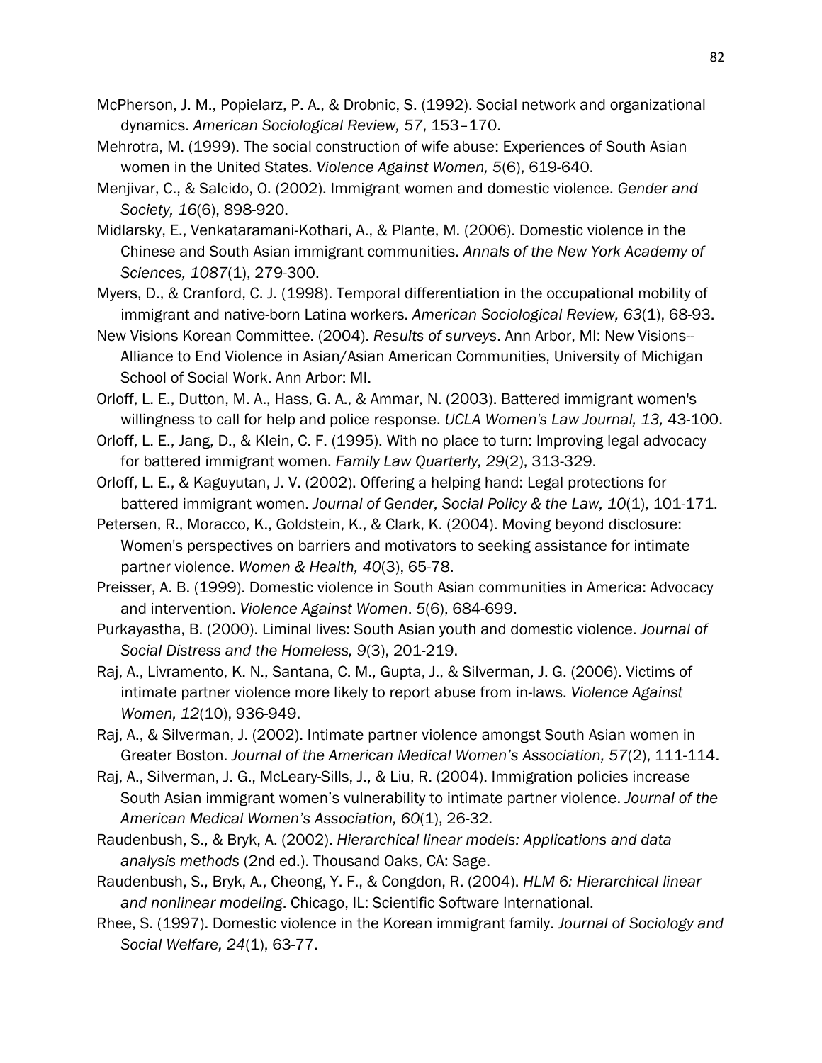McPherson, J. M., Popielarz, P. A., & Drobnic, S. (1992). Social network and organizational dynamics. *American Sociological Review, 57*, 153–170.

Mehrotra, M. (1999). The social construction of wife abuse: Experiences of South Asian women in the United States. *Violence Against Women, 5*(6), 619-640.

Menjivar, C., & Salcido, O. (2002). Immigrant women and domestic violence. *Gender and Society, 16*(6), 898-920.

Midlarsky, E., Venkataramani-Kothari, A., & Plante, M. (2006). Domestic violence in the Chinese and South Asian immigrant communities. *Annals of the New York Academy of Sciences, 1087*(1), 279-300.

Myers, D., & Cranford, C. J. (1998). Temporal differentiation in the occupational mobility of immigrant and native-born Latina workers. *American Sociological Review, 63*(1), 68-93.

New Visions Korean Committee. (2004). *Results of surveys*. Ann Arbor, MI: New Visions--Alliance to End Violence in Asian/Asian American Communities, University of Michigan School of Social Work. Ann Arbor: MI.

Orloff, L. E., Dutton, M. A., Hass, G. A., & Ammar, N. (2003). Battered immigrant women's willingness to call for help and police response. *UCLA Women's Law Journal, 13,* 43-100.

Orloff, L. E., Jang, D., & Klein, C. F. (1995). With no place to turn: Improving legal advocacy for battered immigrant women. *Family Law Quarterly, 29*(2), 313-329.

Orloff, L. E., & Kaguyutan, J. V. (2002). Offering a helping hand: Legal protections for battered immigrant women. *Journal of Gender, Social Policy & the Law, 10*(1), 101-171.

Petersen, R., Moracco, K., Goldstein, K., & Clark, K. (2004). Moving beyond disclosure: Women's perspectives on barriers and motivators to seeking assistance for intimate partner violence. *Women & Health, 40*(3), 65-78.

Preisser, A. B. (1999). Domestic violence in South Asian communities in America: Advocacy and intervention. *Violence Against Women*. *5*(6), 684-699.

Purkayastha, B. (2000). Liminal lives: South Asian youth and domestic violence. *Journal of Social Distress and the Homeless, 9*(3), 201-219.

Raj, A., Livramento, K. N., Santana, C. M., Gupta, J., & Silverman, J. G. (2006). Victims of intimate partner violence more likely to report abuse from in-laws. *Violence Against Women, 12*(10), 936-949.

Raj, A., & Silverman, J. (2002). Intimate partner violence amongst South Asian women in Greater Boston. *Journal of the American Medical Women's Association, 57*(2), 111-114.

Raj, A., Silverman, J. G., McLeary-Sills, J., & Liu, R. (2004). Immigration policies increase South Asian immigrant women's vulnerability to intimate partner violence. *Journal of the American Medical Women's Association, 60*(1), 26-32.

Raudenbush, S., & Bryk, A. (2002). *Hierarchical linear models: Applications and data analysis methods* (2nd ed.). Thousand Oaks, CA: Sage.

Raudenbush, S., Bryk, A., Cheong, Y. F., & Congdon, R. (2004). *HLM 6: Hierarchical linear and nonlinear modeling*. Chicago, IL: Scientific Software International.

Rhee, S. (1997). Domestic violence in the Korean immigrant family. *Journal of Sociology and Social Welfare, 24*(1), 63-77.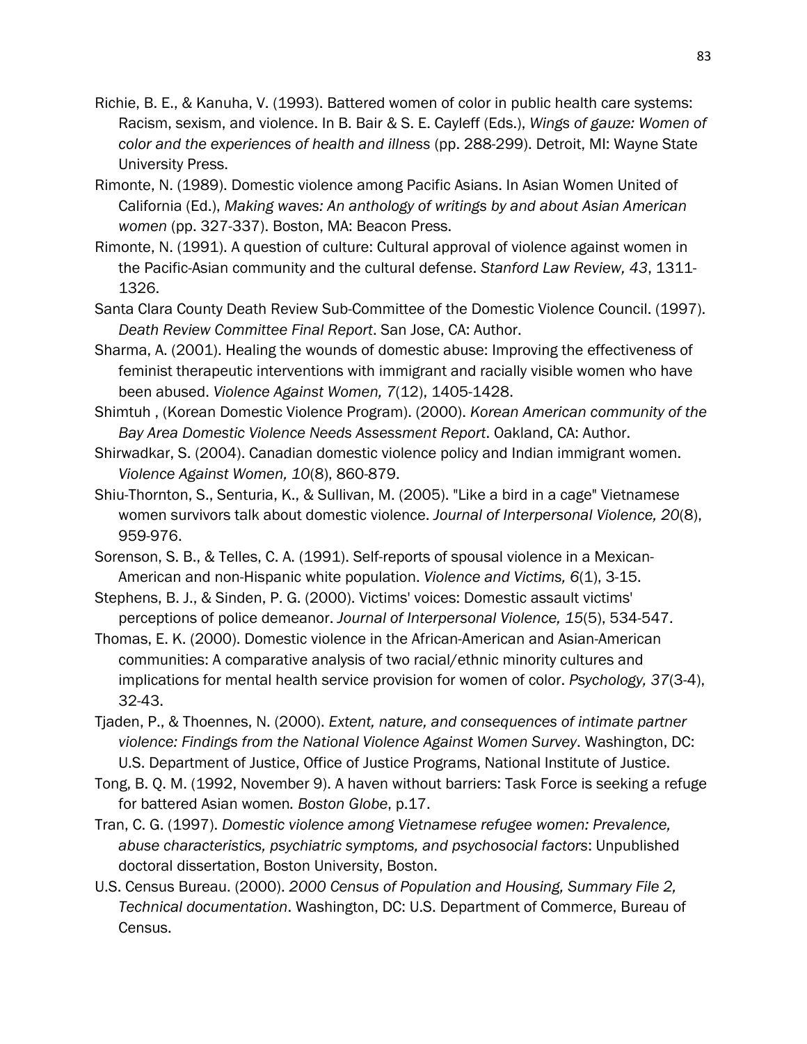Richie, B. E., & Kanuha, V. (1993). Battered women of color in public health care systems: Racism, sexism, and violence. In B. Bair & S. E. Cayleff (Eds.), *Wings of gauze: Women of color and the experiences of health and illness* (pp. 288-299). Detroit, MI: Wayne State University Press.

Rimonte, N. (1989). Domestic violence among Pacific Asians. In Asian Women United of California (Ed.), *Making waves: An anthology of writings by and about Asian American women* (pp. 327-337). Boston, MA: Beacon Press.

Rimonte, N. (1991). A question of culture: Cultural approval of violence against women in the Pacific-Asian community and the cultural defense. *Stanford Law Review, 43*, 1311-1326.

Santa Clara County Death Review Sub-Committee of the Domestic Violence Council. (1997). *Death Review Committee Final Report*. San Jose, CA: Author.

Sharma, A. (2001). Healing the wounds of domestic abuse: Improving the effectiveness of feminist therapeutic interventions with immigrant and racially visible women who have been abused. *Violence Against Women, 7*(12), 1405-1428.

Shimtuh , (Korean Domestic Violence Program). (2000). *Korean American community of the Bay Area Domestic Violence Needs Assessment Report*. Oakland, CA: Author.

Shirwadkar, S. (2004). Canadian domestic violence policy and Indian immigrant women. *Violence Against Women, 10*(8), 860-879.

Shiu-Thornton, S., Senturia, K., & Sullivan, M. (2005). "Like a bird in a cage" Vietnamese women survivors talk about domestic violence. *Journal of Interpersonal Violence, 20*(8), 959-976.

Sorenson, S. B., & Telles, C. A. (1991). Self-reports of spousal violence in a Mexican-American and non-Hispanic white population. *Violence and Victims, 6*(1), 3-15.

Stephens, B. J., & Sinden, P. G. (2000). Victims' voices: Domestic assault victims' perceptions of police demeanor. *Journal of Interpersonal Violence, 15*(5), 534-547.

Thomas, E. K. (2000). Domestic violence in the African-American and Asian-American communities: A comparative analysis of two racial/ethnic minority cultures and implications for mental health service provision for women of color. *Psychology, 37*(3-4), 32-43.

Tjaden, P., & Thoennes, N. (2000). *Extent, nature, and consequences of intimate partner violence: Findings from the National Violence Against Women Survey*. Washington, DC: U.S. Department of Justice, Office of Justice Programs, National Institute of Justice.

Tong, B. Q. M. (1992, November 9). A haven without barriers: Task Force is seeking a refuge for battered Asian women*. Boston Globe*, p.17.

Tran, C. G. (1997). *Domestic violence among Vietnamese refugee women: Prevalence, abuse characteristics, psychiatric symptoms, and psychosocial factors*: Unpublished doctoral dissertation, Boston University, Boston.

U.S. Census Bureau. (2000). *2000 Census of Population and Housing, Summary File 2, Technical documentation*. Washington, DC: U.S. Department of Commerce, Bureau of Census.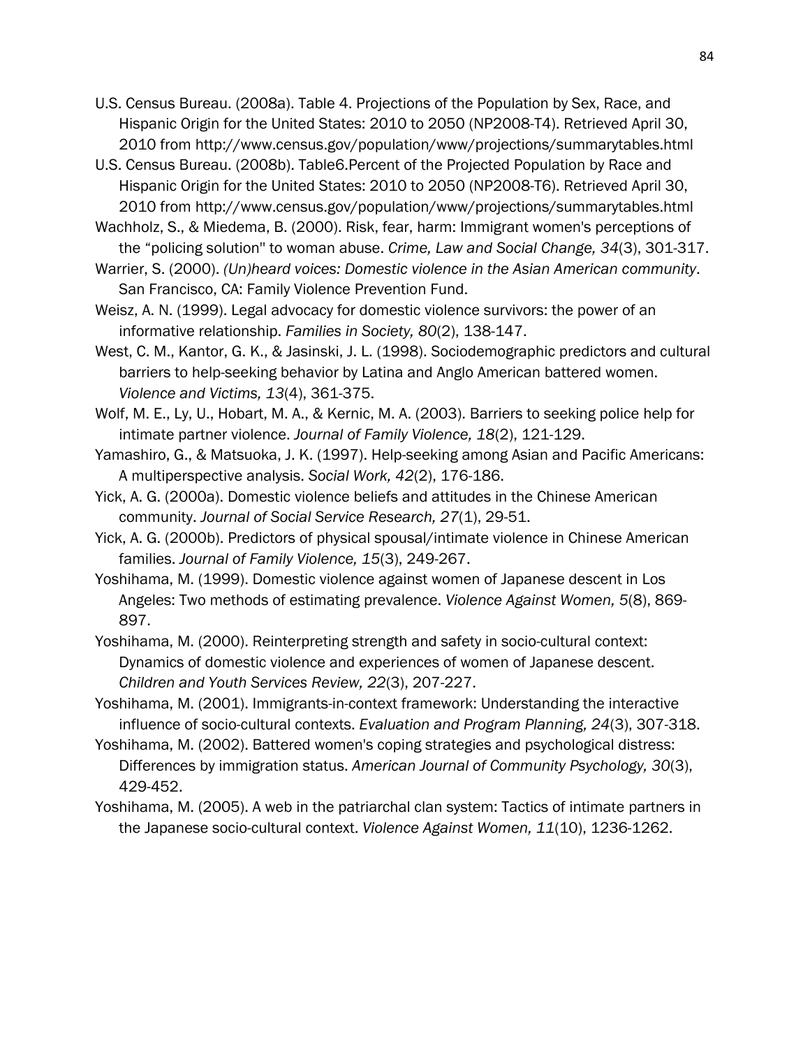U.S. Census Bureau. (2008a). Table 4. Projections of the Population by Sex, Race, and Hispanic Origin for the United States: 2010 to 2050 (NP2008-T4). Retrieved April 30, 2010 from http://www.census.gov/population/www/projections/summarytables.html

U.S. Census Bureau. (2008b). Table6.Percent of the Projected Population by Race and Hispanic Origin for the United States: 2010 to 2050 (NP2008-T6). Retrieved April 30, 2010 from http://www.census.gov/population/www/projections/summarytables.html

Wachholz, S., & Miedema, B. (2000). Risk, fear, harm: Immigrant women's perceptions of the "policing solution" to woman abuse. *Crime, Law and Social Change, 34*(3), 301-317.

Warrier, S. (2000). *(Un)heard voices: Domestic violence in the Asian American community*. San Francisco, CA: Family Violence Prevention Fund.

Weisz, A. N. (1999). Legal advocacy for domestic violence survivors: the power of an informative relationship. *Families in Society, 80*(2), 138-147.

West, C. M., Kantor, G. K., & Jasinski, J. L. (1998). Sociodemographic predictors and cultural barriers to help-seeking behavior by Latina and Anglo American battered women. *Violence and Victims, 13*(4), 361-375.

Wolf, M. E., Ly, U., Hobart, M. A., & Kernic, M. A. (2003). Barriers to seeking police help for intimate partner violence. *Journal of Family Violence, 18*(2), 121-129.

Yamashiro, G., & Matsuoka, J. K. (1997). Help-seeking among Asian and Pacific Americans: A multiperspective analysis. *Social Work, 42*(2), 176-186.

Yick, A. G. (2000a). Domestic violence beliefs and attitudes in the Chinese American community. *Journal of Social Service Research, 27*(1), 29-51.

Yick, A. G. (2000b). Predictors of physical spousal/intimate violence in Chinese American families. *Journal of Family Violence, 15*(3), 249-267.

Yoshihama, M. (1999). Domestic violence against women of Japanese descent in Los Angeles: Two methods of estimating prevalence. *Violence Against Women, 5*(8), 869-897.

Yoshihama, M. (2000). Reinterpreting strength and safety in socio-cultural context: Dynamics of domestic violence and experiences of women of Japanese descent. *Children and Youth Services Review, 22*(3), 207-227.

Yoshihama, M. (2001). Immigrants-in-context framework: Understanding the interactive influence of socio-cultural contexts. *Evaluation and Program Planning, 24*(3), 307-318.

Yoshihama, M. (2002). Battered women's coping strategies and psychological distress: Differences by immigration status. *American Journal of Community Psychology, 30*(3), 429-452.

Yoshihama, M. (2005). A web in the patriarchal clan system: Tactics of intimate partners in the Japanese socio-cultural context. *Violence Against Women, 11*(10), 1236-1262.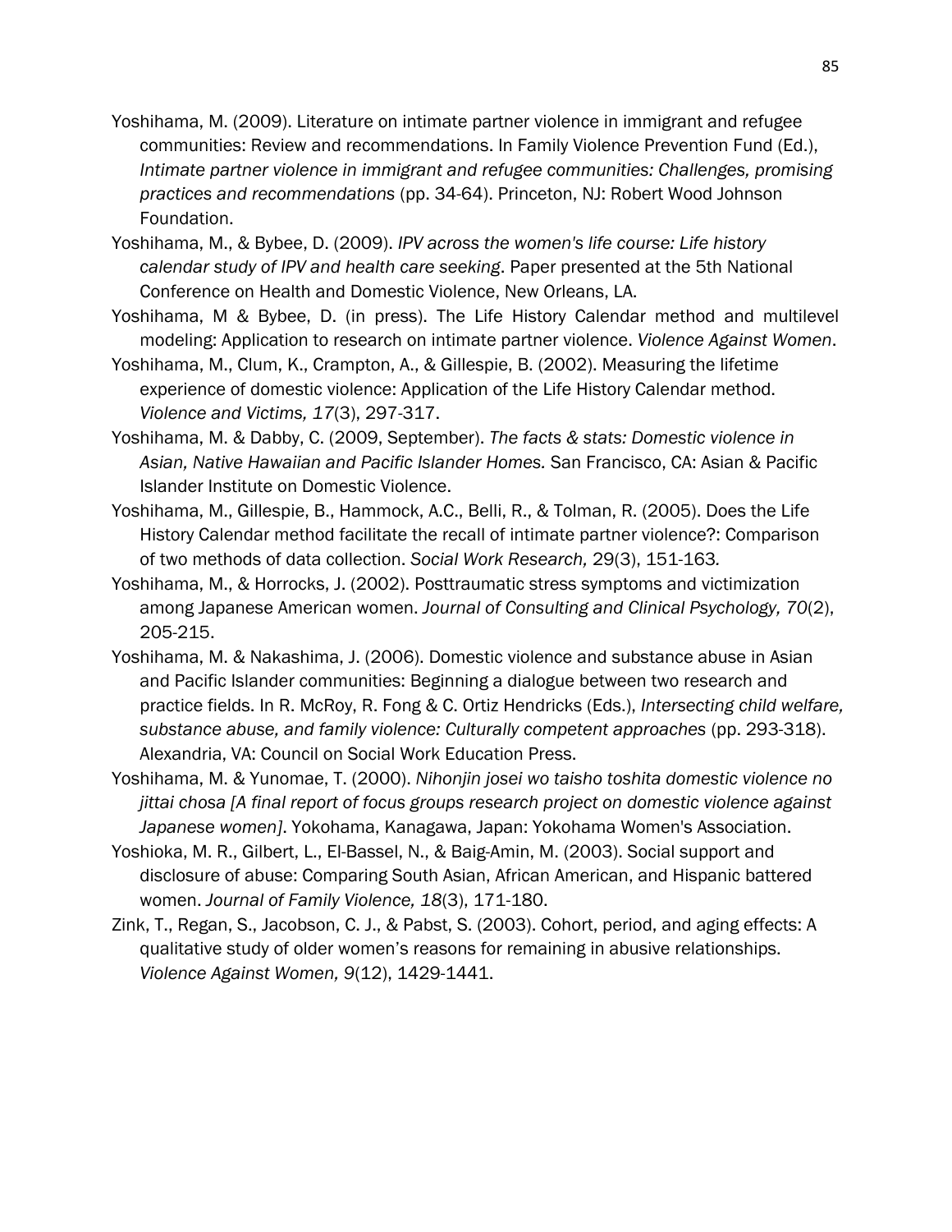Yoshihama, M. (2009). Literature on intimate partner violence in immigrant and refugee communities: Review and recommendations. In Family Violence Prevention Fund (Ed.), *Intimate partner violence in immigrant and refugee communities: Challenges, promising practices and recommendations* (pp. 34-64). Princeton, NJ: Robert Wood Johnson Foundation.

Yoshihama, M., & Bybee, D. (2009). *IPV across the women's life course: Life history calendar study of IPV and health care seeking*. Paper presented at the 5th National Conference on Health and Domestic Violence, New Orleans, LA.

Yoshihama, M & Bybee, D. (in press). The Life History Calendar method and multilevel modeling: Application to research on intimate partner violence. *Violence Against Women*.

Yoshihama, M., Clum, K., Crampton, A., & Gillespie, B. (2002). Measuring the lifetime experience of domestic violence: Application of the Life History Calendar method. *Violence and Victims, 17*(3), 297-317.

Yoshihama, M. & Dabby, C. (2009, September). *The facts & stats: Domestic violence in Asian, Native Hawaiian and Pacific Islander Homes.* San Francisco, CA: Asian & Pacific Islander Institute on Domestic Violence.

Yoshihama, M., Gillespie, B., Hammock, A.C., Belli, R., & Tolman, R. (2005). Does the Life History Calendar method facilitate the recall of intimate partner violence?: Comparison of two methods of data collection. *Social Work Research,* 29(3), 151-163.

Yoshihama, M., & Horrocks, J. (2002). Posttraumatic stress symptoms and victimization among Japanese American women. *Journal of Consulting and Clinical Psychology, 70*(2), 205-215.

Yoshihama, M. & Nakashima, J. (2006). Domestic violence and substance abuse in Asian and Pacific Islander communities: Beginning a dialogue between two research and practice fields. In R. McRoy, R. Fong & C. Ortiz Hendricks (Eds.), *Intersecting child welfare, substance abuse, and family violence: Culturally competent approaches* (pp. 293-318). Alexandria, VA: Council on Social Work Education Press.

Yoshihama, M. & Yunomae, T. (2000). *Nihonjin josei wo taisho toshita domestic violence no jittai chosa [A final report of focus groups research project on domestic violence against Japanese women]*. Yokohama, Kanagawa, Japan: Yokohama Women's Association.

Yoshioka, M. R., Gilbert, L., El-Bassel, N., & Baig-Amin, M. (2003). Social support and disclosure of abuse: Comparing South Asian, African American, and Hispanic battered women. *Journal of Family Violence, 18*(3), 171-180.

Zink, T., Regan, S., Jacobson, C. J., & Pabst, S. (2003). Cohort, period, and aging effects: A qualitative study of older women's reasons for remaining in abusive relationships. *Violence Against Women, 9*(12), 1429-1441.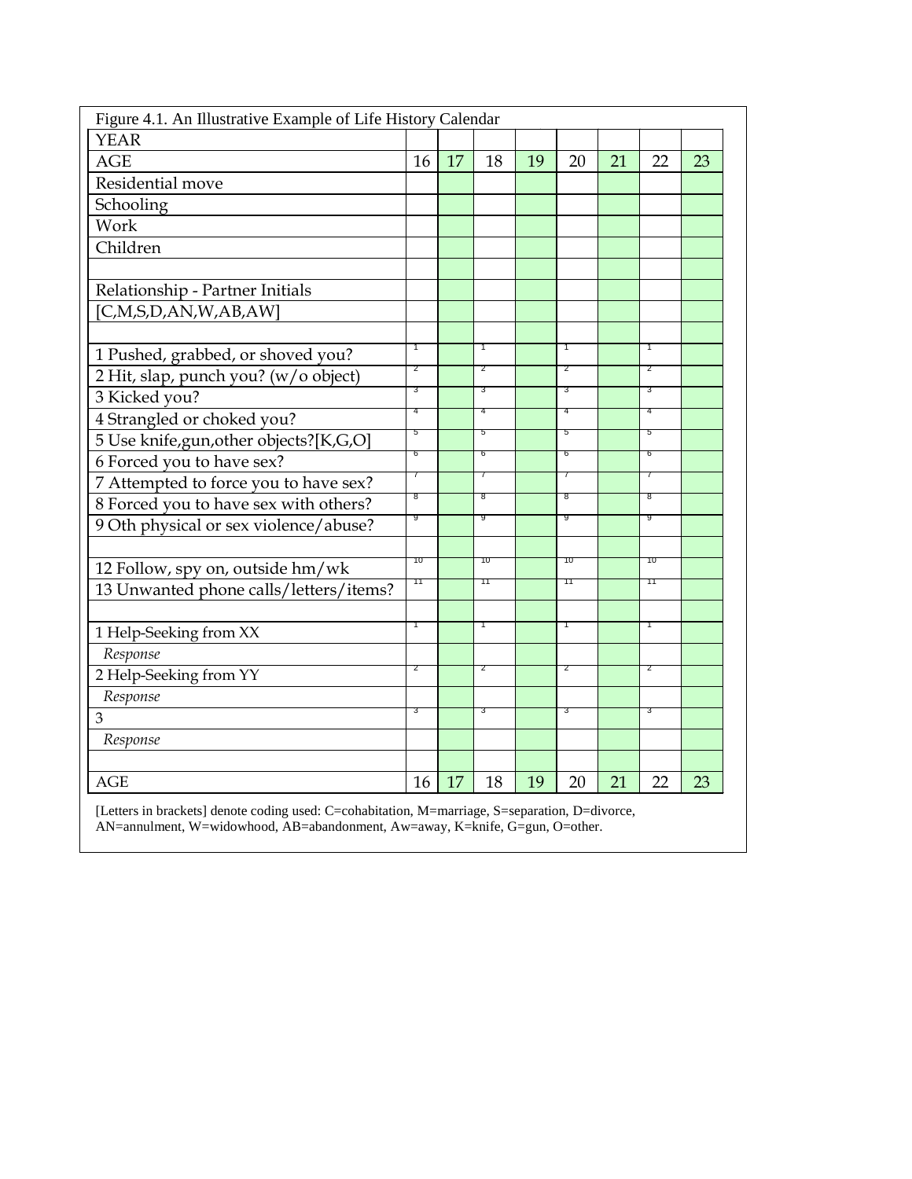Figure 4.1. An Illustrative Example of Life History Calendar

| | | | | | | | | |
|---|---|---|---|---|---|---|---|---|
| YEAR | | | | | | | | |
| AGE | 16 | 17 | 18 | 19 | 20 | 21 | 22 | 23 |
| Residential move | | | | | | | | |
| Schooling | | | | | | | | |
| Work | | | | | | | | |
| Children | | | | | | | | |
| | | | | | | | | |
| Relationship - Partner Initials | | | | | | | | |
| [C,M,S,D,AN,W,AB,AW] | | | | | | | | |
| | | | | | | | | |
| 1 Pushed, grabbed, or shoved you? | 1 | | 1 | | 1 | | 1 | |
| 2 Hit, slap, punch you? (w/o object) | 2 | | 2 | | 2 | | 2 | |
| 3 Kicked you? | 3 | | 3 | | 3 | | 3 | |
| 4 Strangled or choked you? | 4 | | 4 | | 4 | | 4 | |
| 5 Use knife,gun,other objects?[K,G,O] | 5 | | 5 | | 5 | | 5 | |
| 6 Forced you to have sex? | 6 | | 6 | | 6 | | 6 | |
| 7 Attempted to force you to have sex? | 7 | | 7 | | 7 | | 7 | |
| 8 Forced you to have sex with others? | 8 | | 8 | | 8 | | 8 | |
| 9 Oth physical or sex violence/abuse? | 9 | | 9 | | 9 | | 9 | |
| | | | | | | | | |
| 12 Follow, spy on, outside hm/wk | 10 | | 10 | | 10 | | 10 | |
| 13 Unwanted phone calls/letters/items? | 11 | | 11 | | 11 | | 11 | |
| | | | | | | | | |
| 1 Help-Seeking from XX | 1 | | 1 | | 1 | | 1 | |
| *Response* | | | | | | | | |
| 2 Help-Seeking from YY | 2 | | 2 | | 2 | | 2 | |
| *Response* | | | | | | | | |
| 3 | 3 | | 3 | | 3 | | 3 | |
| *Response* | | | | | | | | |
| | | | | | | | | |
| AGE | 16 | 17 | 18 | 19 | 20 | 21 | 22 | 23 |

[Letters in brackets] denote coding used: C=cohabitation, M=marriage, S=separation, D=divorce, AN=annulment, W=widowhood, AB=abandonment, Aw=away, K=knife, G=gun, O=other.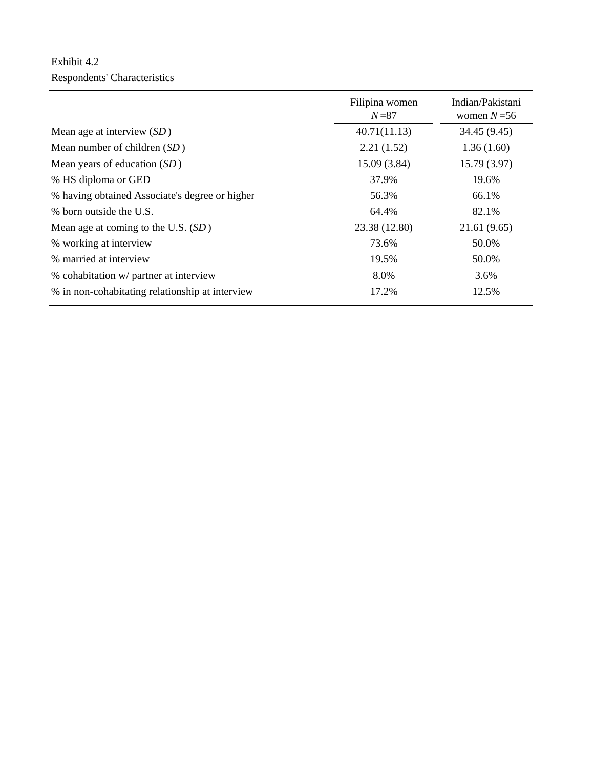Exhibit 4.2
Respondents' Characteristics

| | Filipina women *N* =87 | Indian/Pakistani women *N* =56 |
|---|---|---|
| Mean age at interview (*SD*) | 40.71(11.13) | 34.45 (9.45) |
| Mean number of children (*SD*) | 2.21 (1.52) | 1.36 (1.60) |
| Mean years of education (*SD*) | 15.09 (3.84) | 15.79 (3.97) |
| % HS diploma or GED | 37.9% | 19.6% |
| % having obtained Associate's degree or higher | 56.3% | 66.1% |
| % born outside the U.S. | 64.4% | 82.1% |
| Mean age at coming to the U.S. (*SD*) | 23.38 (12.80) | 21.61 (9.65) |
| % working at interview | 73.6% | 50.0% |
| % married at interview | 19.5% | 50.0% |
| % cohabitation w/ partner at interview | 8.0% | 3.6% |
| % in non-cohabitating relationship at interview | 17.2% | 12.5% |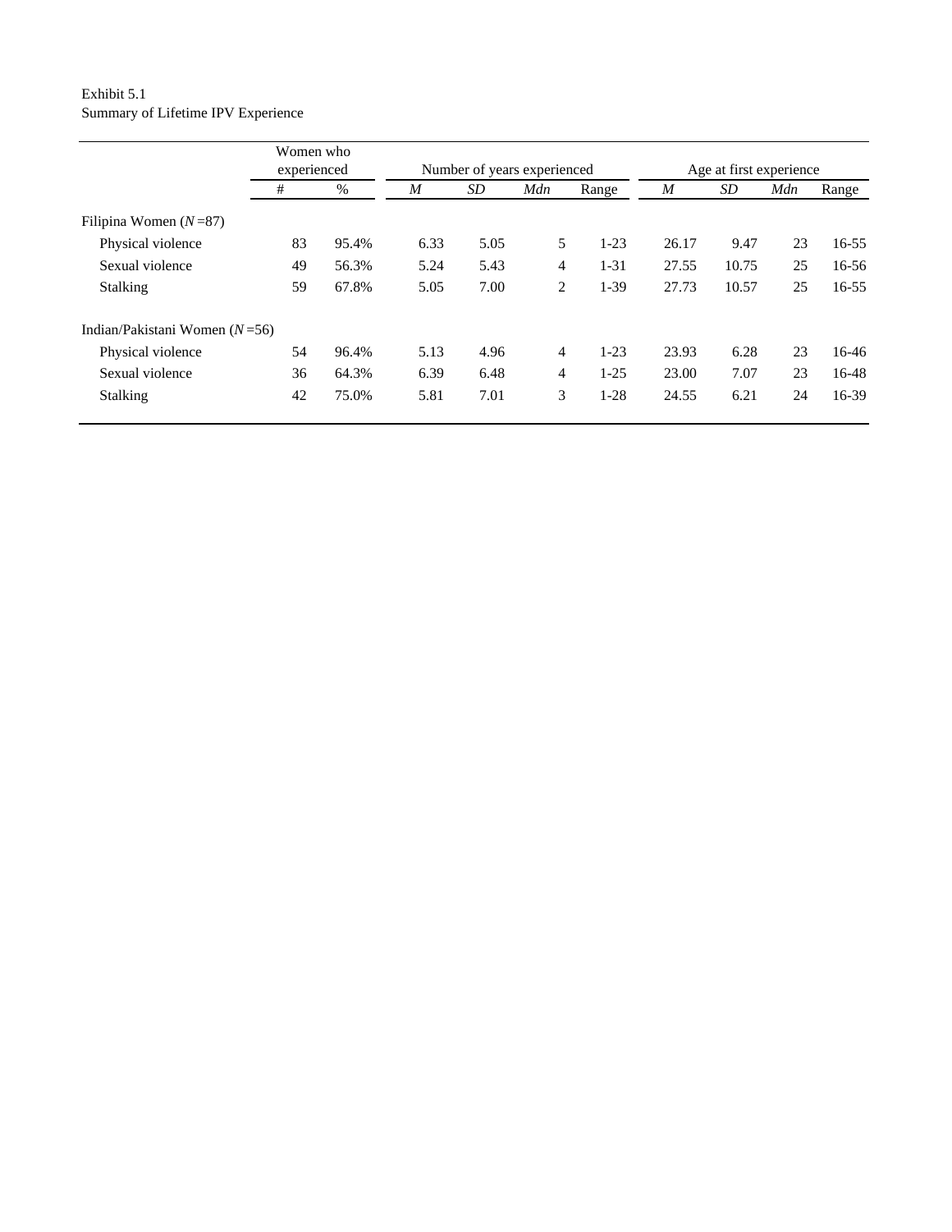Exhibit 5.1
Summary of Lifetime IPV Experience

| | Women who experienced | | Number of years experienced | | | | Age at first experience | | | |
|---|---|---|---|---|---|---|---|---|---|---|
| | # | % | *M* | *SD* | *Mdn* | Range | *M* | *SD* | *Mdn* | Range |
| Filipina Women (*N* =87) | | | | | | | | | | |
| Physical violence | 83 | 95.4% | 6.33 | 5.05 | 5 | 1-23 | 26.17 | 9.47 | 23 | 16-55 |
| Sexual violence | 49 | 56.3% | 5.24 | 5.43 | 4 | 1-31 | 27.55 | 10.75 | 25 | 16-56 |
| Stalking | 59 | 67.8% | 5.05 | 7.00 | 2 | 1-39 | 27.73 | 10.57 | 25 | 16-55 |
| Indian/Pakistani Women (*N* =56) | | | | | | | | | | |
| Physical violence | 54 | 96.4% | 5.13 | 4.96 | 4 | 1-23 | 23.93 | 6.28 | 23 | 16-46 |
| Sexual violence | 36 | 64.3% | 6.39 | 6.48 | 4 | 1-25 | 23.00 | 7.07 | 23 | 16-48 |
| Stalking | 42 | 75.0% | 5.81 | 7.01 | 3 | 1-28 | 24.55 | 6.21 | 24 | 16-39 |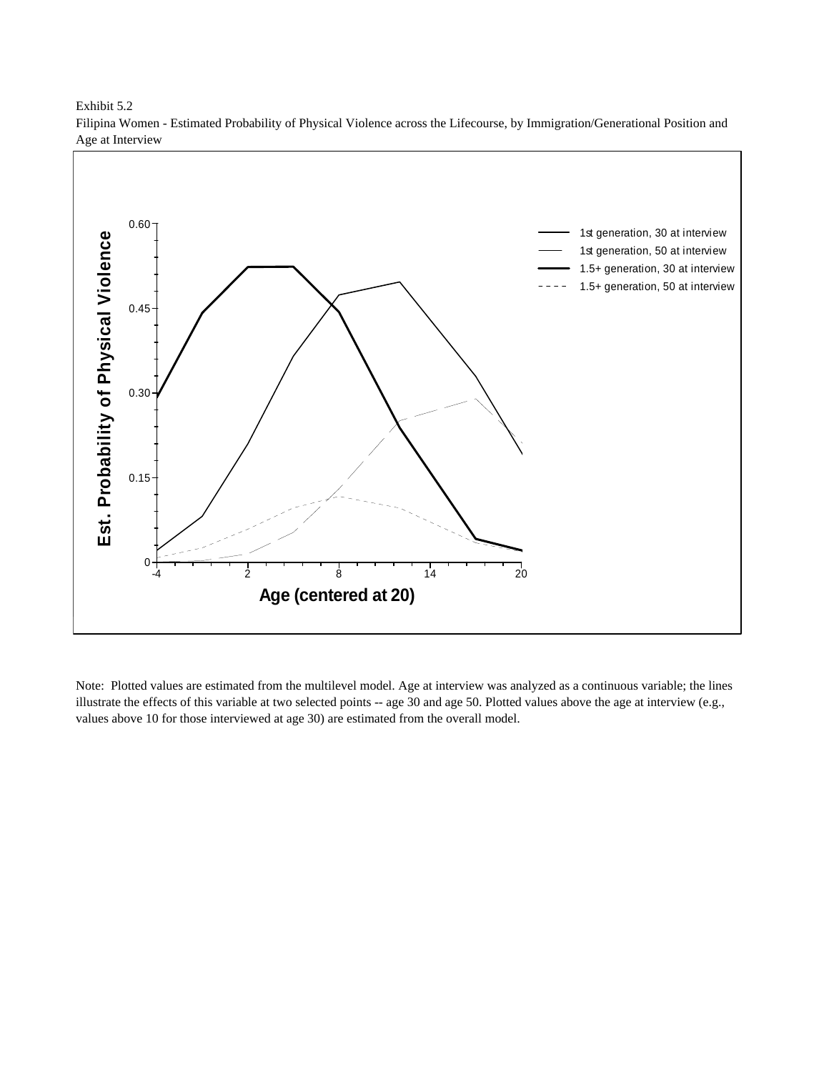Exhibit 5.2
Filipina Women - Estimated Probability of Physical Violence across the Lifecourse, by Immigration/Generational Position and Age at Interview

Est. Probability of Physical Violence

0.60
0.45
0.30
0.15
0

-4
2
8
14
20

Age (centered at 20)

1st generation, 30 at interview
1st generation, 50 at interview
1.5+ generation, 30 at interview
1.5+ generation, 50 at interview

Note: Plotted values are estimated from the multilevel model. Age at interview was analyzed as a continuous variable; the lines illustrate the effects of this variable at two selected points -- age 30 and age 50. Plotted values above the age at interview (e.g., values above 10 for those interviewed at age 30) are estimated from the overall model.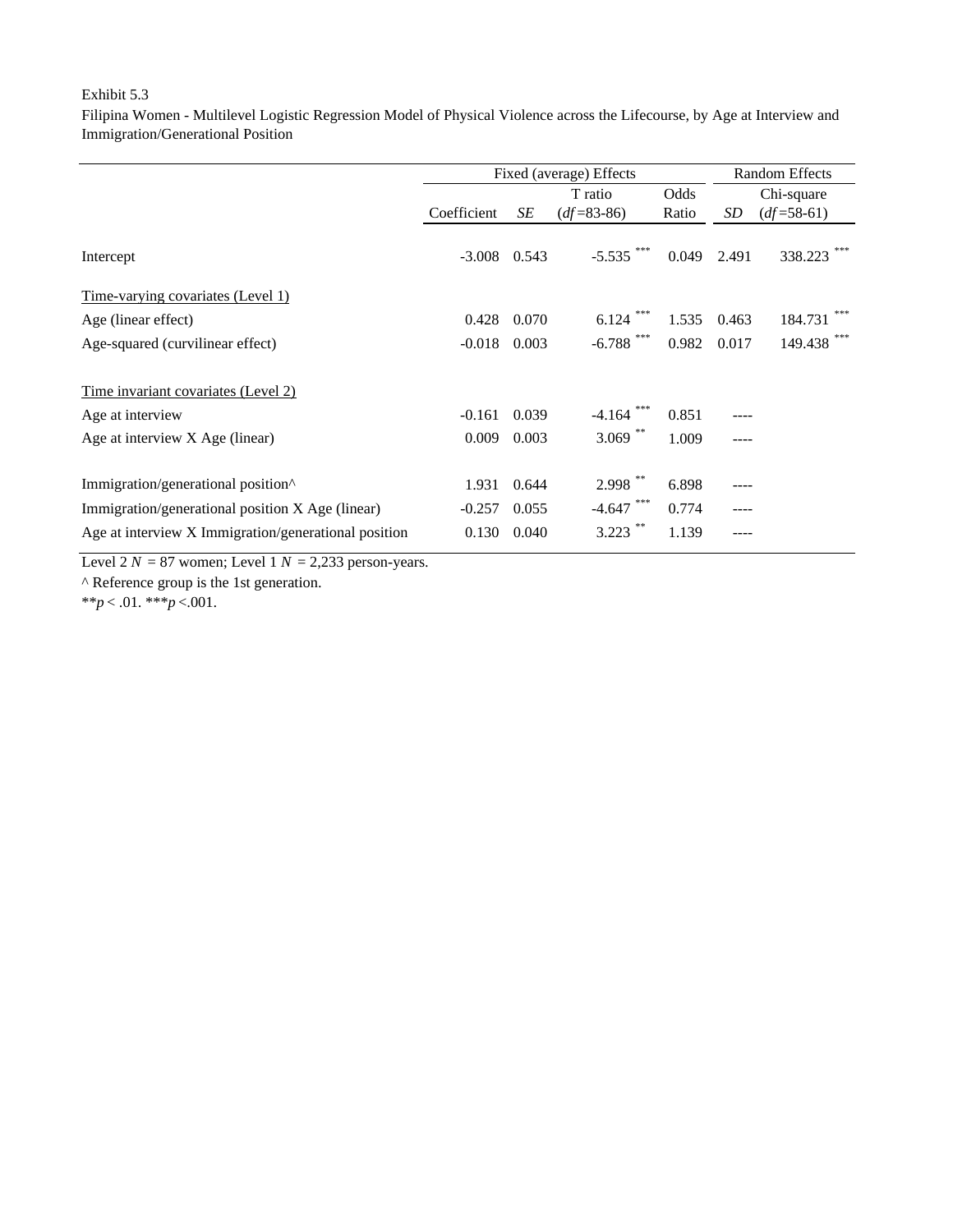Exhibit 5.3

Filipina Women - Multilevel Logistic Regression Model of Physical Violence across the Lifecourse, by Age at Interview and Immigration/Generational Position

| | Fixed (average) Effects | | | | Random Effects | |
|---|---|---|---|---|---|---|
| | Coefficient | *SE* | T ratio (*df* =83-86) | Odds Ratio | *SD* | Chi-square (*df* =58-61) |
| Intercept | -3.008 | 0.543 | -5.535 *** | 0.049 | 2.491 | 338.223 *** |
| Time-varying covariates (Level 1) | | | | | | |
| Age (linear effect) | 0.428 | 0.070 | 6.124 *** | 1.535 | 0.463 | 184.731 *** |
| Age-squared (curvilinear effect) | -0.018 | 0.003 | -6.788 *** | 0.982 | 0.017 | 149.438 *** |
| Time invariant covariates (Level 2) | | | | | | |
| Age at interview | -0.161 | 0.039 | -4.164 *** | 0.851 | ---- | |
| Age at interview X Age (linear) | 0.009 | 0.003 | 3.069 ** | 1.009 | ---- | |
| Immigration/generational position^ | 1.931 | 0.644 | 2.998 ** | 6.898 | ---- | |
| Immigration/generational position X Age (linear) | -0.257 | 0.055 | -4.647 *** | 0.774 | ---- | |
| Age at interview X Immigration/generational position | 0.130 | 0.040 | 3.223 ** | 1.139 | ---- | |

Level 2 *N* = 87 women; Level 1 *N* = 2,233 person-years.

^ Reference group is the 1st generation.

\*\*$p < .01$. \*\*\*$p < .001$.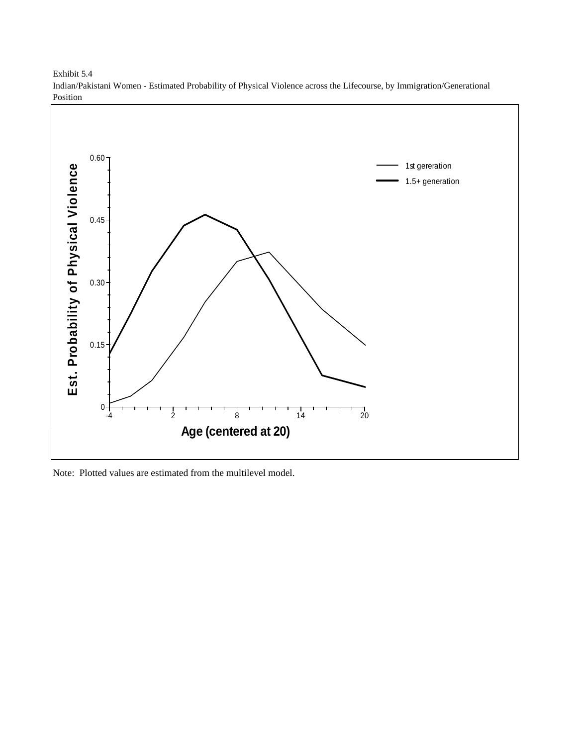Exhibit 5.4

Indian/Pakistani Women - Estimated Probability of Physical Violence across the Lifecourse, by Immigration/Generational Position

Est. Probability of Physical Violence

0.60

0.45

0.30

0.15

0

-4

2

8

14

20

Age (centered at 20)

1st gereration

1.5+ generation

Note: Plotted values are estimated from the multilevel model.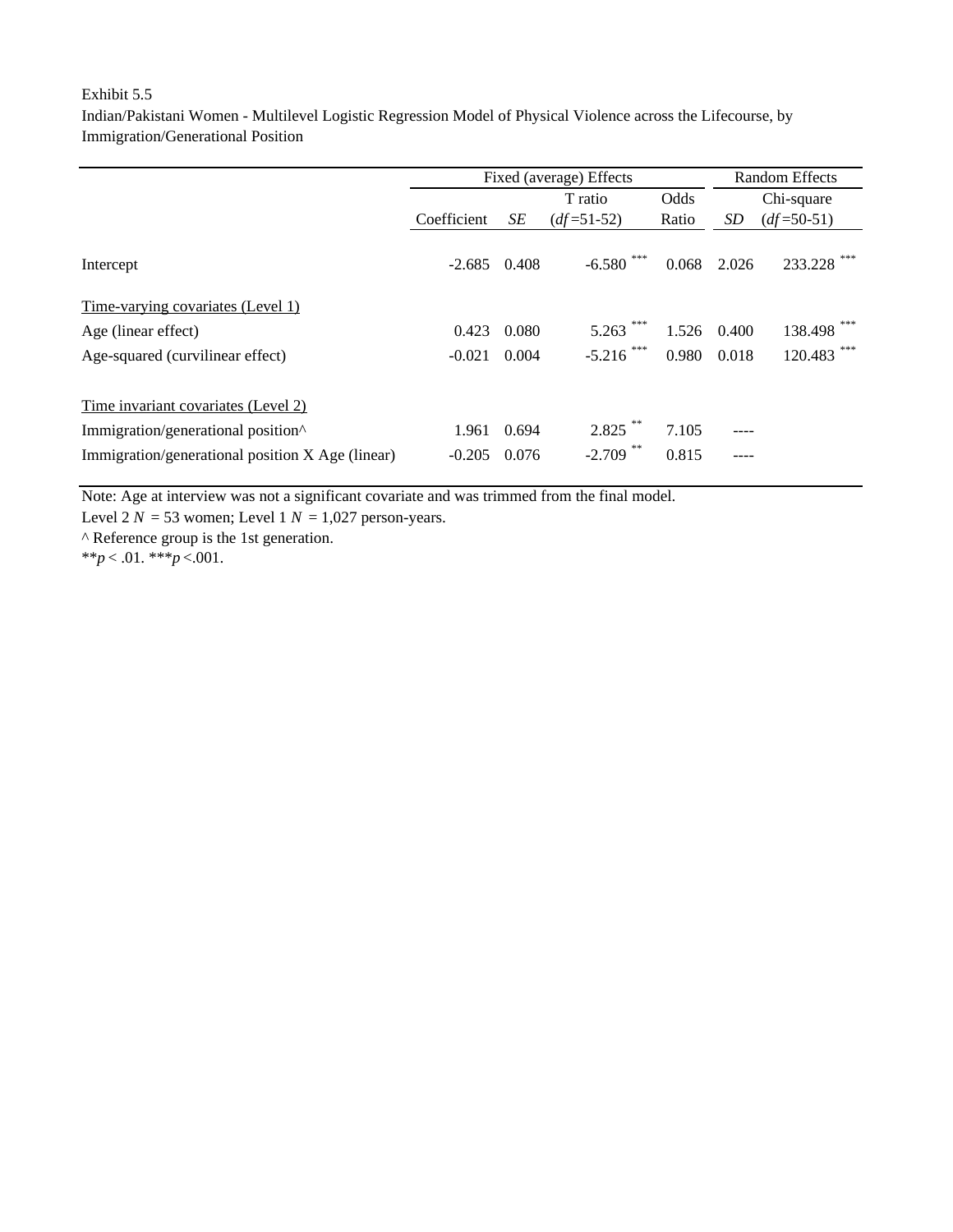Exhibit 5.5

Indian/Pakistani Women - Multilevel Logistic Regression Model of Physical Violence across the Lifecourse, by Immigration/Generational Position

| | Fixed (average) Effects | | | | Random Effects | |
|---|---|---|---|---|---|---|
| | Coefficient | *SE* | T ratio (*df* =51-52) | Odds Ratio | *SD* | Chi-square (*df* =50-51) |
| Intercept | -2.685 | 0.408 | -6.580 *** | 0.068 | 2.026 | 233.228 *** |
| Time-varying covariates (Level 1) | | | | | | |
| Age (linear effect) | 0.423 | 0.080 | 5.263 *** | 1.526 | 0.400 | 138.498 *** |
| Age-squared (curvilinear effect) | -0.021 | 0.004 | -5.216 *** | 0.980 | 0.018 | 120.483 *** |
| Time invariant covariates (Level 2) | | | | | | |
| Immigration/generational position^ | 1.961 | 0.694 | 2.825 ** | 7.105 | ---- | |
| Immigration/generational position X Age (linear) | -0.205 | 0.076 | -2.709 ** | 0.815 | ---- | |

Note: Age at interview was not a significant covariate and was trimmed from the final model.

Level 2 *N* = 53 women; Level 1 *N* = 1,027 person-years.

^ Reference group is the 1st generation.

**$p < .01$. ***$p < .001$.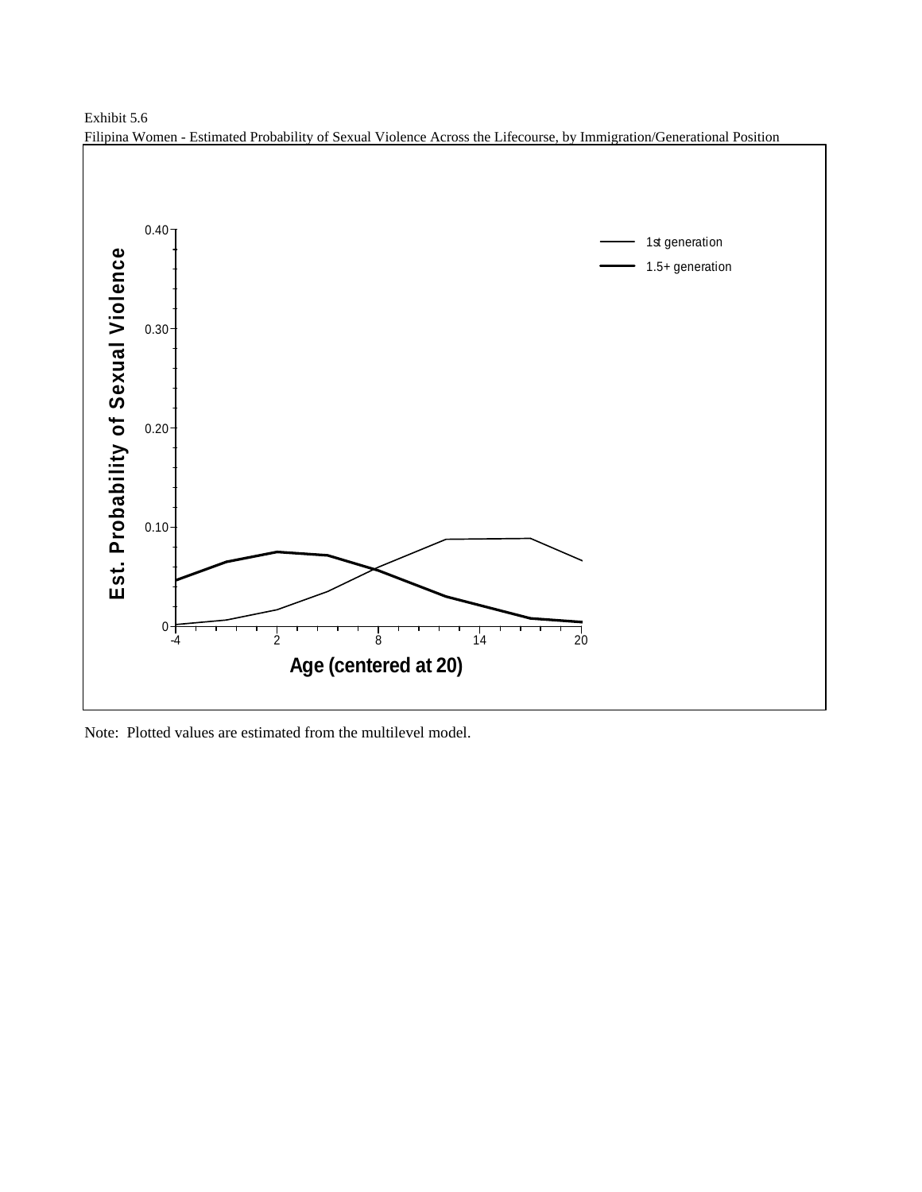Exhibit 5.6

Filipina Women - Estimated Probability of Sexual Violence Across the Lifecourse, by Immigration/Generational Position

Est. Probability of Sexual Violence

0.40

0.30

0.20

0.10

0

-4

2

8

14

20

Age (centered at 20)

1st generation

1.5+ generation

Note: Plotted values are estimated from the multilevel model.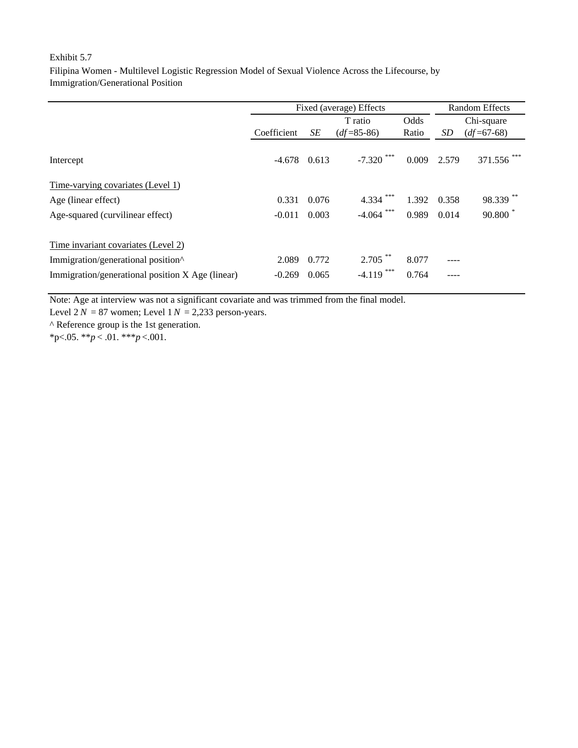Exhibit 5.7

Filipina Women - Multilevel Logistic Regression Model of Sexual Violence Across the Lifecourse, by Immigration/Generational Position

| | Fixed (average) Effects | | | | Random Effects | |
|---|---|---|---|---|---|---|
| | Coefficient | *SE* | T ratio (*df* =85-86) | Odds Ratio | *SD* | Chi-square (*df* =67-68) |
| Intercept | -4.678 | 0.613 | -7.320 *** | 0.009 | 2.579 | 371.556 *** |
| Time-varying covariates (Level 1) | | | | | | |
| Age (linear effect) | 0.331 | 0.076 | 4.334 *** | 1.392 | 0.358 | 98.339 ** |
| Age-squared (curvilinear effect) | -0.011 | 0.003 | -4.064 *** | 0.989 | 0.014 | 90.800 * |
| Time invariant covariates (Level 2) | | | | | | |
| Immigration/generational position^ | 2.089 | 0.772 | 2.705 ** | 8.077 | ---- | |
| Immigration/generational position X Age (linear) | -0.269 | 0.065 | -4.119 *** | 0.764 | ---- | |

Note: Age at interview was not a significant covariate and was trimmed from the final model.

Level 2 *N* = 87 women; Level 1 *N* = 2,233 person-years.

^ Reference group is the 1st generation.

*p<.05. ***p* < .01. ****p* <.001.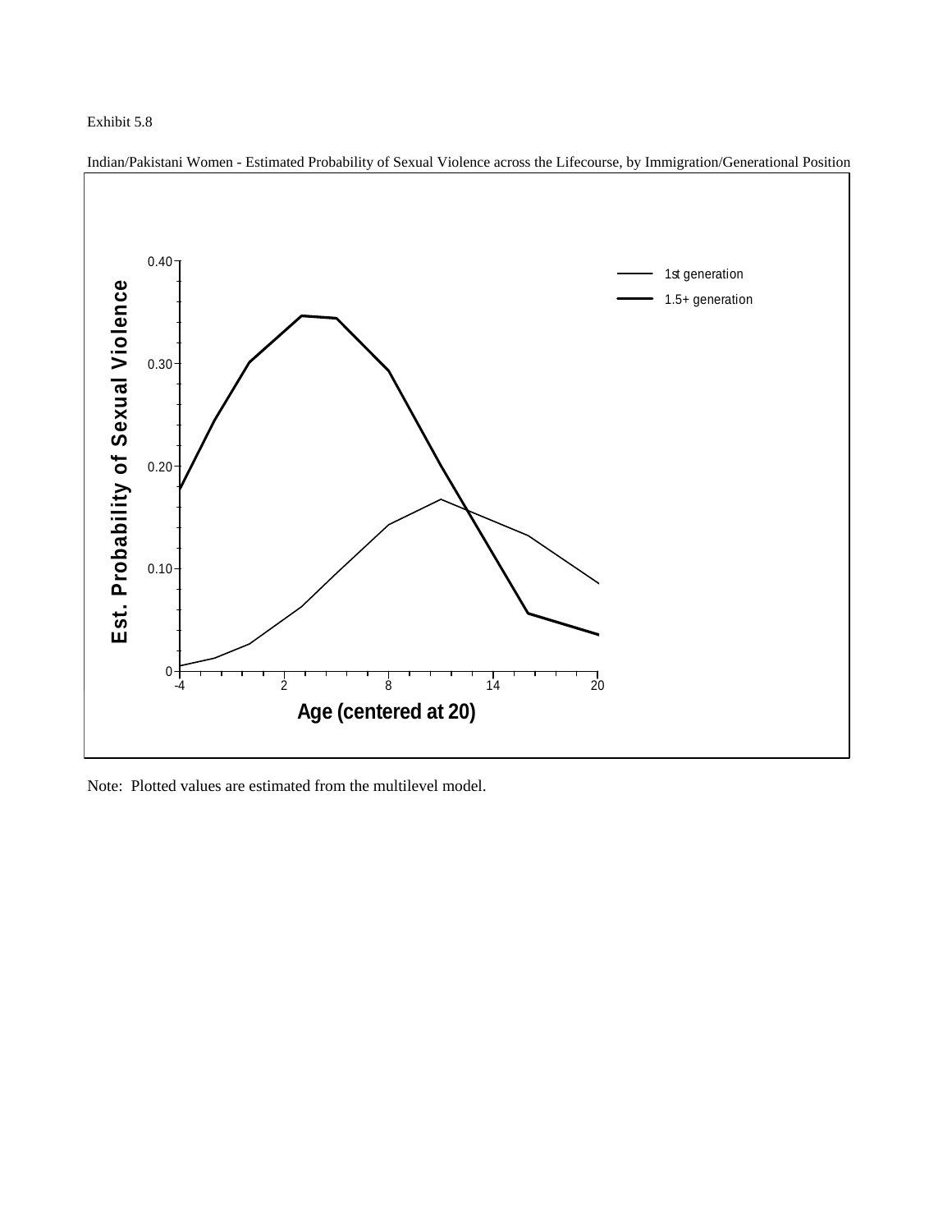Exhibit 5.8

Indian/Pakistani Women - Estimated Probability of Sexual Violence across the Lifecourse, by Immigration/Generational Position

Est. Probability of Sexual Violence

0.40
0.30
0.20
0.10
0

-4
2
8
14
20

Age (centered at 20)

1st generation
1.5+ generation

Note: Plotted values are estimated from the multilevel model.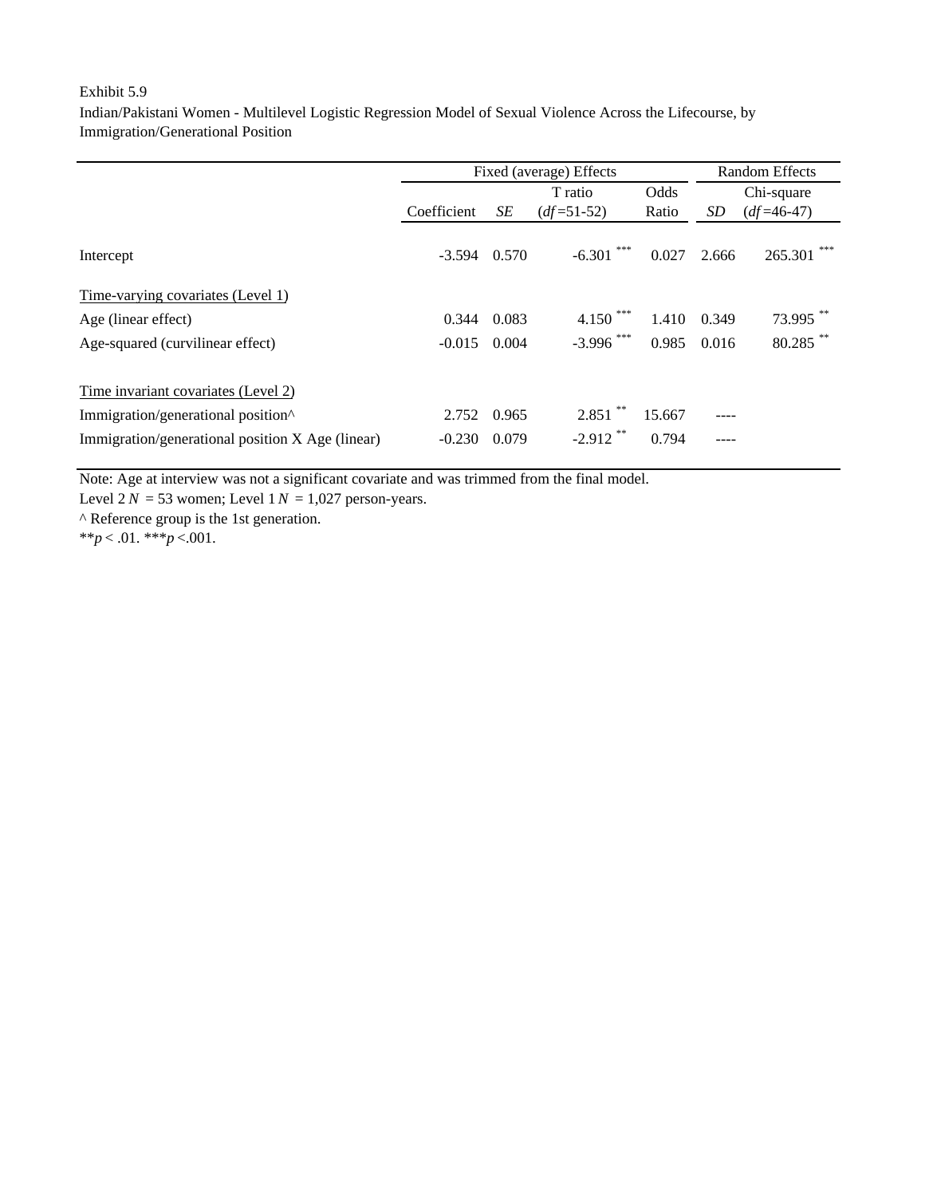Exhibit 5.9

Indian/Pakistani Women - Multilevel Logistic Regression Model of Sexual Violence Across the Lifecourse, by Immigration/Generational Position

| | Fixed (average) Effects | | | | Random Effects | |
|---|---|---|---|---|---|---|
| | Coefficient | *SE* | T ratio (*df* =51-52) | Odds Ratio | *SD* | Chi-square (*df* =46-47) |
| Intercept | -3.594 | 0.570 | -6.301 *** | 0.027 | 2.666 | 265.301 *** |
| Time-varying covariates (Level 1) | | | | | | |
| Age (linear effect) | 0.344 | 0.083 | 4.150 *** | 1.410 | 0.349 | 73.995 ** |
| Age-squared (curvilinear effect) | -0.015 | 0.004 | -3.996 *** | 0.985 | 0.016 | 80.285 ** |
| Time invariant covariates (Level 2) | | | | | | |
| Immigration/generational position^ | 2.752 | 0.965 | 2.851 ** | 15.667 | ---- | |
| Immigration/generational position X Age (linear) | -0.230 | 0.079 | -2.912 ** | 0.794 | ---- | |

Note: Age at interview was not a significant covariate and was trimmed from the final model.

Level 2 *N* = 53 women; Level 1 *N* = 1,027 person-years.

^ Reference group is the 1st generation.

**$p < .01$. ***$p < .001$.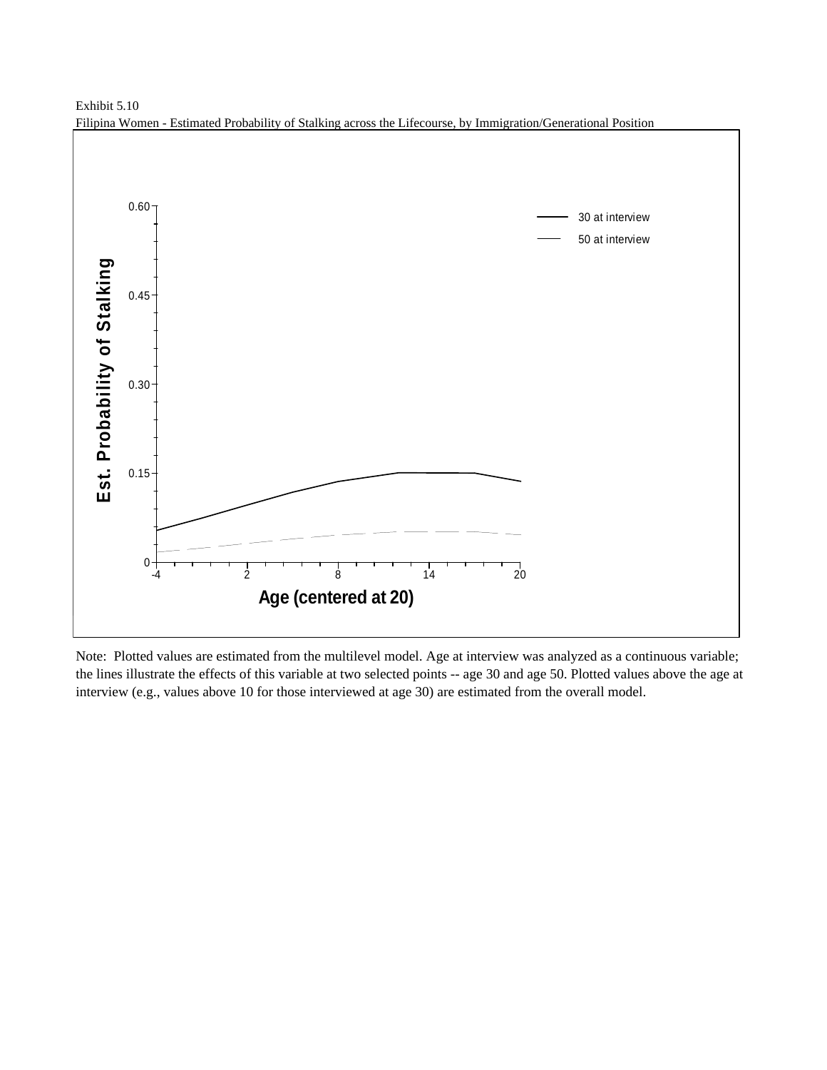Exhibit 5.10

Filipina Women - Estimated Probability of Stalking across the Lifecourse, by Immigration/Generational Position

0.60

0.45

0.30

0.15

0

-4

2

8

14

20

Est. Probability of Stalking

Age (centered at 20)

30 at interview

50 at interview

Note: Plotted values are estimated from the multilevel model. Age at interview was analyzed as a continuous variable; the lines illustrate the effects of this variable at two selected points -- age 30 and age 50. Plotted values above the age at interview (e.g., values above 10 for those interviewed at age 30) are estimated from the overall model.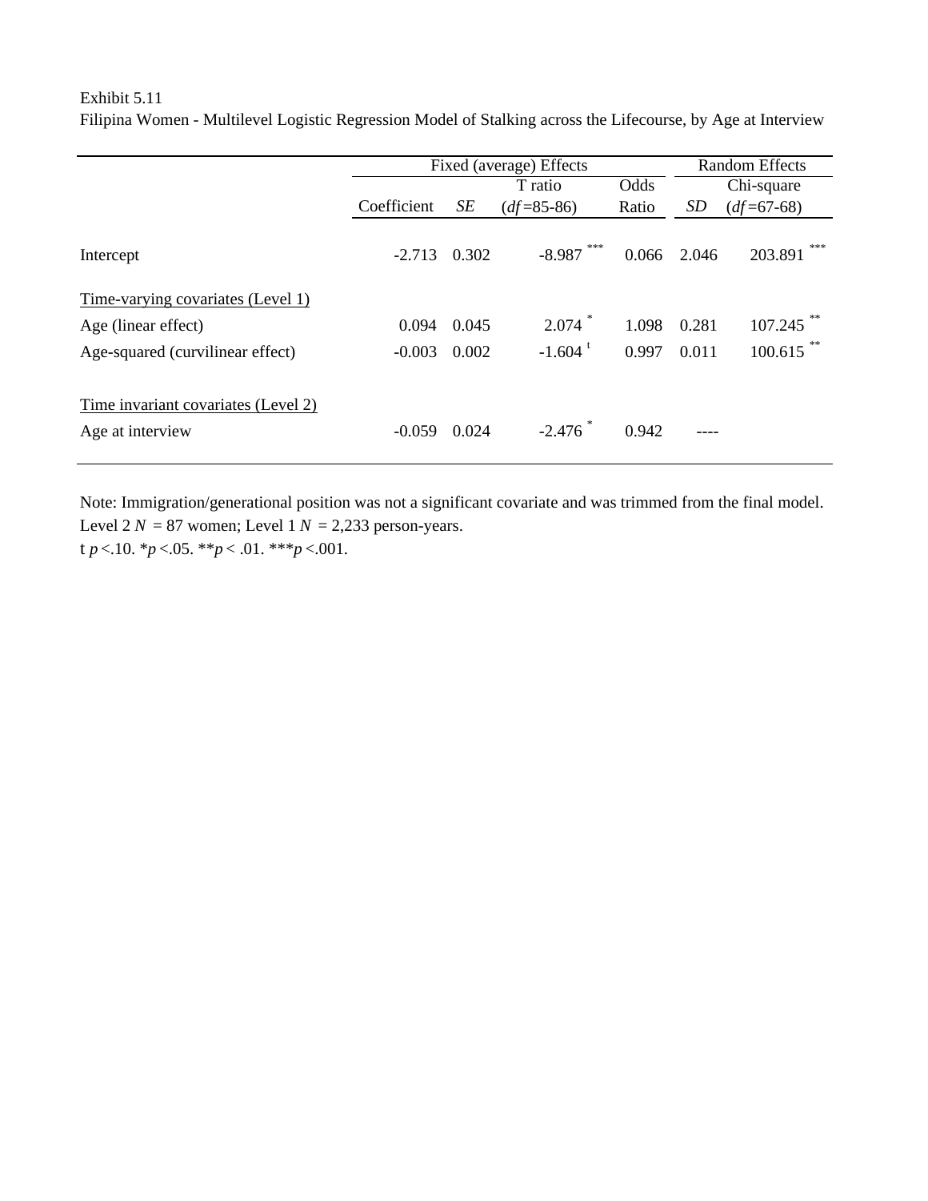Exhibit 5.11

Filipina Women - Multilevel Logistic Regression Model of Stalking across the Lifecourse, by Age at Interview

| | Fixed (average) Effects | | | | Random Effects | |
|---|---|---|---|---|---|---|
| | Coefficient | *SE* | T ratio (*df* =85-86) | Odds Ratio | *SD* | Chi-square (*df* =67-68) |
| Intercept | -2.713 | 0.302 | -8.987 *** | 0.066 | 2.046 | 203.891 *** |
| Time-varying covariates (Level 1) | | | | | | |
| Age (linear effect) | 0.094 | 0.045 | 2.074 * | 1.098 | 0.281 | 107.245 ** |
| Age-squared (curvilinear effect) | -0.003 | 0.002 | -1.604 t | 0.997 | 0.011 | 100.615 ** |
| Time invariant covariates (Level 2) | | | | | | |
| Age at interview | -0.059 | 0.024 | -2.476 * | 0.942 | ---- | |

Note: Immigration/generational position was not a significant covariate and was trimmed from the final model.
Level 2 $N$ = 87 women; Level 1 $N$ = 2,233 person-years.
t $p$ <.10. *$p$ <.05. **$p$ < .01. ***$p$ <.001.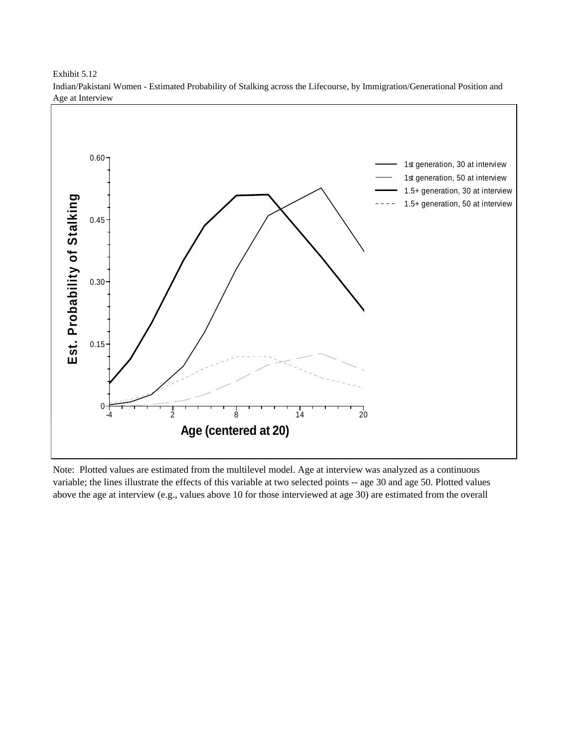Exhibit 5.12

Indian/Pakistani Women - Estimated Probability of Stalking across the Lifecourse, by Immigration/Generational Position and Age at Interview

Est. Probability of Stalking

0.60

0.45

0.30

0.15

0

-4

2

8

14

20

Age (centered at 20)

1st generation, 30 at interview

1st generation, 50 at interview

1.5+ generation, 30 at interview

1.5+ generation, 50 at interview

Note: Plotted values are estimated from the multilevel model. Age at interview was analyzed as a continuous variable; the lines illustrate the effects of this variable at two selected points -- age 30 and age 50. Plotted values above the age at interview (e.g., values above 10 for those interviewed at age 30) are estimated from the overall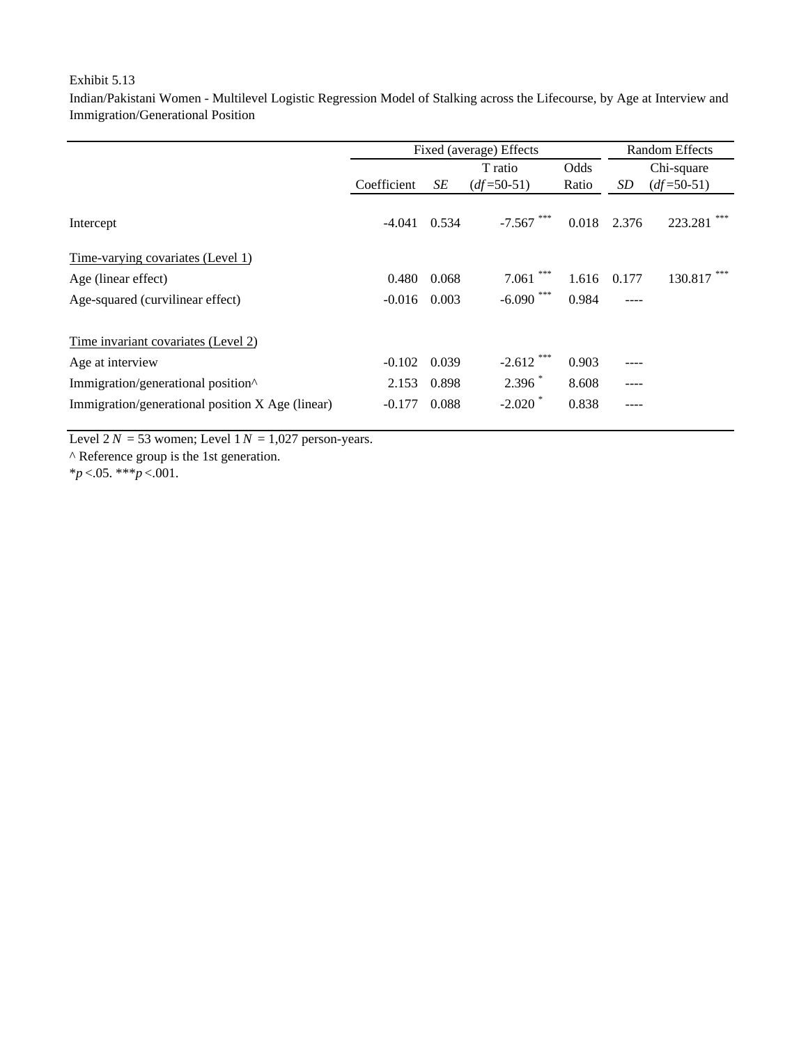Exhibit 5.13

Indian/Pakistani Women - Multilevel Logistic Regression Model of Stalking across the Lifecourse, by Age at Interview and Immigration/Generational Position

| | Fixed (average) Effects | | | | Random Effects | |
|---|---|---|---|---|---|---|
| | Coefficient | *SE* | T ratio (*df* =50-51) | Odds Ratio | *SD* | Chi-square (*df* =50-51) |
| Intercept | -4.041 | 0.534 | -7.567 *** | 0.018 | 2.376 | 223.281 *** |
| Time-varying covariates (Level 1) | | | | | | |
| Age (linear effect) | 0.480 | 0.068 | 7.061 *** | 1.616 | 0.177 | 130.817 *** |
| Age-squared (curvilinear effect) | -0.016 | 0.003 | -6.090 *** | 0.984 | ---- | |
| Time invariant covariates (Level 2) | | | | | | |
| Age at interview | -0.102 | 0.039 | -2.612 *** | 0.903 | ---- | |
| Immigration/generational position^ | 2.153 | 0.898 | 2.396 * | 8.608 | ---- | |
| Immigration/generational position X Age (linear) | -0.177 | 0.088 | -2.020 * | 0.838 | ---- | |

Level 2 *N* = 53 women; Level 1 *N* = 1,027 person-years.

^ Reference group is the 1st generation.

*$p$ <.05. ***$p$ <.001.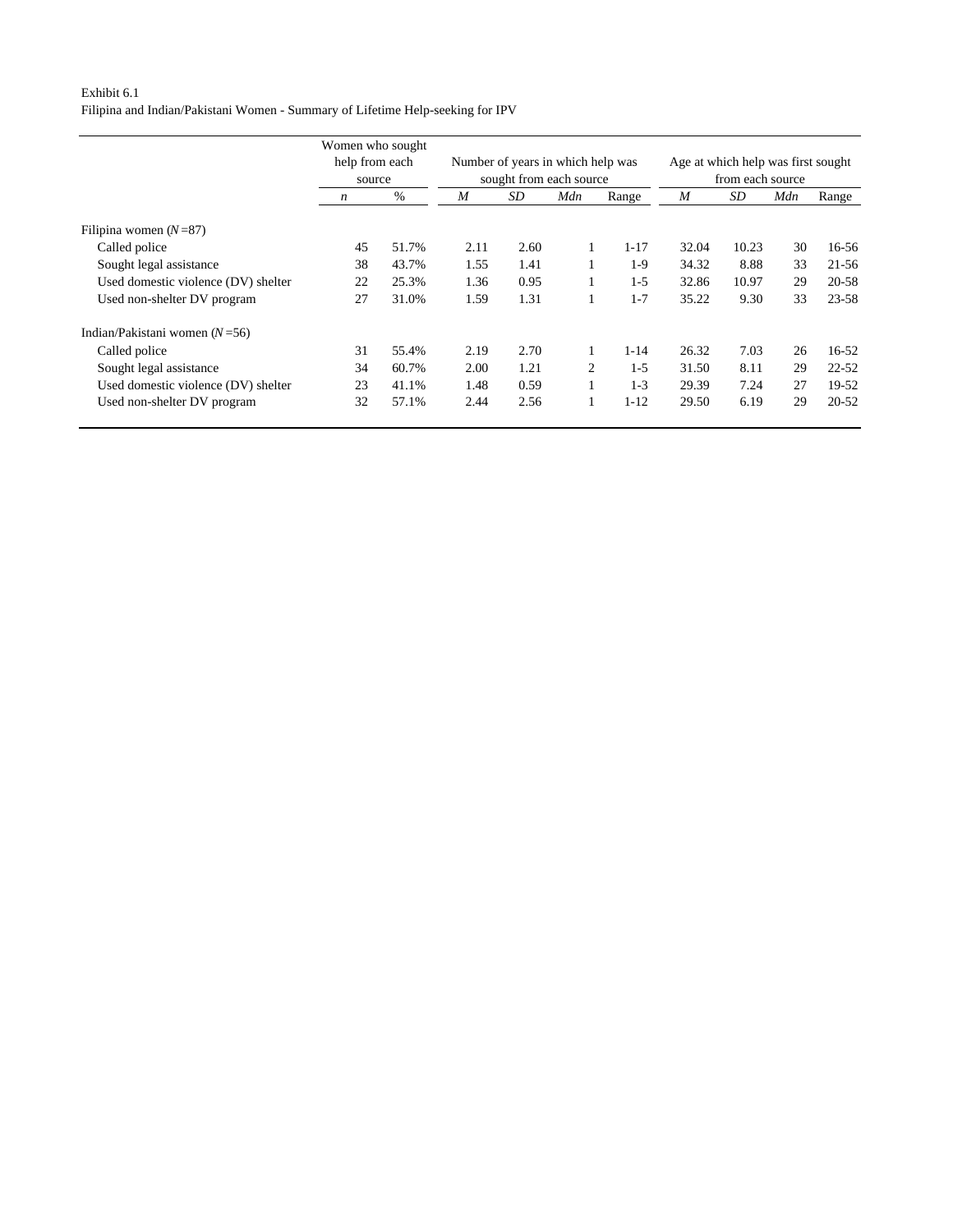Exhibit 6.1
Filipina and Indian/Pakistani Women - Summary of Lifetime Help-seeking for IPV

| | Women who sought help from each source | | Number of years in which help was sought from each source | | | | Age at which help was first sought from each source | | | |
|---|---|---|---|---|---|---|---|---|---|---|
| | *n* | % | *M* | *SD* | *Mdn* | Range | *M* | *SD* | *Mdn* | Range |
| Filipina women (*N* =87) | | | | | | | | | | |
| Called police | 45 | 51.7% | 2.11 | 2.60 | 1 | 1-17 | 32.04 | 10.23 | 30 | 16-56 |
| Sought legal assistance | 38 | 43.7% | 1.55 | 1.41 | 1 | 1-9 | 34.32 | 8.88 | 33 | 21-56 |
| Used domestic violence (DV) shelter | 22 | 25.3% | 1.36 | 0.95 | 1 | 1-5 | 32.86 | 10.97 | 29 | 20-58 |
| Used non-shelter DV program | 27 | 31.0% | 1.59 | 1.31 | 1 | 1-7 | 35.22 | 9.30 | 33 | 23-58 |
| Indian/Pakistani women (*N* =56) | | | | | | | | | | |
| Called police | 31 | 55.4% | 2.19 | 2.70 | 1 | 1-14 | 26.32 | 7.03 | 26 | 16-52 |
| Sought legal assistance | 34 | 60.7% | 2.00 | 1.21 | 2 | 1-5 | 31.50 | 8.11 | 29 | 22-52 |
| Used domestic violence (DV) shelter | 23 | 41.1% | 1.48 | 0.59 | 1 | 1-3 | 29.39 | 7.24 | 27 | 19-52 |
| Used non-shelter DV program | 32 | 57.1% | 2.44 | 2.56 | 1 | 1-12 | 29.50 | 6.19 | 29 | 20-52 |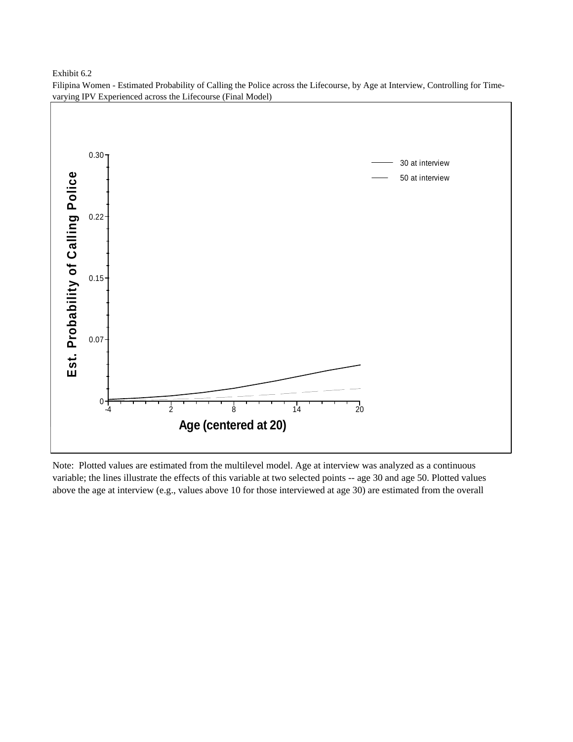Exhibit 6.2

Filipina Women - Estimated Probability of Calling the Police across the Lifecourse, by Age at Interview, Controlling for Time-varying IPV Experienced across the Lifecourse (Final Model)

Note: Plotted values are estimated from the multilevel model. Age at interview was analyzed as a continuous variable; the lines illustrate the effects of this variable at two selected points -- age 30 and age 50. Plotted values above the age at interview (e.g., values above 10 for those interviewed at age 30) are estimated from the overall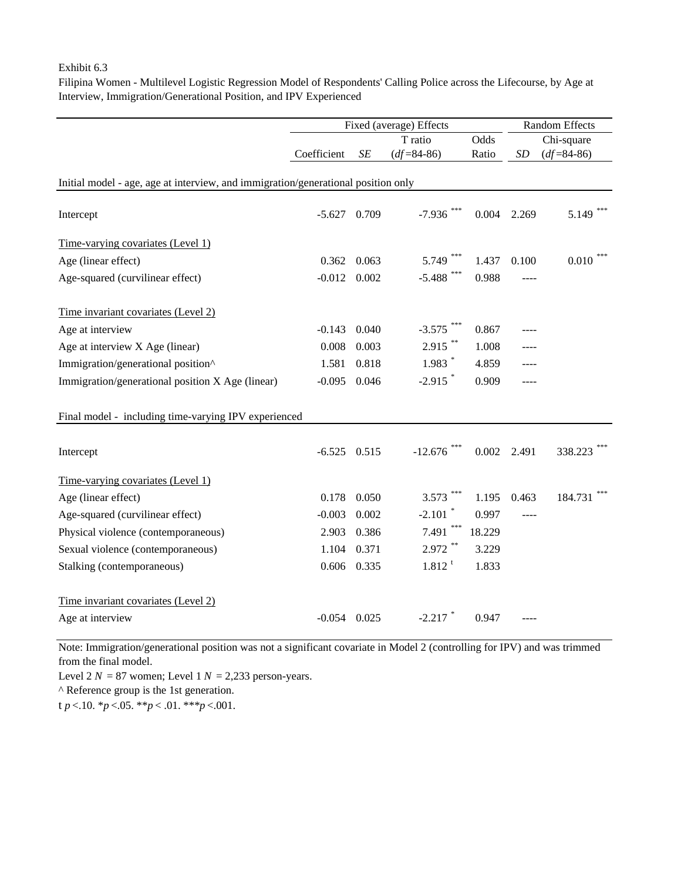Exhibit 6.3

Filipina Women - Multilevel Logistic Regression Model of Respondents' Calling Police across the Lifecourse, by Age at Interview, Immigration/Generational Position, and IPV Experienced

| | Fixed (average) Effects | | | | Random Effects | |
|---|---|---|---|---|---|---|
| | Coefficient | *SE* | T ratio (*df* =84-86) | Odds Ratio | *SD* | Chi-square (*df* =84-86) |
| **Initial model - age, age at interview, and immigration/generational position only** | | | | | | |
| Intercept | -5.627 | 0.709 | -7.936 *** | 0.004 | 2.269 | 5.149 *** |
| Time-varying covariates (Level 1) | | | | | | |
| Age (linear effect) | 0.362 | 0.063 | 5.749 *** | 1.437 | 0.100 | 0.010 *** |
| Age-squared (curvilinear effect) | -0.012 | 0.002 | -5.488 *** | 0.988 | ---- | |
| Time invariant covariates (Level 2) | | | | | | |
| Age at interview | -0.143 | 0.040 | -3.575 *** | 0.867 | ---- | |
| Age at interview X Age (linear) | 0.008 | 0.003 | 2.915 ** | 1.008 | ---- | |
| Immigration/generational position^ | 1.581 | 0.818 | 1.983 * | 4.859 | ---- | |
| Immigration/generational position X Age (linear) | -0.095 | 0.046 | -2.915 * | 0.909 | ---- | |
| **Final model - including time-varying IPV experienced** | | | | | | |
| Intercept | -6.525 | 0.515 | -12.676 *** | 0.002 | 2.491 | 338.223 *** |
| Time-varying covariates (Level 1) | | | | | | |
| Age (linear effect) | 0.178 | 0.050 | 3.573 *** | 1.195 | 0.463 | 184.731 *** |
| Age-squared (curvilinear effect) | -0.003 | 0.002 | -2.101 * | 0.997 | ---- | |
| Physical violence (contemporaneous) | 2.903 | 0.386 | 7.491 *** | 18.229 | | |
| Sexual violence (contemporaneous) | 1.104 | 0.371 | 2.972 ** | 3.229 | | |
| Stalking (contemporaneous) | 0.606 | 0.335 | 1.812 t | 1.833 | | |
| Time invariant covariates (Level 2) | | | | | | |
| Age at interview | -0.054 | 0.025 | -2.217 * | 0.947 | ---- | |

Note: Immigration/generational position was not a significant covariate in Model 2 (controlling for IPV) and was trimmed from the final model.

Level 2 *N* = 87 women; Level 1 *N* = 2,233 person-years.

^ Reference group is the 1st generation.

t $p < .10$. * $p < .05$. ** $p < .01$. *** $p < .001$.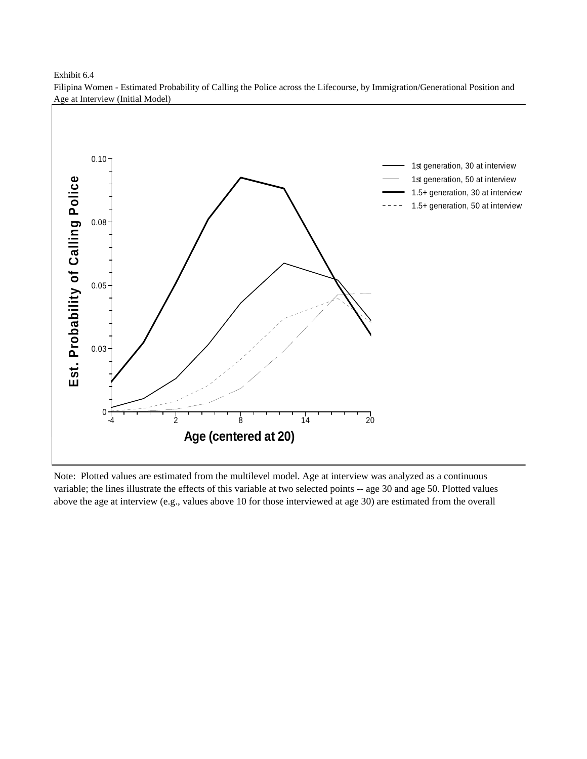Exhibit 6.4
Filipina Women - Estimated Probability of Calling the Police across the Lifecourse, by Immigration/Generational Position and Age at Interview (Initial Model)

0.10
0.08
0.05
0.03
0
Est. Probability of Calling Police
-4
2
8
14
20
Age (centered at 20)

1st generation, 30 at interview
1st generation, 50 at interview
1.5+ generation, 30 at interview
1.5+ generation, 50 at interview

Note: Plotted values are estimated from the multilevel model. Age at interview was analyzed as a continuous variable; the lines illustrate the effects of this variable at two selected points -- age 30 and age 50. Plotted values above the age at interview (e.g., values above 10 for those interviewed at age 30) are estimated from the overall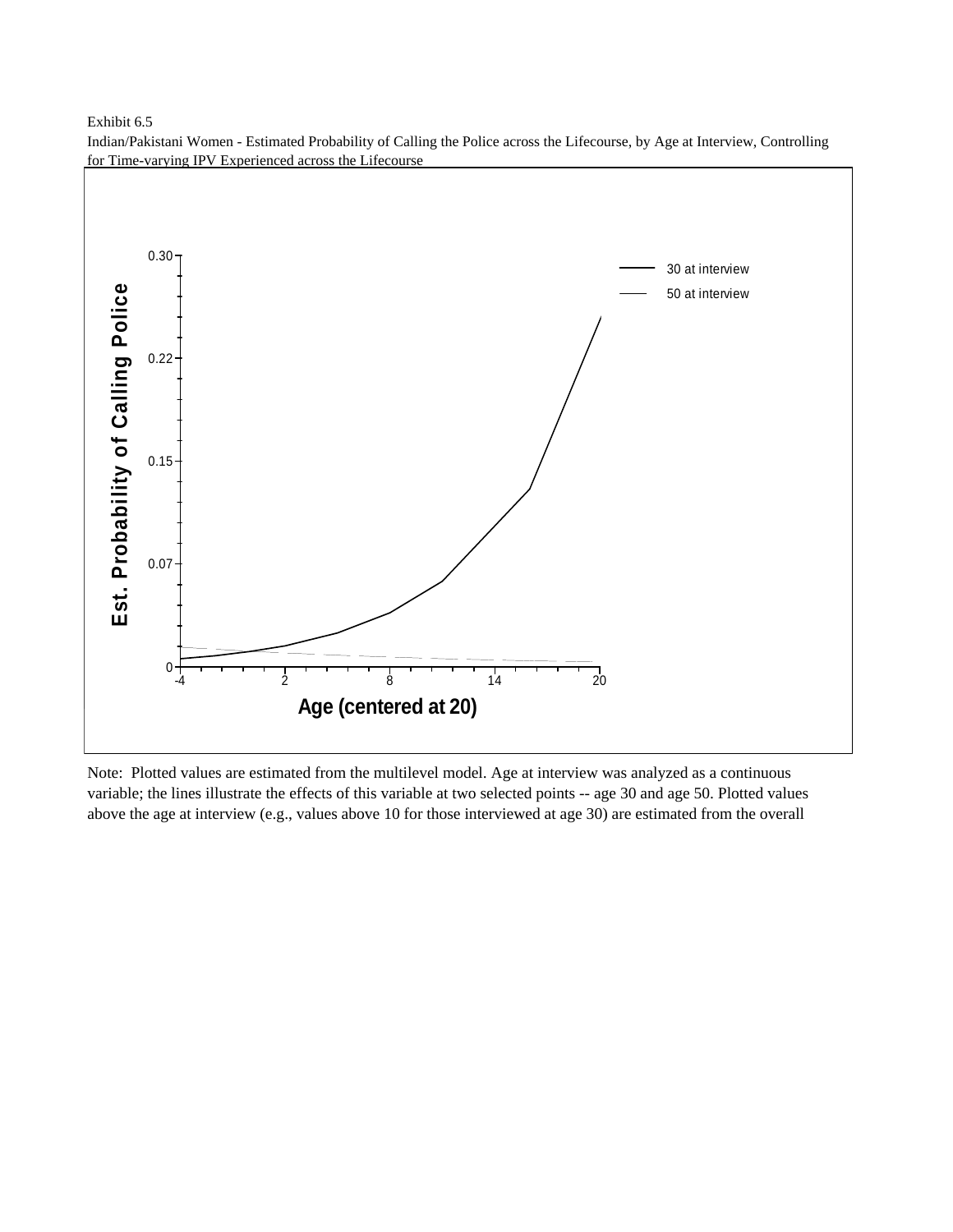Exhibit 6.5

Indian/Pakistani Women - Estimated Probability of Calling the Police across the Lifecourse, by Age at Interview, Controlling for Time-varying IPV Experienced across the Lifecourse

Est. Probability of Calling Police

0.30

0.22

0.15

0.07

0

-4

2

8

14

20

Age (centered at 20)

30 at interview

50 at interview

Note: Plotted values are estimated from the multilevel model. Age at interview was analyzed as a continuous variable; the lines illustrate the effects of this variable at two selected points -- age 30 and age 50. Plotted values above the age at interview (e.g., values above 10 for those interviewed at age 30) are estimated from the overall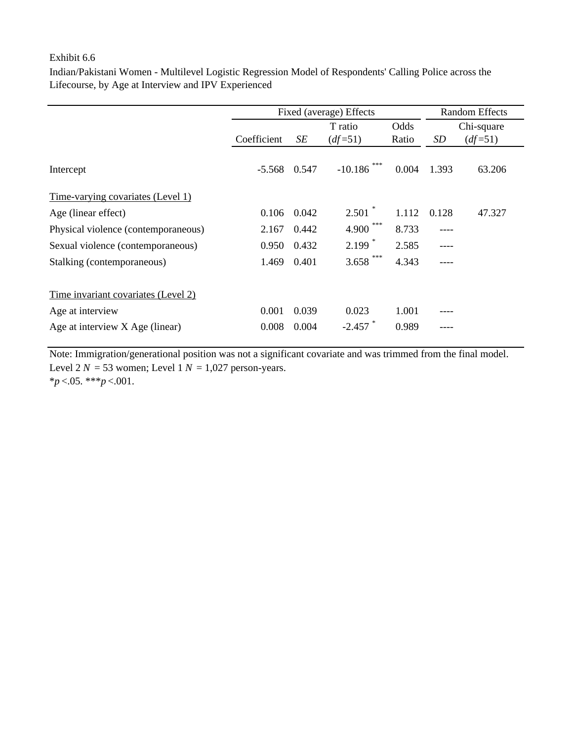Exhibit 6.6

Indian/Pakistani Women - Multilevel Logistic Regression Model of Respondents' Calling Police across the Lifecourse, by Age at Interview and IPV Experienced

| | Fixed (average) Effects | | | | Random Effects | |
|---|---|---|---|---|---|---|
| | Coefficient | *SE* | T ratio (*df* =51) | Odds Ratio | *SD* | Chi-square (*df* =51) |
| Intercept | -5.568 | 0.547 | -10.186 *** | 0.004 | 1.393 | 63.206 |
| <u>Time-varying covariates (Level 1)</u> | | | | | | |
| Age (linear effect) | 0.106 | 0.042 | 2.501 * | 1.112 | 0.128 | 47.327 |
| Physical violence (contemporaneous) | 2.167 | 0.442 | 4.900 *** | 8.733 | ---- | |
| Sexual violence (contemporaneous) | 0.950 | 0.432 | 2.199 * | 2.585 | ---- | |
| Stalking (contemporaneous) | 1.469 | 0.401 | 3.658 *** | 4.343 | ---- | |
| <u>Time invariant covariates (Level 2)</u> | | | | | | |
| Age at interview | 0.001 | 0.039 | 0.023 | 1.001 | ---- | |
| Age at interview X Age (linear) | 0.008 | 0.004 | -2.457 * | 0.989 | ---- | |

Note: Immigration/generational position was not a significant covariate and was trimmed from the final model.
Level 2 $N$ = 53 women; Level 1 $N$ = 1,027 person-years.
*$p$ <.05. ***$p$ <.001.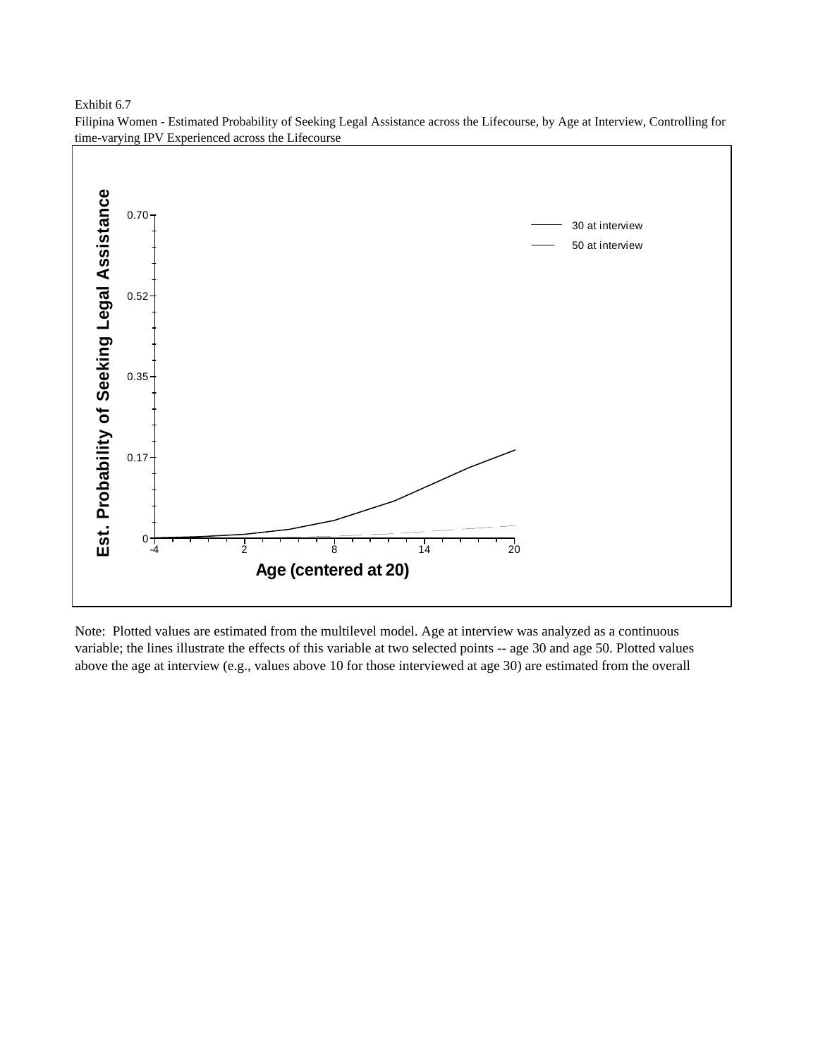Exhibit 6.7

Filipina Women - Estimated Probability of Seeking Legal Assistance across the Lifecourse, by Age at Interview, Controlling for time-varying IPV Experienced across the Lifecourse

Est. Probability of Seeking Legal Assistance

0.70

0.52

0.35

0.17

0

-4

2

8

14

20

Age (centered at 20)

30 at interview

50 at interview

Note: Plotted values are estimated from the multilevel model. Age at interview was analyzed as a continuous variable; the lines illustrate the effects of this variable at two selected points -- age 30 and age 50. Plotted values above the age at interview (e.g., values above 10 for those interviewed at age 30) are estimated from the overall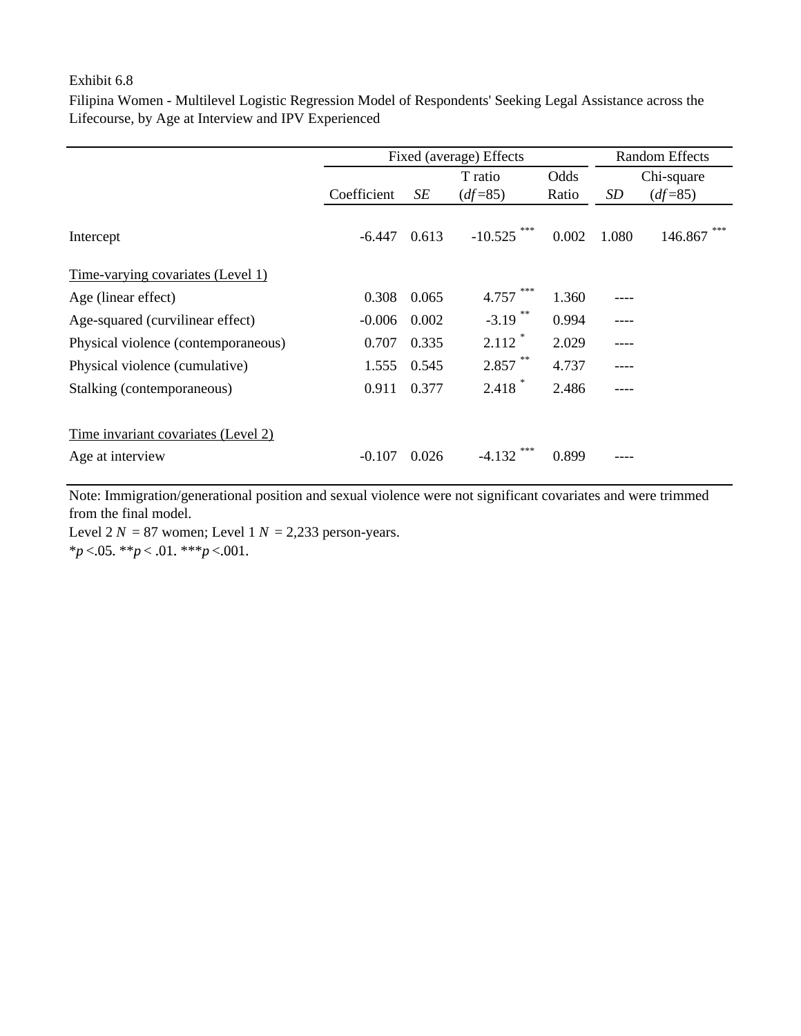Exhibit 6.8

Filipina Women - Multilevel Logistic Regression Model of Respondents' Seeking Legal Assistance across the Lifecourse, by Age at Interview and IPV Experienced

| | Fixed (average) Effects | | | | Random Effects | |
|---|---|---|---|---|---|---|
| | Coefficient | *SE* | T ratio (*df* =85) | Odds Ratio | *SD* | Chi-square (*df* =85) |
| Intercept | -6.447 | 0.613 | -10.525 *** | 0.002 | 1.080 | 146.867 *** |
| <u>Time-varying covariates (Level 1)</u> | | | | | | |
| Age (linear effect) | 0.308 | 0.065 | 4.757 *** | 1.360 | ---- | |
| Age-squared (curvilinear effect) | -0.006 | 0.002 | -3.19 ** | 0.994 | ---- | |
| Physical violence (contemporaneous) | 0.707 | 0.335 | 2.112 * | 2.029 | ---- | |
| Physical violence (cumulative) | 1.555 | 0.545 | 2.857 ** | 4.737 | ---- | |
| Stalking (contemporaneous) | 0.911 | 0.377 | 2.418 * | 2.486 | ---- | |
| <u>Time invariant covariates (Level 2)</u> | | | | | | |
| Age at interview | -0.107 | 0.026 | -4.132 *** | 0.899 | ---- | |

Note: Immigration/generational position and sexual violence were not significant covariates and were trimmed from the final model.

Level 2 *N* = 87 women; Level 1 *N* = 2,233 person-years.

$^*p < .05$. $^{**}p < .01$. $^{***}p < .001$.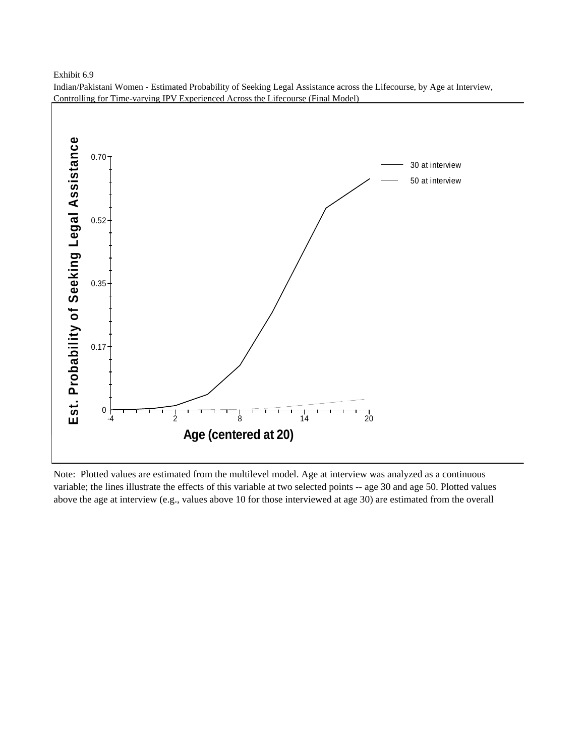Exhibit 6.9

Indian/Pakistani Women - Estimated Probability of Seeking Legal Assistance across the Lifecourse, by Age at Interview, Controlling for Time-varying IPV Experienced Across the Lifecourse (Final Model)

Est. Probability of Seeking Legal Assistance

0.70

0.52

0.35

0.17

0

-4

2

8

14

20

Age (centered at 20)

30 at interview

50 at interview

Note: Plotted values are estimated from the multilevel model. Age at interview was analyzed as a continuous variable; the lines illustrate the effects of this variable at two selected points -- age 30 and age 50. Plotted values above the age at interview (e.g., values above 10 for those interviewed at age 30) are estimated from the overall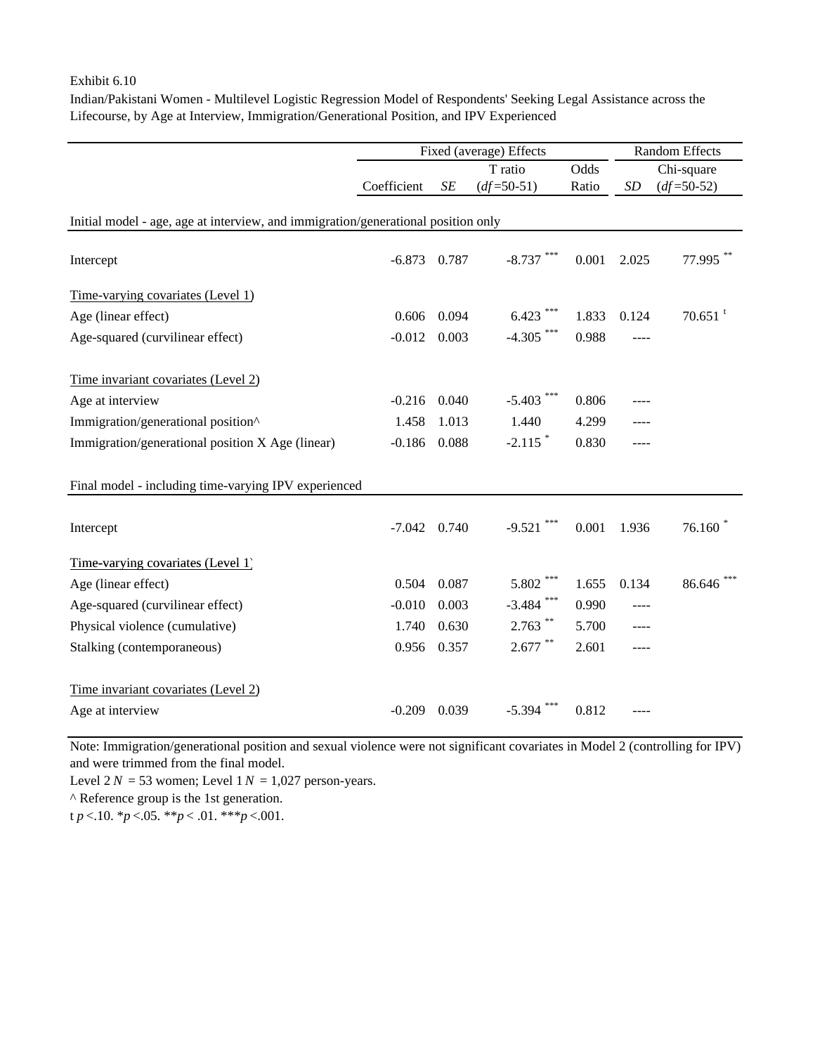Exhibit 6.10

Indian/Pakistani Women - Multilevel Logistic Regression Model of Respondents' Seeking Legal Assistance across the Lifecourse, by Age at Interview, Immigration/Generational Position, and IPV Experienced

| | Fixed (average) Effects | | | | Random Effects | |
|---|---|---|---|---|---|---|
| | Coefficient | *SE* | T ratio (*df*=50-51) | Odds Ratio | *SD* | Chi-square (*df*=50-52) |
| **Initial model - age, age at interview, and immigration/generational position only** | | | | | | |
| Intercept | -6.873 | 0.787 | -8.737 *** | 0.001 | 2.025 | 77.995 ** |
| Time-varying covariates (Level 1) | | | | | | |
| Age (linear effect) | 0.606 | 0.094 | 6.423 *** | 1.833 | 0.124 | 70.651 t |
| Age-squared (curvilinear effect) | -0.012 | 0.003 | -4.305 *** | 0.988 | ---- | |
| Time invariant covariates (Level 2) | | | | | | |
| Age at interview | -0.216 | 0.040 | -5.403 *** | 0.806 | ---- | |
| Immigration/generational position^ | 1.458 | 1.013 | 1.440 | 4.299 | ---- | |
| Immigration/generational position X Age (linear) | -0.186 | 0.088 | -2.115 * | 0.830 | ---- | |
| **Final model - including time-varying IPV experienced** | | | | | | |
| Intercept | -7.042 | 0.740 | -9.521 *** | 0.001 | 1.936 | 76.160 * |
| Time-varying covariates (Level 1) | | | | | | |
| Age (linear effect) | 0.504 | 0.087 | 5.802 *** | 1.655 | 0.134 | 86.646 *** |
| Age-squared (curvilinear effect) | -0.010 | 0.003 | -3.484 *** | 0.990 | ---- | |
| Physical violence (cumulative) | 1.740 | 0.630 | 2.763 ** | 5.700 | ---- | |
| Stalking (contemporaneous) | 0.956 | 0.357 | 2.677 ** | 2.601 | ---- | |
| Time invariant covariates (Level 2) | | | | | | |
| Age at interview | -0.209 | 0.039 | -5.394 *** | 0.812 | ---- | |

Note: Immigration/generational position and sexual violence were not significant covariates in Model 2 (controlling for IPV) and were trimmed from the final model.

Level 2 $N$ = 53 women; Level 1 $N$ = 1,027 person-years.

^ Reference group is the 1st generation.

t $p$ <.10. \*$p$ <.05. \*\*$p$ < .01. \*\*\*$p$ <.001.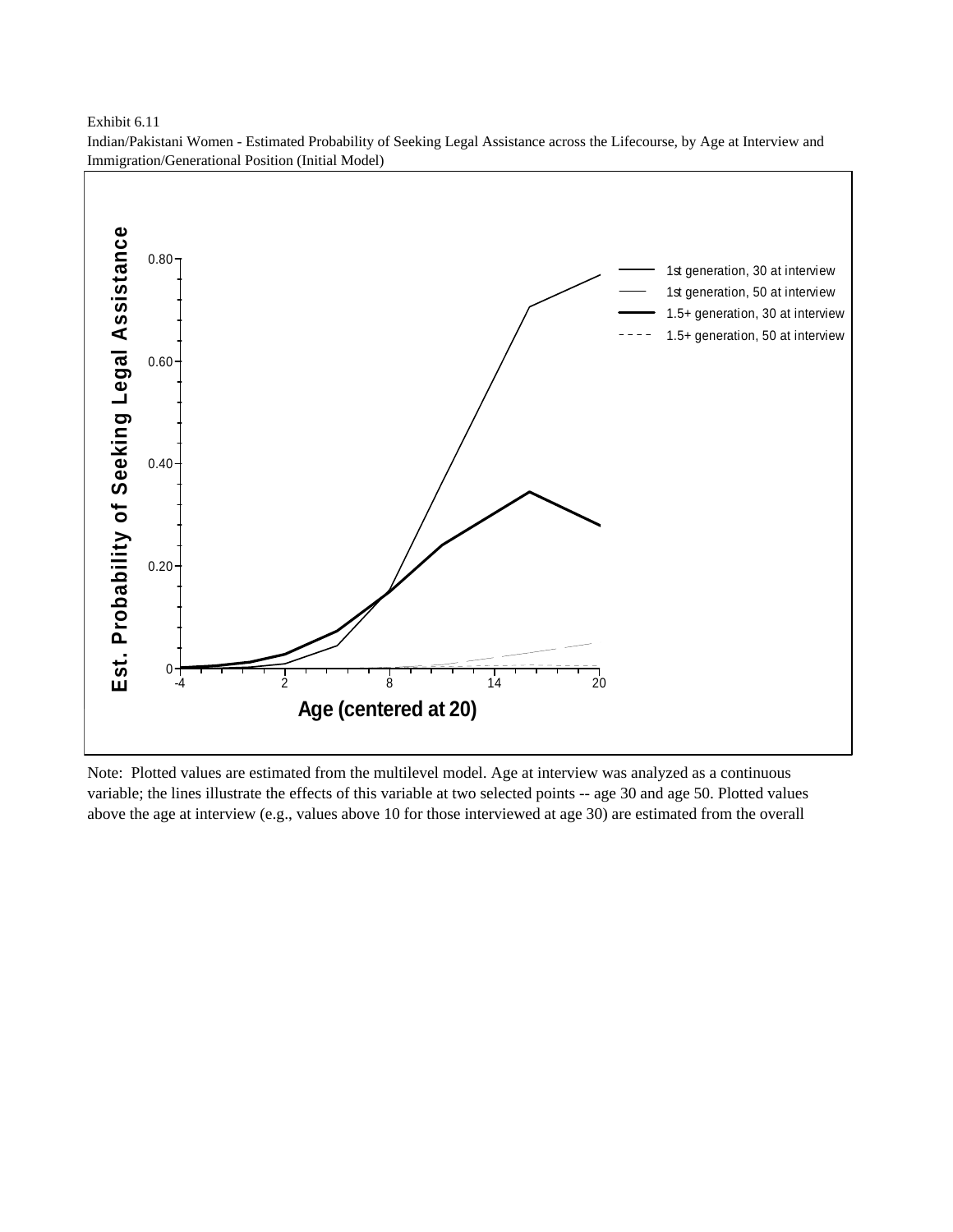Exhibit 6.11

Indian/Pakistani Women - Estimated Probability of Seeking Legal Assistance across the Lifecourse, by Age at Interview and Immigration/Generational Position (Initial Model)

Est. Probability of Seeking Legal Assistance

0.80

0.60

0.40

0.20

0

-4

2

8

14

20

Age (centered at 20)

1st generation, 30 at interview

1st generation, 50 at interview

1.5+ generation, 30 at interview

1.5+ generation, 50 at interview

Note: Plotted values are estimated from the multilevel model. Age at interview was analyzed as a continuous variable; the lines illustrate the effects of this variable at two selected points -- age 30 and age 50. Plotted values above the age at interview (e.g., values above 10 for those interviewed at age 30) are estimated from the overall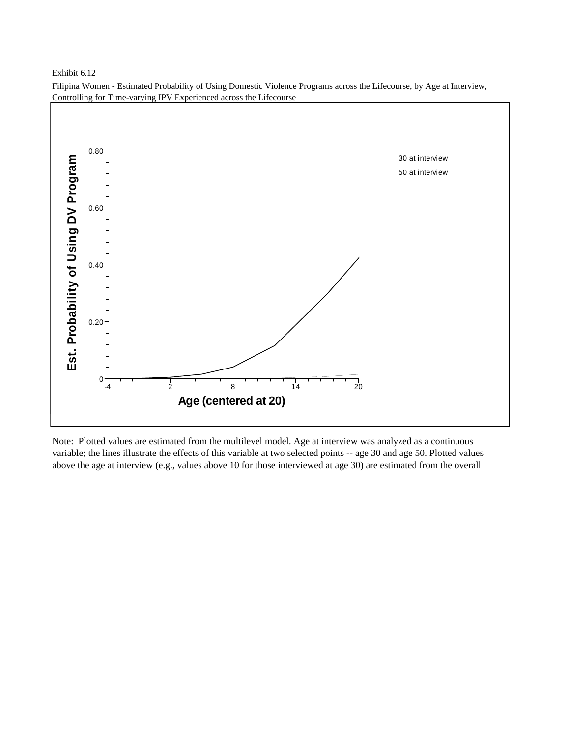Exhibit 6.12

Filipina Women - Estimated Probability of Using Domestic Violence Programs across the Lifecourse, by Age at Interview, Controlling for Time-varying IPV Experienced across the Lifecourse

Est. Probability of Using DV Program

0.80

0.60

0.40

0.20

0

-4

2

8

14

20

Age (centered at 20)

30 at interview

50 at interview

Note: Plotted values are estimated from the multilevel model. Age at interview was analyzed as a continuous variable; the lines illustrate the effects of this variable at two selected points -- age 30 and age 50. Plotted values above the age at interview (e.g., values above 10 for those interviewed at age 30) are estimated from the overall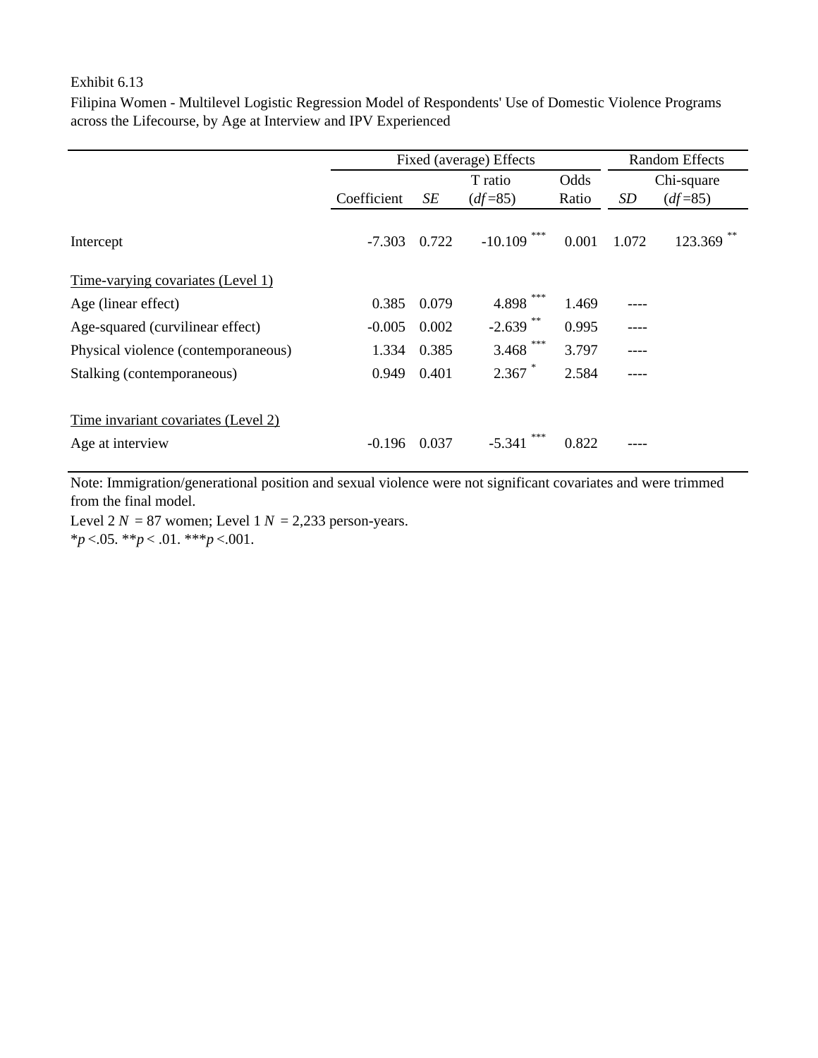Exhibit 6.13

Filipina Women - Multilevel Logistic Regression Model of Respondents' Use of Domestic Violence Programs across the Lifecourse, by Age at Interview and IPV Experienced

| | Fixed (average) Effects | | | | Random Effects | |
|---|---|---|---|---|---|---|
| | Coefficient | *SE* | T ratio (*df* =85) | Odds Ratio | *SD* | Chi-square (*df* =85) |
| Intercept | -7.303 | 0.722 | -10.109 *** | 0.001 | 1.072 | 123.369 ** |
| Time-varying covariates (Level 1) | | | | | | |
| Age (linear effect) | 0.385 | 0.079 | 4.898 *** | 1.469 | ---- | |
| Age-squared (curvilinear effect) | -0.005 | 0.002 | -2.639 ** | 0.995 | ---- | |
| Physical violence (contemporaneous) | 1.334 | 0.385 | 3.468 *** | 3.797 | ---- | |
| Stalking (contemporaneous) | 0.949 | 0.401 | 2.367 * | 2.584 | ---- | |
| Time invariant covariates (Level 2) | | | | | | |
| Age at interview | -0.196 | 0.037 | -5.341 *** | 0.822 | ---- | |

Note: Immigration/generational position and sexual violence were not significant covariates and were trimmed from the final model.

Level 2 *N* = 87 women; Level 1 *N* = 2,233 person-years.

*$p$ <.05. **$p$ < .01. ***$p$ <.001.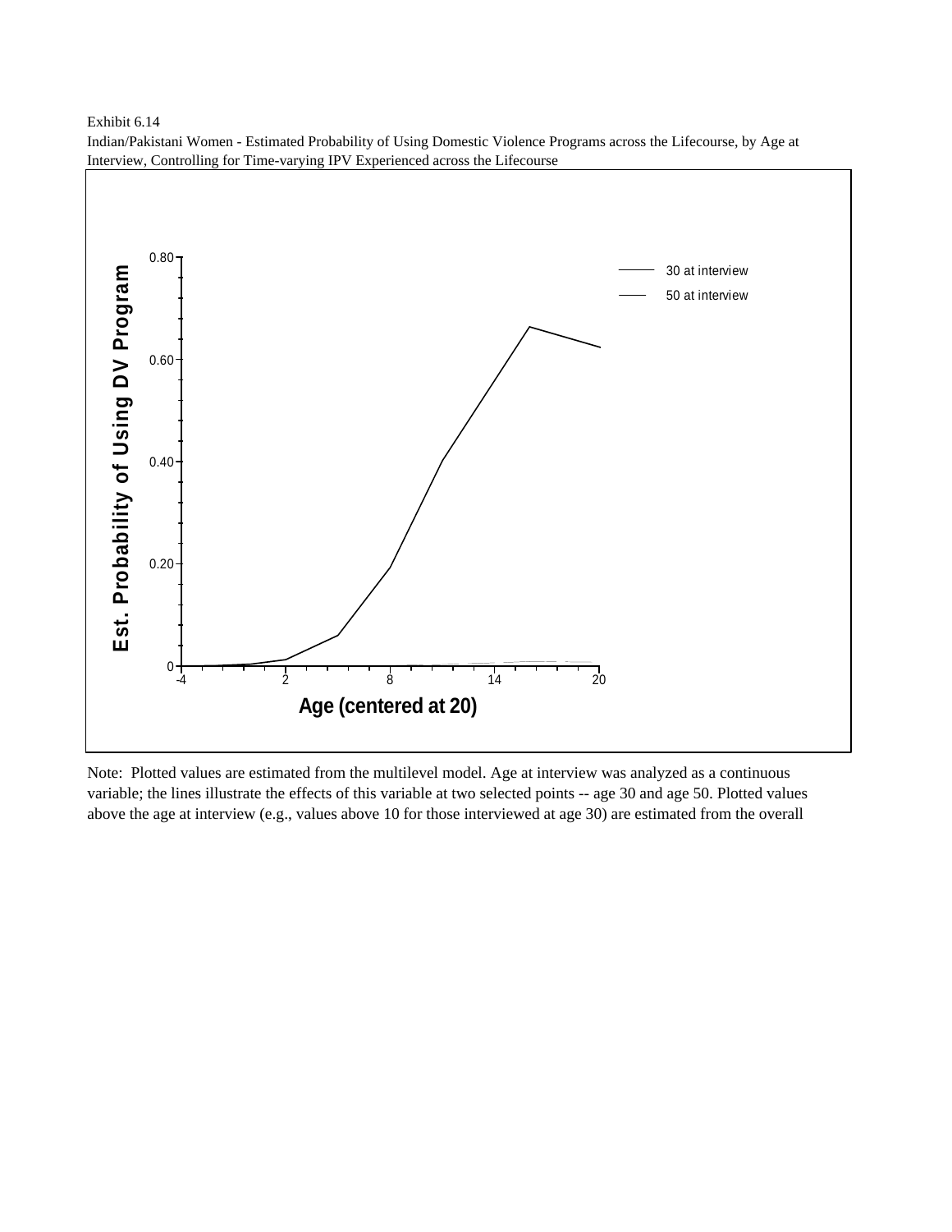Exhibit 6.14

Indian/Pakistani Women - Estimated Probability of Using Domestic Violence Programs across the Lifecourse, by Age at Interview, Controlling for Time-varying IPV Experienced across the Lifecourse

Est. Probability of Using DV Program

0.80

0.60

0.40

0.20

0

-4

2

8

14

20

Age (centered at 20)

30 at interview

50 at interview

Note: Plotted values are estimated from the multilevel model. Age at interview was analyzed as a continuous variable; the lines illustrate the effects of this variable at two selected points -- age 30 and age 50. Plotted values above the age at interview (e.g., values above 10 for those interviewed at age 30) are estimated from the overall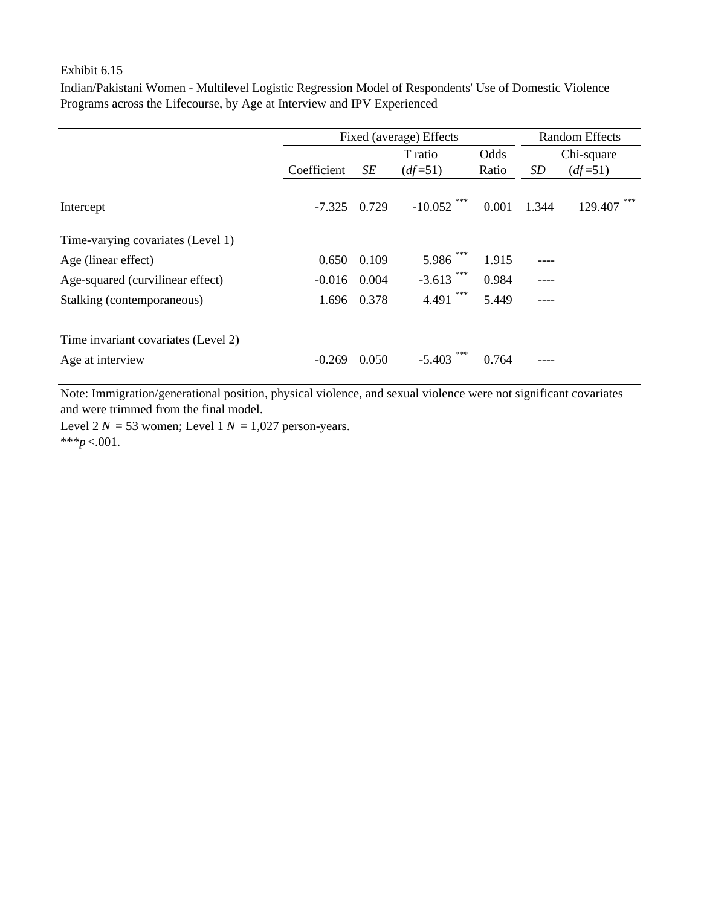Exhibit 6.15

Indian/Pakistani Women - Multilevel Logistic Regression Model of Respondents' Use of Domestic Violence Programs across the Lifecourse, by Age at Interview and IPV Experienced

| | Fixed (average) Effects | | | | Random Effects | |
|---|---|---|---|---|---|---|
| | Coefficient | *SE* | T ratio (*df* =51) | Odds Ratio | *SD* | Chi-square (*df* =51) |
| Intercept | -7.325 | 0.729 | -10.052 *** | 0.001 | 1.344 | 129.407 *** |
| Time-varying covariates (Level 1) | | | | | | |
| Age (linear effect) | 0.650 | 0.109 | 5.986 *** | 1.915 | ---- | |
| Age-squared (curvilinear effect) | -0.016 | 0.004 | -3.613 *** | 0.984 | ---- | |
| Stalking (contemporaneous) | 1.696 | 0.378 | 4.491 *** | 5.449 | ---- | |
| Time invariant covariates (Level 2) | | | | | | |
| Age at interview | -0.269 | 0.050 | -5.403 *** | 0.764 | ---- | |

Note: Immigration/generational position, physical violence, and sexual violence were not significant covariates and were trimmed from the final model.

Level 2 $N$ = 53 women; Level 1 $N$ = 1,027 person-years.

***$p$ <.001.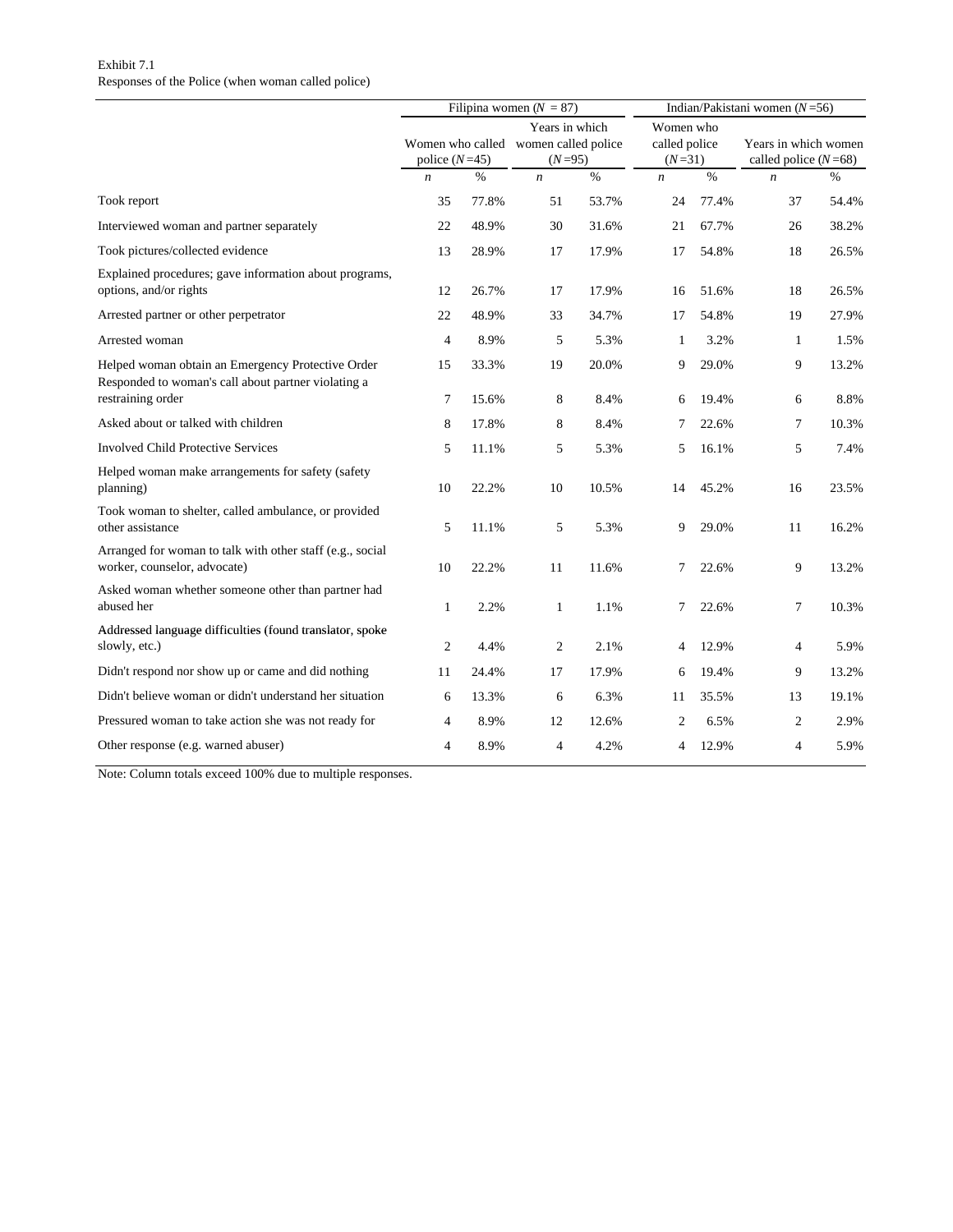Exhibit 7.1
Responses of the Police (when woman called police)

| | Filipina women ($N$ = 87) | | | | Indian/Pakistani women ($N$=56) | | | |
|---|---|---|---|---|---|---|---|---|
| | Women who called police ($N$=45) | | Years in which women called police ($N$=95) | | Women who called police ($N$=31) | | Years in which women called police ($N$=68) | |
| | *n* | % | *n* | % | *n* | % | *n* | % |
| Took report | 35 | 77.8% | 51 | 53.7% | 24 | 77.4% | 37 | 54.4% |
| Interviewed woman and partner separately | 22 | 48.9% | 30 | 31.6% | 21 | 67.7% | 26 | 38.2% |
| Took pictures/collected evidence | 13 | 28.9% | 17 | 17.9% | 17 | 54.8% | 18 | 26.5% |
| Explained procedures; gave information about programs, options, and/or rights | 12 | 26.7% | 17 | 17.9% | 16 | 51.6% | 18 | 26.5% |
| Arrested partner or other perpetrator | 22 | 48.9% | 33 | 34.7% | 17 | 54.8% | 19 | 27.9% |
| Arrested woman | 4 | 8.9% | 5 | 5.3% | 1 | 3.2% | 1 | 1.5% |
| Helped woman obtain an Emergency Protective Order | 15 | 33.3% | 19 | 20.0% | 9 | 29.0% | 9 | 13.2% |
| Responded to woman's call about partner violating a restraining order | 7 | 15.6% | 8 | 8.4% | 6 | 19.4% | 6 | 8.8% |
| Asked about or talked with children | 8 | 17.8% | 8 | 8.4% | 7 | 22.6% | 7 | 10.3% |
| Involved Child Protective Services | 5 | 11.1% | 5 | 5.3% | 5 | 16.1% | 5 | 7.4% |
| Helped woman make arrangements for safety (safety planning) | 10 | 22.2% | 10 | 10.5% | 14 | 45.2% | 16 | 23.5% |
| Took woman to shelter, called ambulance, or provided other assistance | 5 | 11.1% | 5 | 5.3% | 9 | 29.0% | 11 | 16.2% |
| Arranged for woman to talk with other staff (e.g., social worker, counselor, advocate) | 10 | 22.2% | 11 | 11.6% | 7 | 22.6% | 9 | 13.2% |
| Asked woman whether someone other than partner had abused her | 1 | 2.2% | 1 | 1.1% | 7 | 22.6% | 7 | 10.3% |
| Addressed language difficulties (found translator, spoke slowly, etc.) | 2 | 4.4% | 2 | 2.1% | 4 | 12.9% | 4 | 5.9% |
| Didn't respond nor show up or came and did nothing | 11 | 24.4% | 17 | 17.9% | 6 | 19.4% | 9 | 13.2% |
| Didn't believe woman or didn't understand her situation | 6 | 13.3% | 6 | 6.3% | 11 | 35.5% | 13 | 19.1% |
| Pressured woman to take action she was not ready for | 4 | 8.9% | 12 | 12.6% | 2 | 6.5% | 2 | 2.9% |
| Other response (e.g. warned abuser) | 4 | 8.9% | 4 | 4.2% | 4 | 12.9% | 4 | 5.9% |

Note: Column totals exceed 100% due to multiple responses.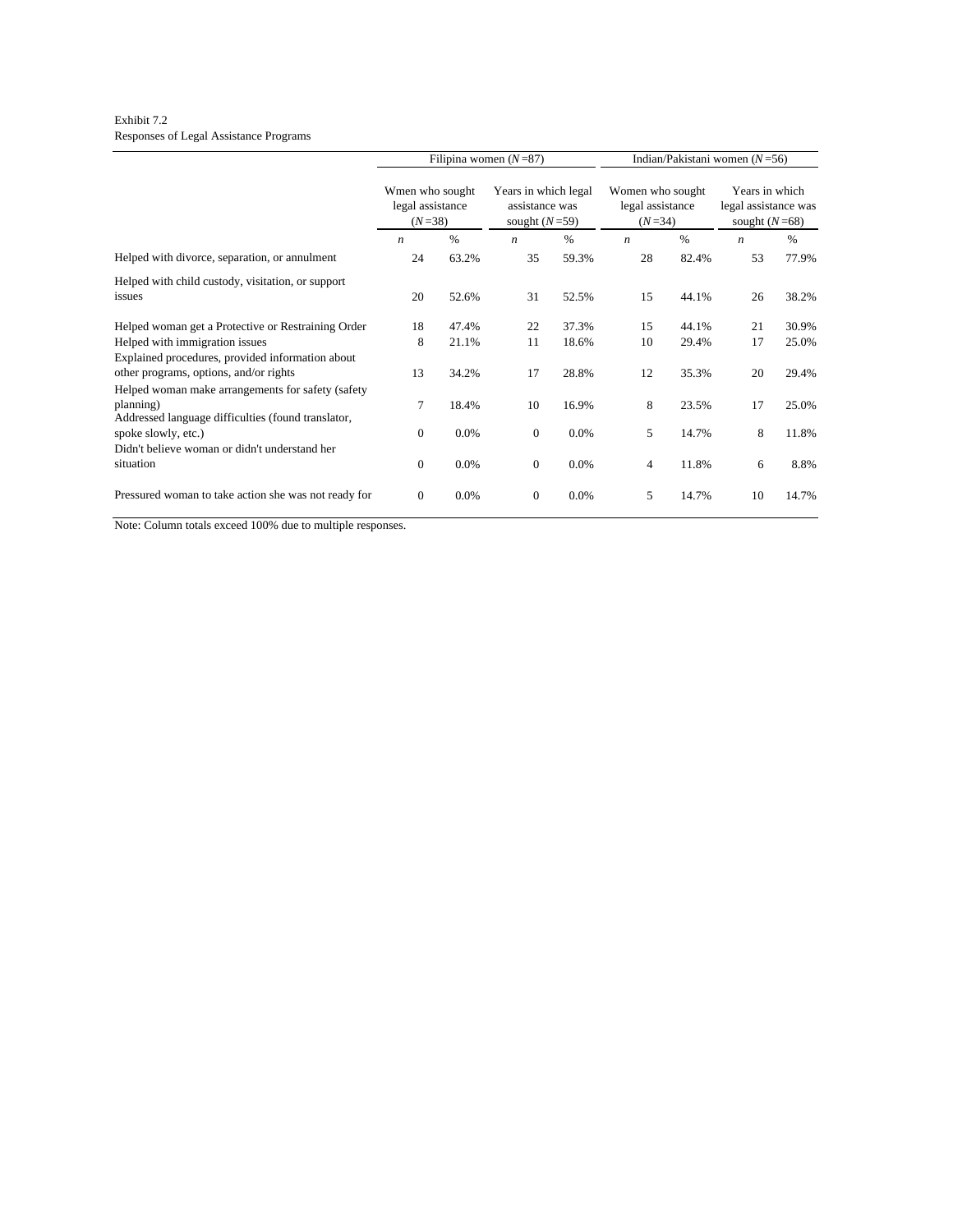Exhibit 7.2
Responses of Legal Assistance Programs

| | Filipina women ($N$=87) | | | | Indian/Pakistani women ($N$=56) | | | |
|---|---|---|---|---|---|---|---|---|
| | Wmen who sought legal assistance ($N$=38) | | Years in which legal assistance was sought ($N$=59) | | Women who sought legal assistance ($N$=34) | | Years in which legal assistance was sought ($N$=68) | |
| | *n* | % | *n* | % | *n* | % | *n* | % |
| Helped with divorce, separation, or annulment | 24 | 63.2% | 35 | 59.3% | 28 | 82.4% | 53 | 77.9% |
| Helped with child custody, visitation, or support issues | 20 | 52.6% | 31 | 52.5% | 15 | 44.1% | 26 | 38.2% |
| Helped woman get a Protective or Restraining Order | 18 | 47.4% | 22 | 37.3% | 15 | 44.1% | 21 | 30.9% |
| Helped with immigration issues | 8 | 21.1% | 11 | 18.6% | 10 | 29.4% | 17 | 25.0% |
| Explained procedures, provided information about other programs, options, and/or rights | 13 | 34.2% | 17 | 28.8% | 12 | 35.3% | 20 | 29.4% |
| Helped woman make arrangements for safety (safety planning) | 7 | 18.4% | 10 | 16.9% | 8 | 23.5% | 17 | 25.0% |
| Addressed language difficulties (found translator, spoke slowly, etc.) | 0 | 0.0% | 0 | 0.0% | 5 | 14.7% | 8 | 11.8% |
| Didn't believe woman or didn't understand her situation | 0 | 0.0% | 0 | 0.0% | 4 | 11.8% | 6 | 8.8% |
| Pressured woman to take action she was not ready for | 0 | 0.0% | 0 | 0.0% | 5 | 14.7% | 10 | 14.7% |

Note: Column totals exceed 100% due to multiple responses.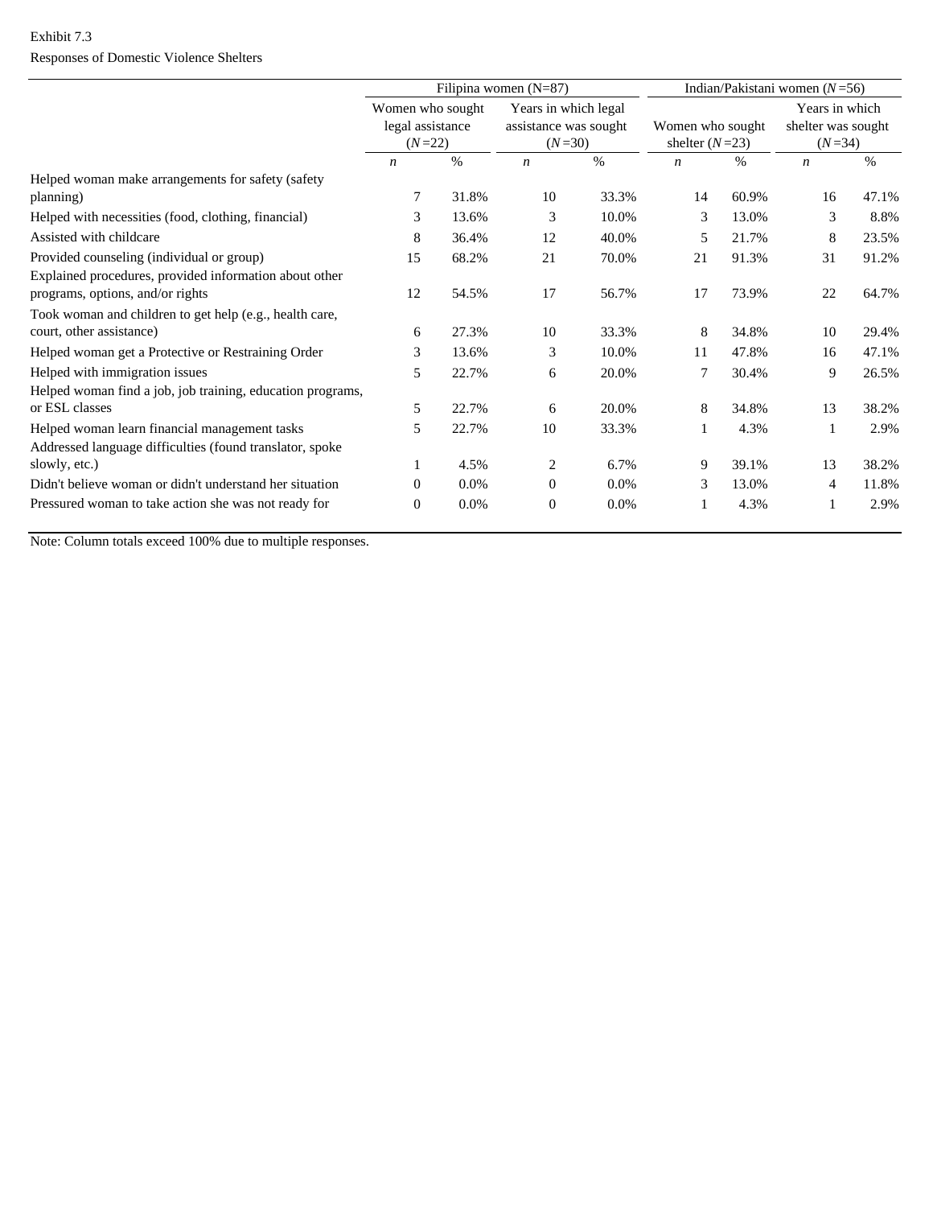Exhibit 7.3

Responses of Domestic Violence Shelters

| | Filipina women (N=87) | | | | Indian/Pakistani women (*N* =56) | | | |
|---|---|---|---|---|---|---|---|---|
| | Women who sought legal assistance (*N* =22) | | Years in which legal assistance was sought (*N* =30) | | Women who sought shelter (*N* =23) | | Years in which shelter was sought (*N* =34) | |
| | *n* | % | *n* | % | *n* | % | *n* | % |
| Helped woman make arrangements for safety (safety planning) | 7 | 31.8% | 10 | 33.3% | 14 | 60.9% | 16 | 47.1% |
| Helped with necessities (food, clothing, financial) | 3 | 13.6% | 3 | 10.0% | 3 | 13.0% | 3 | 8.8% |
| Assisted with childcare | 8 | 36.4% | 12 | 40.0% | 5 | 21.7% | 8 | 23.5% |
| Provided counseling (individual or group) | 15 | 68.2% | 21 | 70.0% | 21 | 91.3% | 31 | 91.2% |
| Explained procedures, provided information about other programs, options, and/or rights | 12 | 54.5% | 17 | 56.7% | 17 | 73.9% | 22 | 64.7% |
| Took woman and children to get help (e.g., health care, court, other assistance) | 6 | 27.3% | 10 | 33.3% | 8 | 34.8% | 10 | 29.4% |
| Helped woman get a Protective or Restraining Order | 3 | 13.6% | 3 | 10.0% | 11 | 47.8% | 16 | 47.1% |
| Helped with immigration issues | 5 | 22.7% | 6 | 20.0% | 7 | 30.4% | 9 | 26.5% |
| Helped woman find a job, job training, education programs, or ESL classes | 5 | 22.7% | 6 | 20.0% | 8 | 34.8% | 13 | 38.2% |
| Helped woman learn financial management tasks | 5 | 22.7% | 10 | 33.3% | 1 | 4.3% | 1 | 2.9% |
| Addressed language difficulties (found translator, spoke slowly, etc.) | 1 | 4.5% | 2 | 6.7% | 9 | 39.1% | 13 | 38.2% |
| Didn't believe woman or didn't understand her situation | 0 | 0.0% | 0 | 0.0% | 3 | 13.0% | 4 | 11.8% |
| Pressured woman to take action she was not ready for | 0 | 0.0% | 0 | 0.0% | 1 | 4.3% | 1 | 2.9% |

Note: Column totals exceed 100% due to multiple responses.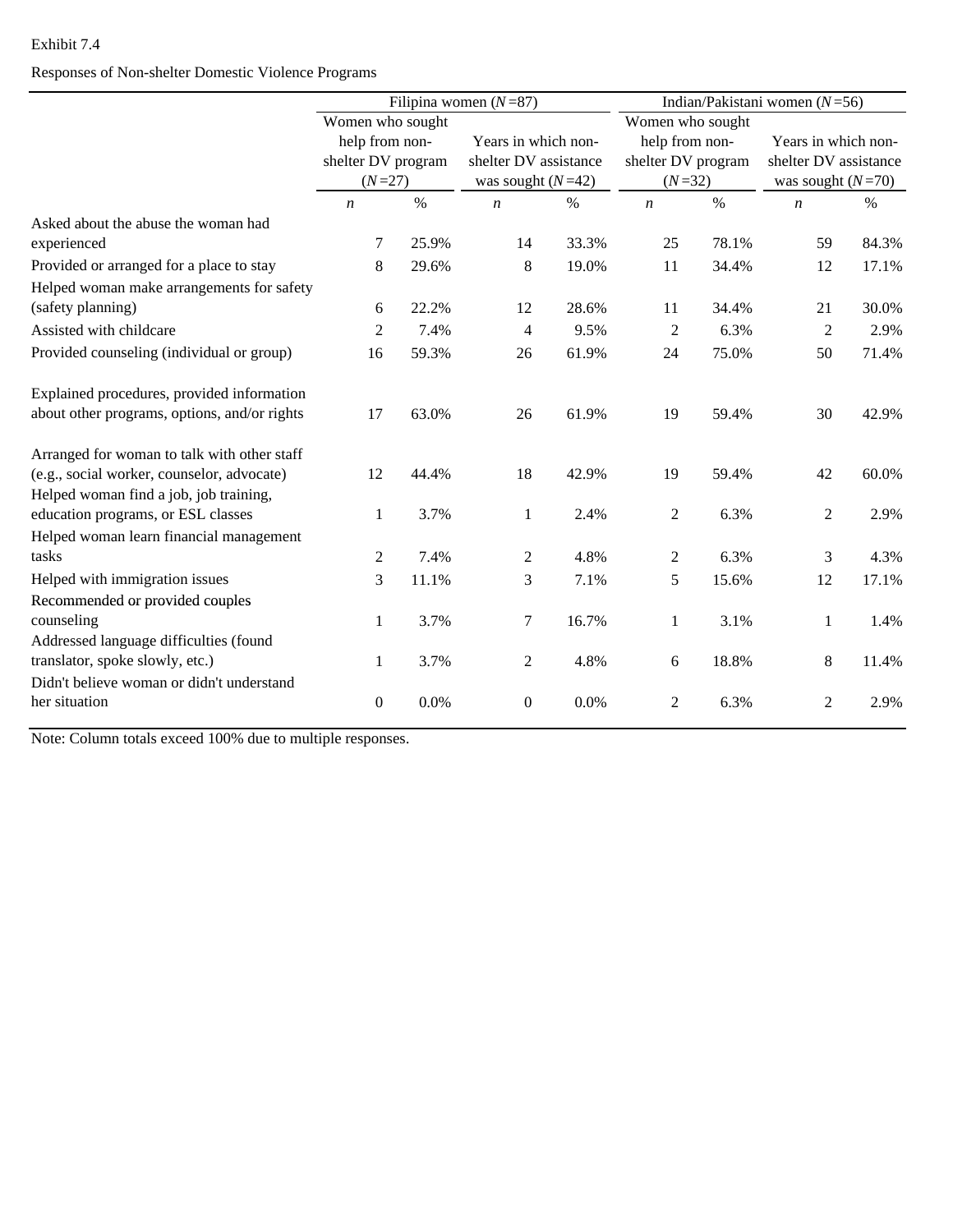Exhibit 7.4

Responses of Non-shelter Domestic Violence Programs

| | Filipina women (*N* =87) | | | | Indian/Pakistani women (*N* =56) | | | |
|---|---|---|---|---|---|---|---|---|
| | Women who sought help from non-shelter DV program (*N* =27) | | Years in which non-shelter DV assistance was sought (*N* =42) | | Women who sought help from non-shelter DV program (*N* =32) | | Years in which non-shelter DV assistance was sought (*N* =70) | |
| | *n* | % | *n* | % | *n* | % | *n* | % |
| Asked about the abuse the woman had experienced | 7 | 25.9% | 14 | 33.3% | 25 | 78.1% | 59 | 84.3% |
| Provided or arranged for a place to stay | 8 | 29.6% | 8 | 19.0% | 11 | 34.4% | 12 | 17.1% |
| Helped woman make arrangements for safety (safety planning) | 6 | 22.2% | 12 | 28.6% | 11 | 34.4% | 21 | 30.0% |
| Assisted with childcare | 2 | 7.4% | 4 | 9.5% | 2 | 6.3% | 2 | 2.9% |
| Provided counseling (individual or group) | 16 | 59.3% | 26 | 61.9% | 24 | 75.0% | 50 | 71.4% |
| Explained procedures, provided information about other programs, options, and/or rights | 17 | 63.0% | 26 | 61.9% | 19 | 59.4% | 30 | 42.9% |
| Arranged for woman to talk with other staff (e.g., social worker, counselor, advocate) | 12 | 44.4% | 18 | 42.9% | 19 | 59.4% | 42 | 60.0% |
| Helped woman find a job, job training, education programs, or ESL classes | 1 | 3.7% | 1 | 2.4% | 2 | 6.3% | 2 | 2.9% |
| Helped woman learn financial management tasks | 2 | 7.4% | 2 | 4.8% | 2 | 6.3% | 3 | 4.3% |
| Helped with immigration issues | 3 | 11.1% | 3 | 7.1% | 5 | 15.6% | 12 | 17.1% |
| Recommended or provided couples counseling | 1 | 3.7% | 7 | 16.7% | 1 | 3.1% | 1 | 1.4% |
| Addressed language difficulties (found translator, spoke slowly, etc.) | 1 | 3.7% | 2 | 4.8% | 6 | 18.8% | 8 | 11.4% |
| Didn't believe woman or didn't understand her situation | 0 | 0.0% | 0 | 0.0% | 2 | 6.3% | 2 | 2.9% |

Note: Column totals exceed 100% due to multiple responses.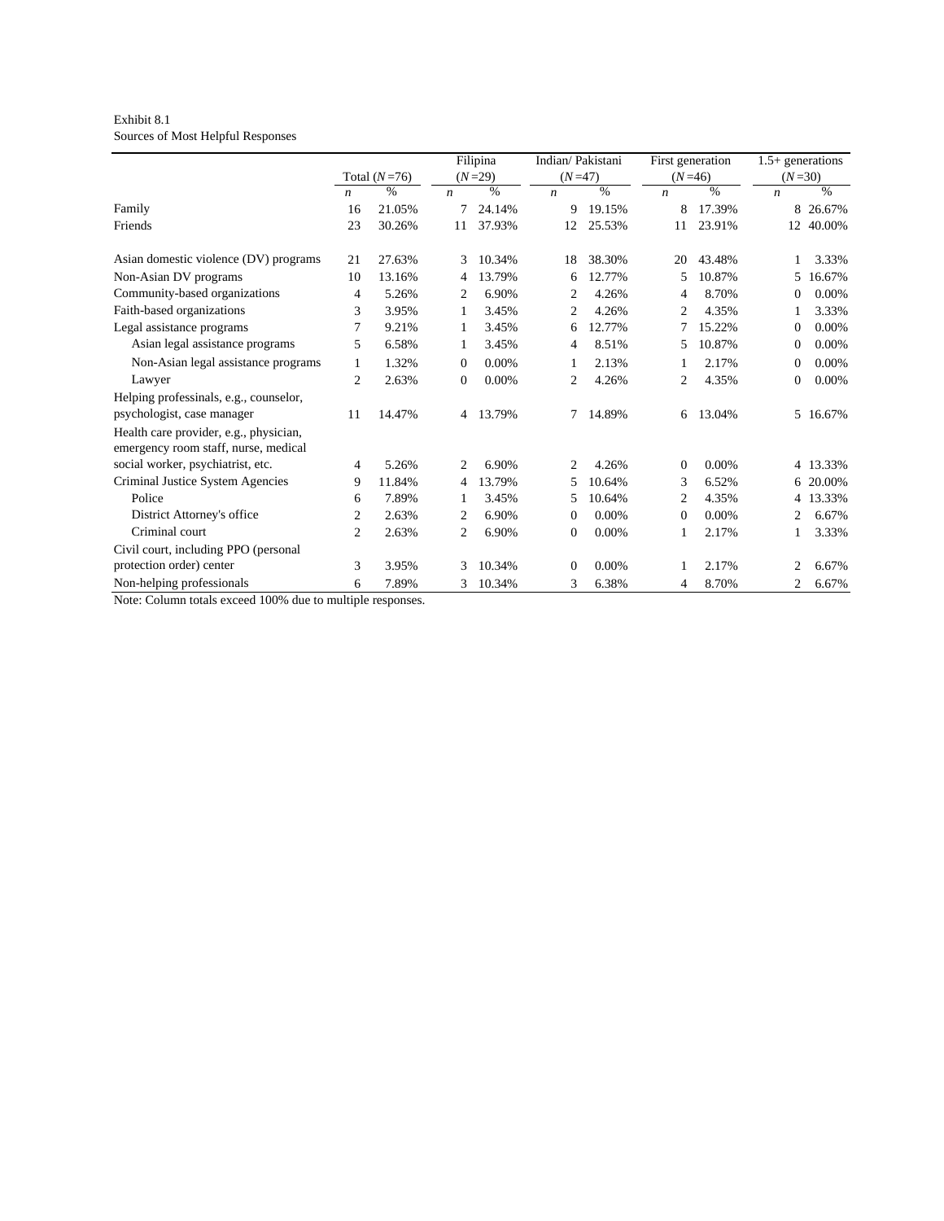Exhibit 8.1
Sources of Most Helpful Responses

| | Total (*N* =76) | | Filipina (*N* =29) | | Indian/ Pakistani (*N* =47) | | First generation (*N* =46) | | 1.5+ generations (*N* =30) | |
|---|---|---|---|---|---|---|---|---|---|---|
| | *n* | % | *n* | % | *n* | % | *n* | % | *n* | % |
| Family | 16 | 21.05% | 7 | 24.14% | 9 | 19.15% | 8 | 17.39% | 8 | 26.67% |
| Friends | 23 | 30.26% | 11 | 37.93% | 12 | 25.53% | 11 | 23.91% | 12 | 40.00% |
| Asian domestic violence (DV) programs | 21 | 27.63% | 3 | 10.34% | 18 | 38.30% | 20 | 43.48% | 1 | 3.33% |
| Non-Asian DV programs | 10 | 13.16% | 4 | 13.79% | 6 | 12.77% | 5 | 10.87% | 5 | 16.67% |
| Community-based organizations | 4 | 5.26% | 2 | 6.90% | 2 | 4.26% | 4 | 8.70% | 0 | 0.00% |
| Faith-based organizations | 3 | 3.95% | 1 | 3.45% | 2 | 4.26% | 2 | 4.35% | 1 | 3.33% |
| Legal assistance programs | 7 | 9.21% | 1 | 3.45% | 6 | 12.77% | 7 | 15.22% | 0 | 0.00% |
| Asian legal assistance programs | 5 | 6.58% | 1 | 3.45% | 4 | 8.51% | 5 | 10.87% | 0 | 0.00% |
| Non-Asian legal assistance programs | 1 | 1.32% | 0 | 0.00% | 1 | 2.13% | 1 | 2.17% | 0 | 0.00% |
| Lawyer | 2 | 2.63% | 0 | 0.00% | 2 | 4.26% | 2 | 4.35% | 0 | 0.00% |
| Helping professinals, e.g., counselor, psychologist, case manager | 11 | 14.47% | 4 | 13.79% | 7 | 14.89% | 6 | 13.04% | 5 | 16.67% |
| Health care provider, e.g., physician, emergency room staff, nurse, medical social worker, psychiatrist, etc. | 4 | 5.26% | 2 | 6.90% | 2 | 4.26% | 0 | 0.00% | 4 | 13.33% |
| Criminal Justice System Agencies | 9 | 11.84% | 4 | 13.79% | 5 | 10.64% | 3 | 6.52% | 6 | 20.00% |
| Police | 6 | 7.89% | 1 | 3.45% | 5 | 10.64% | 2 | 4.35% | 4 | 13.33% |
| District Attorney's office | 2 | 2.63% | 2 | 6.90% | 0 | 0.00% | 0 | 0.00% | 2 | 6.67% |
| Criminal court | 2 | 2.63% | 2 | 6.90% | 0 | 0.00% | 1 | 2.17% | 1 | 3.33% |
| Civil court, including PPO (personal protection order) center | 3 | 3.95% | 3 | 10.34% | 0 | 0.00% | 1 | 2.17% | 2 | 6.67% |
| Non-helping professionals | 6 | 7.89% | 3 | 10.34% | 3 | 6.38% | 4 | 8.70% | 2 | 6.67% |

Note: Column totals exceed 100% due to multiple responses.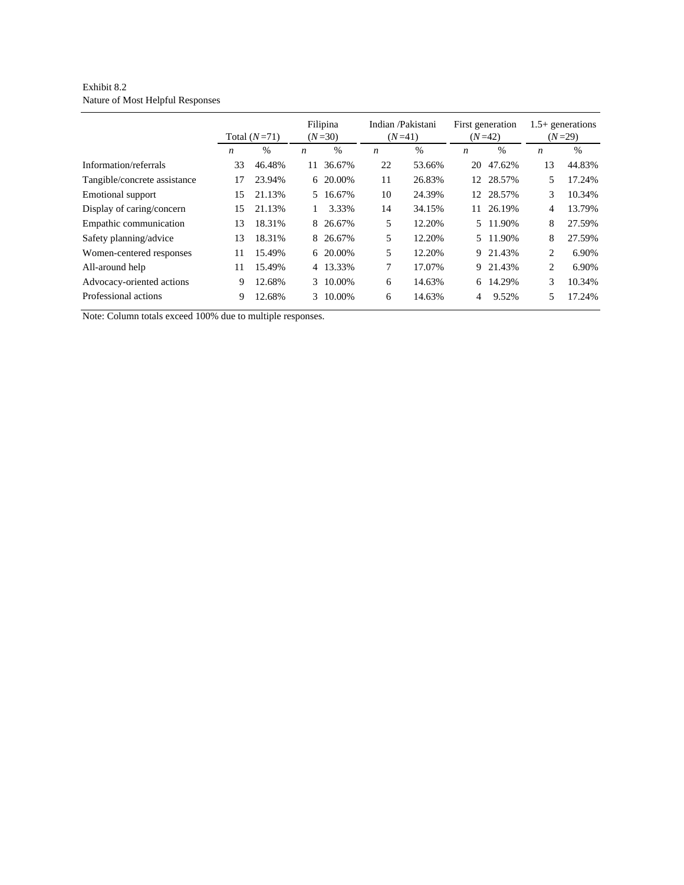Exhibit 8.2
Nature of Most Helpful Responses

| | Total ($N$ =71) | | Filipina ($N$ =30) | | Indian /Pakistani ($N$ =41) | | First generation ($N$ =42) | | 1.5+ generations ($N$ =29) | |
|---|---|---|---|---|---|---|---|---|---|---|
| | *n* | % | *n* | % | *n* | % | *n* | % | *n* | % |
| Information/referrals | 33 | 46.48% | 11 | 36.67% | 22 | 53.66% | 20 | 47.62% | 13 | 44.83% |
| Tangible/concrete assistance | 17 | 23.94% | 6 | 20.00% | 11 | 26.83% | 12 | 28.57% | 5 | 17.24% |
| Emotional support | 15 | 21.13% | 5 | 16.67% | 10 | 24.39% | 12 | 28.57% | 3 | 10.34% |
| Display of caring/concern | 15 | 21.13% | 1 | 3.33% | 14 | 34.15% | 11 | 26.19% | 4 | 13.79% |
| Empathic communication | 13 | 18.31% | 8 | 26.67% | 5 | 12.20% | 5 | 11.90% | 8 | 27.59% |
| Safety planning/advice | 13 | 18.31% | 8 | 26.67% | 5 | 12.20% | 5 | 11.90% | 8 | 27.59% |
| Women-centered responses | 11 | 15.49% | 6 | 20.00% | 5 | 12.20% | 9 | 21.43% | 2 | 6.90% |
| All-around help | 11 | 15.49% | 4 | 13.33% | 7 | 17.07% | 9 | 21.43% | 2 | 6.90% |
| Advocacy-oriented actions | 9 | 12.68% | 3 | 10.00% | 6 | 14.63% | 6 | 14.29% | 3 | 10.34% |
| Professional actions | 9 | 12.68% | 3 | 10.00% | 6 | 14.63% | 4 | 9.52% | 5 | 17.24% |

Note: Column totals exceed 100% due to multiple responses.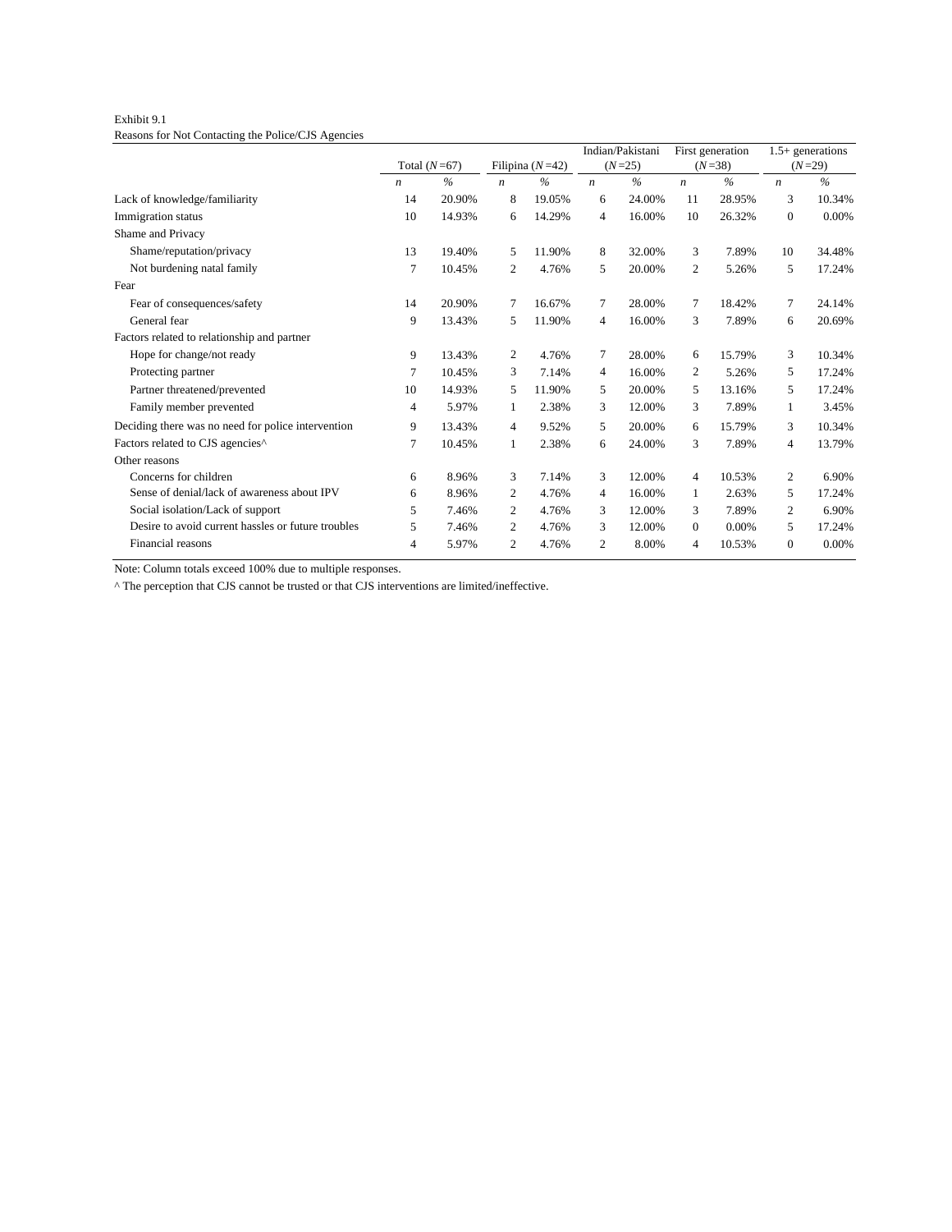Exhibit 9.1
Reasons for Not Contacting the Police/CJS Agencies

| | Total (*N* =67) | | Filipina (*N* =42) | | Indian/Pakistani (*N* =25) | | First generation (*N* =38) | | 1.5+ generations (*N* =29) | |
|---|---|---|---|---|---|---|---|---|---|---|
| | *n* | % | *n* | % | *n* | % | *n* | % | *n* | % |
| Lack of knowledge/familiarity | 14 | 20.90% | 8 | 19.05% | 6 | 24.00% | 11 | 28.95% | 3 | 10.34% |
| Immigration status | 10 | 14.93% | 6 | 14.29% | 4 | 16.00% | 10 | 26.32% | 0 | 0.00% |
| Shame and Privacy | | | | | | | | | | |
| Shame/reputation/privacy | 13 | 19.40% | 5 | 11.90% | 8 | 32.00% | 3 | 7.89% | 10 | 34.48% |
| Not burdening natal family | 7 | 10.45% | 2 | 4.76% | 5 | 20.00% | 2 | 5.26% | 5 | 17.24% |
| Fear | | | | | | | | | | |
| Fear of consequences/safety | 14 | 20.90% | 7 | 16.67% | 7 | 28.00% | 7 | 18.42% | 7 | 24.14% |
| General fear | 9 | 13.43% | 5 | 11.90% | 4 | 16.00% | 3 | 7.89% | 6 | 20.69% |
| Factors related to relationship and partner | | | | | | | | | | |
| Hope for change/not ready | 9 | 13.43% | 2 | 4.76% | 7 | 28.00% | 6 | 15.79% | 3 | 10.34% |
| Protecting partner | 7 | 10.45% | 3 | 7.14% | 4 | 16.00% | 2 | 5.26% | 5 | 17.24% |
| Partner threatened/prevented | 10 | 14.93% | 5 | 11.90% | 5 | 20.00% | 5 | 13.16% | 5 | 17.24% |
| Family member prevented | 4 | 5.97% | 1 | 2.38% | 3 | 12.00% | 3 | 7.89% | 1 | 3.45% |
| Deciding there was no need for police intervention | 9 | 13.43% | 4 | 9.52% | 5 | 20.00% | 6 | 15.79% | 3 | 10.34% |
| Factors related to CJS agencies^ | 7 | 10.45% | 1 | 2.38% | 6 | 24.00% | 3 | 7.89% | 4 | 13.79% |
| Other reasons | | | | | | | | | | |
| Concerns for children | 6 | 8.96% | 3 | 7.14% | 3 | 12.00% | 4 | 10.53% | 2 | 6.90% |
| Sense of denial/lack of awareness about IPV | 6 | 8.96% | 2 | 4.76% | 4 | 16.00% | 1 | 2.63% | 5 | 17.24% |
| Social isolation/Lack of support | 5 | 7.46% | 2 | 4.76% | 3 | 12.00% | 3 | 7.89% | 2 | 6.90% |
| Desire to avoid current hassles or future troubles | 5 | 7.46% | 2 | 4.76% | 3 | 12.00% | 0 | 0.00% | 5 | 17.24% |
| Financial reasons | 4 | 5.97% | 2 | 4.76% | 2 | 8.00% | 4 | 10.53% | 0 | 0.00% |

Note: Column totals exceed 100% due to multiple responses.

^ The perception that CJS cannot be trusted or that CJS interventions are limited/ineffective.